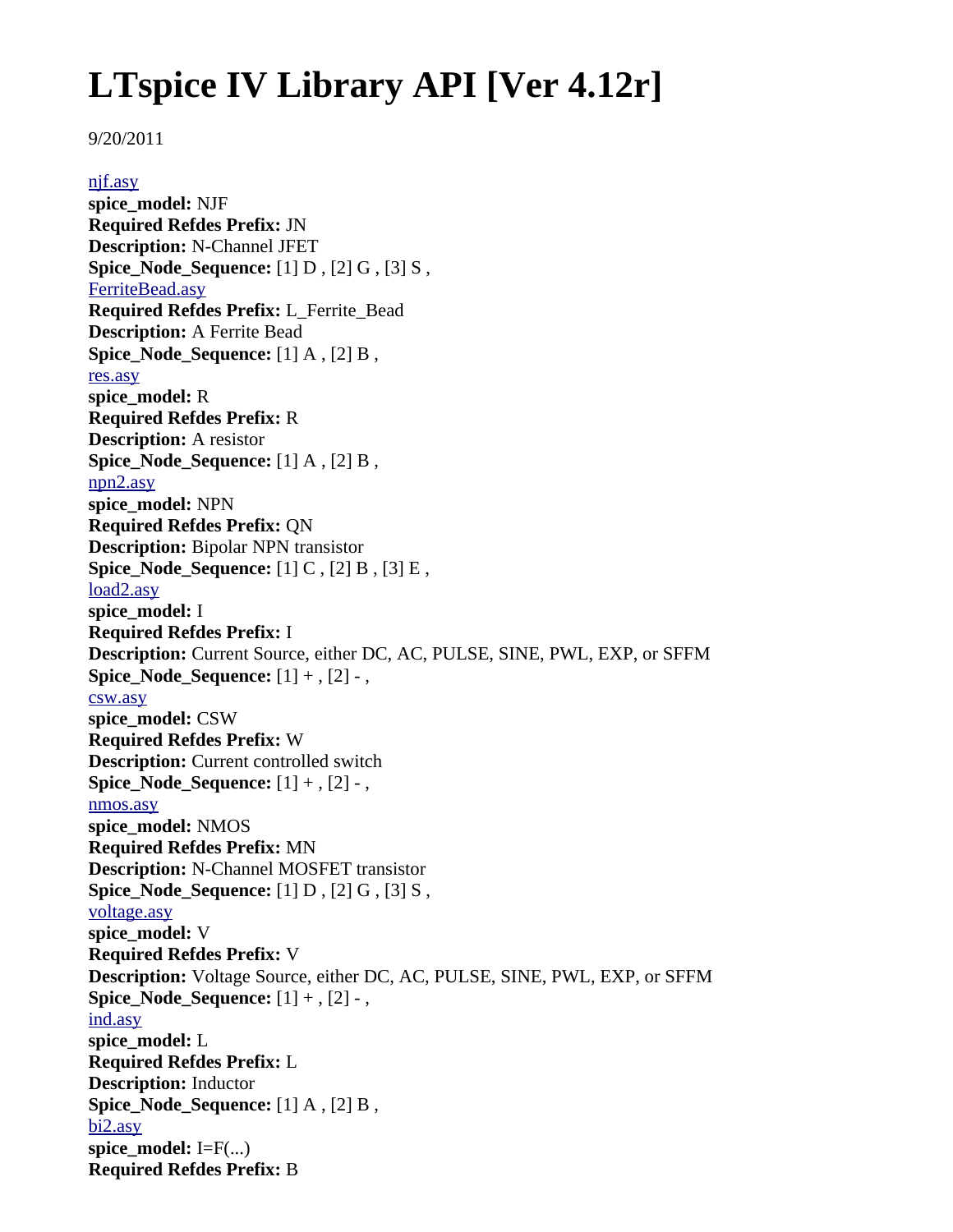# LTspice IV Library API [Ver 4.12r]

9/20/2011

njf.asy
**spice_model:** NJF
**Required Refdes Prefix:** JN
**Description:** N-Channel JFET
**Spice_Node_Sequence:** [1] D , [2] G , [3] S ,
FerriteBead.asy
**Required Refdes Prefix:** L_Ferrite_Bead
**Description:** A Ferrite Bead
**Spice_Node_Sequence:** [1] A , [2] B ,
res.asy
**spice_model:** R
**Required Refdes Prefix:** R
**Description:** A resistor
**Spice_Node_Sequence:** [1] A , [2] B ,
npn2.asy
**spice_model:** NPN
**Required Refdes Prefix:** QN
**Description:** Bipolar NPN transistor
**Spice_Node_Sequence:** [1] C , [2] B , [3] E ,
load2.asy
**spice_model:** I
**Required Refdes Prefix:** I
**Description:** Current Source, either DC, AC, PULSE, SINE, PWL, EXP, or SFFM
**Spice_Node_Sequence:** [1] + , [2] - ,
csw.asy
**spice_model:** CSW
**Required Refdes Prefix:** W
**Description:** Current controlled switch
**Spice_Node_Sequence:** [1] + , [2] - ,
nmos.asy
**spice_model:** NMOS
**Required Refdes Prefix:** MN
**Description:** N-Channel MOSFET transistor
**Spice_Node_Sequence:** [1] D , [2] G , [3] S ,
voltage.asy
**spice_model:** V
**Required Refdes Prefix:** V
**Description:** Voltage Source, either DC, AC, PULSE, SINE, PWL, EXP, or SFFM
**Spice_Node_Sequence:** [1] + , [2] - ,
ind.asy
**spice_model:** L
**Required Refdes Prefix:** L
**Description:** Inductor
**Spice_Node_Sequence:** [1] A , [2] B ,
bi2.asy
**spice_model:** I=F(...)
**Required Refdes Prefix:** B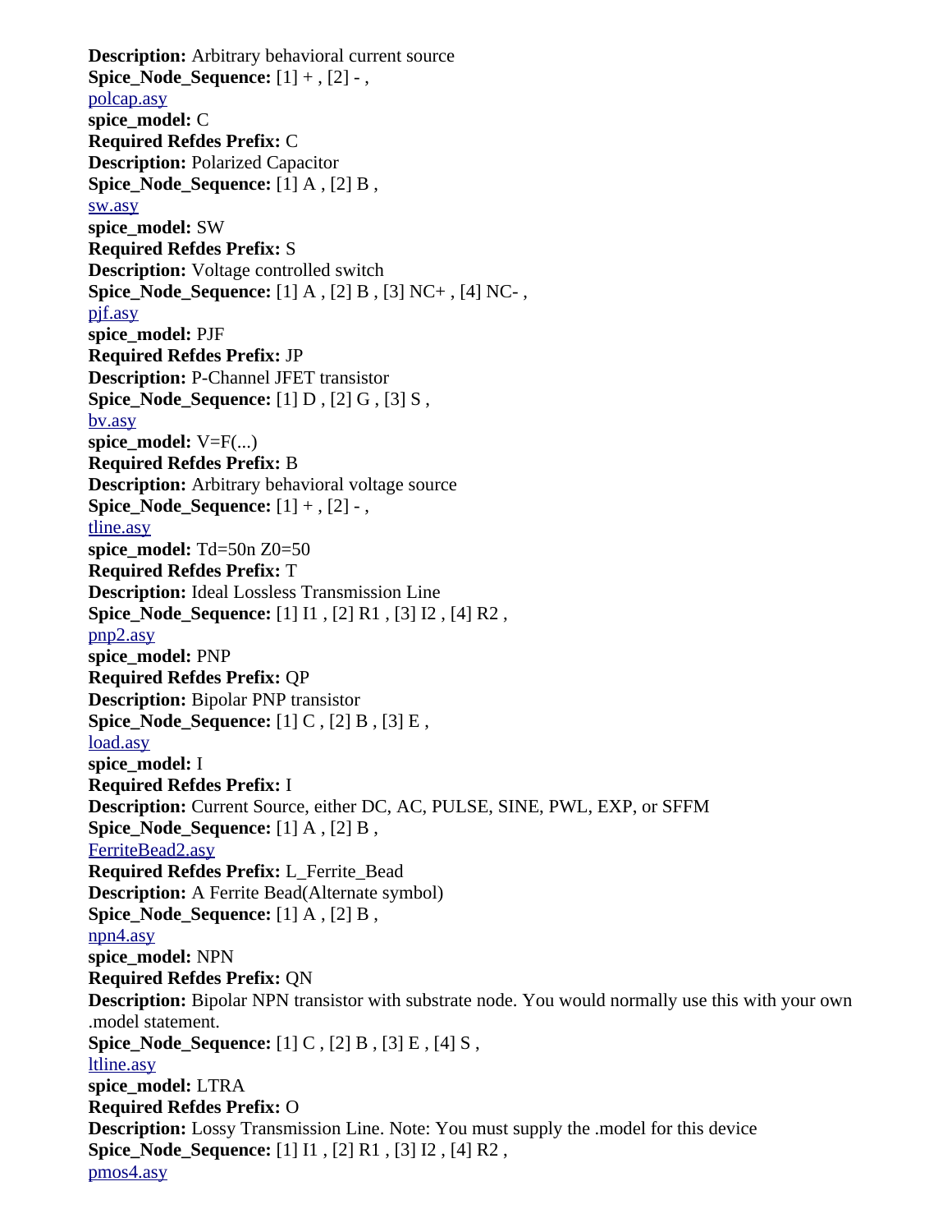**Description:** Arbitrary behavioral current source
**Spice_Node_Sequence:** [1] + , [2] - ,
polcap.asy
**spice_model:** C
**Required Refdes Prefix:** C
**Description:** Polarized Capacitor
**Spice_Node_Sequence:** [1] A , [2] B ,
sw.asy
**spice_model:** SW
**Required Refdes Prefix:** S
**Description:** Voltage controlled switch
**Spice_Node_Sequence:** [1] A , [2] B , [3] NC+ , [4] NC- ,
pjf.asy
**spice_model:** PJF
**Required Refdes Prefix:** JP
**Description:** P-Channel JFET transistor
**Spice_Node_Sequence:** [1] D , [2] G , [3] S ,
bv.asy
**spice_model:** V=F(...)
**Required Refdes Prefix:** B
**Description:** Arbitrary behavioral voltage source
**Spice_Node_Sequence:** [1] + , [2] - ,
tline.asy
**spice_model:** Td=50n Z0=50
**Required Refdes Prefix:** T
**Description:** Ideal Lossless Transmission Line
**Spice_Node_Sequence:** [1] I1 , [2] R1 , [3] I2 , [4] R2 ,
pnp2.asy
**spice_model:** PNP
**Required Refdes Prefix:** QP
**Description:** Bipolar PNP transistor
**Spice_Node_Sequence:** [1] C , [2] B , [3] E ,
load.asy
**spice_model:** I
**Required Refdes Prefix:** I
**Description:** Current Source, either DC, AC, PULSE, SINE, PWL, EXP, or SFFM
**Spice_Node_Sequence:** [1] A , [2] B ,
FerriteBead2.asy
**Required Refdes Prefix:** L_Ferrite_Bead
**Description:** A Ferrite Bead(Alternate symbol)
**Spice_Node_Sequence:** [1] A , [2] B ,
npn4.asy
**spice_model:** NPN
**Required Refdes Prefix:** QN
**Description:** Bipolar NPN transistor with substrate node. You would normally use this with your own .model statement.
**Spice_Node_Sequence:** [1] C , [2] B , [3] E , [4] S ,
ltline.asy
**spice_model:** LTRA
**Required Refdes Prefix:** O
**Description:** Lossy Transmission Line. Note: You must supply the .model for this device
**Spice_Node_Sequence:** [1] I1 , [2] R1 , [3] I2 , [4] R2 ,
pmos4.asy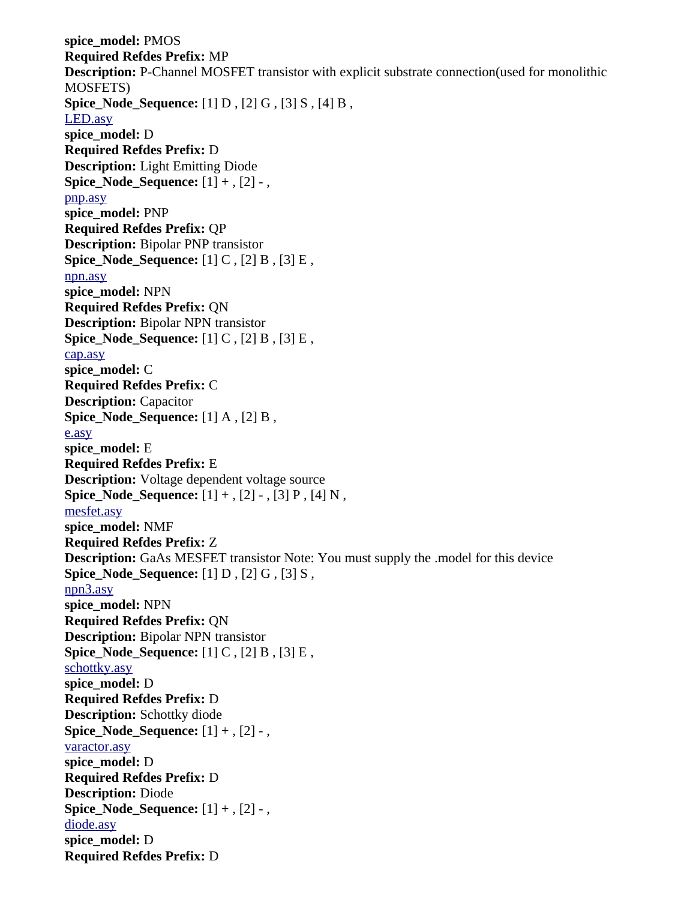**spice_model:** PMOS
**Required Refdes Prefix:** MP
**Description:** P-Channel MOSFET transistor with explicit substrate connection(used for monolithic MOSFETS)
**Spice_Node_Sequence:** [1] D , [2] G , [3] S , [4] B ,

LED.asy

**spice_model:** D
**Required Refdes Prefix:** D
**Description:** Light Emitting Diode
**Spice_Node_Sequence:** [1] + , [2] - ,

pnp.asy

**spice_model:** PNP
**Required Refdes Prefix:** QP
**Description:** Bipolar PNP transistor
**Spice_Node_Sequence:** [1] C , [2] B , [3] E ,

npn.asy

**spice_model:** NPN
**Required Refdes Prefix:** QN
**Description:** Bipolar NPN transistor
**Spice_Node_Sequence:** [1] C , [2] B , [3] E ,

cap.asy

**spice_model:** C
**Required Refdes Prefix:** C
**Description:** Capacitor
**Spice_Node_Sequence:** [1] A , [2] B ,

e.asy

**spice_model:** E
**Required Refdes Prefix:** E
**Description:** Voltage dependent voltage source
**Spice_Node_Sequence:** [1] + , [2] - , [3] P , [4] N ,

mesfet.asy

**spice_model:** NMF
**Required Refdes Prefix:** Z
**Description:** GaAs MESFET transistor Note: You must supply the .model for this device
**Spice_Node_Sequence:** [1] D , [2] G , [3] S ,

npn3.asy

**spice_model:** NPN
**Required Refdes Prefix:** QN
**Description:** Bipolar NPN transistor
**Spice_Node_Sequence:** [1] C , [2] B , [3] E ,

schottky.asy

**spice_model:** D
**Required Refdes Prefix:** D
**Description:** Schottky diode
**Spice_Node_Sequence:** [1] + , [2] - ,

varactor.asy

**spice_model:** D
**Required Refdes Prefix:** D
**Description:** Diode
**Spice_Node_Sequence:** [1] + , [2] - ,

diode.asy

**spice_model:** D
**Required Refdes Prefix:** D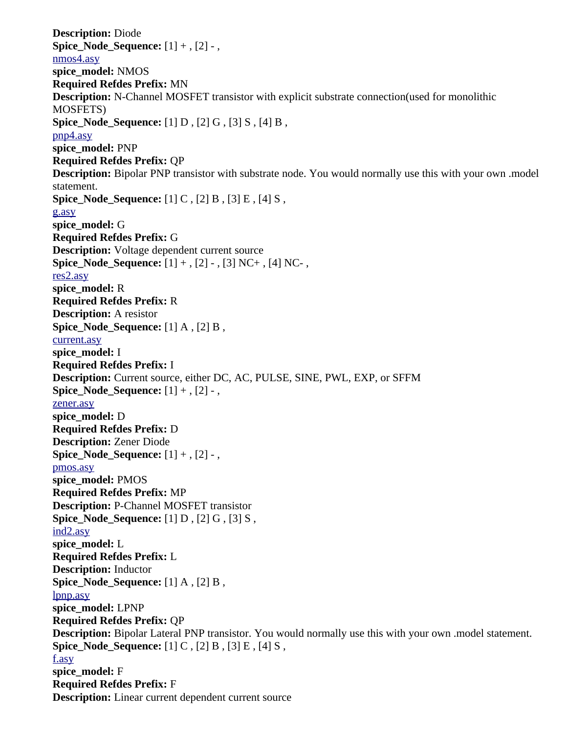**Description:** Diode
**Spice_Node_Sequence:** [1] + , [2] - ,
[nmos4.asy]()
**spice_model:** NMOS
**Required Refdes Prefix:** MN
**Description:** N-Channel MOSFET transistor with explicit substrate connection(used for monolithic MOSFETS)
**Spice_Node_Sequence:** [1] D , [2] G , [3] S , [4] B ,
[pnp4.asy]()
**spice_model:** PNP
**Required Refdes Prefix:** QP
**Description:** Bipolar PNP transistor with substrate node. You would normally use this with your own .model statement.
**Spice_Node_Sequence:** [1] C , [2] B , [3] E , [4] S ,
[g.asy]()
**spice_model:** G
**Required Refdes Prefix:** G
**Description:** Voltage dependent current source
**Spice_Node_Sequence:** [1] + , [2] - , [3] NC+ , [4] NC- ,
[res2.asy]()
**spice_model:** R
**Required Refdes Prefix:** R
**Description:** A resistor
**Spice_Node_Sequence:** [1] A , [2] B ,
[current.asy]()
**spice_model:** I
**Required Refdes Prefix:** I
**Description:** Current source, either DC, AC, PULSE, SINE, PWL, EXP, or SFFM
**Spice_Node_Sequence:** [1] + , [2] - ,
[zener.asy]()
**spice_model:** D
**Required Refdes Prefix:** D
**Description:** Zener Diode
**Spice_Node_Sequence:** [1] + , [2] - ,
[pmos.asy]()
**spice_model:** PMOS
**Required Refdes Prefix:** MP
**Description:** P-Channel MOSFET transistor
**Spice_Node_Sequence:** [1] D , [2] G , [3] S ,
[ind2.asy]()
**spice_model:** L
**Required Refdes Prefix:** L
**Description:** Inductor
**Spice_Node_Sequence:** [1] A , [2] B ,
[lpnp.asy]()
**spice_model:** LPNP
**Required Refdes Prefix:** QP
**Description:** Bipolar Lateral PNP transistor. You would normally use this with your own .model statement.
**Spice_Node_Sequence:** [1] C , [2] B , [3] E , [4] S ,
[f.asy]()
**spice_model:** F
**Required Refdes Prefix:** F
**Description:** Linear current dependent current source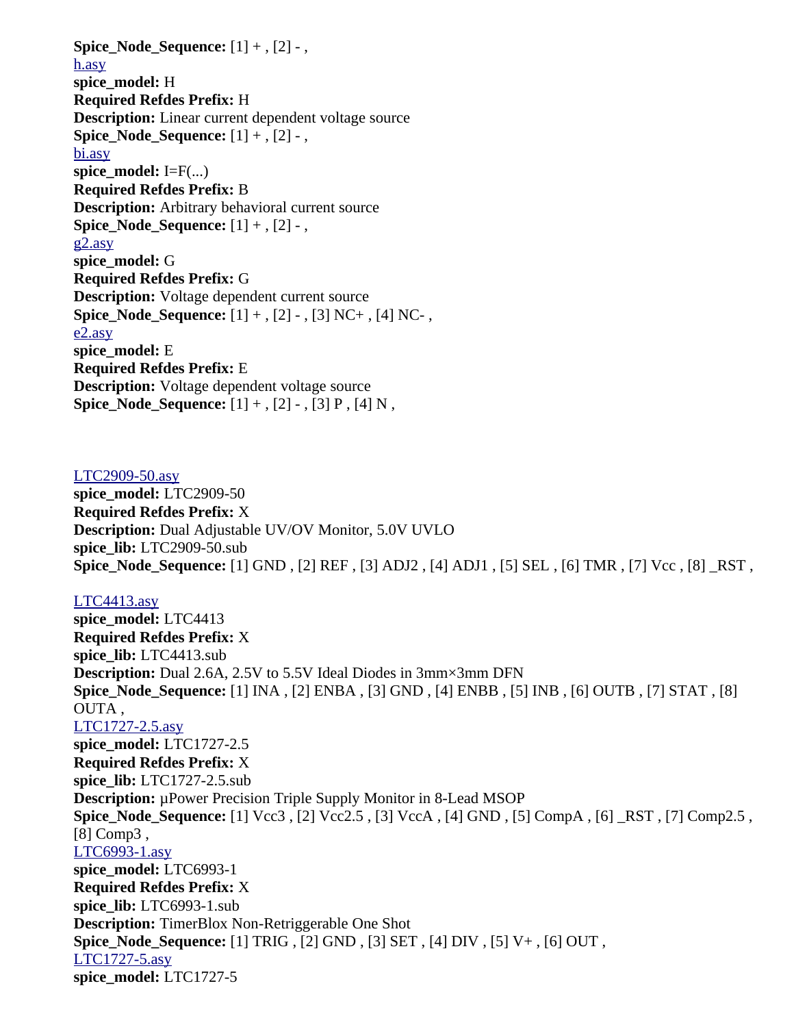**Spice_Node_Sequence:** [1] + , [2] - ,

h.asy
**spice_model:** H
**Required Refdes Prefix:** H
**Description:** Linear current dependent voltage source
**Spice_Node_Sequence:** [1] + , [2] - ,

bi.asy
**spice_model:** I=F(...)
**Required Refdes Prefix:** B
**Description:** Arbitrary behavioral current source
**Spice_Node_Sequence:** [1] + , [2] - ,

g2.asy
**spice_model:** G
**Required Refdes Prefix:** G
**Description:** Voltage dependent current source
**Spice_Node_Sequence:** [1] + , [2] - , [3] NC+ , [4] NC- ,

e2.asy
**spice_model:** E
**Required Refdes Prefix:** E
**Description:** Voltage dependent voltage source
**Spice_Node_Sequence:** [1] + , [2] - , [3] P , [4] N ,

LTC2909-50.asy
**spice_model:** LTC2909-50
**Required Refdes Prefix:** X
**Description:** Dual Adjustable UV/OV Monitor, 5.0V UVLO
**spice_lib:** LTC2909-50.sub
**Spice_Node_Sequence:** [1] GND , [2] REF , [3] ADJ2 , [4] ADJ1 , [5] SEL , [6] TMR , [7] Vcc , [8] _RST ,

LTC4413.asy
**spice_model:** LTC4413
**Required Refdes Prefix:** X
**spice_lib:** LTC4413.sub
**Description:** Dual 2.6A, 2.5V to 5.5V Ideal Diodes in 3mm×3mm DFN
**Spice_Node_Sequence:** [1] INA , [2] ENBA , [3] GND , [4] ENBB , [5] INB , [6] OUTB , [7] STAT , [8] OUTA ,

LTC1727-2.5.asy
**spice_model:** LTC1727-2.5
**Required Refdes Prefix:** X
**spice_lib:** LTC1727-2.5.sub
**Description:** µPower Precision Triple Supply Monitor in 8-Lead MSOP
**Spice_Node_Sequence:** [1] Vcc3 , [2] Vcc2.5 , [3] VccA , [4] GND , [5] CompA , [6] _RST , [7] Comp2.5 , [8] Comp3 ,

LTC6993-1.asy
**spice_model:** LTC6993-1
**Required Refdes Prefix:** X
**spice_lib:** LTC6993-1.sub
**Description:** TimerBlox Non-Retriggerable One Shot
**Spice_Node_Sequence:** [1] TRIG , [2] GND , [3] SET , [4] DIV , [5] V+ , [6] OUT ,

LTC1727-5.asy
**spice_model:** LTC1727-5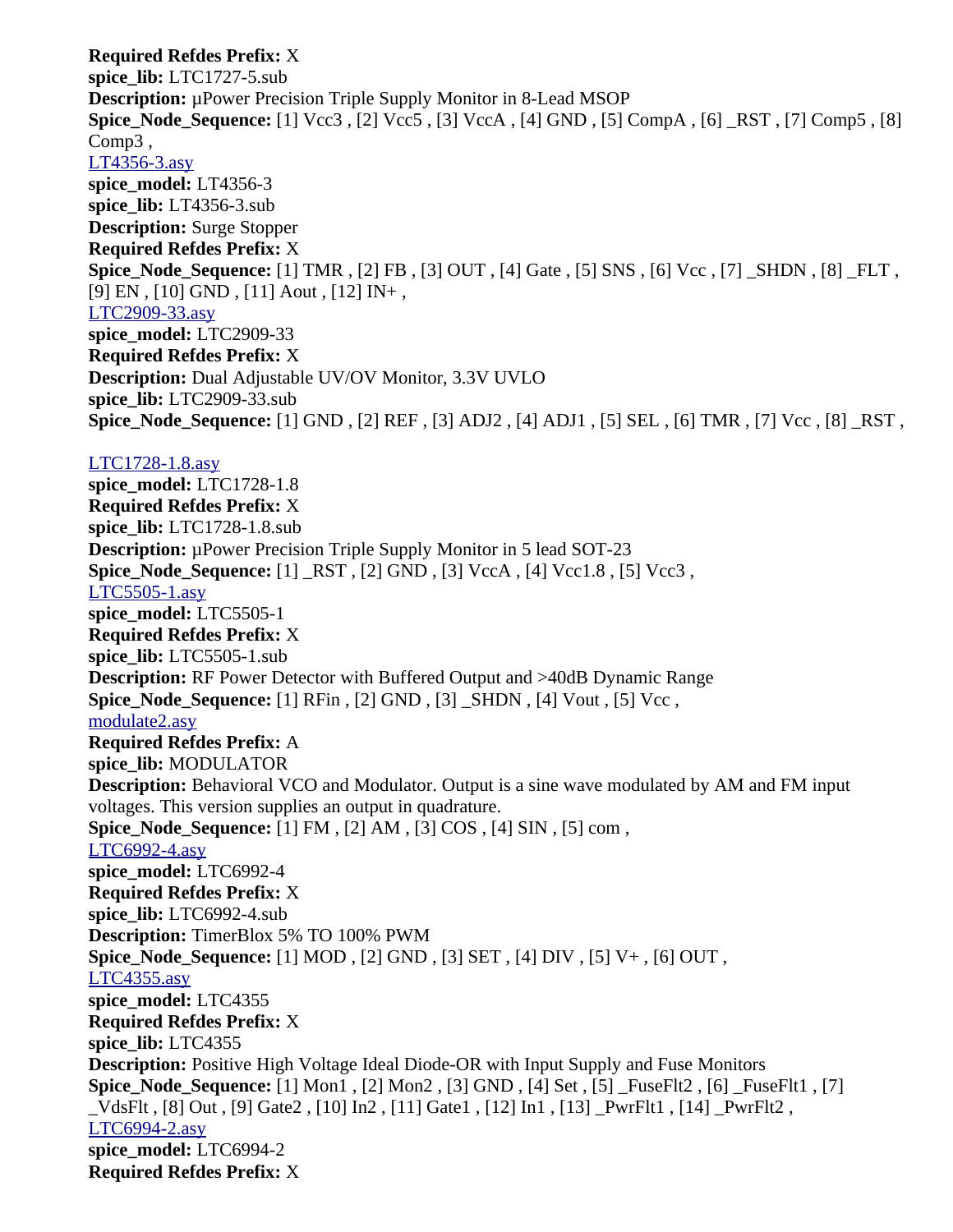**Required Refdes Prefix:** X
**spice_lib:** LTC1727-5.sub
**Description:** µPower Precision Triple Supply Monitor in 8-Lead MSOP
**Spice_Node_Sequence:** [1] Vcc3 , [2] Vcc5 , [3] VccA , [4] GND , [5] CompA , [6] _RST , [7] Comp5 , [8] Comp3 ,
LT4356-3.asy
**spice_model:** LT4356-3
**spice_lib:** LT4356-3.sub
**Description:** Surge Stopper
**Required Refdes Prefix:** X
**Spice_Node_Sequence:** [1] TMR , [2] FB , [3] OUT , [4] Gate , [5] SNS , [6] Vcc , [7] _SHDN , [8] _FLT , [9] EN , [10] GND , [11] Aout , [12] IN+ ,
LTC2909-33.asy
**spice_model:** LTC2909-33
**Required Refdes Prefix:** X
**Description:** Dual Adjustable UV/OV Monitor, 3.3V UVLO
**spice_lib:** LTC2909-33.sub
**Spice_Node_Sequence:** [1] GND , [2] REF , [3] ADJ2 , [4] ADJ1 , [5] SEL , [6] TMR , [7] Vcc , [8] _RST ,

LTC1728-1.8.asy
**spice_model:** LTC1728-1.8
**Required Refdes Prefix:** X
**spice_lib:** LTC1728-1.8.sub
**Description:** µPower Precision Triple Supply Monitor in 5 lead SOT-23
**Spice_Node_Sequence:** [1] _RST , [2] GND , [3] VccA , [4] Vcc1.8 , [5] Vcc3 ,
LTC5505-1.asy
**spice_model:** LTC5505-1
**Required Refdes Prefix:** X
**spice_lib:** LTC5505-1.sub
**Description:** RF Power Detector with Buffered Output and >40dB Dynamic Range
**Spice_Node_Sequence:** [1] RFin , [2] GND , [3] _SHDN , [4] Vout , [5] Vcc ,
modulate2.asy
**Required Refdes Prefix:** A
**spice_lib:** MODULATOR
**Description:** Behavioral VCO and Modulator. Output is a sine wave modulated by AM and FM input voltages. This version supplies an output in quadrature.
**Spice_Node_Sequence:** [1] FM , [2] AM , [3] COS , [4] SIN , [5] com ,
LTC6992-4.asy
**spice_model:** LTC6992-4
**Required Refdes Prefix:** X
**spice_lib:** LTC6992-4.sub
**Description:** TimerBlox 5% TO 100% PWM
**Spice_Node_Sequence:** [1] MOD , [2] GND , [3] SET , [4] DIV , [5] V+ , [6] OUT ,
LTC4355.asy
**spice_model:** LTC4355
**Required Refdes Prefix:** X
**spice_lib:** LTC4355
**Description:** Positive High Voltage Ideal Diode-OR with Input Supply and Fuse Monitors
**Spice_Node_Sequence:** [1] Mon1 , [2] Mon2 , [3] GND , [4] Set , [5] _FuseFlt2 , [6] _FuseFlt1 , [7] _VdsFlt , [8] Out , [9] Gate2 , [10] In2 , [11] Gate1 , [12] In1 , [13] _PwrFlt1 , [14] _PwrFlt2 ,
LTC6994-2.asy
**spice_model:** LTC6994-2
**Required Refdes Prefix:** X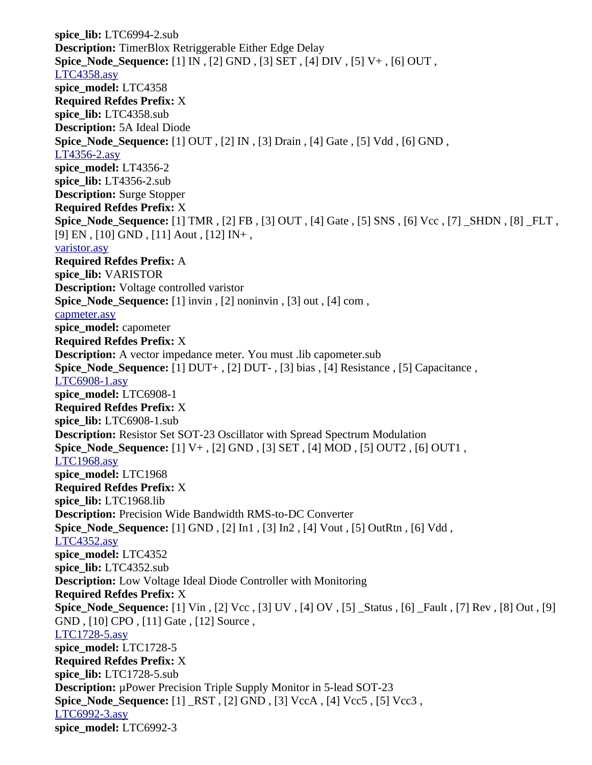**spice_lib:** LTC6994-2.sub
**Description:** TimerBlox Retriggerable Either Edge Delay
**Spice_Node_Sequence:** [1] IN , [2] GND , [3] SET , [4] DIV , [5] V+ , [6] OUT ,
LTC4358.asy
**spice_model:** LTC4358
**Required Refdes Prefix:** X
**spice_lib:** LTC4358.sub
**Description:** 5A Ideal Diode
**Spice_Node_Sequence:** [1] OUT , [2] IN , [3] Drain , [4] Gate , [5] Vdd , [6] GND ,
LT4356-2.asy
**spice_model:** LT4356-2
**spice_lib:** LT4356-2.sub
**Description:** Surge Stopper
**Required Refdes Prefix:** X
**Spice_Node_Sequence:** [1] TMR , [2] FB , [3] OUT , [4] Gate , [5] SNS , [6] Vcc , [7] _SHDN , [8] _FLT , [9] EN , [10] GND , [11] Aout , [12] IN+ ,
varistor.asy
**Required Refdes Prefix:** A
**spice_lib:** VARISTOR
**Description:** Voltage controlled varistor
**Spice_Node_Sequence:** [1] invin , [2] noninvin , [3] out , [4] com ,
capmeter.asy
**spice_model:** capometer
**Required Refdes Prefix:** X
**Description:** A vector impedance meter. You must .lib capometer.sub
**Spice_Node_Sequence:** [1] DUT+ , [2] DUT- , [3] bias , [4] Resistance , [5] Capacitance ,
LTC6908-1.asy
**spice_model:** LTC6908-1
**Required Refdes Prefix:** X
**spice_lib:** LTC6908-1.sub
**Description:** Resistor Set SOT-23 Oscillator with Spread Spectrum Modulation
**Spice_Node_Sequence:** [1] V+ , [2] GND , [3] SET , [4] MOD , [5] OUT2 , [6] OUT1 ,
LTC1968.asy
**spice_model:** LTC1968
**Required Refdes Prefix:** X
**spice_lib:** LTC1968.lib
**Description:** Precision Wide Bandwidth RMS-to-DC Converter
**Spice_Node_Sequence:** [1] GND , [2] In1 , [3] In2 , [4] Vout , [5] OutRtn , [6] Vdd ,
LTC4352.asy
**spice_model:** LTC4352
**spice_lib:** LTC4352.sub
**Description:** Low Voltage Ideal Diode Controller with Monitoring
**Required Refdes Prefix:** X
**Spice_Node_Sequence:** [1] Vin , [2] Vcc , [3] UV , [4] OV , [5] _Status , [6] _Fault , [7] Rev , [8] Out , [9] GND , [10] CPO , [11] Gate , [12] Source ,
LTC1728-5.asy
**spice_model:** LTC1728-5
**Required Refdes Prefix:** X
**spice_lib:** LTC1728-5.sub
**Description:** µPower Precision Triple Supply Monitor in 5-lead SOT-23
**Spice_Node_Sequence:** [1] _RST , [2] GND , [3] VccA , [4] Vcc5 , [5] Vcc3 ,
LTC6992-3.asy
**spice_model:** LTC6992-3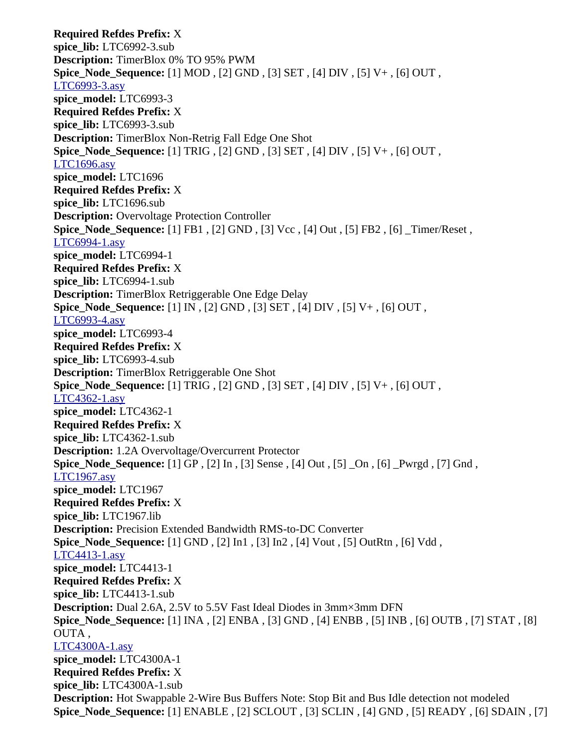**Required Refdes Prefix:** X
**spice_lib:** LTC6992-3.sub
**Description:** TimerBlox 0% TO 95% PWM
**Spice_Node_Sequence:** [1] MOD , [2] GND , [3] SET , [4] DIV , [5] V+ , [6] OUT ,
LTC6993-3.asy
**spice_model:** LTC6993-3
**Required Refdes Prefix:** X
**spice_lib:** LTC6993-3.sub
**Description:** TimerBlox Non-Retrig Fall Edge One Shot
**Spice_Node_Sequence:** [1] TRIG , [2] GND , [3] SET , [4] DIV , [5] V+ , [6] OUT ,
LTC1696.asy
**spice_model:** LTC1696
**Required Refdes Prefix:** X
**spice_lib:** LTC1696.sub
**Description:** Overvoltage Protection Controller
**Spice_Node_Sequence:** [1] FB1 , [2] GND , [3] Vcc , [4] Out , [5] FB2 , [6] _Timer/Reset ,
LTC6994-1.asy
**spice_model:** LTC6994-1
**Required Refdes Prefix:** X
**spice_lib:** LTC6994-1.sub
**Description:** TimerBlox Retriggerable One Edge Delay
**Spice_Node_Sequence:** [1] IN , [2] GND , [3] SET , [4] DIV , [5] V+ , [6] OUT ,
LTC6993-4.asy
**spice_model:** LTC6993-4
**Required Refdes Prefix:** X
**spice_lib:** LTC6993-4.sub
**Description:** TimerBlox Retriggerable One Shot
**Spice_Node_Sequence:** [1] TRIG , [2] GND , [3] SET , [4] DIV , [5] V+ , [6] OUT ,
LTC4362-1.asy
**spice_model:** LTC4362-1
**Required Refdes Prefix:** X
**spice_lib:** LTC4362-1.sub
**Description:** 1.2A Overvoltage/Overcurrent Protector
**Spice_Node_Sequence:** [1] GP , [2] In , [3] Sense , [4] Out , [5] _On , [6] _Pwrgd , [7] Gnd ,
LTC1967.asy
**spice_model:** LTC1967
**Required Refdes Prefix:** X
**spice_lib:** LTC1967.lib
**Description:** Precision Extended Bandwidth RMS-to-DC Converter
**Spice_Node_Sequence:** [1] GND , [2] In1 , [3] In2 , [4] Vout , [5] OutRtn , [6] Vdd ,
LTC4413-1.asy
**spice_model:** LTC4413-1
**Required Refdes Prefix:** X
**spice_lib:** LTC4413-1.sub
**Description:** Dual 2.6A, 2.5V to 5.5V Fast Ideal Diodes in 3mm×3mm DFN
**Spice_Node_Sequence:** [1] INA , [2] ENBA , [3] GND , [4] ENBB , [5] INB , [6] OUTB , [7] STAT , [8] OUTA ,
LTC4300A-1.asy
**spice_model:** LTC4300A-1
**Required Refdes Prefix:** X
**spice_lib:** LTC4300A-1.sub
**Description:** Hot Swappable 2-Wire Bus Buffers Note: Stop Bit and Bus Idle detection not modeled
**Spice_Node_Sequence:** [1] ENABLE , [2] SCLOUT , [3] SCLIN , [4] GND , [5] READY , [6] SDAIN , [7]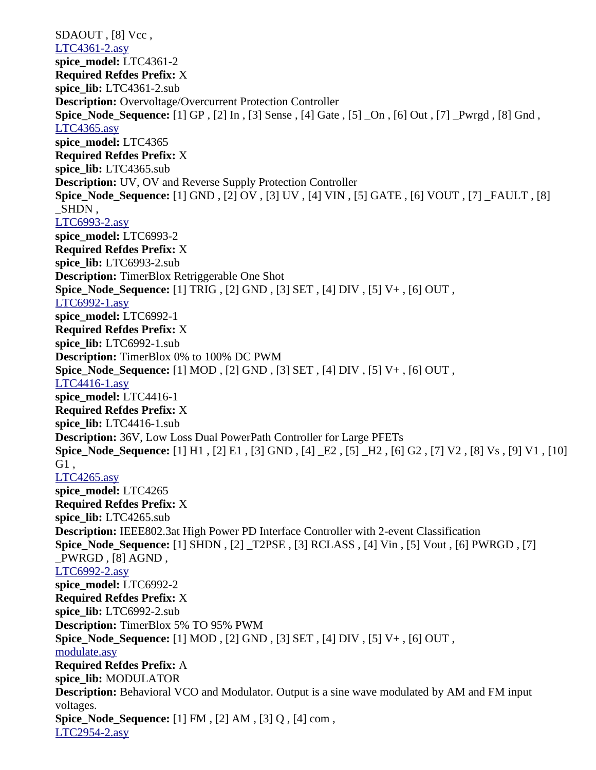SDAOUT , [8] Vcc ,

LTC4361-2.asy
**spice_model:** LTC4361-2
**Required Refdes Prefix:** X
**spice_lib:** LTC4361-2.sub
**Description:** Overvoltage/Overcurrent Protection Controller
**Spice_Node_Sequence:** [1] GP , [2] In , [3] Sense , [4] Gate , [5] _On , [6] Out , [7] _Pwrgd , [8] Gnd ,

LTC4365.asy
**spice_model:** LTC4365
**Required Refdes Prefix:** X
**spice_lib:** LTC4365.sub
**Description:** UV, OV and Reverse Supply Protection Controller
**Spice_Node_Sequence:** [1] GND , [2] OV , [3] UV , [4] VIN , [5] GATE , [6] VOUT , [7] _FAULT , [8] _SHDN ,

LTC6993-2.asy
**spice_model:** LTC6993-2
**Required Refdes Prefix:** X
**spice_lib:** LTC6993-2.sub
**Description:** TimerBlox Retriggerable One Shot
**Spice_Node_Sequence:** [1] TRIG , [2] GND , [3] SET , [4] DIV , [5] V+ , [6] OUT ,

LTC6992-1.asy
**spice_model:** LTC6992-1
**Required Refdes Prefix:** X
**spice_lib:** LTC6992-1.sub
**Description:** TimerBlox 0% to 100% DC PWM
**Spice_Node_Sequence:** [1] MOD , [2] GND , [3] SET , [4] DIV , [5] V+ , [6] OUT ,

LTC4416-1.asy
**spice_model:** LTC4416-1
**Required Refdes Prefix:** X
**spice_lib:** LTC4416-1.sub
**Description:** 36V, Low Loss Dual PowerPath Controller for Large PFETs
**Spice_Node_Sequence:** [1] H1 , [2] E1 , [3] GND , [4] _E2 , [5] _H2 , [6] G2 , [7] V2 , [8] Vs , [9] V1 , [10] G1 ,

LTC4265.asy
**spice_model:** LTC4265
**Required Refdes Prefix:** X
**spice_lib:** LTC4265.sub
**Description:** IEEE802.3at High Power PD Interface Controller with 2-event Classification
**Spice_Node_Sequence:** [1] SHDN , [2] _T2PSE , [3] RCLASS , [4] Vin , [5] Vout , [6] PWRGD , [7] _PWRGD , [8] AGND ,

LTC6992-2.asy
**spice_model:** LTC6992-2
**Required Refdes Prefix:** X
**spice_lib:** LTC6992-2.sub
**Description:** TimerBlox 5% TO 95% PWM
**Spice_Node_Sequence:** [1] MOD , [2] GND , [3] SET , [4] DIV , [5] V+ , [6] OUT ,

modulate.asy
**Required Refdes Prefix:** A
**spice_lib:** MODULATOR
**Description:** Behavioral VCO and Modulator. Output is a sine wave modulated by AM and FM input voltages.
**Spice_Node_Sequence:** [1] FM , [2] AM , [3] Q , [4] com ,

LTC2954-2.asy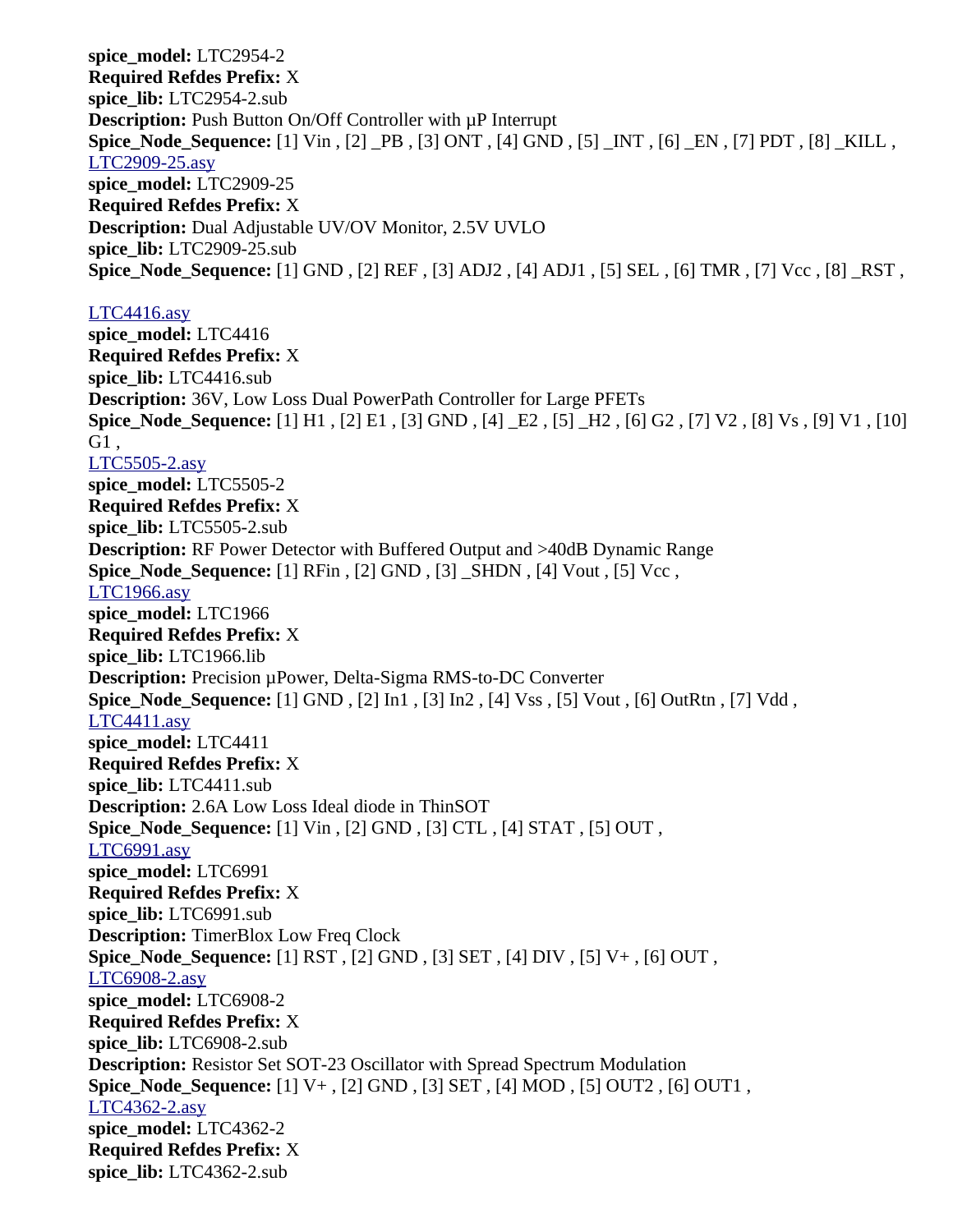**spice_model:** LTC2954-2
**Required Refdes Prefix:** X
**spice_lib:** LTC2954-2.sub
**Description:** Push Button On/Off Controller with µP Interrupt
**Spice_Node_Sequence:** [1] Vin , [2] _PB , [3] ONT , [4] GND , [5] _INT , [6] _EN , [7] PDT , [8] _KILL ,
LTC2909-25.asy
**spice_model:** LTC2909-25
**Required Refdes Prefix:** X
**Description:** Dual Adjustable UV/OV Monitor, 2.5V UVLO
**spice_lib:** LTC2909-25.sub
**Spice_Node_Sequence:** [1] GND , [2] REF , [3] ADJ2 , [4] ADJ1 , [5] SEL , [6] TMR , [7] Vcc , [8] _RST ,

LTC4416.asy
**spice_model:** LTC4416
**Required Refdes Prefix:** X
**spice_lib:** LTC4416.sub
**Description:** 36V, Low Loss Dual PowerPath Controller for Large PFETs
**Spice_Node_Sequence:** [1] H1 , [2] E1 , [3] GND , [4] _E2 , [5] _H2 , [6] G2 , [7] V2 , [8] Vs , [9] V1 , [10] G1 ,
LTC5505-2.asy
**spice_model:** LTC5505-2
**Required Refdes Prefix:** X
**spice_lib:** LTC5505-2.sub
**Description:** RF Power Detector with Buffered Output and >40dB Dynamic Range
**Spice_Node_Sequence:** [1] RFin , [2] GND , [3] _SHDN , [4] Vout , [5] Vcc ,
LTC1966.asy
**spice_model:** LTC1966
**Required Refdes Prefix:** X
**spice_lib:** LTC1966.lib
**Description:** Precision µPower, Delta-Sigma RMS-to-DC Converter
**Spice_Node_Sequence:** [1] GND , [2] In1 , [3] In2 , [4] Vss , [5] Vout , [6] OutRtn , [7] Vdd ,
LTC4411.asy
**spice_model:** LTC4411
**Required Refdes Prefix:** X
**spice_lib:** LTC4411.sub
**Description:** 2.6A Low Loss Ideal diode in ThinSOT
**Spice_Node_Sequence:** [1] Vin , [2] GND , [3] CTL , [4] STAT , [5] OUT ,
LTC6991.asy
**spice_model:** LTC6991
**Required Refdes Prefix:** X
**spice_lib:** LTC6991.sub
**Description:** TimerBlox Low Freq Clock
**Spice_Node_Sequence:** [1] RST , [2] GND , [3] SET , [4] DIV , [5] V+ , [6] OUT ,
LTC6908-2.asy
**spice_model:** LTC6908-2
**Required Refdes Prefix:** X
**spice_lib:** LTC6908-2.sub
**Description:** Resistor Set SOT-23 Oscillator with Spread Spectrum Modulation
**Spice_Node_Sequence:** [1] V+ , [2] GND , [3] SET , [4] MOD , [5] OUT2 , [6] OUT1 ,
LTC4362-2.asy
**spice_model:** LTC4362-2
**Required Refdes Prefix:** X
**spice_lib:** LTC4362-2.sub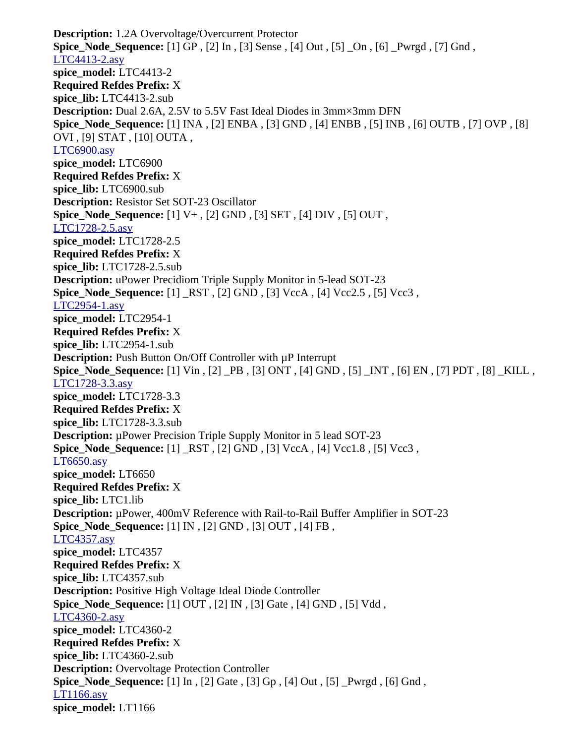**Description:** 1.2A Overvoltage/Overcurrent Protector
**Spice_Node_Sequence:** [1] GP , [2] In , [3] Sense , [4] Out , [5] _On , [6] _Pwrgd , [7] Gnd ,
LTC4413-2.asy
**spice_model:** LTC4413-2
**Required Refdes Prefix:** X
**spice_lib:** LTC4413-2.sub
**Description:** Dual 2.6A, 2.5V to 5.5V Fast Ideal Diodes in 3mm×3mm DFN
**Spice_Node_Sequence:** [1] INA , [2] ENBA , [3] GND , [4] ENBB , [5] INB , [6] OUTB , [7] OVP , [8] OVI , [9] STAT , [10] OUTA ,
LTC6900.asy
**spice_model:** LTC6900
**Required Refdes Prefix:** X
**spice_lib:** LTC6900.sub
**Description:** Resistor Set SOT-23 Oscillator
**Spice_Node_Sequence:** [1] V+ , [2] GND , [3] SET , [4] DIV , [5] OUT ,
LTC1728-2.5.asy
**spice_model:** LTC1728-2.5
**Required Refdes Prefix:** X
**spice_lib:** LTC1728-2.5.sub
**Description:** uPower Precidiom Triple Supply Monitor in 5-lead SOT-23
**Spice_Node_Sequence:** [1] _RST , [2] GND , [3] VccA , [4] Vcc2.5 , [5] Vcc3 ,
LTC2954-1.asy
**spice_model:** LTC2954-1
**Required Refdes Prefix:** X
**spice_lib:** LTC2954-1.sub
**Description:** Push Button On/Off Controller with µP Interrupt
**Spice_Node_Sequence:** [1] Vin , [2] _PB , [3] ONT , [4] GND , [5] _INT , [6] EN , [7] PDT , [8] _KILL ,
LTC1728-3.3.asy
**spice_model:** LTC1728-3.3
**Required Refdes Prefix:** X
**spice_lib:** LTC1728-3.3.sub
**Description:** µPower Precision Triple Supply Monitor in 5 lead SOT-23
**Spice_Node_Sequence:** [1] _RST , [2] GND , [3] VccA , [4] Vcc1.8 , [5] Vcc3 ,
LT6650.asy
**spice_model:** LT6650
**Required Refdes Prefix:** X
**spice_lib:** LTC1.lib
**Description:** µPower, 400mV Reference with Rail-to-Rail Buffer Amplifier in SOT-23
**Spice_Node_Sequence:** [1] IN , [2] GND , [3] OUT , [4] FB ,
LTC4357.asy
**spice_model:** LTC4357
**Required Refdes Prefix:** X
**spice_lib:** LTC4357.sub
**Description:** Positive High Voltage Ideal Diode Controller
**Spice_Node_Sequence:** [1] OUT , [2] IN , [3] Gate , [4] GND , [5] Vdd ,
LTC4360-2.asy
**spice_model:** LTC4360-2
**Required Refdes Prefix:** X
**spice_lib:** LTC4360-2.sub
**Description:** Overvoltage Protection Controller
**Spice_Node_Sequence:** [1] In , [2] Gate , [3] Gp , [4] Out , [5] _Pwrgd , [6] Gnd ,
LT1166.asy
**spice_model:** LT1166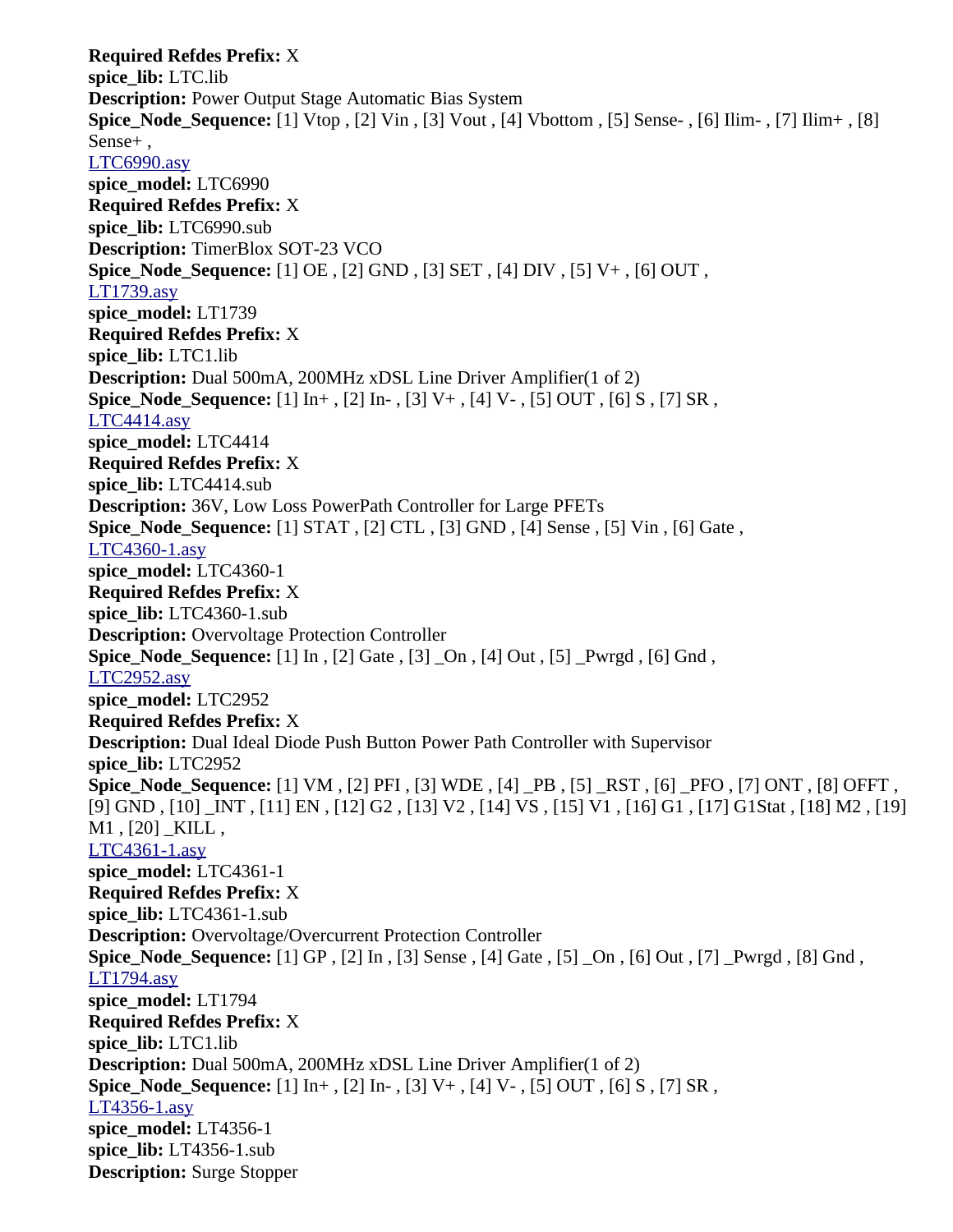**Required Refdes Prefix:** X
**spice_lib:** LTC.lib
**Description:** Power Output Stage Automatic Bias System
**Spice_Node_Sequence:** [1] Vtop , [2] Vin , [3] Vout , [4] Vbottom , [5] Sense- , [6] Ilim- , [7] Ilim+ , [8] Sense+ ,

LTC6990.asy
**spice_model:** LTC6990
**Required Refdes Prefix:** X
**spice_lib:** LTC6990.sub
**Description:** TimerBlox SOT-23 VCO
**Spice_Node_Sequence:** [1] OE , [2] GND , [3] SET , [4] DIV , [5] V+ , [6] OUT ,

LT1739.asy
**spice_model:** LT1739
**Required Refdes Prefix:** X
**spice_lib:** LTC1.lib
**Description:** Dual 500mA, 200MHz xDSL Line Driver Amplifier(1 of 2)
**Spice_Node_Sequence:** [1] In+ , [2] In- , [3] V+ , [4] V- , [5] OUT , [6] S , [7] SR ,

LTC4414.asy
**spice_model:** LTC4414
**Required Refdes Prefix:** X
**spice_lib:** LTC4414.sub
**Description:** 36V, Low Loss PowerPath Controller for Large PFETs
**Spice_Node_Sequence:** [1] STAT , [2] CTL , [3] GND , [4] Sense , [5] Vin , [6] Gate ,

LTC4360-1.asy
**spice_model:** LTC4360-1
**Required Refdes Prefix:** X
**spice_lib:** LTC4360-1.sub
**Description:** Overvoltage Protection Controller
**Spice_Node_Sequence:** [1] In , [2] Gate , [3] _On , [4] Out , [5] _Pwrgd , [6] Gnd ,

LTC2952.asy
**spice_model:** LTC2952
**Required Refdes Prefix:** X
**Description:** Dual Ideal Diode Push Button Power Path Controller with Supervisor
**spice_lib:** LTC2952
**Spice_Node_Sequence:** [1] VM , [2] PFI , [3] WDE , [4] _PB , [5] _RST , [6] _PFO , [7] ONT , [8] OFFT , [9] GND , [10] _INT , [11] EN , [12] G2 , [13] V2 , [14] VS , [15] V1 , [16] G1 , [17] G1Stat , [18] M2 , [19] M1 , [20] _KILL ,

LTC4361-1.asy
**spice_model:** LTC4361-1
**Required Refdes Prefix:** X
**spice_lib:** LTC4361-1.sub
**Description:** Overvoltage/Overcurrent Protection Controller
**Spice_Node_Sequence:** [1] GP , [2] In , [3] Sense , [4] Gate , [5] _On , [6] Out , [7] _Pwrgd , [8] Gnd ,

LT1794.asy
**spice_model:** LT1794
**Required Refdes Prefix:** X
**spice_lib:** LTC1.lib
**Description:** Dual 500mA, 200MHz xDSL Line Driver Amplifier(1 of 2)
**Spice_Node_Sequence:** [1] In+ , [2] In- , [3] V+ , [4] V- , [5] OUT , [6] S , [7] SR ,

LT4356-1.asy
**spice_model:** LT4356-1
**spice_lib:** LT4356-1.sub
**Description:** Surge Stopper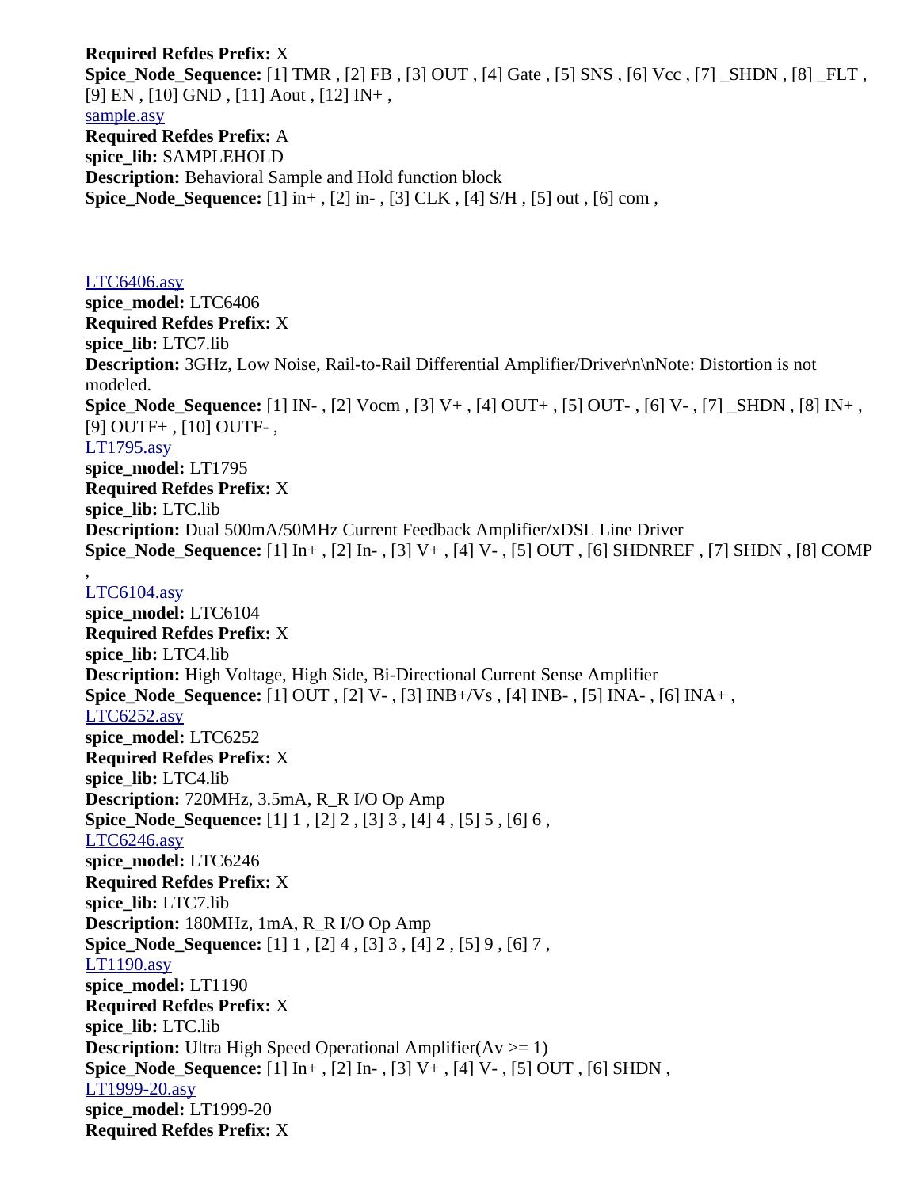**Required Refdes Prefix:** X
**Spice_Node_Sequence:** [1] TMR , [2] FB , [3] OUT , [4] Gate , [5] SNS , [6] Vcc , [7] _SHDN , [8] _FLT , [9] EN , [10] GND , [11] Aout , [12] IN+ ,
sample.asy
**Required Refdes Prefix:** A
**spice_lib:** SAMPLEHOLD
**Description:** Behavioral Sample and Hold function block
**Spice_Node_Sequence:** [1] in+ , [2] in- , [3] CLK , [4] S/H , [5] out , [6] com ,

LTC6406.asy
**spice_model:** LTC6406
**Required Refdes Prefix:** X
**spice_lib:** LTC7.lib
**Description:** 3GHz, Low Noise, Rail-to-Rail Differential Amplifier/Driver\n\nNote: Distortion is not modeled.
**Spice_Node_Sequence:** [1] IN- , [2] Vocm , [3] V+ , [4] OUT+ , [5] OUT- , [6] V- , [7] _SHDN , [8] IN+ , [9] OUTF+ , [10] OUTF- ,
LT1795.asy
**spice_model:** LT1795
**Required Refdes Prefix:** X
**spice_lib:** LTC.lib
**Description:** Dual 500mA/50MHz Current Feedback Amplifier/xDSL Line Driver
**Spice_Node_Sequence:** [1] In+ , [2] In- , [3] V+ , [4] V- , [5] OUT , [6] SHDNREF , [7] SHDN , [8] COMP ,
LTC6104.asy
**spice_model:** LTC6104
**Required Refdes Prefix:** X
**spice_lib:** LTC4.lib
**Description:** High Voltage, High Side, Bi-Directional Current Sense Amplifier
**Spice_Node_Sequence:** [1] OUT , [2] V- , [3] INB+/Vs , [4] INB- , [5] INA- , [6] INA+ ,
LTC6252.asy
**spice_model:** LTC6252
**Required Refdes Prefix:** X
**spice_lib:** LTC4.lib
**Description:** 720MHz, 3.5mA, R_R I/O Op Amp
**Spice_Node_Sequence:** [1] 1 , [2] 2 , [3] 3 , [4] 4 , [5] 5 , [6] 6 ,
LTC6246.asy
**spice_model:** LTC6246
**Required Refdes Prefix:** X
**spice_lib:** LTC7.lib
**Description:** 180MHz, 1mA, R_R I/O Op Amp
**Spice_Node_Sequence:** [1] 1 , [2] 4 , [3] 3 , [4] 2 , [5] 9 , [6] 7 ,
LT1190.asy
**spice_model:** LT1190
**Required Refdes Prefix:** X
**spice_lib:** LTC.lib
**Description:** Ultra High Speed Operational Amplifier(Av >= 1)
**Spice_Node_Sequence:** [1] In+ , [2] In- , [3] V+ , [4] V- , [5] OUT , [6] SHDN ,
LT1999-20.asy
**spice_model:** LT1999-20
**Required Refdes Prefix:** X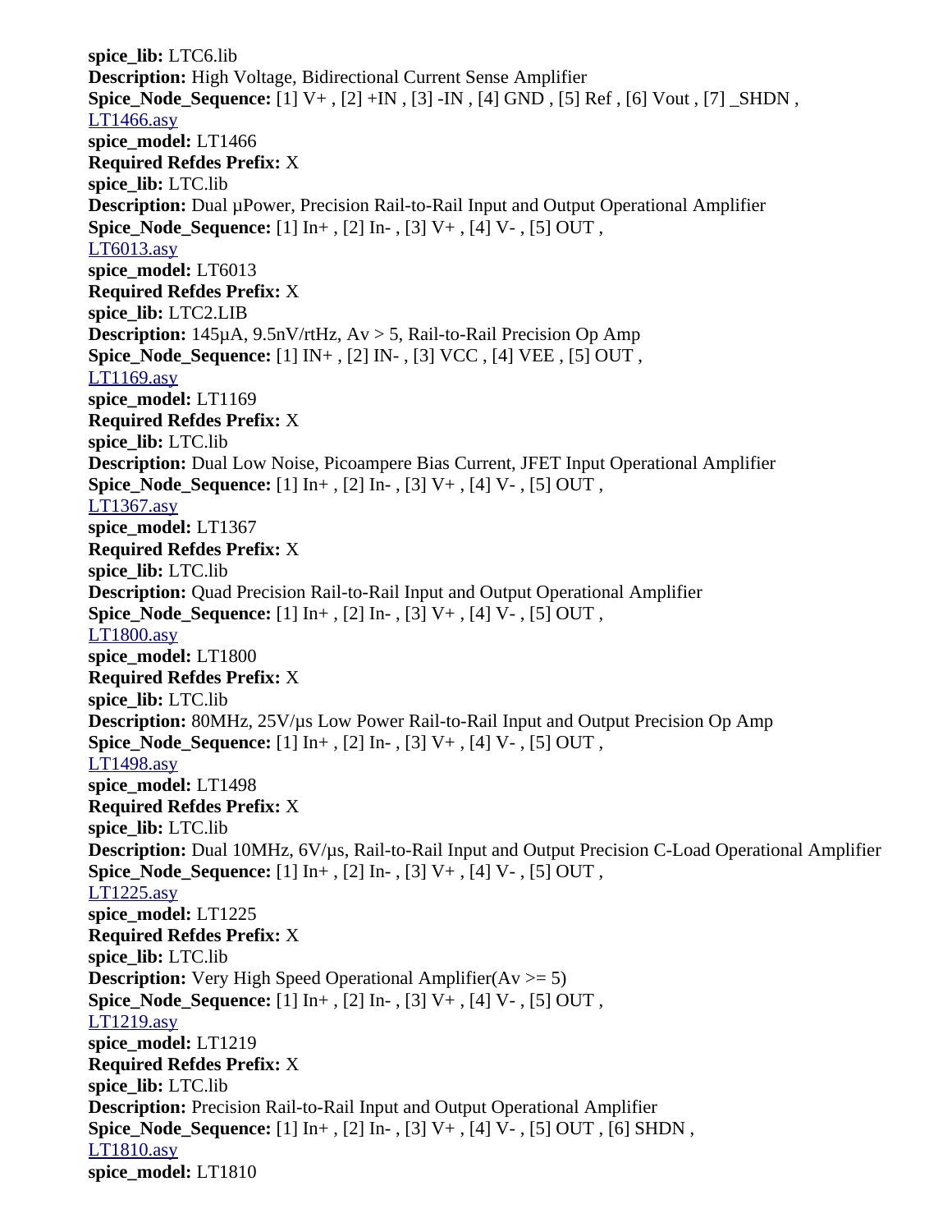**spice_lib:** LTC6.lib
**Description:** High Voltage, Bidirectional Current Sense Amplifier
**Spice_Node_Sequence:** [1] V+ , [2] +IN , [3] -IN , [4] GND , [5] Ref , [6] Vout , [7] _SHDN ,
LT1466.asy
**spice_model:** LT1466
**Required Refdes Prefix:** X
**spice_lib:** LTC.lib
**Description:** Dual µPower, Precision Rail-to-Rail Input and Output Operational Amplifier
**Spice_Node_Sequence:** [1] In+ , [2] In- , [3] V+ , [4] V- , [5] OUT ,
LT6013.asy
**spice_model:** LT6013
**Required Refdes Prefix:** X
**spice_lib:** LTC2.LIB
**Description:** 145µA, 9.5nV/rtHz, Av > 5, Rail-to-Rail Precision Op Amp
**Spice_Node_Sequence:** [1] IN+ , [2] IN- , [3] VCC , [4] VEE , [5] OUT ,
LT1169.asy
**spice_model:** LT1169
**Required Refdes Prefix:** X
**spice_lib:** LTC.lib
**Description:** Dual Low Noise, Picoampere Bias Current, JFET Input Operational Amplifier
**Spice_Node_Sequence:** [1] In+ , [2] In- , [3] V+ , [4] V- , [5] OUT ,
LT1367.asy
**spice_model:** LT1367
**Required Refdes Prefix:** X
**spice_lib:** LTC.lib
**Description:** Quad Precision Rail-to-Rail Input and Output Operational Amplifier
**Spice_Node_Sequence:** [1] In+ , [2] In- , [3] V+ , [4] V- , [5] OUT ,
LT1800.asy
**spice_model:** LT1800
**Required Refdes Prefix:** X
**spice_lib:** LTC.lib
**Description:** 80MHz, 25V/µs Low Power Rail-to-Rail Input and Output Precision Op Amp
**Spice_Node_Sequence:** [1] In+ , [2] In- , [3] V+ , [4] V- , [5] OUT ,
LT1498.asy
**spice_model:** LT1498
**Required Refdes Prefix:** X
**spice_lib:** LTC.lib
**Description:** Dual 10MHz, 6V/µs, Rail-to-Rail Input and Output Precision C-Load Operational Amplifier
**Spice_Node_Sequence:** [1] In+ , [2] In- , [3] V+ , [4] V- , [5] OUT ,
LT1225.asy
**spice_model:** LT1225
**Required Refdes Prefix:** X
**spice_lib:** LTC.lib
**Description:** Very High Speed Operational Amplifier(Av >= 5)
**Spice_Node_Sequence:** [1] In+ , [2] In- , [3] V+ , [4] V- , [5] OUT ,
LT1219.asy
**spice_model:** LT1219
**Required Refdes Prefix:** X
**spice_lib:** LTC.lib
**Description:** Precision Rail-to-Rail Input and Output Operational Amplifier
**Spice_Node_Sequence:** [1] In+ , [2] In- , [3] V+ , [4] V- , [5] OUT , [6] SHDN ,
LT1810.asy
**spice_model:** LT1810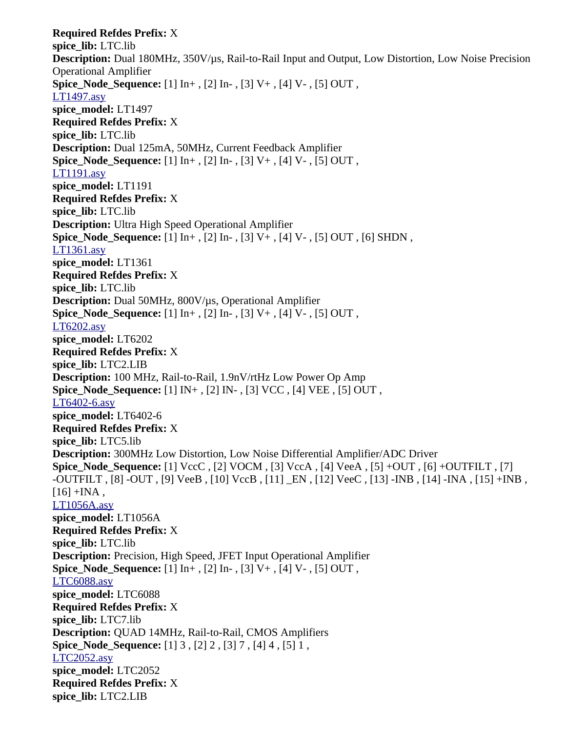**Required Refdes Prefix:** X
**spice_lib:** LTC.lib
**Description:** Dual 180MHz, 350V/µs, Rail-to-Rail Input and Output, Low Distortion, Low Noise Precision Operational Amplifier
**Spice_Node_Sequence:** [1] In+ , [2] In- , [3] V+ , [4] V- , [5] OUT ,
LT1497.asy
**spice_model:** LT1497
**Required Refdes Prefix:** X
**spice_lib:** LTC.lib
**Description:** Dual 125mA, 50MHz, Current Feedback Amplifier
**Spice_Node_Sequence:** [1] In+ , [2] In- , [3] V+ , [4] V- , [5] OUT ,
LT1191.asy
**spice_model:** LT1191
**Required Refdes Prefix:** X
**spice_lib:** LTC.lib
**Description:** Ultra High Speed Operational Amplifier
**Spice_Node_Sequence:** [1] In+ , [2] In- , [3] V+ , [4] V- , [5] OUT , [6] SHDN ,
LT1361.asy
**spice_model:** LT1361
**Required Refdes Prefix:** X
**spice_lib:** LTC.lib
**Description:** Dual 50MHz, 800V/µs, Operational Amplifier
**Spice_Node_Sequence:** [1] In+ , [2] In- , [3] V+ , [4] V- , [5] OUT ,
LT6202.asy
**spice_model:** LT6202
**Required Refdes Prefix:** X
**spice_lib:** LTC2.LIB
**Description:** 100 MHz, Rail-to-Rail, 1.9nV/rtHz Low Power Op Amp
**Spice_Node_Sequence:** [1] IN+ , [2] IN- , [3] VCC , [4] VEE , [5] OUT ,
LT6402-6.asy
**spice_model:** LT6402-6
**Required Refdes Prefix:** X
**spice_lib:** LTC5.lib
**Description:** 300MHz Low Distortion, Low Noise Differential Amplifier/ADC Driver
**Spice_Node_Sequence:** [1] VccC , [2] VOCM , [3] VccA , [4] VeeA , [5] +OUT , [6] +OUTFILT , [7] -OUTFILT , [8] -OUT , [9] VeeB , [10] VccB , [11] _EN , [12] VeeC , [13] -INB , [14] -INA , [15] +INB , [16] +INA ,
LT1056A.asy
**spice_model:** LT1056A
**Required Refdes Prefix:** X
**spice_lib:** LTC.lib
**Description:** Precision, High Speed, JFET Input Operational Amplifier
**Spice_Node_Sequence:** [1] In+ , [2] In- , [3] V+ , [4] V- , [5] OUT ,
LTC6088.asy
**spice_model:** LTC6088
**Required Refdes Prefix:** X
**spice_lib:** LTC7.lib
**Description:** QUAD 14MHz, Rail-to-Rail, CMOS Amplifiers
**Spice_Node_Sequence:** [1] 3 , [2] 2 , [3] 7 , [4] 4 , [5] 1 ,
LTC2052.asy
**spice_model:** LTC2052
**Required Refdes Prefix:** X
**spice_lib:** LTC2.LIB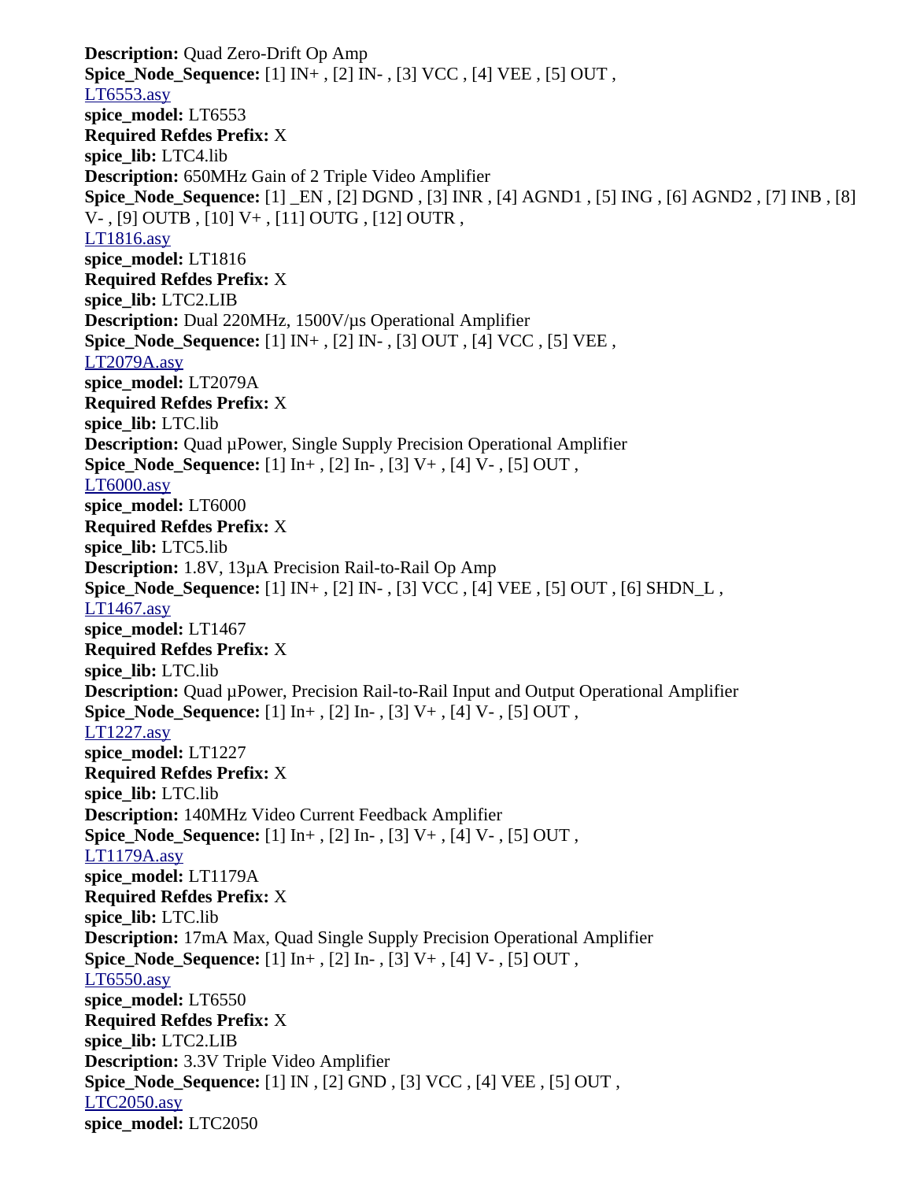**Description:** Quad Zero-Drift Op Amp
**Spice_Node_Sequence:** [1] IN+ , [2] IN- , [3] VCC , [4] VEE , [5] OUT ,
LT6553.asy
**spice_model:** LT6553
**Required Refdes Prefix:** X
**spice_lib:** LTC4.lib
**Description:** 650MHz Gain of 2 Triple Video Amplifier
**Spice_Node_Sequence:** [1] _EN , [2] DGND , [3] INR , [4] AGND1 , [5] ING , [6] AGND2 , [7] INB , [8] V- , [9] OUTB , [10] V+ , [11] OUTG , [12] OUTR ,
LT1816.asy
**spice_model:** LT1816
**Required Refdes Prefix:** X
**spice_lib:** LTC2.LIB
**Description:** Dual 220MHz, 1500V/µs Operational Amplifier
**Spice_Node_Sequence:** [1] IN+ , [2] IN- , [3] OUT , [4] VCC , [5] VEE ,
LT2079A.asy
**spice_model:** LT2079A
**Required Refdes Prefix:** X
**spice_lib:** LTC.lib
**Description:** Quad µPower, Single Supply Precision Operational Amplifier
**Spice_Node_Sequence:** [1] In+ , [2] In- , [3] V+ , [4] V- , [5] OUT ,
LT6000.asy
**spice_model:** LT6000
**Required Refdes Prefix:** X
**spice_lib:** LTC5.lib
**Description:** 1.8V, 13µA Precision Rail-to-Rail Op Amp
**Spice_Node_Sequence:** [1] IN+ , [2] IN- , [3] VCC , [4] VEE , [5] OUT , [6] SHDN_L ,
LT1467.asy
**spice_model:** LT1467
**Required Refdes Prefix:** X
**spice_lib:** LTC.lib
**Description:** Quad µPower, Precision Rail-to-Rail Input and Output Operational Amplifier
**Spice_Node_Sequence:** [1] In+ , [2] In- , [3] V+ , [4] V- , [5] OUT ,
LT1227.asy
**spice_model:** LT1227
**Required Refdes Prefix:** X
**spice_lib:** LTC.lib
**Description:** 140MHz Video Current Feedback Amplifier
**Spice_Node_Sequence:** [1] In+ , [2] In- , [3] V+ , [4] V- , [5] OUT ,
LT1179A.asy
**spice_model:** LT1179A
**Required Refdes Prefix:** X
**spice_lib:** LTC.lib
**Description:** 17mA Max, Quad Single Supply Precision Operational Amplifier
**Spice_Node_Sequence:** [1] In+ , [2] In- , [3] V+ , [4] V- , [5] OUT ,
LT6550.asy
**spice_model:** LT6550
**Required Refdes Prefix:** X
**spice_lib:** LTC2.LIB
**Description:** 3.3V Triple Video Amplifier
**Spice_Node_Sequence:** [1] IN , [2] GND , [3] VCC , [4] VEE , [5] OUT ,
LTC2050.asy
**spice_model:** LTC2050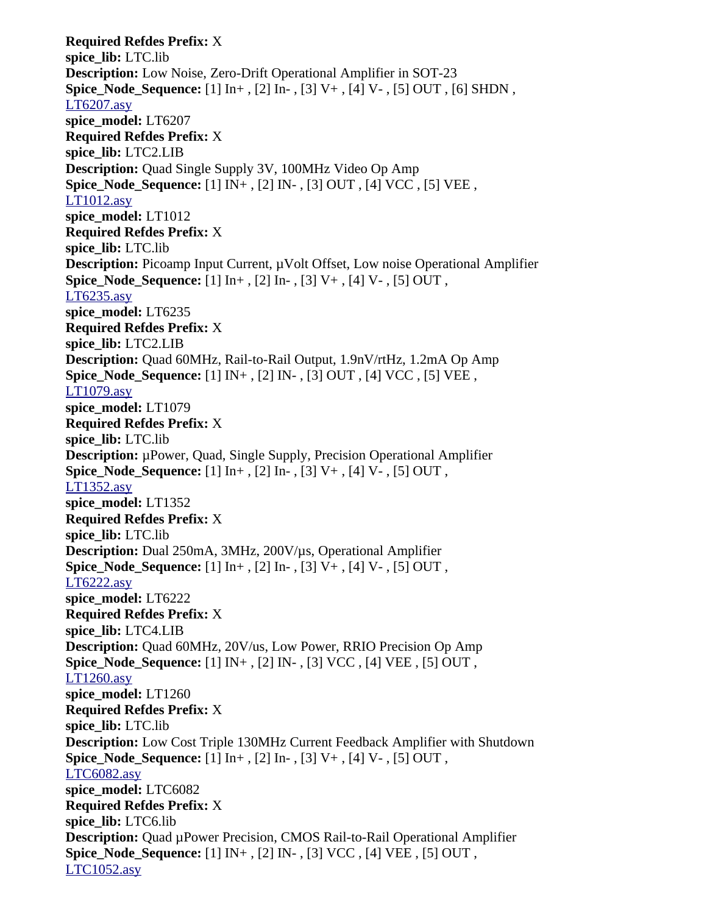**Required Refdes Prefix:** X
**spice_lib:** LTC.lib
**Description:** Low Noise, Zero-Drift Operational Amplifier in SOT-23
**Spice_Node_Sequence:** [1] In+ , [2] In- , [3] V+ , [4] V- , [5] OUT , [6] SHDN ,
LT6207.asy
**spice_model:** LT6207
**Required Refdes Prefix:** X
**spice_lib:** LTC2.LIB
**Description:** Quad Single Supply 3V, 100MHz Video Op Amp
**Spice_Node_Sequence:** [1] IN+ , [2] IN- , [3] OUT , [4] VCC , [5] VEE ,
LT1012.asy
**spice_model:** LT1012
**Required Refdes Prefix:** X
**spice_lib:** LTC.lib
**Description:** Picoamp Input Current, µVolt Offset, Low noise Operational Amplifier
**Spice_Node_Sequence:** [1] In+ , [2] In- , [3] V+ , [4] V- , [5] OUT ,
LT6235.asy
**spice_model:** LT6235
**Required Refdes Prefix:** X
**spice_lib:** LTC2.LIB
**Description:** Quad 60MHz, Rail-to-Rail Output, 1.9nV/rtHz, 1.2mA Op Amp
**Spice_Node_Sequence:** [1] IN+ , [2] IN- , [3] OUT , [4] VCC , [5] VEE ,
LT1079.asy
**spice_model:** LT1079
**Required Refdes Prefix:** X
**spice_lib:** LTC.lib
**Description:** µPower, Quad, Single Supply, Precision Operational Amplifier
**Spice_Node_Sequence:** [1] In+ , [2] In- , [3] V+ , [4] V- , [5] OUT ,
LT1352.asy
**spice_model:** LT1352
**Required Refdes Prefix:** X
**spice_lib:** LTC.lib
**Description:** Dual 250mA, 3MHz, 200V/µs, Operational Amplifier
**Spice_Node_Sequence:** [1] In+ , [2] In- , [3] V+ , [4] V- , [5] OUT ,
LT6222.asy
**spice_model:** LT6222
**Required Refdes Prefix:** X
**spice_lib:** LTC4.LIB
**Description:** Quad 60MHz, 20V/us, Low Power, RRIO Precision Op Amp
**Spice_Node_Sequence:** [1] IN+ , [2] IN- , [3] VCC , [4] VEE , [5] OUT ,
LT1260.asy
**spice_model:** LT1260
**Required Refdes Prefix:** X
**spice_lib:** LTC.lib
**Description:** Low Cost Triple 130MHz Current Feedback Amplifier with Shutdown
**Spice_Node_Sequence:** [1] In+ , [2] In- , [3] V+ , [4] V- , [5] OUT ,
LTC6082.asy
**spice_model:** LTC6082
**Required Refdes Prefix:** X
**spice_lib:** LTC6.lib
**Description:** Quad µPower Precision, CMOS Rail-to-Rail Operational Amplifier
**Spice_Node_Sequence:** [1] IN+ , [2] IN- , [3] VCC , [4] VEE , [5] OUT ,
LTC1052.asy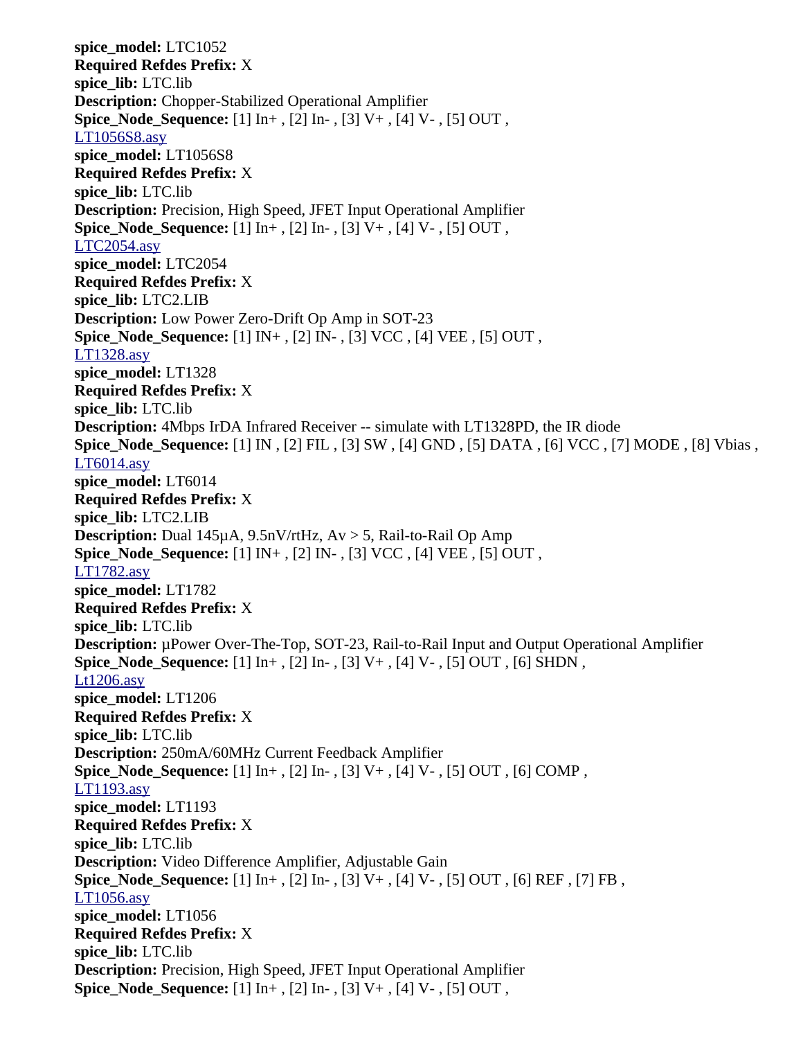**spice_model:** LTC1052
**Required Refdes Prefix:** X
**spice_lib:** LTC.lib
**Description:** Chopper-Stabilized Operational Amplifier
**Spice_Node_Sequence:** [1] In+ , [2] In- , [3] V+ , [4] V- , [5] OUT ,
LT1056S8.asy
**spice_model:** LT1056S8
**Required Refdes Prefix:** X
**spice_lib:** LTC.lib
**Description:** Precision, High Speed, JFET Input Operational Amplifier
**Spice_Node_Sequence:** [1] In+ , [2] In- , [3] V+ , [4] V- , [5] OUT ,
LTC2054.asy
**spice_model:** LTC2054
**Required Refdes Prefix:** X
**spice_lib:** LTC2.LIB
**Description:** Low Power Zero-Drift Op Amp in SOT-23
**Spice_Node_Sequence:** [1] IN+ , [2] IN- , [3] VCC , [4] VEE , [5] OUT ,
LT1328.asy
**spice_model:** LT1328
**Required Refdes Prefix:** X
**spice_lib:** LTC.lib
**Description:** 4Mbps IrDA Infrared Receiver -- simulate with LT1328PD, the IR diode
**Spice_Node_Sequence:** [1] IN , [2] FIL , [3] SW , [4] GND , [5] DATA , [6] VCC , [7] MODE , [8] Vbias ,
LT6014.asy
**spice_model:** LT6014
**Required Refdes Prefix:** X
**spice_lib:** LTC2.LIB
**Description:** Dual 145µA, 9.5nV/rtHz, Av > 5, Rail-to-Rail Op Amp
**Spice_Node_Sequence:** [1] IN+ , [2] IN- , [3] VCC , [4] VEE , [5] OUT ,
LT1782.asy
**spice_model:** LT1782
**Required Refdes Prefix:** X
**spice_lib:** LTC.lib
**Description:** µPower Over-The-Top, SOT-23, Rail-to-Rail Input and Output Operational Amplifier
**Spice_Node_Sequence:** [1] In+ , [2] In- , [3] V+ , [4] V- , [5] OUT , [6] SHDN ,
Lt1206.asy
**spice_model:** LT1206
**Required Refdes Prefix:** X
**spice_lib:** LTC.lib
**Description:** 250mA/60MHz Current Feedback Amplifier
**Spice_Node_Sequence:** [1] In+ , [2] In- , [3] V+ , [4] V- , [5] OUT , [6] COMP ,
LT1193.asy
**spice_model:** LT1193
**Required Refdes Prefix:** X
**spice_lib:** LTC.lib
**Description:** Video Difference Amplifier, Adjustable Gain
**Spice_Node_Sequence:** [1] In+ , [2] In- , [3] V+ , [4] V- , [5] OUT , [6] REF , [7] FB ,
LT1056.asy
**spice_model:** LT1056
**Required Refdes Prefix:** X
**spice_lib:** LTC.lib
**Description:** Precision, High Speed, JFET Input Operational Amplifier
**Spice_Node_Sequence:** [1] In+ , [2] In- , [3] V+ , [4] V- , [5] OUT ,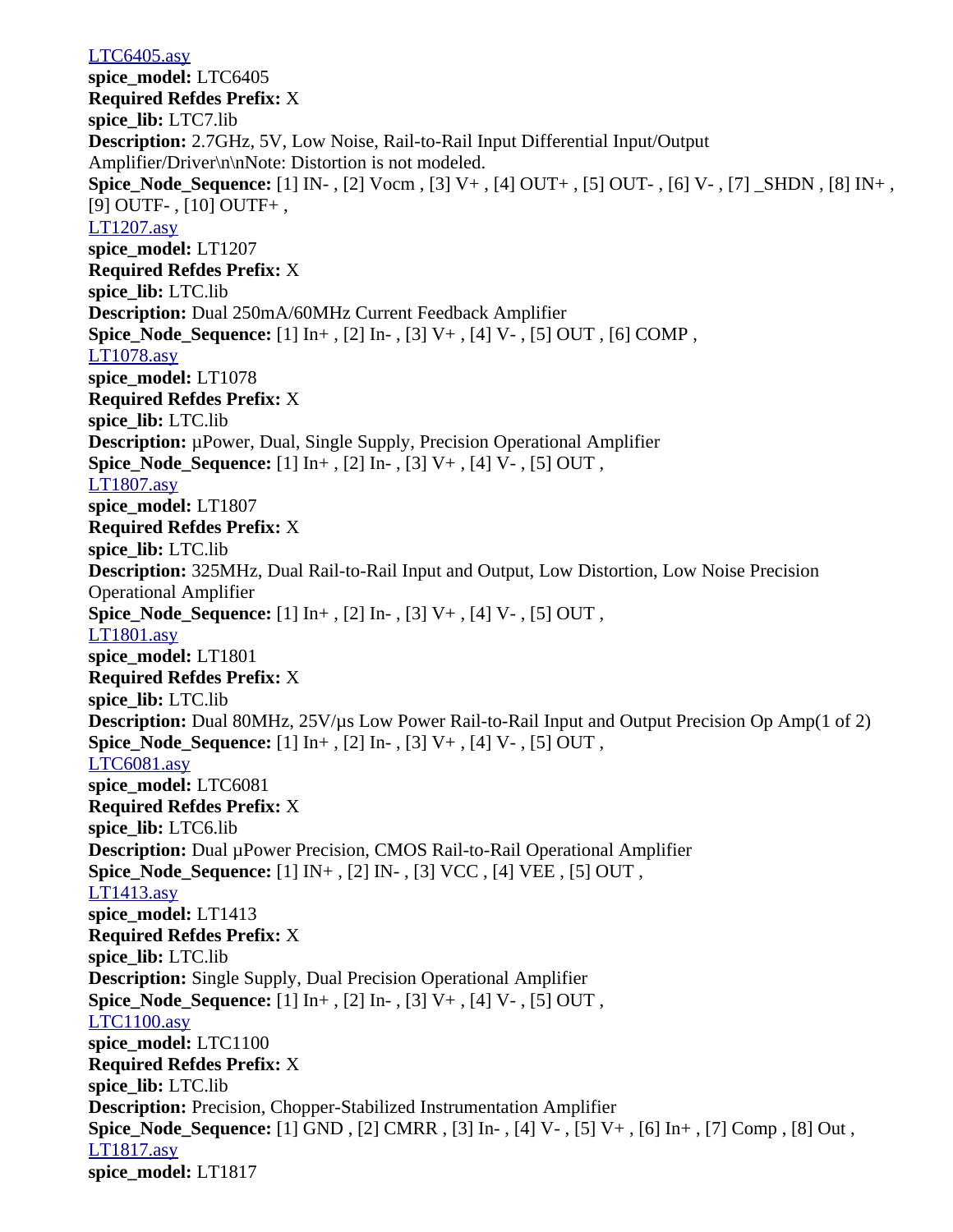[LTC6405.asy]()
**spice_model:** LTC6405
**Required Refdes Prefix:** X
**spice_lib:** LTC7.lib
**Description:** 2.7GHz, 5V, Low Noise, Rail-to-Rail Input Differential Input/Output Amplifier/Driver\n\nNote: Distortion is not modeled.
**Spice_Node_Sequence:** [1] IN- , [2] Vocm , [3] V+ , [4] OUT+ , [5] OUT- , [6] V- , [7] _SHDN , [8] IN+ , [9] OUTF- , [10] OUTF+ ,
[LT1207.asy]()
**spice_model:** LT1207
**Required Refdes Prefix:** X
**spice_lib:** LTC.lib
**Description:** Dual 250mA/60MHz Current Feedback Amplifier
**Spice_Node_Sequence:** [1] In+ , [2] In- , [3] V+ , [4] V- , [5] OUT , [6] COMP ,
[LT1078.asy]()
**spice_model:** LT1078
**Required Refdes Prefix:** X
**spice_lib:** LTC.lib
**Description:** µPower, Dual, Single Supply, Precision Operational Amplifier
**Spice_Node_Sequence:** [1] In+ , [2] In- , [3] V+ , [4] V- , [5] OUT ,
[LT1807.asy]()
**spice_model:** LT1807
**Required Refdes Prefix:** X
**spice_lib:** LTC.lib
**Description:** 325MHz, Dual Rail-to-Rail Input and Output, Low Distortion, Low Noise Precision Operational Amplifier
**Spice_Node_Sequence:** [1] In+ , [2] In- , [3] V+ , [4] V- , [5] OUT ,
[LT1801.asy]()
**spice_model:** LT1801
**Required Refdes Prefix:** X
**spice_lib:** LTC.lib
**Description:** Dual 80MHz, 25V/µs Low Power Rail-to-Rail Input and Output Precision Op Amp(1 of 2)
**Spice_Node_Sequence:** [1] In+ , [2] In- , [3] V+ , [4] V- , [5] OUT ,
[LTC6081.asy]()
**spice_model:** LTC6081
**Required Refdes Prefix:** X
**spice_lib:** LTC6.lib
**Description:** Dual µPower Precision, CMOS Rail-to-Rail Operational Amplifier
**Spice_Node_Sequence:** [1] IN+ , [2] IN- , [3] VCC , [4] VEE , [5] OUT ,
[LT1413.asy]()
**spice_model:** LT1413
**Required Refdes Prefix:** X
**spice_lib:** LTC.lib
**Description:** Single Supply, Dual Precision Operational Amplifier
**Spice_Node_Sequence:** [1] In+ , [2] In- , [3] V+ , [4] V- , [5] OUT ,
[LTC1100.asy]()
**spice_model:** LTC1100
**Required Refdes Prefix:** X
**spice_lib:** LTC.lib
**Description:** Precision, Chopper-Stabilized Instrumentation Amplifier
**Spice_Node_Sequence:** [1] GND , [2] CMRR , [3] In- , [4] V- , [5] V+ , [6] In+ , [7] Comp , [8] Out ,
[LT1817.asy]()
**spice_model:** LT1817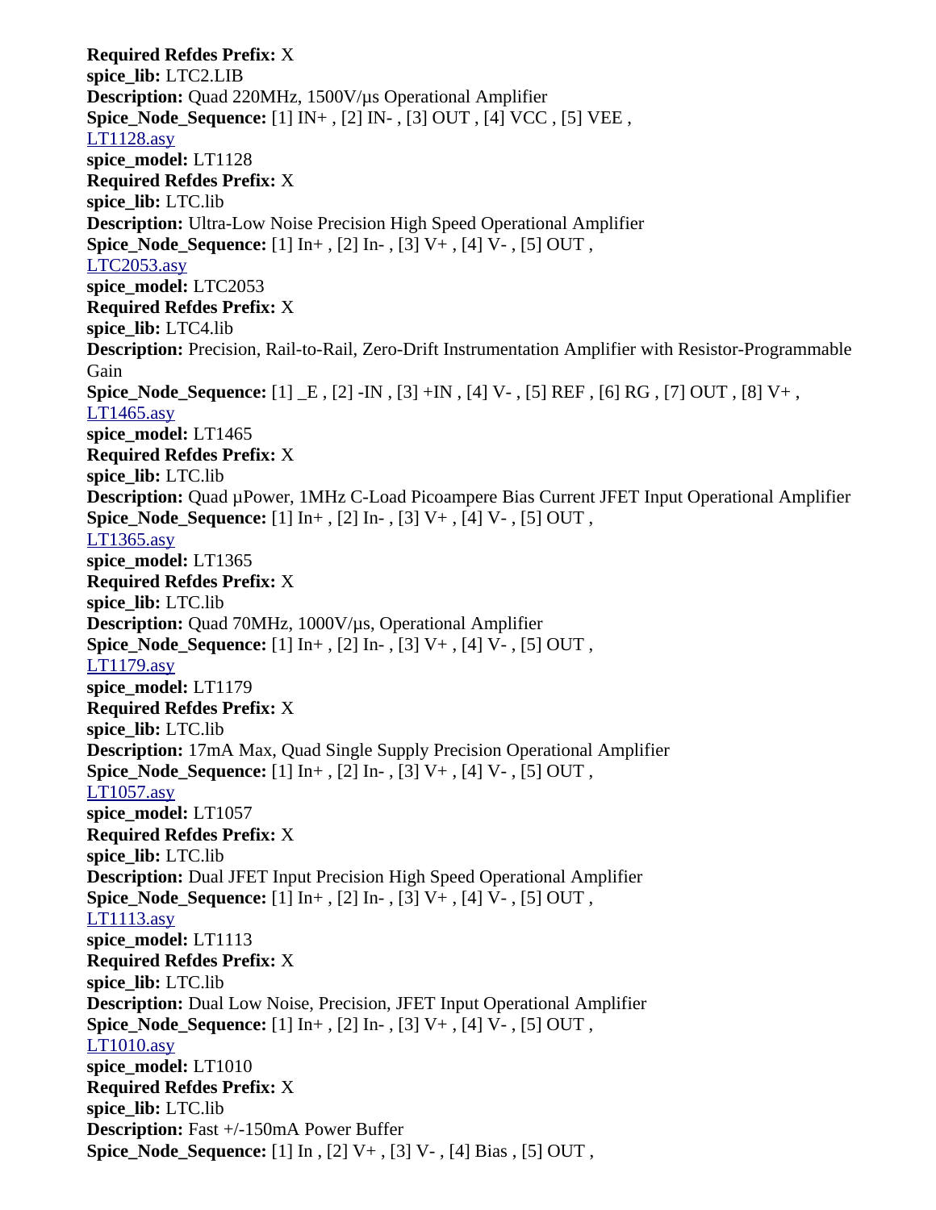**Required Refdes Prefix:** X
**spice_lib:** LTC2.LIB
**Description:** Quad 220MHz, 1500V/µs Operational Amplifier
**Spice_Node_Sequence:** [1] IN+ , [2] IN- , [3] OUT , [4] VCC , [5] VEE ,
LT1128.asy
**spice_model:** LT1128
**Required Refdes Prefix:** X
**spice_lib:** LTC.lib
**Description:** Ultra-Low Noise Precision High Speed Operational Amplifier
**Spice_Node_Sequence:** [1] In+ , [2] In- , [3] V+ , [4] V- , [5] OUT ,
LTC2053.asy
**spice_model:** LTC2053
**Required Refdes Prefix:** X
**spice_lib:** LTC4.lib
**Description:** Precision, Rail-to-Rail, Zero-Drift Instrumentation Amplifier with Resistor-Programmable Gain
**Spice_Node_Sequence:** [1] _E , [2] -IN , [3] +IN , [4] V- , [5] REF , [6] RG , [7] OUT , [8] V+ ,
LT1465.asy
**spice_model:** LT1465
**Required Refdes Prefix:** X
**spice_lib:** LTC.lib
**Description:** Quad µPower, 1MHz C-Load Picoampere Bias Current JFET Input Operational Amplifier
**Spice_Node_Sequence:** [1] In+ , [2] In- , [3] V+ , [4] V- , [5] OUT ,
LT1365.asy
**spice_model:** LT1365
**Required Refdes Prefix:** X
**spice_lib:** LTC.lib
**Description:** Quad 70MHz, 1000V/µs, Operational Amplifier
**Spice_Node_Sequence:** [1] In+ , [2] In- , [3] V+ , [4] V- , [5] OUT ,
LT1179.asy
**spice_model:** LT1179
**Required Refdes Prefix:** X
**spice_lib:** LTC.lib
**Description:** 17mA Max, Quad Single Supply Precision Operational Amplifier
**Spice_Node_Sequence:** [1] In+ , [2] In- , [3] V+ , [4] V- , [5] OUT ,
LT1057.asy
**spice_model:** LT1057
**Required Refdes Prefix:** X
**spice_lib:** LTC.lib
**Description:** Dual JFET Input Precision High Speed Operational Amplifier
**Spice_Node_Sequence:** [1] In+ , [2] In- , [3] V+ , [4] V- , [5] OUT ,
LT1113.asy
**spice_model:** LT1113
**Required Refdes Prefix:** X
**spice_lib:** LTC.lib
**Description:** Dual Low Noise, Precision, JFET Input Operational Amplifier
**Spice_Node_Sequence:** [1] In+ , [2] In- , [3] V+ , [4] V- , [5] OUT ,
LT1010.asy
**spice_model:** LT1010
**Required Refdes Prefix:** X
**spice_lib:** LTC.lib
**Description:** Fast +/-150mA Power Buffer
**Spice_Node_Sequence:** [1] In , [2] V+ , [3] V- , [4] Bias , [5] OUT ,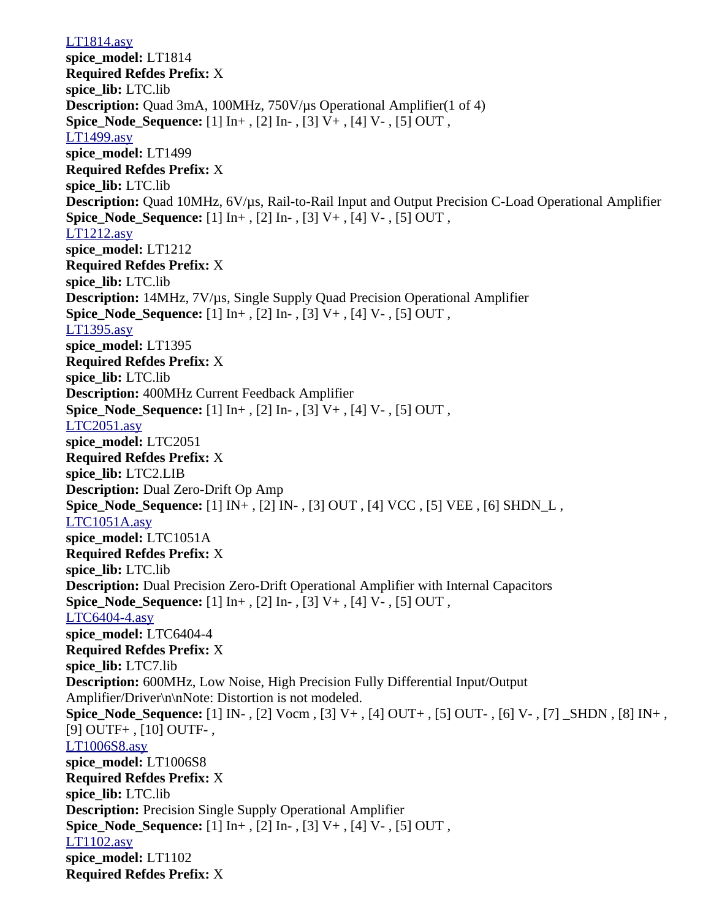LT1814.asy
**spice_model:** LT1814
**Required Refdes Prefix:** X
**spice_lib:** LTC.lib
**Description:** Quad 3mA, 100MHz, 750V/µs Operational Amplifier(1 of 4)
**Spice_Node_Sequence:** [1] In+ , [2] In- , [3] V+ , [4] V- , [5] OUT ,
LT1499.asy
**spice_model:** LT1499
**Required Refdes Prefix:** X
**spice_lib:** LTC.lib
**Description:** Quad 10MHz, 6V/µs, Rail-to-Rail Input and Output Precision C-Load Operational Amplifier
**Spice_Node_Sequence:** [1] In+ , [2] In- , [3] V+ , [4] V- , [5] OUT ,
LT1212.asy
**spice_model:** LT1212
**Required Refdes Prefix:** X
**spice_lib:** LTC.lib
**Description:** 14MHz, 7V/µs, Single Supply Quad Precision Operational Amplifier
**Spice_Node_Sequence:** [1] In+ , [2] In- , [3] V+ , [4] V- , [5] OUT ,
LT1395.asy
**spice_model:** LT1395
**Required Refdes Prefix:** X
**spice_lib:** LTC.lib
**Description:** 400MHz Current Feedback Amplifier
**Spice_Node_Sequence:** [1] In+ , [2] In- , [3] V+ , [4] V- , [5] OUT ,
LTC2051.asy
**spice_model:** LTC2051
**Required Refdes Prefix:** X
**spice_lib:** LTC2.LIB
**Description:** Dual Zero-Drift Op Amp
**Spice_Node_Sequence:** [1] IN+ , [2] IN- , [3] OUT , [4] VCC , [5] VEE , [6] SHDN_L ,
LTC1051A.asy
**spice_model:** LTC1051A
**Required Refdes Prefix:** X
**spice_lib:** LTC.lib
**Description:** Dual Precision Zero-Drift Operational Amplifier with Internal Capacitors
**Spice_Node_Sequence:** [1] In+ , [2] In- , [3] V+ , [4] V- , [5] OUT ,
LTC6404-4.asy
**spice_model:** LTC6404-4
**Required Refdes Prefix:** X
**spice_lib:** LTC7.lib
**Description:** 600MHz, Low Noise, High Precision Fully Differential Input/Output Amplifier/Driver\n\nNote: Distortion is not modeled.
**Spice_Node_Sequence:** [1] IN- , [2] Vocm , [3] V+ , [4] OUT+ , [5] OUT- , [6] V- , [7] _SHDN , [8] IN+ , [9] OUTF+ , [10] OUTF- ,
LT1006S8.asy
**spice_model:** LT1006S8
**Required Refdes Prefix:** X
**spice_lib:** LTC.lib
**Description:** Precision Single Supply Operational Amplifier
**Spice_Node_Sequence:** [1] In+ , [2] In- , [3] V+ , [4] V- , [5] OUT ,
LT1102.asy
**spice_model:** LT1102
**Required Refdes Prefix:** X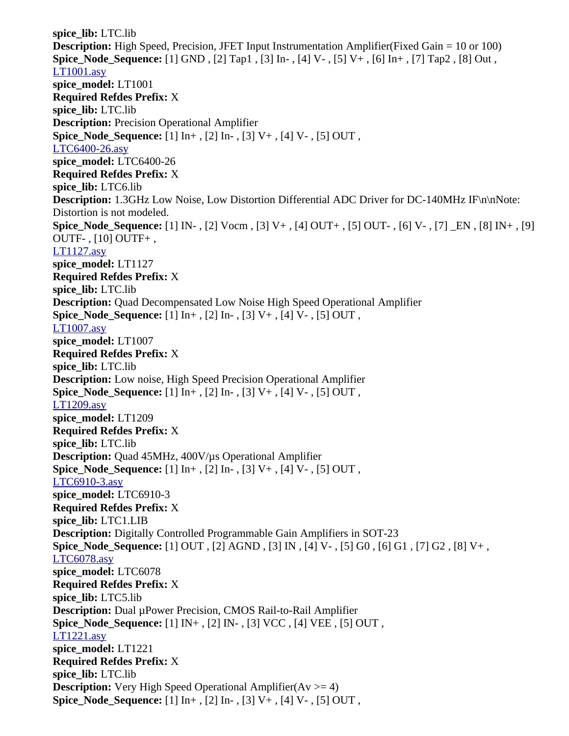**spice_lib:** LTC.lib
**Description:** High Speed, Precision, JFET Input Instrumentation Amplifier(Fixed Gain = 10 or 100)
**Spice_Node_Sequence:** [1] GND , [2] Tap1 , [3] In- , [4] V- , [5] V+ , [6] In+ , [7] Tap2 , [8] Out ,
LT1001.asy
**spice_model:** LT1001
**Required Refdes Prefix:** X
**spice_lib:** LTC.lib
**Description:** Precision Operational Amplifier
**Spice_Node_Sequence:** [1] In+ , [2] In- , [3] V+ , [4] V- , [5] OUT ,
LTC6400-26.asy
**spice_model:** LTC6400-26
**Required Refdes Prefix:** X
**spice_lib:** LTC6.lib
**Description:** 1.3GHz Low Noise, Low Distortion Differential ADC Driver for DC-140MHz IF\n\nNote: Distortion is not modeled.
**Spice_Node_Sequence:** [1] IN- , [2] Vocm , [3] V+ , [4] OUT+ , [5] OUT- , [6] V- , [7] _EN , [8] IN+ , [9] OUTF- , [10] OUTF+ ,
LT1127.asy
**spice_model:** LT1127
**Required Refdes Prefix:** X
**spice_lib:** LTC.lib
**Description:** Quad Decompensated Low Noise High Speed Operational Amplifier
**Spice_Node_Sequence:** [1] In+ , [2] In- , [3] V+ , [4] V- , [5] OUT ,
LT1007.asy
**spice_model:** LT1007
**Required Refdes Prefix:** X
**spice_lib:** LTC.lib
**Description:** Low noise, High Speed Precision Operational Amplifier
**Spice_Node_Sequence:** [1] In+ , [2] In- , [3] V+ , [4] V- , [5] OUT ,
LT1209.asy
**spice_model:** LT1209
**Required Refdes Prefix:** X
**spice_lib:** LTC.lib
**Description:** Quad 45MHz, 400V/µs Operational Amplifier
**Spice_Node_Sequence:** [1] In+ , [2] In- , [3] V+ , [4] V- , [5] OUT ,
LTC6910-3.asy
**spice_model:** LTC6910-3
**Required Refdes Prefix:** X
**spice_lib:** LTC1.LIB
**Description:** Digitally Controlled Programmable Gain Amplifiers in SOT-23
**Spice_Node_Sequence:** [1] OUT , [2] AGND , [3] IN , [4] V- , [5] G0 , [6] G1 , [7] G2 , [8] V+ ,
LTC6078.asy
**spice_model:** LTC6078
**Required Refdes Prefix:** X
**spice_lib:** LTC5.lib
**Description:** Dual µPower Precision, CMOS Rail-to-Rail Amplifier
**Spice_Node_Sequence:** [1] IN+ , [2] IN- , [3] VCC , [4] VEE , [5] OUT ,
LT1221.asy
**spice_model:** LT1221
**Required Refdes Prefix:** X
**spice_lib:** LTC.lib
**Description:** Very High Speed Operational Amplifier(Av >= 4)
**Spice_Node_Sequence:** [1] In+ , [2] In- , [3] V+ , [4] V- , [5] OUT ,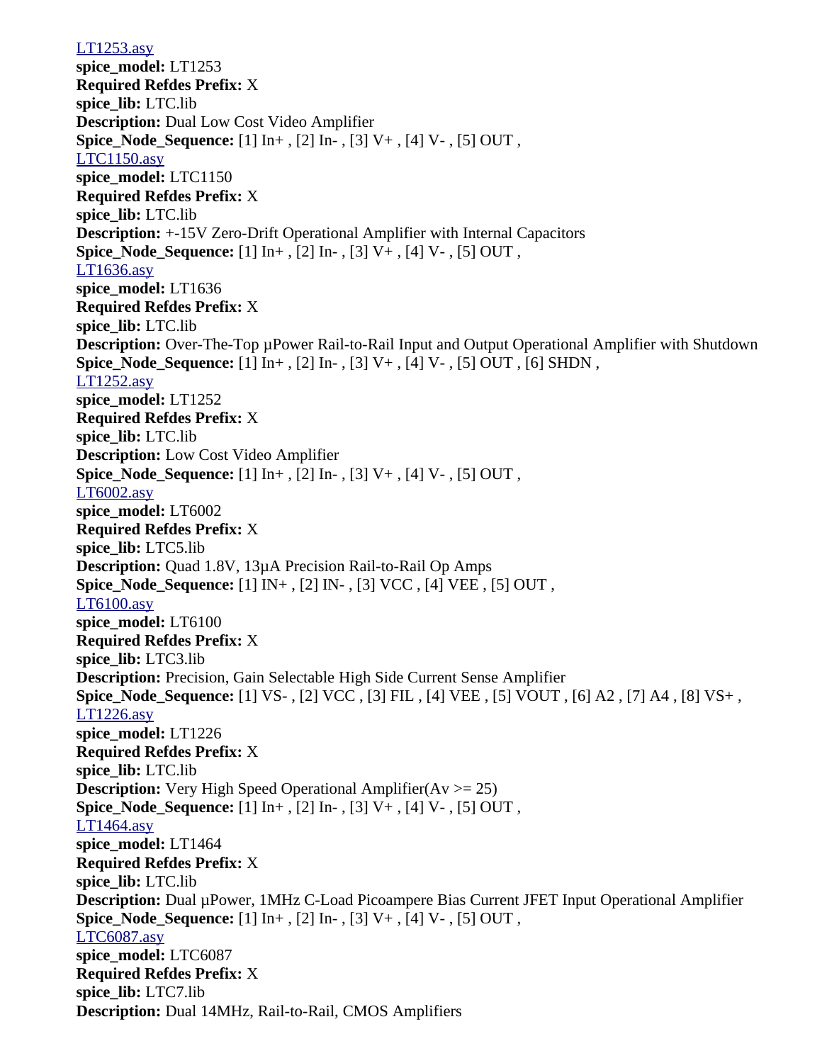LT1253.asy
**spice_model:** LT1253
**Required Refdes Prefix:** X
**spice_lib:** LTC.lib
**Description:** Dual Low Cost Video Amplifier
**Spice_Node_Sequence:** [1] In+ , [2] In- , [3] V+ , [4] V- , [5] OUT ,
LTC1150.asy
**spice_model:** LTC1150
**Required Refdes Prefix:** X
**spice_lib:** LTC.lib
**Description:** +-15V Zero-Drift Operational Amplifier with Internal Capacitors
**Spice_Node_Sequence:** [1] In+ , [2] In- , [3] V+ , [4] V- , [5] OUT ,
LT1636.asy
**spice_model:** LT1636
**Required Refdes Prefix:** X
**spice_lib:** LTC.lib
**Description:** Over-The-Top µPower Rail-to-Rail Input and Output Operational Amplifier with Shutdown
**Spice_Node_Sequence:** [1] In+ , [2] In- , [3] V+ , [4] V- , [5] OUT , [6] SHDN ,
LT1252.asy
**spice_model:** LT1252
**Required Refdes Prefix:** X
**spice_lib:** LTC.lib
**Description:** Low Cost Video Amplifier
**Spice_Node_Sequence:** [1] In+ , [2] In- , [3] V+ , [4] V- , [5] OUT ,
LT6002.asy
**spice_model:** LT6002
**Required Refdes Prefix:** X
**spice_lib:** LTC5.lib
**Description:** Quad 1.8V, 13µA Precision Rail-to-Rail Op Amps
**Spice_Node_Sequence:** [1] IN+ , [2] IN- , [3] VCC , [4] VEE , [5] OUT ,
LT6100.asy
**spice_model:** LT6100
**Required Refdes Prefix:** X
**spice_lib:** LTC3.lib
**Description:** Precision, Gain Selectable High Side Current Sense Amplifier
**Spice_Node_Sequence:** [1] VS- , [2] VCC , [3] FIL , [4] VEE , [5] VOUT , [6] A2 , [7] A4 , [8] VS+ ,
LT1226.asy
**spice_model:** LT1226
**Required Refdes Prefix:** X
**spice_lib:** LTC.lib
**Description:** Very High Speed Operational Amplifier(Av >= 25)
**Spice_Node_Sequence:** [1] In+ , [2] In- , [3] V+ , [4] V- , [5] OUT ,
LT1464.asy
**spice_model:** LT1464
**Required Refdes Prefix:** X
**spice_lib:** LTC.lib
**Description:** Dual µPower, 1MHz C-Load Picoampere Bias Current JFET Input Operational Amplifier
**Spice_Node_Sequence:** [1] In+ , [2] In- , [3] V+ , [4] V- , [5] OUT ,
LTC6087.asy
**spice_model:** LTC6087
**Required Refdes Prefix:** X
**spice_lib:** LTC7.lib
**Description:** Dual 14MHz, Rail-to-Rail, CMOS Amplifiers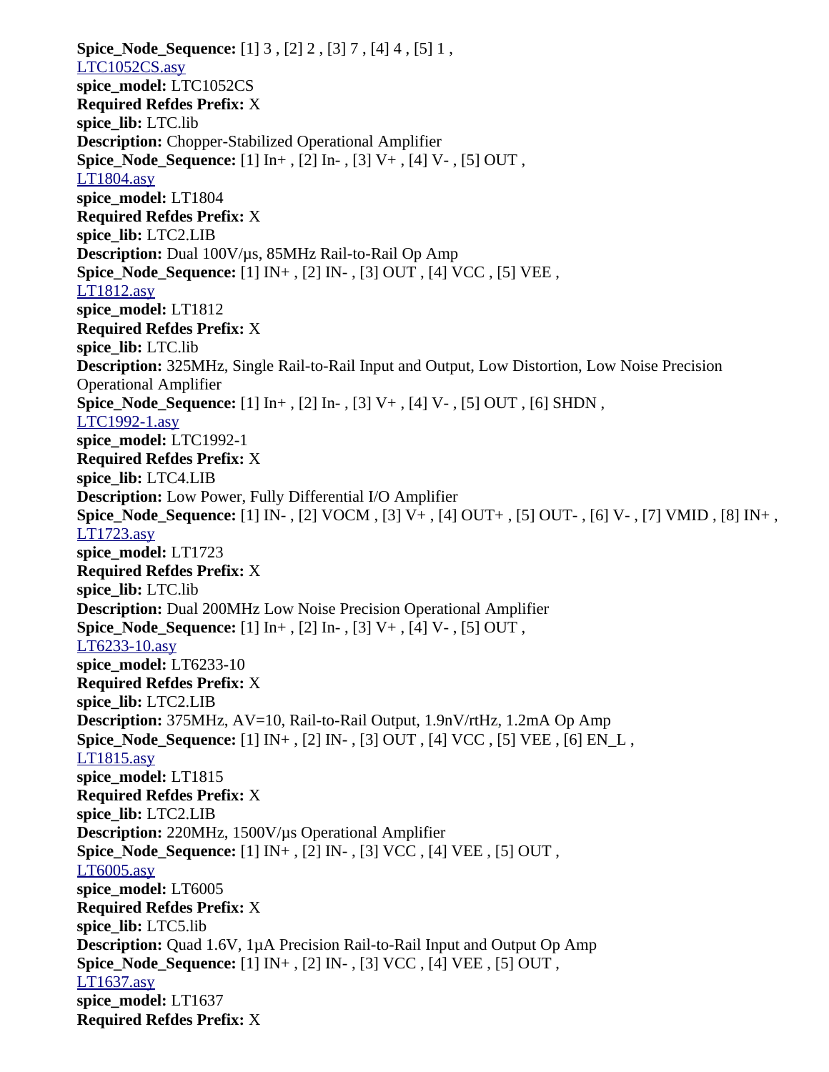**Spice_Node_Sequence:** [1] 3 , [2] 2 , [3] 7 , [4] 4 , [5] 1 ,

LTC1052CS.asy

**spice_model:** LTC1052CS

**Required Refdes Prefix:** X

**spice_lib:** LTC.lib

**Description:** Chopper-Stabilized Operational Amplifier

**Spice_Node_Sequence:** [1] In+ , [2] In- , [3] V+ , [4] V- , [5] OUT ,

LT1804.asy

**spice_model:** LT1804

**Required Refdes Prefix:** X

**spice_lib:** LTC2.LIB

**Description:** Dual 100V/µs, 85MHz Rail-to-Rail Op Amp

**Spice_Node_Sequence:** [1] IN+ , [2] IN- , [3] OUT , [4] VCC , [5] VEE ,

LT1812.asy

**spice_model:** LT1812

**Required Refdes Prefix:** X

**spice_lib:** LTC.lib

**Description:** 325MHz, Single Rail-to-Rail Input and Output, Low Distortion, Low Noise Precision Operational Amplifier

**Spice_Node_Sequence:** [1] In+ , [2] In- , [3] V+ , [4] V- , [5] OUT , [6] SHDN ,

LTC1992-1.asy

**spice_model:** LTC1992-1

**Required Refdes Prefix:** X

**spice_lib:** LTC4.LIB

**Description:** Low Power, Fully Differential I/O Amplifier

**Spice_Node_Sequence:** [1] IN- , [2] VOCM , [3] V+ , [4] OUT+ , [5] OUT- , [6] V- , [7] VMID , [8] IN+ ,

LT1723.asy

**spice_model:** LT1723

**Required Refdes Prefix:** X

**spice_lib:** LTC.lib

**Description:** Dual 200MHz Low Noise Precision Operational Amplifier

**Spice_Node_Sequence:** [1] In+ , [2] In- , [3] V+ , [4] V- , [5] OUT ,

LT6233-10.asy

**spice_model:** LT6233-10

**Required Refdes Prefix:** X

**spice_lib:** LTC2.LIB

**Description:** 375MHz, AV=10, Rail-to-Rail Output, 1.9nV/rtHz, 1.2mA Op Amp

**Spice_Node_Sequence:** [1] IN+ , [2] IN- , [3] OUT , [4] VCC , [5] VEE , [6] EN_L ,

LT1815.asy

**spice_model:** LT1815

**Required Refdes Prefix:** X

**spice_lib:** LTC2.LIB

**Description:** 220MHz, 1500V/µs Operational Amplifier

**Spice_Node_Sequence:** [1] IN+ , [2] IN- , [3] VCC , [4] VEE , [5] OUT ,

LT6005.asy

**spice_model:** LT6005

**Required Refdes Prefix:** X

**spice_lib:** LTC5.lib

**Description:** Quad 1.6V, 1µA Precision Rail-to-Rail Input and Output Op Amp

**Spice_Node_Sequence:** [1] IN+ , [2] IN- , [3] VCC , [4] VEE , [5] OUT ,

LT1637.asy

**spice_model:** LT1637

**Required Refdes Prefix:** X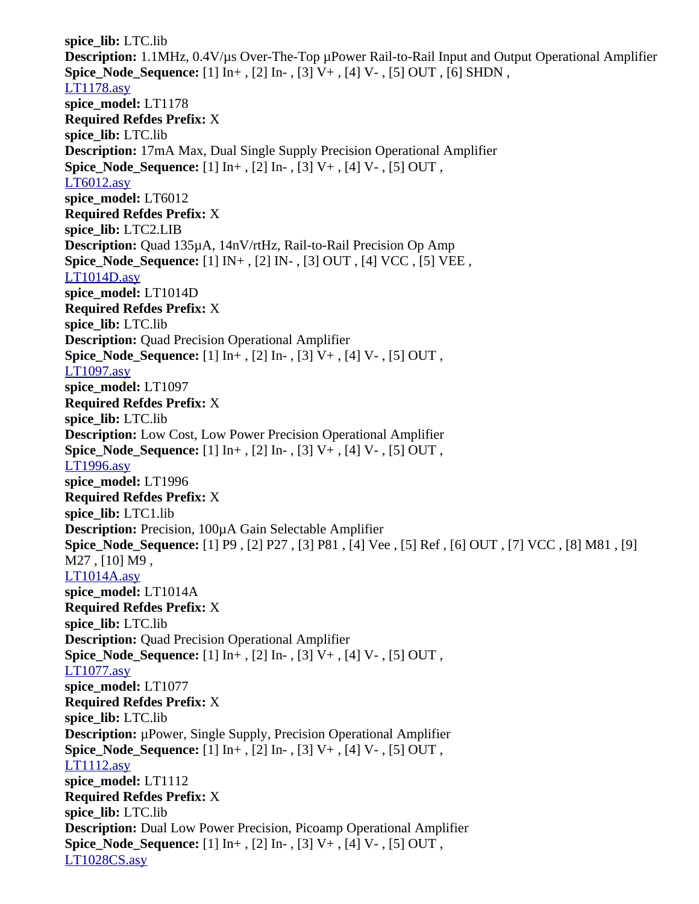**spice_lib:** LTC.lib
**Description:** 1.1MHz, 0.4V/µs Over-The-Top µPower Rail-to-Rail Input and Output Operational Amplifier
**Spice_Node_Sequence:** [1] In+ , [2] In- , [3] V+ , [4] V- , [5] OUT , [6] SHDN ,
LT1178.asy
**spice_model:** LT1178
**Required Refdes Prefix:** X
**spice_lib:** LTC.lib
**Description:** 17mA Max, Dual Single Supply Precision Operational Amplifier
**Spice_Node_Sequence:** [1] In+ , [2] In- , [3] V+ , [4] V- , [5] OUT ,
LT6012.asy
**spice_model:** LT6012
**Required Refdes Prefix:** X
**spice_lib:** LTC2.LIB
**Description:** Quad 135µA, 14nV/rtHz, Rail-to-Rail Precision Op Amp
**Spice_Node_Sequence:** [1] IN+ , [2] IN- , [3] OUT , [4] VCC , [5] VEE ,
LT1014D.asy
**spice_model:** LT1014D
**Required Refdes Prefix:** X
**spice_lib:** LTC.lib
**Description:** Quad Precision Operational Amplifier
**Spice_Node_Sequence:** [1] In+ , [2] In- , [3] V+ , [4] V- , [5] OUT ,
LT1097.asy
**spice_model:** LT1097
**Required Refdes Prefix:** X
**spice_lib:** LTC.lib
**Description:** Low Cost, Low Power Precision Operational Amplifier
**Spice_Node_Sequence:** [1] In+ , [2] In- , [3] V+ , [4] V- , [5] OUT ,
LT1996.asy
**spice_model:** LT1996
**Required Refdes Prefix:** X
**spice_lib:** LTC1.lib
**Description:** Precision, 100µA Gain Selectable Amplifier
**Spice_Node_Sequence:** [1] P9 , [2] P27 , [3] P81 , [4] Vee , [5] Ref , [6] OUT , [7] VCC , [8] M81 , [9] M27 , [10] M9 ,
LT1014A.asy
**spice_model:** LT1014A
**Required Refdes Prefix:** X
**spice_lib:** LTC.lib
**Description:** Quad Precision Operational Amplifier
**Spice_Node_Sequence:** [1] In+ , [2] In- , [3] V+ , [4] V- , [5] OUT ,
LT1077.asy
**spice_model:** LT1077
**Required Refdes Prefix:** X
**spice_lib:** LTC.lib
**Description:** µPower, Single Supply, Precision Operational Amplifier
**Spice_Node_Sequence:** [1] In+ , [2] In- , [3] V+ , [4] V- , [5] OUT ,
LT1112.asy
**spice_model:** LT1112
**Required Refdes Prefix:** X
**spice_lib:** LTC.lib
**Description:** Dual Low Power Precision, Picoamp Operational Amplifier
**Spice_Node_Sequence:** [1] In+ , [2] In- , [3] V+ , [4] V- , [5] OUT ,
LT1028CS.asy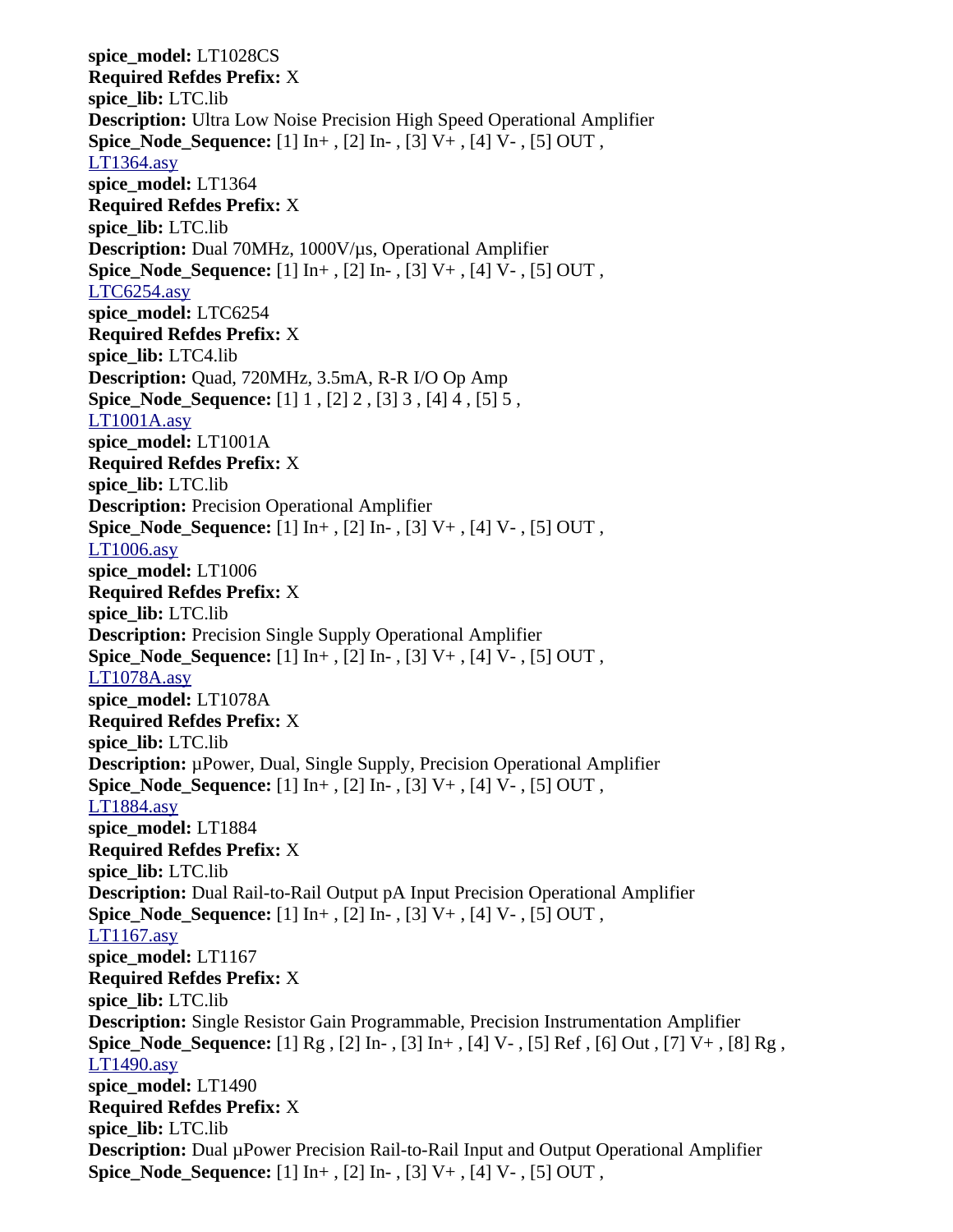**spice_model:** LT1028CS
**Required Refdes Prefix:** X
**spice_lib:** LTC.lib
**Description:** Ultra Low Noise Precision High Speed Operational Amplifier
**Spice_Node_Sequence:** [1] In+ , [2] In- , [3] V+ , [4] V- , [5] OUT ,
LT1364.asy
**spice_model:** LT1364
**Required Refdes Prefix:** X
**spice_lib:** LTC.lib
**Description:** Dual 70MHz, 1000V/µs, Operational Amplifier
**Spice_Node_Sequence:** [1] In+ , [2] In- , [3] V+ , [4] V- , [5] OUT ,
LTC6254.asy
**spice_model:** LTC6254
**Required Refdes Prefix:** X
**spice_lib:** LTC4.lib
**Description:** Quad, 720MHz, 3.5mA, R-R I/O Op Amp
**Spice_Node_Sequence:** [1] 1 , [2] 2 , [3] 3 , [4] 4 , [5] 5 ,
LT1001A.asy
**spice_model:** LT1001A
**Required Refdes Prefix:** X
**spice_lib:** LTC.lib
**Description:** Precision Operational Amplifier
**Spice_Node_Sequence:** [1] In+ , [2] In- , [3] V+ , [4] V- , [5] OUT ,
LT1006.asy
**spice_model:** LT1006
**Required Refdes Prefix:** X
**spice_lib:** LTC.lib
**Description:** Precision Single Supply Operational Amplifier
**Spice_Node_Sequence:** [1] In+ , [2] In- , [3] V+ , [4] V- , [5] OUT ,
LT1078A.asy
**spice_model:** LT1078A
**Required Refdes Prefix:** X
**spice_lib:** LTC.lib
**Description:** µPower, Dual, Single Supply, Precision Operational Amplifier
**Spice_Node_Sequence:** [1] In+ , [2] In- , [3] V+ , [4] V- , [5] OUT ,
LT1884.asy
**spice_model:** LT1884
**Required Refdes Prefix:** X
**spice_lib:** LTC.lib
**Description:** Dual Rail-to-Rail Output pA Input Precision Operational Amplifier
**Spice_Node_Sequence:** [1] In+ , [2] In- , [3] V+ , [4] V- , [5] OUT ,
LT1167.asy
**spice_model:** LT1167
**Required Refdes Prefix:** X
**spice_lib:** LTC.lib
**Description:** Single Resistor Gain Programmable, Precision Instrumentation Amplifier
**Spice_Node_Sequence:** [1] Rg , [2] In- , [3] In+ , [4] V- , [5] Ref , [6] Out , [7] V+ , [8] Rg ,
LT1490.asy
**spice_model:** LT1490
**Required Refdes Prefix:** X
**spice_lib:** LTC.lib
**Description:** Dual µPower Precision Rail-to-Rail Input and Output Operational Amplifier
**Spice_Node_Sequence:** [1] In+ , [2] In- , [3] V+ , [4] V- , [5] OUT ,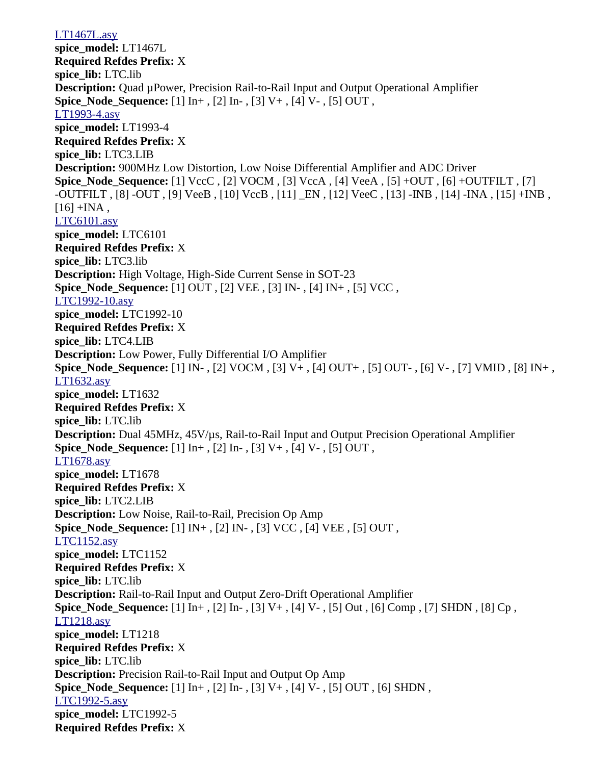LT1467L.asy
**spice_model:** LT1467L
**Required Refdes Prefix:** X
**spice_lib:** LTC.lib
**Description:** Quad µPower, Precision Rail-to-Rail Input and Output Operational Amplifier
**Spice_Node_Sequence:** [1] In+ , [2] In- , [3] V+ , [4] V- , [5] OUT ,
LT1993-4.asy
**spice_model:** LT1993-4
**Required Refdes Prefix:** X
**spice_lib:** LTC3.LIB
**Description:** 900MHz Low Distortion, Low Noise Differential Amplifier and ADC Driver
**Spice_Node_Sequence:** [1] VccC , [2] VOCM , [3] VccA , [4] VeeA , [5] +OUT , [6] +OUTFILT , [7] -OUTFILT , [8] -OUT , [9] VeeB , [10] VccB , [11] _EN , [12] VeeC , [13] -INB , [14] -INA , [15] +INB , [16] +INA ,
LTC6101.asy
**spice_model:** LTC6101
**Required Refdes Prefix:** X
**spice_lib:** LTC3.lib
**Description:** High Voltage, High-Side Current Sense in SOT-23
**Spice_Node_Sequence:** [1] OUT , [2] VEE , [3] IN- , [4] IN+ , [5] VCC ,
LTC1992-10.asy
**spice_model:** LTC1992-10
**Required Refdes Prefix:** X
**spice_lib:** LTC4.LIB
**Description:** Low Power, Fully Differential I/O Amplifier
**Spice_Node_Sequence:** [1] IN- , [2] VOCM , [3] V+ , [4] OUT+ , [5] OUT- , [6] V- , [7] VMID , [8] IN+ ,
LT1632.asy
**spice_model:** LT1632
**Required Refdes Prefix:** X
**spice_lib:** LTC.lib
**Description:** Dual 45MHz, 45V/µs, Rail-to-Rail Input and Output Precision Operational Amplifier
**Spice_Node_Sequence:** [1] In+ , [2] In- , [3] V+ , [4] V- , [5] OUT ,
LT1678.asy
**spice_model:** LT1678
**Required Refdes Prefix:** X
**spice_lib:** LTC2.LIB
**Description:** Low Noise, Rail-to-Rail, Precision Op Amp
**Spice_Node_Sequence:** [1] IN+ , [2] IN- , [3] VCC , [4] VEE , [5] OUT ,
LTC1152.asy
**spice_model:** LTC1152
**Required Refdes Prefix:** X
**spice_lib:** LTC.lib
**Description:** Rail-to-Rail Input and Output Zero-Drift Operational Amplifier
**Spice_Node_Sequence:** [1] In+ , [2] In- , [3] V+ , [4] V- , [5] Out , [6] Comp , [7] SHDN , [8] Cp ,
LT1218.asy
**spice_model:** LT1218
**Required Refdes Prefix:** X
**spice_lib:** LTC.lib
**Description:** Precision Rail-to-Rail Input and Output Op Amp
**Spice_Node_Sequence:** [1] In+ , [2] In- , [3] V+ , [4] V- , [5] OUT , [6] SHDN ,
LTC1992-5.asy
**spice_model:** LTC1992-5
**Required Refdes Prefix:** X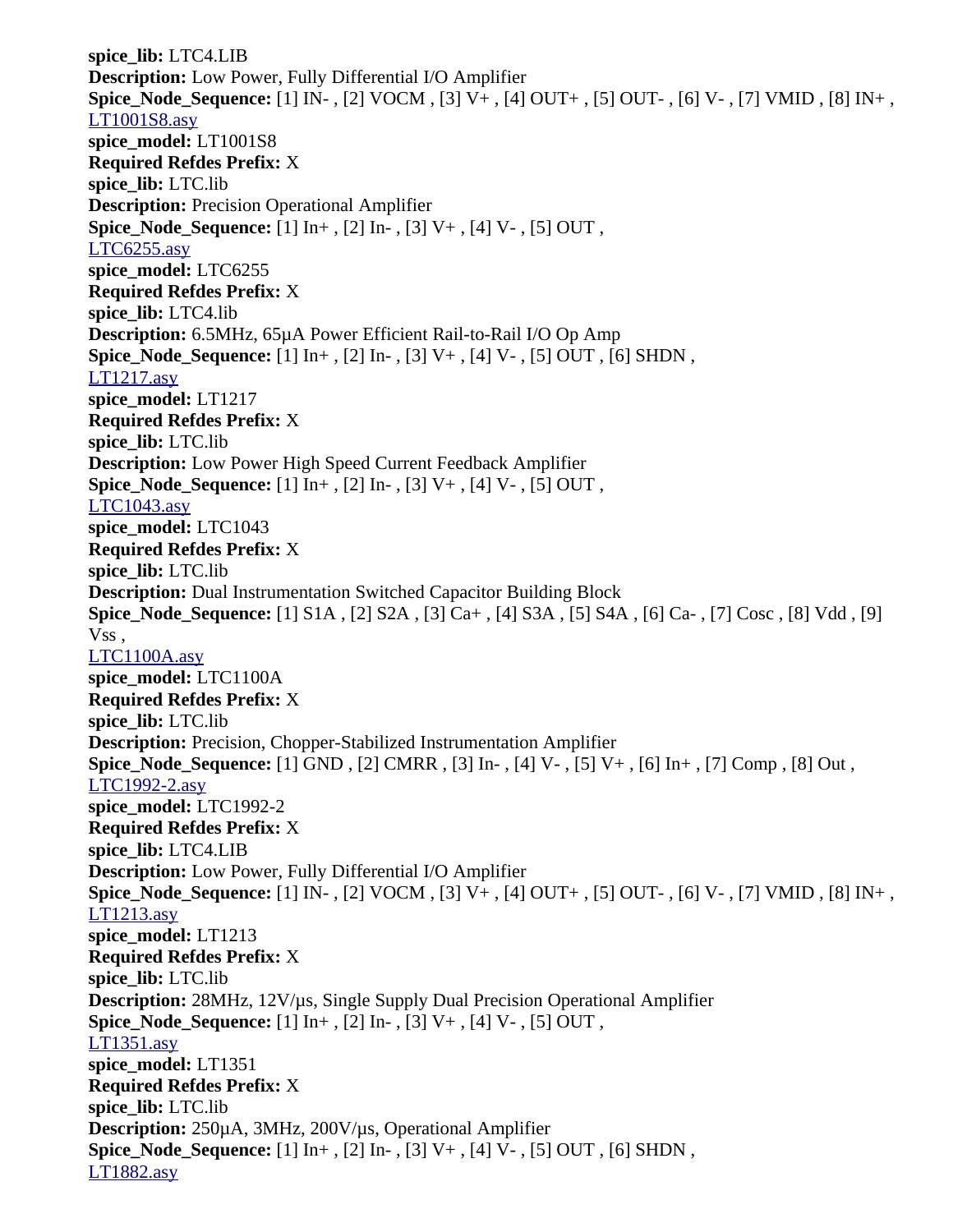**spice_lib:** LTC4.LIB
**Description:** Low Power, Fully Differential I/O Amplifier
**Spice_Node_Sequence:** [1] IN- , [2] VOCM , [3] V+ , [4] OUT+ , [5] OUT- , [6] V- , [7] VMID , [8] IN+ ,
LT1001S8.asy
**spice_model:** LT1001S8
**Required Refdes Prefix:** X
**spice_lib:** LTC.lib
**Description:** Precision Operational Amplifier
**Spice_Node_Sequence:** [1] In+ , [2] In- , [3] V+ , [4] V- , [5] OUT ,
LTC6255.asy
**spice_model:** LTC6255
**Required Refdes Prefix:** X
**spice_lib:** LTC4.lib
**Description:** 6.5MHz, 65µA Power Efficient Rail-to-Rail I/O Op Amp
**Spice_Node_Sequence:** [1] In+ , [2] In- , [3] V+ , [4] V- , [5] OUT , [6] SHDN ,
LT1217.asy
**spice_model:** LT1217
**Required Refdes Prefix:** X
**spice_lib:** LTC.lib
**Description:** Low Power High Speed Current Feedback Amplifier
**Spice_Node_Sequence:** [1] In+ , [2] In- , [3] V+ , [4] V- , [5] OUT ,
LTC1043.asy
**spice_model:** LTC1043
**Required Refdes Prefix:** X
**spice_lib:** LTC.lib
**Description:** Dual Instrumentation Switched Capacitor Building Block
**Spice_Node_Sequence:** [1] S1A , [2] S2A , [3] Ca+ , [4] S3A , [5] S4A , [6] Ca- , [7] Cosc , [8] Vdd , [9] Vss ,
LTC1100A.asy
**spice_model:** LTC1100A
**Required Refdes Prefix:** X
**spice_lib:** LTC.lib
**Description:** Precision, Chopper-Stabilized Instrumentation Amplifier
**Spice_Node_Sequence:** [1] GND , [2] CMRR , [3] In- , [4] V- , [5] V+ , [6] In+ , [7] Comp , [8] Out ,
LTC1992-2.asy
**spice_model:** LTC1992-2
**Required Refdes Prefix:** X
**spice_lib:** LTC4.LIB
**Description:** Low Power, Fully Differential I/O Amplifier
**Spice_Node_Sequence:** [1] IN- , [2] VOCM , [3] V+ , [4] OUT+ , [5] OUT- , [6] V- , [7] VMID , [8] IN+ ,
LT1213.asy
**spice_model:** LT1213
**Required Refdes Prefix:** X
**spice_lib:** LTC.lib
**Description:** 28MHz, 12V/µs, Single Supply Dual Precision Operational Amplifier
**Spice_Node_Sequence:** [1] In+ , [2] In- , [3] V+ , [4] V- , [5] OUT ,
LT1351.asy
**spice_model:** LT1351
**Required Refdes Prefix:** X
**spice_lib:** LTC.lib
**Description:** 250µA, 3MHz, 200V/µs, Operational Amplifier
**Spice_Node_Sequence:** [1] In+ , [2] In- , [3] V+ , [4] V- , [5] OUT , [6] SHDN ,
LT1882.asy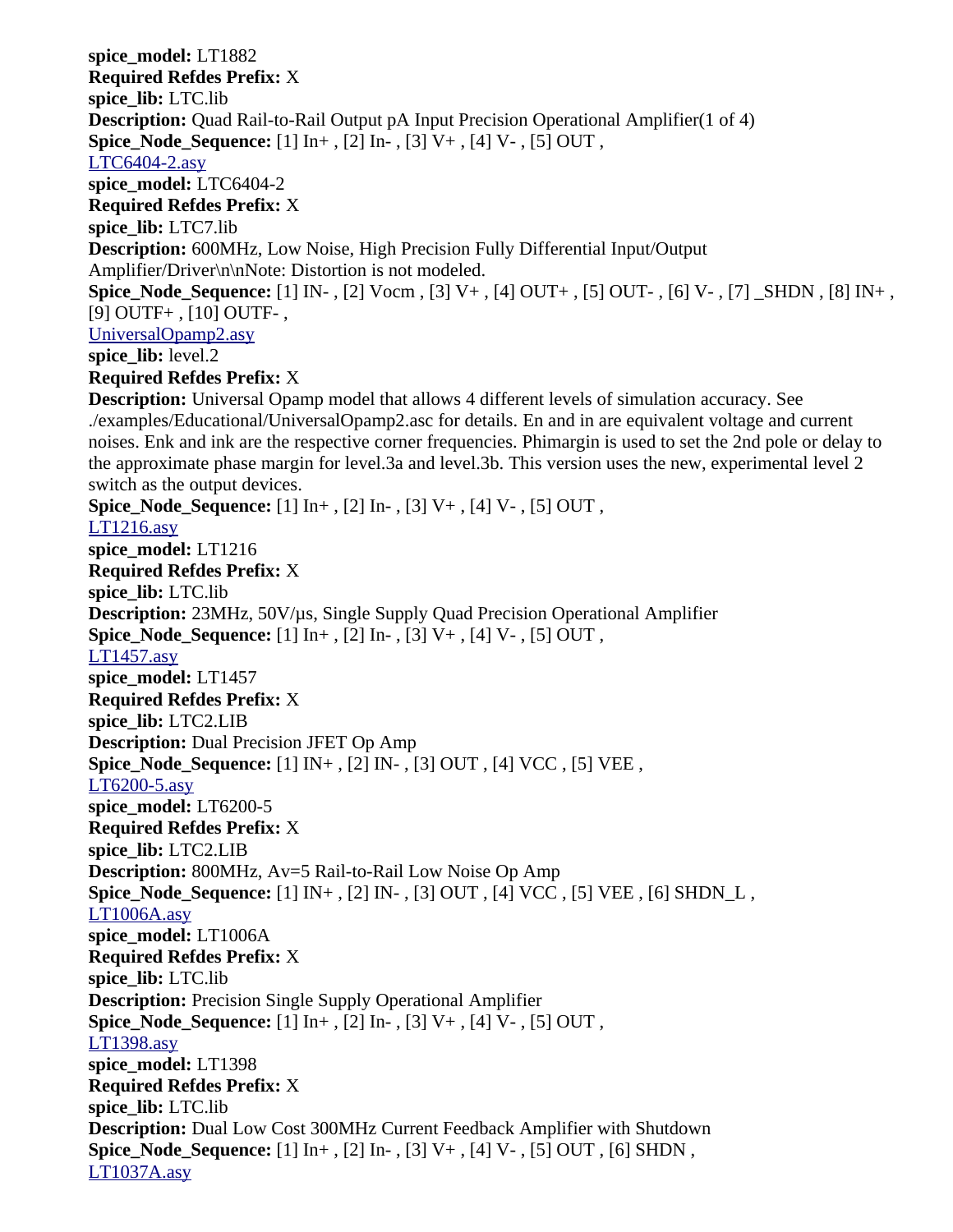**spice_model:** LT1882
**Required Refdes Prefix:** X
**spice_lib:** LTC.lib
**Description:** Quad Rail-to-Rail Output pA Input Precision Operational Amplifier(1 of 4)
**Spice_Node_Sequence:** [1] In+ , [2] In- , [3] V+ , [4] V- , [5] OUT ,
LTC6404-2.asy
**spice_model:** LTC6404-2
**Required Refdes Prefix:** X
**spice_lib:** LTC7.lib
**Description:** 600MHz, Low Noise, High Precision Fully Differential Input/Output Amplifier/Driver\n\nNote: Distortion is not modeled.
**Spice_Node_Sequence:** [1] IN- , [2] Vocm , [3] V+ , [4] OUT+ , [5] OUT- , [6] V- , [7] _SHDN , [8] IN+ , [9] OUTF+ , [10] OUTF- ,
UniversalOpamp2.asy
**spice_lib:** level.2
**Required Refdes Prefix:** X
**Description:** Universal Opamp model that allows 4 different levels of simulation accuracy. See ./examples/Educational/UniversalOpamp2.asc for details. En and in are equivalent voltage and current noises. Enk and ink are the respective corner frequencies. Phimargin is used to set the 2nd pole or delay to the approximate phase margin for level.3a and level.3b. This version uses the new, experimental level 2 switch as the output devices.
**Spice_Node_Sequence:** [1] In+ , [2] In- , [3] V+ , [4] V- , [5] OUT ,
LT1216.asy
**spice_model:** LT1216
**Required Refdes Prefix:** X
**spice_lib:** LTC.lib
**Description:** 23MHz, 50V/µs, Single Supply Quad Precision Operational Amplifier
**Spice_Node_Sequence:** [1] In+ , [2] In- , [3] V+ , [4] V- , [5] OUT ,
LT1457.asy
**spice_model:** LT1457
**Required Refdes Prefix:** X
**spice_lib:** LTC2.LIB
**Description:** Dual Precision JFET Op Amp
**Spice_Node_Sequence:** [1] IN+ , [2] IN- , [3] OUT , [4] VCC , [5] VEE ,
LT6200-5.asy
**spice_model:** LT6200-5
**Required Refdes Prefix:** X
**spice_lib:** LTC2.LIB
**Description:** 800MHz, Av=5 Rail-to-Rail Low Noise Op Amp
**Spice_Node_Sequence:** [1] IN+ , [2] IN- , [3] OUT , [4] VCC , [5] VEE , [6] SHDN_L ,
LT1006A.asy
**spice_model:** LT1006A
**Required Refdes Prefix:** X
**spice_lib:** LTC.lib
**Description:** Precision Single Supply Operational Amplifier
**Spice_Node_Sequence:** [1] In+ , [2] In- , [3] V+ , [4] V- , [5] OUT ,
LT1398.asy
**spice_model:** LT1398
**Required Refdes Prefix:** X
**spice_lib:** LTC.lib
**Description:** Dual Low Cost 300MHz Current Feedback Amplifier with Shutdown
**Spice_Node_Sequence:** [1] In+ , [2] In- , [3] V+ , [4] V- , [5] OUT , [6] SHDN ,
LT1037A.asy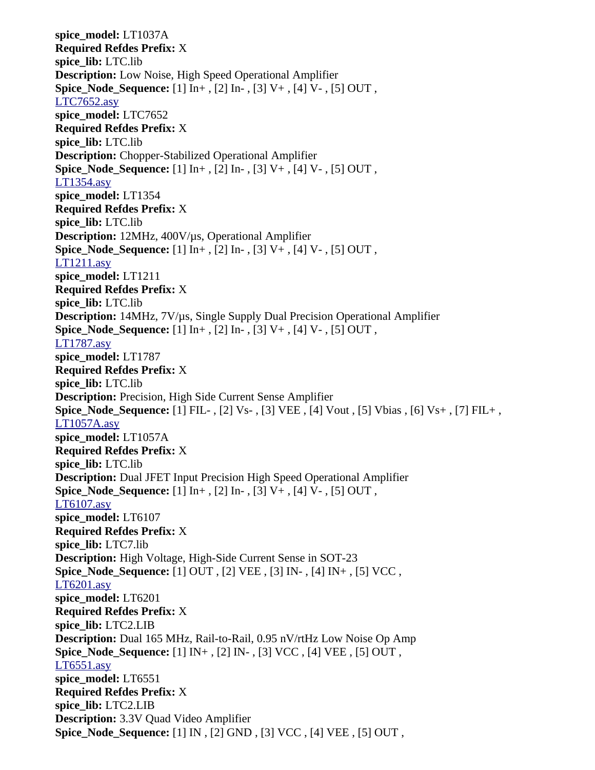**spice_model:** LT1037A
**Required Refdes Prefix:** X
**spice_lib:** LTC.lib
**Description:** Low Noise, High Speed Operational Amplifier
**Spice_Node_Sequence:** [1] In+ , [2] In- , [3] V+ , [4] V- , [5] OUT ,
LTC7652.asy
**spice_model:** LTC7652
**Required Refdes Prefix:** X
**spice_lib:** LTC.lib
**Description:** Chopper-Stabilized Operational Amplifier
**Spice_Node_Sequence:** [1] In+ , [2] In- , [3] V+ , [4] V- , [5] OUT ,
LT1354.asy
**spice_model:** LT1354
**Required Refdes Prefix:** X
**spice_lib:** LTC.lib
**Description:** 12MHz, 400V/µs, Operational Amplifier
**Spice_Node_Sequence:** [1] In+ , [2] In- , [3] V+ , [4] V- , [5] OUT ,
LT1211.asy
**spice_model:** LT1211
**Required Refdes Prefix:** X
**spice_lib:** LTC.lib
**Description:** 14MHz, 7V/µs, Single Supply Dual Precision Operational Amplifier
**Spice_Node_Sequence:** [1] In+ , [2] In- , [3] V+ , [4] V- , [5] OUT ,
LT1787.asy
**spice_model:** LT1787
**Required Refdes Prefix:** X
**spice_lib:** LTC.lib
**Description:** Precision, High Side Current Sense Amplifier
**Spice_Node_Sequence:** [1] FIL- , [2] Vs- , [3] VEE , [4] Vout , [5] Vbias , [6] Vs+ , [7] FIL+ ,
LT1057A.asy
**spice_model:** LT1057A
**Required Refdes Prefix:** X
**spice_lib:** LTC.lib
**Description:** Dual JFET Input Precision High Speed Operational Amplifier
**Spice_Node_Sequence:** [1] In+ , [2] In- , [3] V+ , [4] V- , [5] OUT ,
LT6107.asy
**spice_model:** LT6107
**Required Refdes Prefix:** X
**spice_lib:** LTC7.lib
**Description:** High Voltage, High-Side Current Sense in SOT-23
**Spice_Node_Sequence:** [1] OUT , [2] VEE , [3] IN- , [4] IN+ , [5] VCC ,
LT6201.asy
**spice_model:** LT6201
**Required Refdes Prefix:** X
**spice_lib:** LTC2.LIB
**Description:** Dual 165 MHz, Rail-to-Rail, 0.95 nV/rtHz Low Noise Op Amp
**Spice_Node_Sequence:** [1] IN+ , [2] IN- , [3] VCC , [4] VEE , [5] OUT ,
LT6551.asy
**spice_model:** LT6551
**Required Refdes Prefix:** X
**spice_lib:** LTC2.LIB
**Description:** 3.3V Quad Video Amplifier
**Spice_Node_Sequence:** [1] IN , [2] GND , [3] VCC , [4] VEE , [5] OUT ,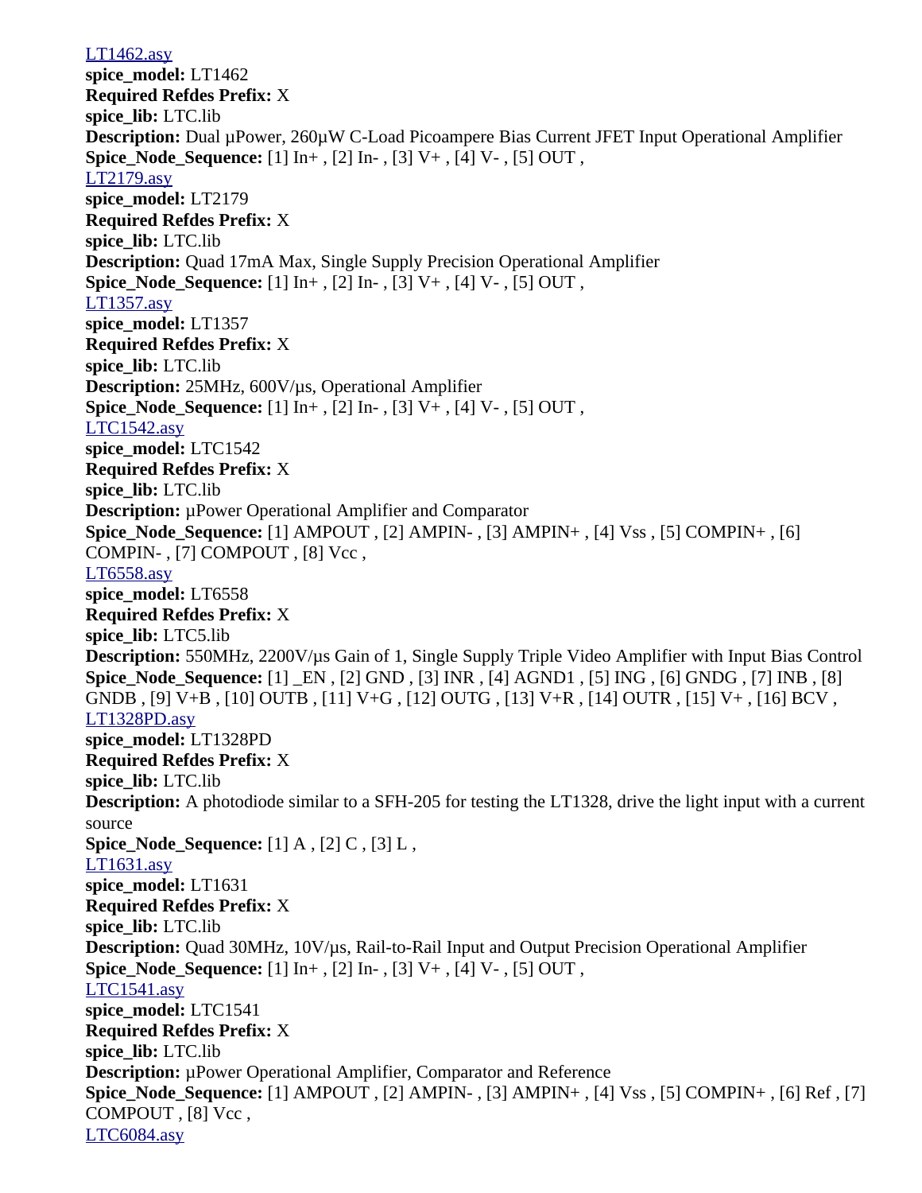LT1462.asy
**spice_model:** LT1462
**Required Refdes Prefix:** X
**spice_lib:** LTC.lib
**Description:** Dual µPower, 260µW C-Load Picoampere Bias Current JFET Input Operational Amplifier
**Spice_Node_Sequence:** [1] In+ , [2] In- , [3] V+ , [4] V- , [5] OUT ,
LT2179.asy
**spice_model:** LT2179
**Required Refdes Prefix:** X
**spice_lib:** LTC.lib
**Description:** Quad 17mA Max, Single Supply Precision Operational Amplifier
**Spice_Node_Sequence:** [1] In+ , [2] In- , [3] V+ , [4] V- , [5] OUT ,
LT1357.asy
**spice_model:** LT1357
**Required Refdes Prefix:** X
**spice_lib:** LTC.lib
**Description:** 25MHz, 600V/µs, Operational Amplifier
**Spice_Node_Sequence:** [1] In+ , [2] In- , [3] V+ , [4] V- , [5] OUT ,
LTC1542.asy
**spice_model:** LTC1542
**Required Refdes Prefix:** X
**spice_lib:** LTC.lib
**Description:** µPower Operational Amplifier and Comparator
**Spice_Node_Sequence:** [1] AMPOUT , [2] AMPIN- , [3] AMPIN+ , [4] Vss , [5] COMPIN+ , [6] COMPIN- , [7] COMPOUT , [8] Vcc ,
LT6558.asy
**spice_model:** LT6558
**Required Refdes Prefix:** X
**spice_lib:** LTC5.lib
**Description:** 550MHz, 2200V/µs Gain of 1, Single Supply Triple Video Amplifier with Input Bias Control
**Spice_Node_Sequence:** [1] _EN , [2] GND , [3] INR , [4] AGND1 , [5] ING , [6] GNDG , [7] INB , [8] GNDB , [9] V+B , [10] OUTB , [11] V+G , [12] OUTG , [13] V+R , [14] OUTR , [15] V+ , [16] BCV ,
LT1328PD.asy
**spice_model:** LT1328PD
**Required Refdes Prefix:** X
**spice_lib:** LTC.lib
**Description:** A photodiode similar to a SFH-205 for testing the LT1328, drive the light input with a current source
**Spice_Node_Sequence:** [1] A , [2] C , [3] L ,
LT1631.asy
**spice_model:** LT1631
**Required Refdes Prefix:** X
**spice_lib:** LTC.lib
**Description:** Quad 30MHz, 10V/µs, Rail-to-Rail Input and Output Precision Operational Amplifier
**Spice_Node_Sequence:** [1] In+ , [2] In- , [3] V+ , [4] V- , [5] OUT ,
LTC1541.asy
**spice_model:** LTC1541
**Required Refdes Prefix:** X
**spice_lib:** LTC.lib
**Description:** µPower Operational Amplifier, Comparator and Reference
**Spice_Node_Sequence:** [1] AMPOUT , [2] AMPIN- , [3] AMPIN+ , [4] Vss , [5] COMPIN+ , [6] Ref , [7] COMPOUT , [8] Vcc ,
LTC6084.asy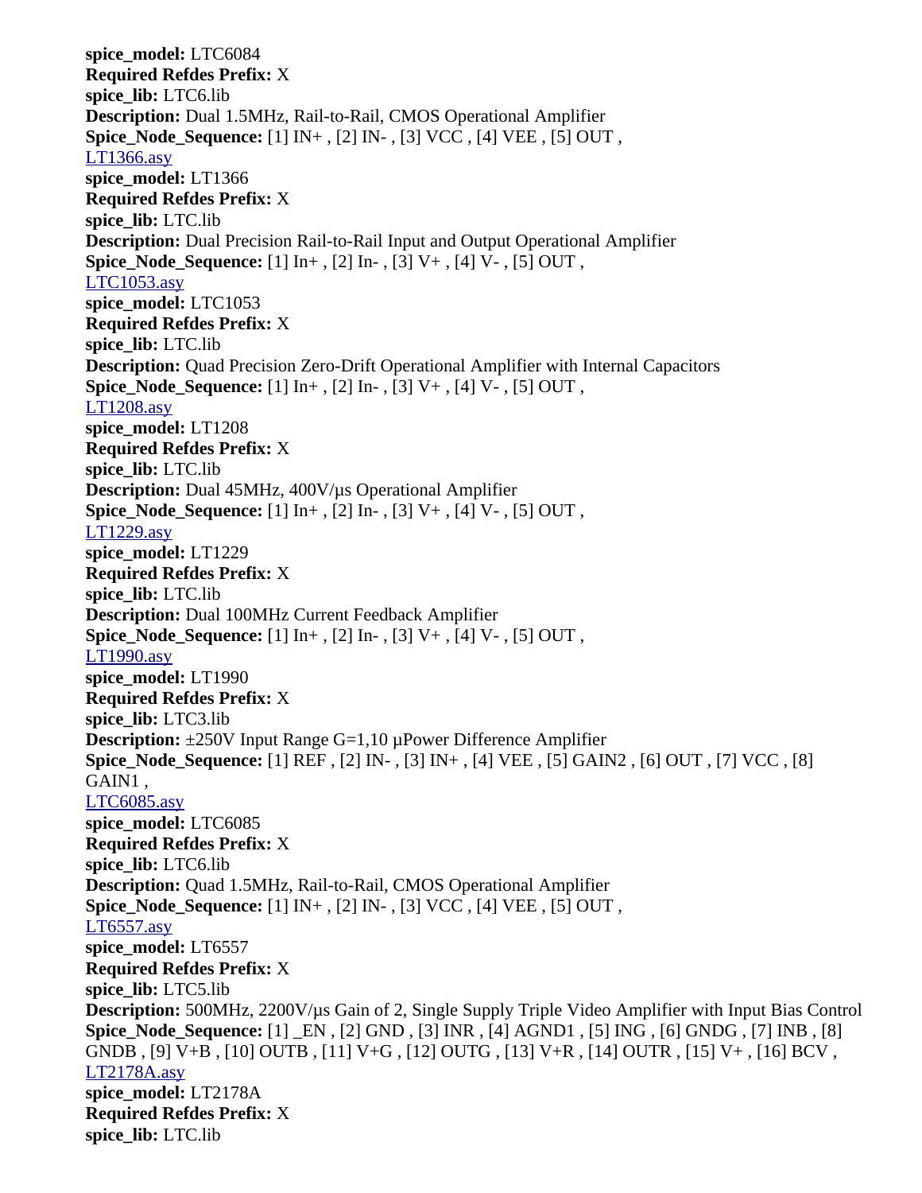**spice_model:** LTC6084
**Required Refdes Prefix:** X
**spice_lib:** LTC6.lib
**Description:** Dual 1.5MHz, Rail-to-Rail, CMOS Operational Amplifier
**Spice_Node_Sequence:** [1] IN+ , [2] IN- , [3] VCC , [4] VEE , [5] OUT ,
LT1366.asy
**spice_model:** LT1366
**Required Refdes Prefix:** X
**spice_lib:** LTC.lib
**Description:** Dual Precision Rail-to-Rail Input and Output Operational Amplifier
**Spice_Node_Sequence:** [1] In+ , [2] In- , [3] V+ , [4] V- , [5] OUT ,
LTC1053.asy
**spice_model:** LTC1053
**Required Refdes Prefix:** X
**spice_lib:** LTC.lib
**Description:** Quad Precision Zero-Drift Operational Amplifier with Internal Capacitors
**Spice_Node_Sequence:** [1] In+ , [2] In- , [3] V+ , [4] V- , [5] OUT ,
LT1208.asy
**spice_model:** LT1208
**Required Refdes Prefix:** X
**spice_lib:** LTC.lib
**Description:** Dual 45MHz, 400V/µs Operational Amplifier
**Spice_Node_Sequence:** [1] In+ , [2] In- , [3] V+ , [4] V- , [5] OUT ,
LT1229.asy
**spice_model:** LT1229
**Required Refdes Prefix:** X
**spice_lib:** LTC.lib
**Description:** Dual 100MHz Current Feedback Amplifier
**Spice_Node_Sequence:** [1] In+ , [2] In- , [3] V+ , [4] V- , [5] OUT ,
LT1990.asy
**spice_model:** LT1990
**Required Refdes Prefix:** X
**spice_lib:** LTC3.lib
**Description:** ±250V Input Range G=1,10 µPower Difference Amplifier
**Spice_Node_Sequence:** [1] REF , [2] IN- , [3] IN+ , [4] VEE , [5] GAIN2 , [6] OUT , [7] VCC , [8] GAIN1 ,
LTC6085.asy
**spice_model:** LTC6085
**Required Refdes Prefix:** X
**spice_lib:** LTC6.lib
**Description:** Quad 1.5MHz, Rail-to-Rail, CMOS Operational Amplifier
**Spice_Node_Sequence:** [1] IN+ , [2] IN- , [3] VCC , [4] VEE , [5] OUT ,
LT6557.asy
**spice_model:** LT6557
**Required Refdes Prefix:** X
**spice_lib:** LTC5.lib
**Description:** 500MHz, 2200V/µs Gain of 2, Single Supply Triple Video Amplifier with Input Bias Control
**Spice_Node_Sequence:** [1] _EN , [2] GND , [3] INR , [4] AGND1 , [5] ING , [6] GNDG , [7] INB , [8] GNDB , [9] V+B , [10] OUTB , [11] V+G , [12] OUTG , [13] V+R , [14] OUTR , [15] V+ , [16] BCV ,
LT2178A.asy
**spice_model:** LT2178A
**Required Refdes Prefix:** X
**spice_lib:** LTC.lib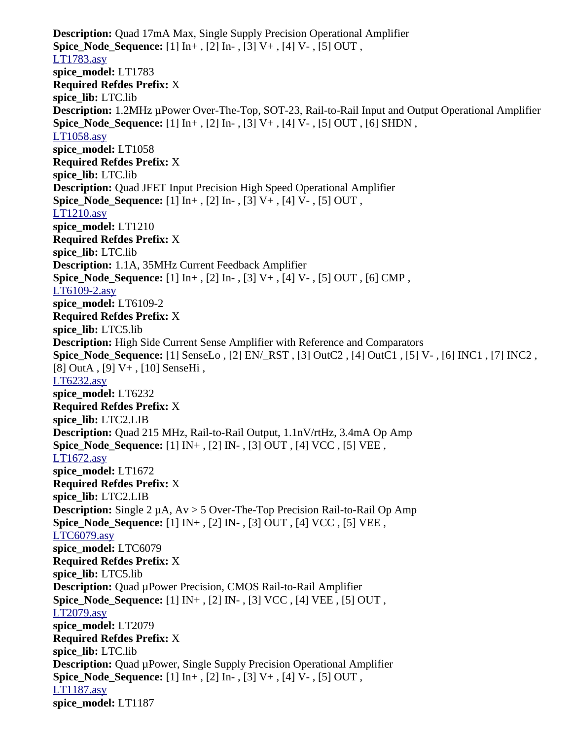**Description:** Quad 17mA Max, Single Supply Precision Operational Amplifier
**Spice_Node_Sequence:** [1] In+ , [2] In- , [3] V+ , [4] V- , [5] OUT ,
LT1783.asy
**spice_model:** LT1783
**Required Refdes Prefix:** X
**spice_lib:** LTC.lib
**Description:** 1.2MHz µPower Over-The-Top, SOT-23, Rail-to-Rail Input and Output Operational Amplifier
**Spice_Node_Sequence:** [1] In+ , [2] In- , [3] V+ , [4] V- , [5] OUT , [6] SHDN ,
LT1058.asy
**spice_model:** LT1058
**Required Refdes Prefix:** X
**spice_lib:** LTC.lib
**Description:** Quad JFET Input Precision High Speed Operational Amplifier
**Spice_Node_Sequence:** [1] In+ , [2] In- , [3] V+ , [4] V- , [5] OUT ,
LT1210.asy
**spice_model:** LT1210
**Required Refdes Prefix:** X
**spice_lib:** LTC.lib
**Description:** 1.1A, 35MHz Current Feedback Amplifier
**Spice_Node_Sequence:** [1] In+ , [2] In- , [3] V+ , [4] V- , [5] OUT , [6] CMP ,
LT6109-2.asy
**spice_model:** LT6109-2
**Required Refdes Prefix:** X
**spice_lib:** LTC5.lib
**Description:** High Side Current Sense Amplifier with Reference and Comparators
**Spice_Node_Sequence:** [1] SenseLo , [2] EN/_RST , [3] OutC2 , [4] OutC1 , [5] V- , [6] INC1 , [7] INC2 , [8] OutA , [9] V+ , [10] SenseHi ,
LT6232.asy
**spice_model:** LT6232
**Required Refdes Prefix:** X
**spice_lib:** LTC2.LIB
**Description:** Quad 215 MHz, Rail-to-Rail Output, 1.1nV/rtHz, 3.4mA Op Amp
**Spice_Node_Sequence:** [1] IN+ , [2] IN- , [3] OUT , [4] VCC , [5] VEE ,
LT1672.asy
**spice_model:** LT1672
**Required Refdes Prefix:** X
**spice_lib:** LTC2.LIB
**Description:** Single 2 µA, Av > 5 Over-The-Top Precision Rail-to-Rail Op Amp
**Spice_Node_Sequence:** [1] IN+ , [2] IN- , [3] OUT , [4] VCC , [5] VEE ,
LTC6079.asy
**spice_model:** LTC6079
**Required Refdes Prefix:** X
**spice_lib:** LTC5.lib
**Description:** Quad µPower Precision, CMOS Rail-to-Rail Amplifier
**Spice_Node_Sequence:** [1] IN+ , [2] IN- , [3] VCC , [4] VEE , [5] OUT ,
LT2079.asy
**spice_model:** LT2079
**Required Refdes Prefix:** X
**spice_lib:** LTC.lib
**Description:** Quad µPower, Single Supply Precision Operational Amplifier
**Spice_Node_Sequence:** [1] In+ , [2] In- , [3] V+ , [4] V- , [5] OUT ,
LT1187.asy
**spice_model:** LT1187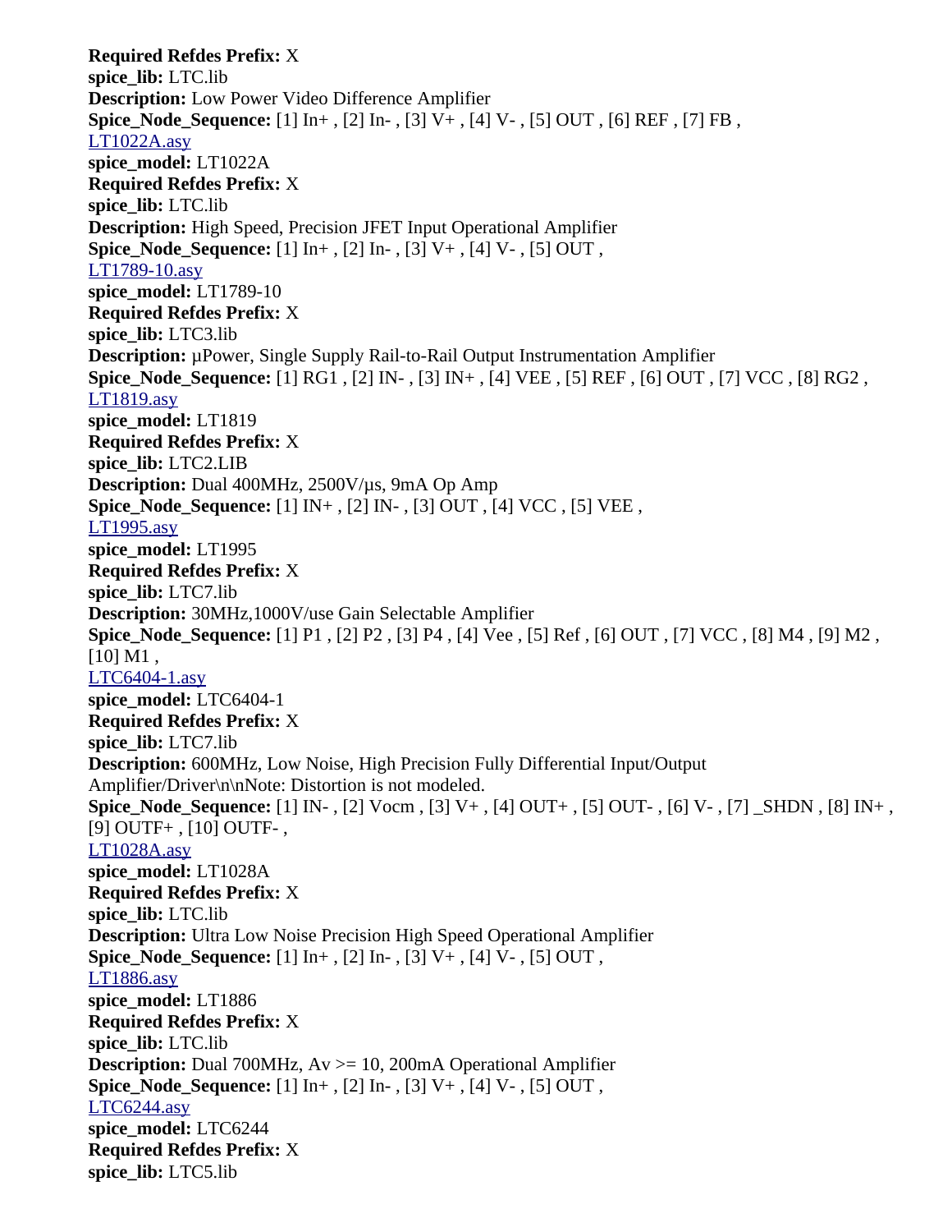**Required Refdes Prefix:** X
**spice_lib:** LTC.lib
**Description:** Low Power Video Difference Amplifier
**Spice_Node_Sequence:** [1] In+ , [2] In- , [3] V+ , [4] V- , [5] OUT , [6] REF , [7] FB ,
LT1022A.asy
**spice_model:** LT1022A
**Required Refdes Prefix:** X
**spice_lib:** LTC.lib
**Description:** High Speed, Precision JFET Input Operational Amplifier
**Spice_Node_Sequence:** [1] In+ , [2] In- , [3] V+ , [4] V- , [5] OUT ,
LT1789-10.asy
**spice_model:** LT1789-10
**Required Refdes Prefix:** X
**spice_lib:** LTC3.lib
**Description:** µPower, Single Supply Rail-to-Rail Output Instrumentation Amplifier
**Spice_Node_Sequence:** [1] RG1 , [2] IN- , [3] IN+ , [4] VEE , [5] REF , [6] OUT , [7] VCC , [8] RG2 ,
LT1819.asy
**spice_model:** LT1819
**Required Refdes Prefix:** X
**spice_lib:** LTC2.LIB
**Description:** Dual 400MHz, 2500V/µs, 9mA Op Amp
**Spice_Node_Sequence:** [1] IN+ , [2] IN- , [3] OUT , [4] VCC , [5] VEE ,
LT1995.asy
**spice_model:** LT1995
**Required Refdes Prefix:** X
**spice_lib:** LTC7.lib
**Description:** 30MHz,1000V/use Gain Selectable Amplifier
**Spice_Node_Sequence:** [1] P1 , [2] P2 , [3] P4 , [4] Vee , [5] Ref , [6] OUT , [7] VCC , [8] M4 , [9] M2 , [10] M1 ,
LTC6404-1.asy
**spice_model:** LTC6404-1
**Required Refdes Prefix:** X
**spice_lib:** LTC7.lib
**Description:** 600MHz, Low Noise, High Precision Fully Differential Input/Output Amplifier/Driver\n\nNote: Distortion is not modeled.
**Spice_Node_Sequence:** [1] IN- , [2] Vocm , [3] V+ , [4] OUT+ , [5] OUT- , [6] V- , [7] _SHDN , [8] IN+ , [9] OUTF+ , [10] OUTF- ,
LT1028A.asy
**spice_model:** LT1028A
**Required Refdes Prefix:** X
**spice_lib:** LTC.lib
**Description:** Ultra Low Noise Precision High Speed Operational Amplifier
**Spice_Node_Sequence:** [1] In+ , [2] In- , [3] V+ , [4] V- , [5] OUT ,
LT1886.asy
**spice_model:** LT1886
**Required Refdes Prefix:** X
**spice_lib:** LTC.lib
**Description:** Dual 700MHz, Av >= 10, 200mA Operational Amplifier
**Spice_Node_Sequence:** [1] In+ , [2] In- , [3] V+ , [4] V- , [5] OUT ,
LTC6244.asy
**spice_model:** LTC6244
**Required Refdes Prefix:** X
**spice_lib:** LTC5.lib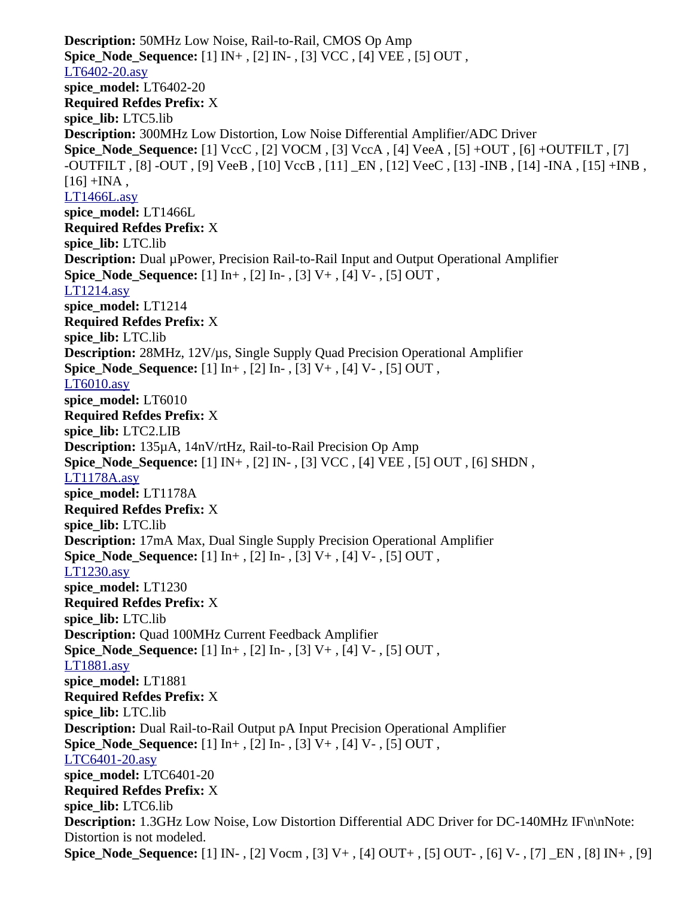**Description:** 50MHz Low Noise, Rail-to-Rail, CMOS Op Amp
**Spice_Node_Sequence:** [1] IN+ , [2] IN- , [3] VCC , [4] VEE , [5] OUT ,
LT6402-20.asy
**spice_model:** LT6402-20
**Required Refdes Prefix:** X
**spice_lib:** LTC5.lib
**Description:** 300MHz Low Distortion, Low Noise Differential Amplifier/ADC Driver
**Spice_Node_Sequence:** [1] VccC , [2] VOCM , [3] VccA , [4] VeeA , [5] +OUT , [6] +OUTFILT , [7] -OUTFILT , [8] -OUT , [9] VeeB , [10] VccB , [11] _EN , [12] VeeC , [13] -INB , [14] -INA , [15] +INB , [16] +INA ,
LT1466L.asy
**spice_model:** LT1466L
**Required Refdes Prefix:** X
**spice_lib:** LTC.lib
**Description:** Dual µPower, Precision Rail-to-Rail Input and Output Operational Amplifier
**Spice_Node_Sequence:** [1] In+ , [2] In- , [3] V+ , [4] V- , [5] OUT ,
LT1214.asy
**spice_model:** LT1214
**Required Refdes Prefix:** X
**spice_lib:** LTC.lib
**Description:** 28MHz, 12V/µs, Single Supply Quad Precision Operational Amplifier
**Spice_Node_Sequence:** [1] In+ , [2] In- , [3] V+ , [4] V- , [5] OUT ,
LT6010.asy
**spice_model:** LT6010
**Required Refdes Prefix:** X
**spice_lib:** LTC2.LIB
**Description:** 135µA, 14nV/rtHz, Rail-to-Rail Precision Op Amp
**Spice_Node_Sequence:** [1] IN+ , [2] IN- , [3] VCC , [4] VEE , [5] OUT , [6] SHDN ,
LT1178A.asy
**spice_model:** LT1178A
**Required Refdes Prefix:** X
**spice_lib:** LTC.lib
**Description:** 17mA Max, Dual Single Supply Precision Operational Amplifier
**Spice_Node_Sequence:** [1] In+ , [2] In- , [3] V+ , [4] V- , [5] OUT ,
LT1230.asy
**spice_model:** LT1230
**Required Refdes Prefix:** X
**spice_lib:** LTC.lib
**Description:** Quad 100MHz Current Feedback Amplifier
**Spice_Node_Sequence:** [1] In+ , [2] In- , [3] V+ , [4] V- , [5] OUT ,
LT1881.asy
**spice_model:** LT1881
**Required Refdes Prefix:** X
**spice_lib:** LTC.lib
**Description:** Dual Rail-to-Rail Output pA Input Precision Operational Amplifier
**Spice_Node_Sequence:** [1] In+ , [2] In- , [3] V+ , [4] V- , [5] OUT ,
LTC6401-20.asy
**spice_model:** LTC6401-20
**Required Refdes Prefix:** X
**spice_lib:** LTC6.lib
**Description:** 1.3GHz Low Noise, Low Distortion Differential ADC Driver for DC-140MHz IF\n\nNote: Distortion is not modeled.
**Spice_Node_Sequence:** [1] IN- , [2] Vcm , [3] V+ , [4] OUT+ , [5] OUT- , [6] V- , [7] _EN , [8] IN+ , [9]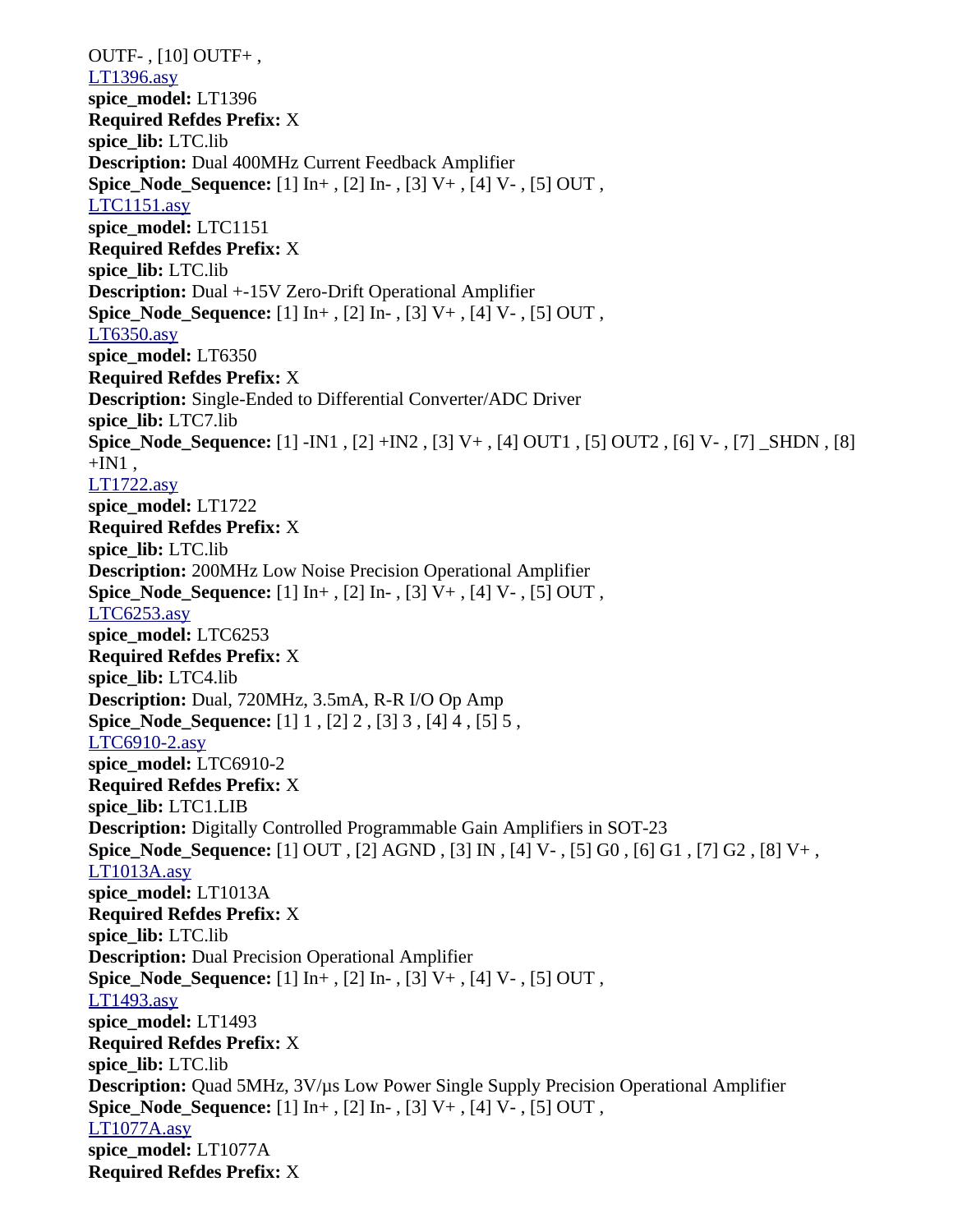OUTF- , [10] OUTF+ ,
LT1396.asy
**spice_model:** LT1396
**Required Refdes Prefix:** X
**spice_lib:** LTC.lib
**Description:** Dual 400MHz Current Feedback Amplifier
**Spice_Node_Sequence:** [1] In+ , [2] In- , [3] V+ , [4] V- , [5] OUT ,
LTC1151.asy
**spice_model:** LTC1151
**Required Refdes Prefix:** X
**spice_lib:** LTC.lib
**Description:** Dual +-15V Zero-Drift Operational Amplifier
**Spice_Node_Sequence:** [1] In+ , [2] In- , [3] V+ , [4] V- , [5] OUT ,
LT6350.asy
**spice_model:** LT6350
**Required Refdes Prefix:** X
**Description:** Single-Ended to Differential Converter/ADC Driver
**spice_lib:** LTC7.lib
**Spice_Node_Sequence:** [1] -IN1 , [2] +IN2 , [3] V+ , [4] OUT1 , [5] OUT2 , [6] V- , [7] _SHDN , [8] +IN1 ,
LT1722.asy
**spice_model:** LT1722
**Required Refdes Prefix:** X
**spice_lib:** LTC.lib
**Description:** 200MHz Low Noise Precision Operational Amplifier
**Spice_Node_Sequence:** [1] In+ , [2] In- , [3] V+ , [4] V- , [5] OUT ,
LTC6253.asy
**spice_model:** LTC6253
**Required Refdes Prefix:** X
**spice_lib:** LTC4.lib
**Description:** Dual, 720MHz, 3.5mA, R-R I/O Op Amp
**Spice_Node_Sequence:** [1] 1 , [2] 2 , [3] 3 , [4] 4 , [5] 5 ,
LTC6910-2.asy
**spice_model:** LTC6910-2
**Required Refdes Prefix:** X
**spice_lib:** LTC1.LIB
**Description:** Digitally Controlled Programmable Gain Amplifiers in SOT-23
**Spice_Node_Sequence:** [1] OUT , [2] AGND , [3] IN , [4] V- , [5] G0 , [6] G1 , [7] G2 , [8] V+ ,
LT1013A.asy
**spice_model:** LT1013A
**Required Refdes Prefix:** X
**spice_lib:** LTC.lib
**Description:** Dual Precision Operational Amplifier
**Spice_Node_Sequence:** [1] In+ , [2] In- , [3] V+ , [4] V- , [5] OUT ,
LT1493.asy
**spice_model:** LT1493
**Required Refdes Prefix:** X
**spice_lib:** LTC.lib
**Description:** Quad 5MHz, 3V/µs Low Power Single Supply Precision Operational Amplifier
**Spice_Node_Sequence:** [1] In+ , [2] In- , [3] V+ , [4] V- , [5] OUT ,
LT1077A.asy
**spice_model:** LT1077A
**Required Refdes Prefix:** X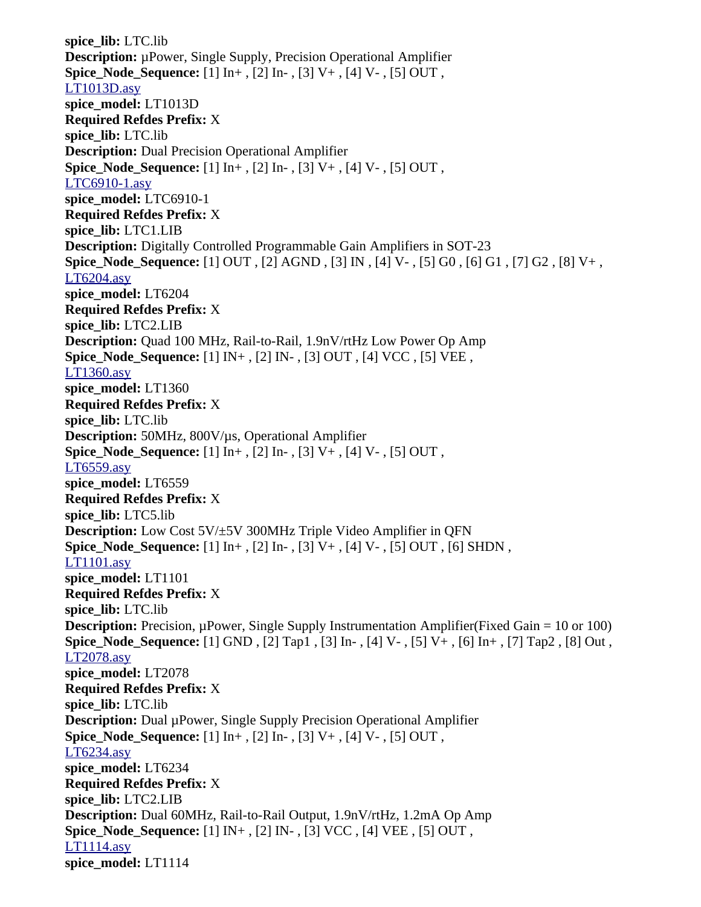**spice_lib:** LTC.lib
**Description:** µPower, Single Supply, Precision Operational Amplifier
**Spice_Node_Sequence:** [1] In+ , [2] In- , [3] V+ , [4] V- , [5] OUT ,
LT1013D.asy
**spice_model:** LT1013D
**Required Refdes Prefix:** X
**spice_lib:** LTC.lib
**Description:** Dual Precision Operational Amplifier
**Spice_Node_Sequence:** [1] In+ , [2] In- , [3] V+ , [4] V- , [5] OUT ,
LTC6910-1.asy
**spice_model:** LTC6910-1
**Required Refdes Prefix:** X
**spice_lib:** LTC1.LIB
**Description:** Digitally Controlled Programmable Gain Amplifiers in SOT-23
**Spice_Node_Sequence:** [1] OUT , [2] AGND , [3] IN , [4] V- , [5] G0 , [6] G1 , [7] G2 , [8] V+ ,
LT6204.asy
**spice_model:** LT6204
**Required Refdes Prefix:** X
**spice_lib:** LTC2.LIB
**Description:** Quad 100 MHz, Rail-to-Rail, 1.9nV/rtHz Low Power Op Amp
**Spice_Node_Sequence:** [1] IN+ , [2] IN- , [3] OUT , [4] VCC , [5] VEE ,
LT1360.asy
**spice_model:** LT1360
**Required Refdes Prefix:** X
**spice_lib:** LTC.lib
**Description:** 50MHz, 800V/µs, Operational Amplifier
**Spice_Node_Sequence:** [1] In+ , [2] In- , [3] V+ , [4] V- , [5] OUT ,
LT6559.asy
**spice_model:** LT6559
**Required Refdes Prefix:** X
**spice_lib:** LTC5.lib
**Description:** Low Cost 5V/±5V 300MHz Triple Video Amplifier in QFN
**Spice_Node_Sequence:** [1] In+ , [2] In- , [3] V+ , [4] V- , [5] OUT , [6] SHDN ,
LT1101.asy
**spice_model:** LT1101
**Required Refdes Prefix:** X
**spice_lib:** LTC.lib
**Description:** Precision, µPower, Single Supply Instrumentation Amplifier(Fixed Gain = 10 or 100)
**Spice_Node_Sequence:** [1] GND , [2] Tap1 , [3] In- , [4] V- , [5] V+ , [6] In+ , [7] Tap2 , [8] Out ,
LT2078.asy
**spice_model:** LT2078
**Required Refdes Prefix:** X
**spice_lib:** LTC.lib
**Description:** Dual µPower, Single Supply Precision Operational Amplifier
**Spice_Node_Sequence:** [1] In+ , [2] In- , [3] V+ , [4] V- , [5] OUT ,
LT6234.asy
**spice_model:** LT6234
**Required Refdes Prefix:** X
**spice_lib:** LTC2.LIB
**Description:** Dual 60MHz, Rail-to-Rail Output, 1.9nV/rtHz, 1.2mA Op Amp
**Spice_Node_Sequence:** [1] IN+ , [2] IN- , [3] VCC , [4] VEE , [5] OUT ,
LT1114.asy
**spice_model:** LT1114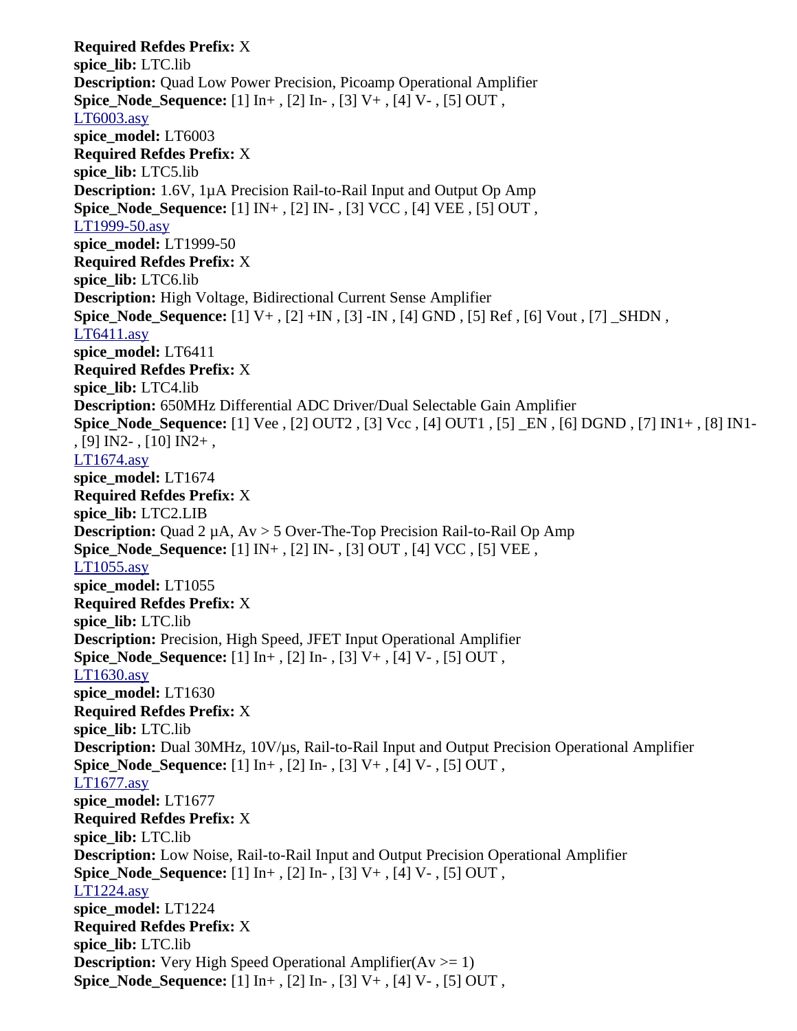**Required Refdes Prefix:** X
**spice_lib:** LTC.lib
**Description:** Quad Low Power Precision, Picoamp Operational Amplifier
**Spice_Node_Sequence:** [1] In+ , [2] In- , [3] V+ , [4] V- , [5] OUT ,
LT6003.asy
**spice_model:** LT6003
**Required Refdes Prefix:** X
**spice_lib:** LTC5.lib
**Description:** 1.6V, 1µA Precision Rail-to-Rail Input and Output Op Amp
**Spice_Node_Sequence:** [1] IN+ , [2] IN- , [3] VCC , [4] VEE , [5] OUT ,
LT1999-50.asy
**spice_model:** LT1999-50
**Required Refdes Prefix:** X
**spice_lib:** LTC6.lib
**Description:** High Voltage, Bidirectional Current Sense Amplifier
**Spice_Node_Sequence:** [1] V+ , [2] +IN , [3] -IN , [4] GND , [5] Ref , [6] Vout , [7] _SHDN ,
LT6411.asy
**spice_model:** LT6411
**Required Refdes Prefix:** X
**spice_lib:** LTC4.lib
**Description:** 650MHz Differential ADC Driver/Dual Selectable Gain Amplifier
**Spice_Node_Sequence:** [1] Vee , [2] OUT2 , [3] Vcc , [4] OUT1 , [5] _EN , [6] DGND , [7] IN1+ , [8] IN1- , [9] IN2- , [10] IN2+ ,
LT1674.asy
**spice_model:** LT1674
**Required Refdes Prefix:** X
**spice_lib:** LTC2.LIB
**Description:** Quad 2 µA, Av > 5 Over-The-Top Precision Rail-to-Rail Op Amp
**Spice_Node_Sequence:** [1] IN+ , [2] IN- , [3] OUT , [4] VCC , [5] VEE ,
LT1055.asy
**spice_model:** LT1055
**Required Refdes Prefix:** X
**spice_lib:** LTC.lib
**Description:** Precision, High Speed, JFET Input Operational Amplifier
**Spice_Node_Sequence:** [1] In+ , [2] In- , [3] V+ , [4] V- , [5] OUT ,
LT1630.asy
**spice_model:** LT1630
**Required Refdes Prefix:** X
**spice_lib:** LTC.lib
**Description:** Dual 30MHz, 10V/µs, Rail-to-Rail Input and Output Precision Operational Amplifier
**Spice_Node_Sequence:** [1] In+ , [2] In- , [3] V+ , [4] V- , [5] OUT ,
LT1677.asy
**spice_model:** LT1677
**Required Refdes Prefix:** X
**spice_lib:** LTC.lib
**Description:** Low Noise, Rail-to-Rail Input and Output Precision Operational Amplifier
**Spice_Node_Sequence:** [1] In+ , [2] In- , [3] V+ , [4] V- , [5] OUT ,
LT1224.asy
**spice_model:** LT1224
**Required Refdes Prefix:** X
**spice_lib:** LTC.lib
**Description:** Very High Speed Operational Amplifier(Av >= 1)
**Spice_Node_Sequence:** [1] In+ , [2] In- , [3] V+ , [4] V- , [5] OUT ,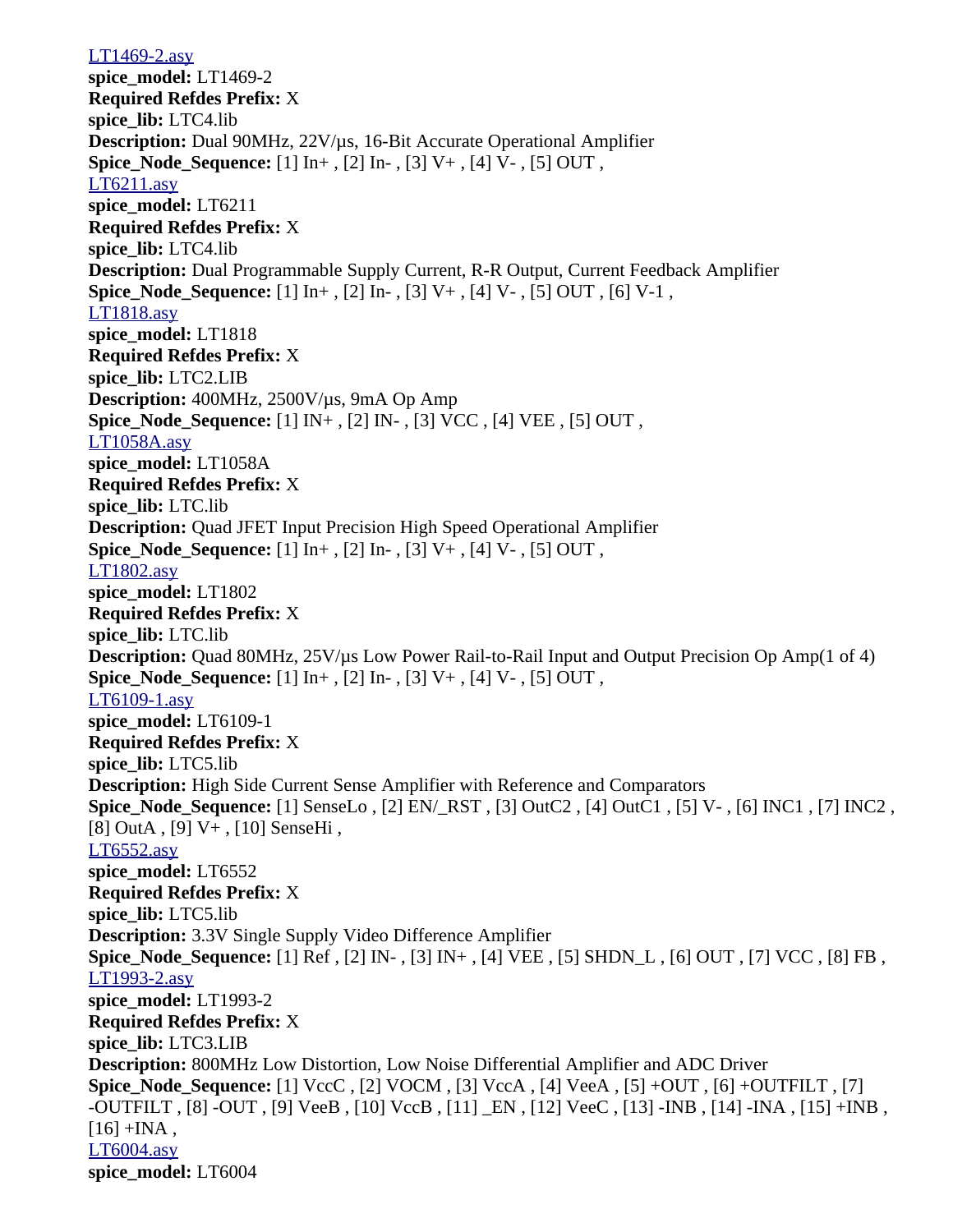LT1469-2.asy
**spice_model:** LT1469-2
**Required Refdes Prefix:** X
**spice_lib:** LTC4.lib
**Description:** Dual 90MHz, 22V/µs, 16-Bit Accurate Operational Amplifier
**Spice_Node_Sequence:** [1] In+ , [2] In- , [3] V+ , [4] V- , [5] OUT ,
LT6211.asy
**spice_model:** LT6211
**Required Refdes Prefix:** X
**spice_lib:** LTC4.lib
**Description:** Dual Programmable Supply Current, R-R Output, Current Feedback Amplifier
**Spice_Node_Sequence:** [1] In+ , [2] In- , [3] V+ , [4] V- , [5] OUT , [6] V-1 ,
LT1818.asy
**spice_model:** LT1818
**Required Refdes Prefix:** X
**spice_lib:** LTC2.LIB
**Description:** 400MHz, 2500V/µs, 9mA Op Amp
**Spice_Node_Sequence:** [1] IN+ , [2] IN- , [3] VCC , [4] VEE , [5] OUT ,
LT1058A.asy
**spice_model:** LT1058A
**Required Refdes Prefix:** X
**spice_lib:** LTC.lib
**Description:** Quad JFET Input Precision High Speed Operational Amplifier
**Spice_Node_Sequence:** [1] In+ , [2] In- , [3] V+ , [4] V- , [5] OUT ,
LT1802.asy
**spice_model:** LT1802
**Required Refdes Prefix:** X
**spice_lib:** LTC.lib
**Description:** Quad 80MHz, 25V/µs Low Power Rail-to-Rail Input and Output Precision Op Amp(1 of 4)
**Spice_Node_Sequence:** [1] In+ , [2] In- , [3] V+ , [4] V- , [5] OUT ,
LT6109-1.asy
**spice_model:** LT6109-1
**Required Refdes Prefix:** X
**spice_lib:** LTC5.lib
**Description:** High Side Current Sense Amplifier with Reference and Comparators
**Spice_Node_Sequence:** [1] SenseLo , [2] EN/_RST , [3] OutC2 , [4] OutC1 , [5] V- , [6] INC1 , [7] INC2 , [8] OutA , [9] V+ , [10] SenseHi ,
LT6552.asy
**spice_model:** LT6552
**Required Refdes Prefix:** X
**spice_lib:** LTC5.lib
**Description:** 3.3V Single Supply Video Difference Amplifier
**Spice_Node_Sequence:** [1] Ref , [2] IN- , [3] IN+ , [4] VEE , [5] SHDN_L , [6] OUT , [7] VCC , [8] FB ,
LT1993-2.asy
**spice_model:** LT1993-2
**Required Refdes Prefix:** X
**spice_lib:** LTC3.LIB
**Description:** 800MHz Low Distortion, Low Noise Differential Amplifier and ADC Driver
**Spice_Node_Sequence:** [1] VccC , [2] VOCM , [3] VccA , [4] VeeA , [5] +OUT , [6] +OUTFILT , [7] -OUTFILT , [8] -OUT , [9] VeeB , [10] VccB , [11] _EN , [12] VeeC , [13] -INB , [14] -INA , [15] +INB , [16] +INA ,
LT6004.asy
**spice_model:** LT6004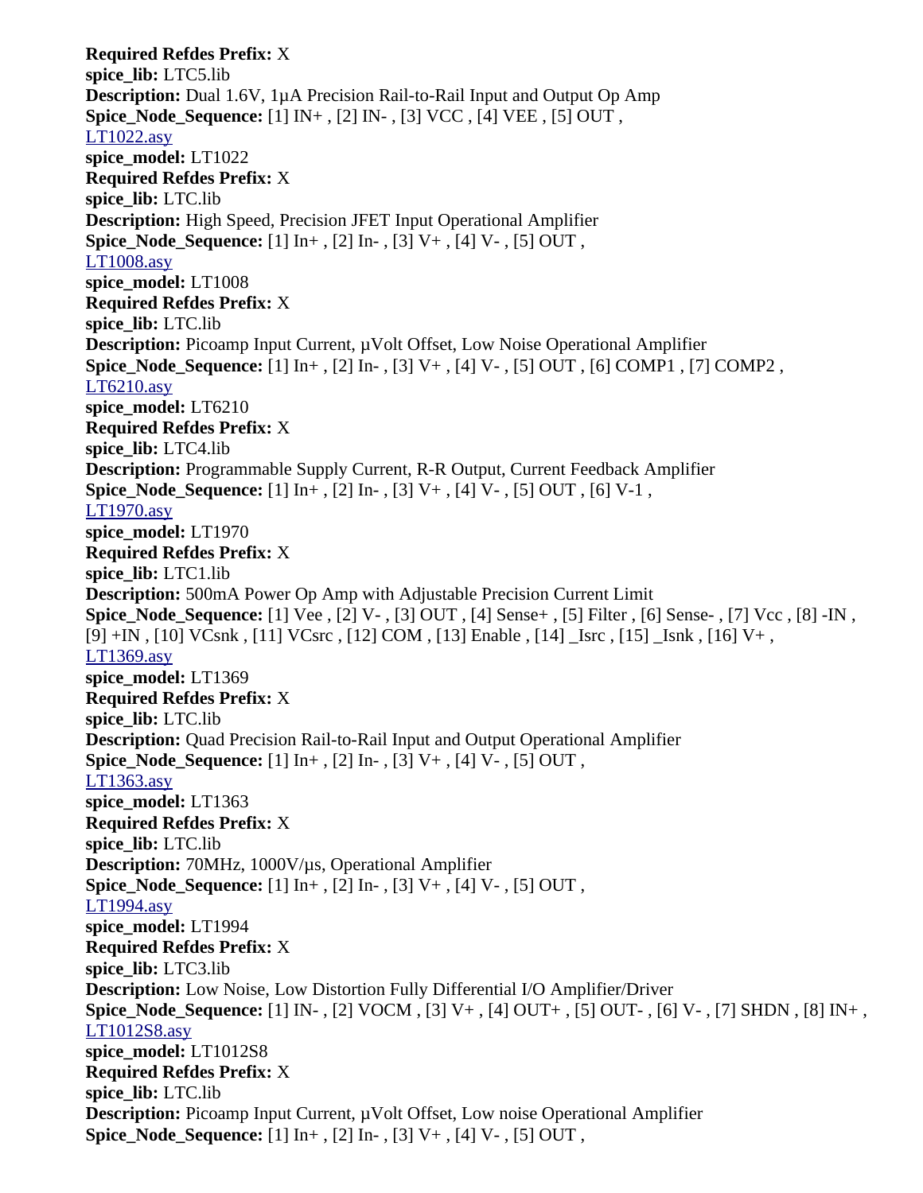**Required Refdes Prefix:** X
**spice_lib:** LTC5.lib
**Description:** Dual 1.6V, 1µA Precision Rail-to-Rail Input and Output Op Amp
**Spice_Node_Sequence:** [1] IN+ , [2] IN- , [3] VCC , [4] VEE , [5] OUT ,

LT1022.asy
**spice_model:** LT1022
**Required Refdes Prefix:** X
**spice_lib:** LTC.lib
**Description:** High Speed, Precision JFET Input Operational Amplifier
**Spice_Node_Sequence:** [1] In+ , [2] In- , [3] V+ , [4] V- , [5] OUT ,

LT1008.asy
**spice_model:** LT1008
**Required Refdes Prefix:** X
**spice_lib:** LTC.lib
**Description:** Picoamp Input Current, µVolt Offset, Low Noise Operational Amplifier
**Spice_Node_Sequence:** [1] In+ , [2] In- , [3] V+ , [4] V- , [5] OUT , [6] COMP1 , [7] COMP2 ,

LT6210.asy
**spice_model:** LT6210
**Required Refdes Prefix:** X
**spice_lib:** LTC4.lib
**Description:** Programmable Supply Current, R-R Output, Current Feedback Amplifier
**Spice_Node_Sequence:** [1] In+ , [2] In- , [3] V+ , [4] V- , [5] OUT , [6] V-1 ,

LT1970.asy
**spice_model:** LT1970
**Required Refdes Prefix:** X
**spice_lib:** LTC1.lib
**Description:** 500mA Power Op Amp with Adjustable Precision Current Limit
**Spice_Node_Sequence:** [1] Vee , [2] V- , [3] OUT , [4] Sense+ , [5] Filter , [6] Sense- , [7] Vcc , [8] -IN , [9] +IN , [10] VCsnk , [11] VCsrc , [12] COM , [13] Enable , [14] _Isrc , [15] _Isnk , [16] V+ ,

LT1369.asy
**spice_model:** LT1369
**Required Refdes Prefix:** X
**spice_lib:** LTC.lib
**Description:** Quad Precision Rail-to-Rail Input and Output Operational Amplifier
**Spice_Node_Sequence:** [1] In+ , [2] In- , [3] V+ , [4] V- , [5] OUT ,

LT1363.asy
**spice_model:** LT1363
**Required Refdes Prefix:** X
**spice_lib:** LTC.lib
**Description:** 70MHz, 1000V/µs, Operational Amplifier
**Spice_Node_Sequence:** [1] In+ , [2] In- , [3] V+ , [4] V- , [5] OUT ,

LT1994.asy
**spice_model:** LT1994
**Required Refdes Prefix:** X
**spice_lib:** LTC3.lib
**Description:** Low Noise, Low Distortion Fully Differential I/O Amplifier/Driver
**Spice_Node_Sequence:** [1] IN- , [2] VOCM , [3] V+ , [4] OUT+ , [5] OUT- , [6] V- , [7] SHDN , [8] IN+ ,

LT1012S8.asy
**spice_model:** LT1012S8
**Required Refdes Prefix:** X
**spice_lib:** LTC.lib
**Description:** Picoamp Input Current, µVolt Offset, Low noise Operational Amplifier
**Spice_Node_Sequence:** [1] In+ , [2] In- , [3] V+ , [4] V- , [5] OUT ,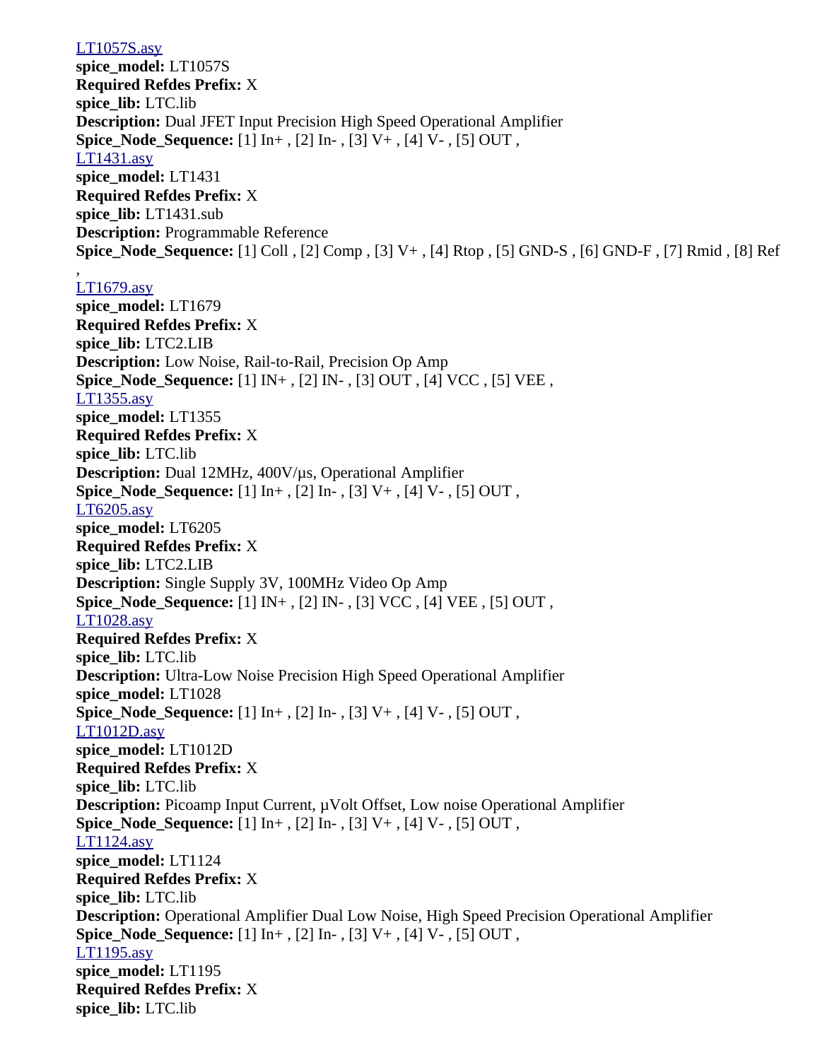LT1057S.asy
**spice_model:** LT1057S
**Required Refdes Prefix:** X
**spice_lib:** LTC.lib
**Description:** Dual JFET Input Precision High Speed Operational Amplifier
**Spice_Node_Sequence:** [1] In+ , [2] In- , [3] V+ , [4] V- , [5] OUT ,
LT1431.asy
**spice_model:** LT1431
**Required Refdes Prefix:** X
**spice_lib:** LT1431.sub
**Description:** Programmable Reference
**Spice_Node_Sequence:** [1] Coll , [2] Comp , [3] V+ , [4] Rtop , [5] GND-S , [6] GND-F , [7] Rmid , [8] Ref ,
LT1679.asy
**spice_model:** LT1679
**Required Refdes Prefix:** X
**spice_lib:** LTC2.LIB
**Description:** Low Noise, Rail-to-Rail, Precision Op Amp
**Spice_Node_Sequence:** [1] IN+ , [2] IN- , [3] OUT , [4] VCC , [5] VEE ,
LT1355.asy
**spice_model:** LT1355
**Required Refdes Prefix:** X
**spice_lib:** LTC.lib
**Description:** Dual 12MHz, 400V/µs, Operational Amplifier
**Spice_Node_Sequence:** [1] In+ , [2] In- , [3] V+ , [4] V- , [5] OUT ,
LT6205.asy
**spice_model:** LT6205
**Required Refdes Prefix:** X
**spice_lib:** LTC2.LIB
**Description:** Single Supply 3V, 100MHz Video Op Amp
**Spice_Node_Sequence:** [1] IN+ , [2] IN- , [3] VCC , [4] VEE , [5] OUT ,
LT1028.asy
**Required Refdes Prefix:** X
**spice_lib:** LTC.lib
**Description:** Ultra-Low Noise Precision High Speed Operational Amplifier
**spice_model:** LT1028
**Spice_Node_Sequence:** [1] In+ , [2] In- , [3] V+ , [4] V- , [5] OUT ,
LT1012D.asy
**spice_model:** LT1012D
**Required Refdes Prefix:** X
**spice_lib:** LTC.lib
**Description:** Picoamp Input Current, µVolt Offset, Low noise Operational Amplifier
**Spice_Node_Sequence:** [1] In+ , [2] In- , [3] V+ , [4] V- , [5] OUT ,
LT1124.asy
**spice_model:** LT1124
**Required Refdes Prefix:** X
**spice_lib:** LTC.lib
**Description:** Operational Amplifier Dual Low Noise, High Speed Precision Operational Amplifier
**Spice_Node_Sequence:** [1] In+ , [2] In- , [3] V+ , [4] V- , [5] OUT ,
LT1195.asy
**spice_model:** LT1195
**Required Refdes Prefix:** X
**spice_lib:** LTC.lib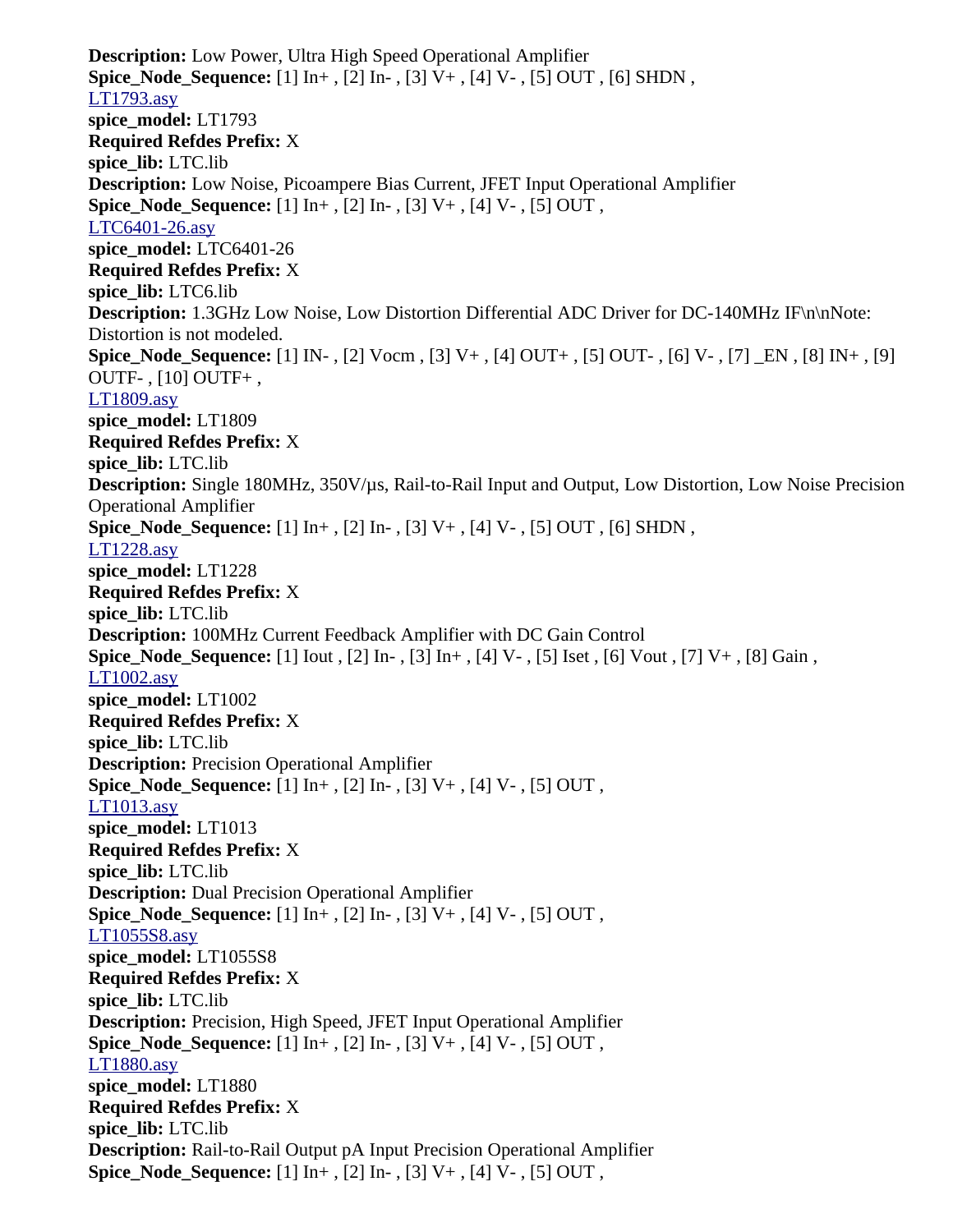**Description:** Low Power, Ultra High Speed Operational Amplifier
**Spice_Node_Sequence:** [1] In+ , [2] In- , [3] V+ , [4] V- , [5] OUT , [6] SHDN ,
LT1793.asy
**spice_model:** LT1793
**Required Refdes Prefix:** X
**spice_lib:** LTC.lib
**Description:** Low Noise, Picoampere Bias Current, JFET Input Operational Amplifier
**Spice_Node_Sequence:** [1] In+ , [2] In- , [3] V+ , [4] V- , [5] OUT ,
LTC6401-26.asy
**spice_model:** LTC6401-26
**Required Refdes Prefix:** X
**spice_lib:** LTC6.lib
**Description:** 1.3GHz Low Noise, Low Distortion Differential ADC Driver for DC-140MHz IF\n\nNote: Distortion is not modeled.
**Spice_Node_Sequence:** [1] IN- , [2] Vocm , [3] V+ , [4] OUT+ , [5] OUT- , [6] V- , [7] _EN , [8] IN+ , [9] OUTF- , [10] OUTF+ ,
LT1809.asy
**spice_model:** LT1809
**Required Refdes Prefix:** X
**spice_lib:** LTC.lib
**Description:** Single 180MHz, 350V/µs, Rail-to-Rail Input and Output, Low Distortion, Low Noise Precision Operational Amplifier
**Spice_Node_Sequence:** [1] In+ , [2] In- , [3] V+ , [4] V- , [5] OUT , [6] SHDN ,
LT1228.asy
**spice_model:** LT1228
**Required Refdes Prefix:** X
**spice_lib:** LTC.lib
**Description:** 100MHz Current Feedback Amplifier with DC Gain Control
**Spice_Node_Sequence:** [1] Iout , [2] In- , [3] In+ , [4] V- , [5] Iset , [6] Vout , [7] V+ , [8] Gain ,
LT1002.asy
**spice_model:** LT1002
**Required Refdes Prefix:** X
**spice_lib:** LTC.lib
**Description:** Precision Operational Amplifier
**Spice_Node_Sequence:** [1] In+ , [2] In- , [3] V+ , [4] V- , [5] OUT ,
LT1013.asy
**spice_model:** LT1013
**Required Refdes Prefix:** X
**spice_lib:** LTC.lib
**Description:** Dual Precision Operational Amplifier
**Spice_Node_Sequence:** [1] In+ , [2] In- , [3] V+ , [4] V- , [5] OUT ,
LT1055S8.asy
**spice_model:** LT1055S8
**Required Refdes Prefix:** X
**spice_lib:** LTC.lib
**Description:** Precision, High Speed, JFET Input Operational Amplifier
**Spice_Node_Sequence:** [1] In+ , [2] In- , [3] V+ , [4] V- , [5] OUT ,
LT1880.asy
**spice_model:** LT1880
**Required Refdes Prefix:** X
**spice_lib:** LTC.lib
**Description:** Rail-to-Rail Output pA Input Precision Operational Amplifier
**Spice_Node_Sequence:** [1] In+ , [2] In- , [3] V+ , [4] V- , [5] OUT ,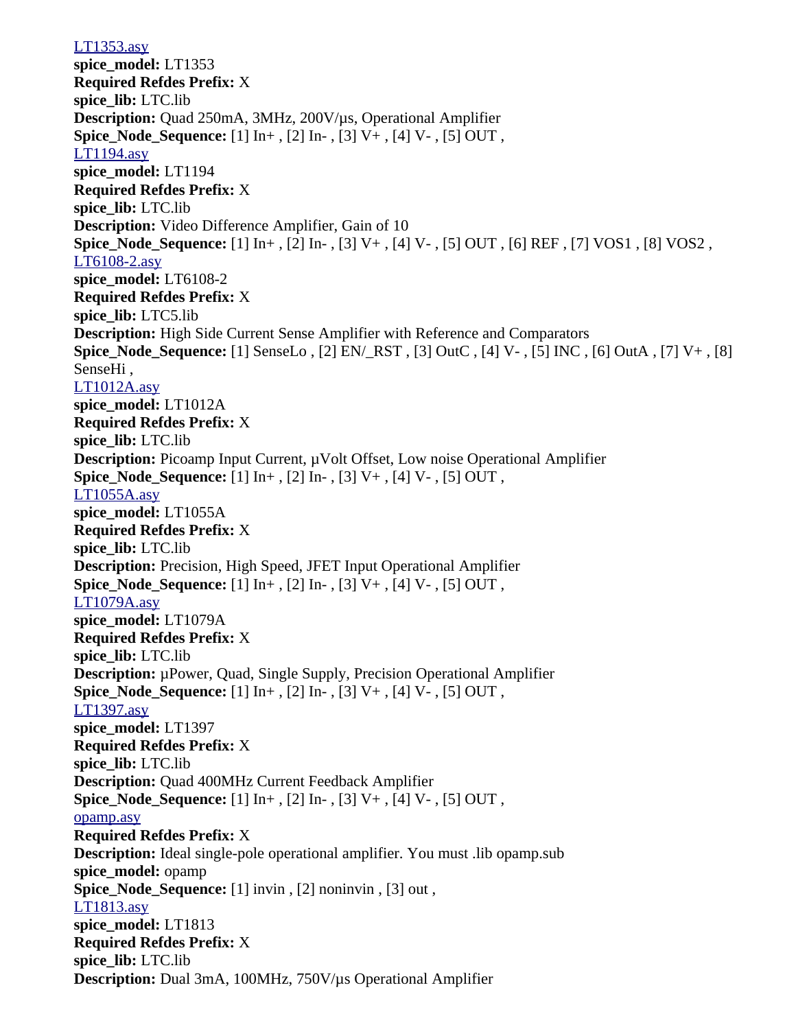LT1353.asy
**spice_model:** LT1353
**Required Refdes Prefix:** X
**spice_lib:** LTC.lib
**Description:** Quad 250mA, 3MHz, 200V/µs, Operational Amplifier
**Spice_Node_Sequence:** [1] In+ , [2] In- , [3] V+ , [4] V- , [5] OUT ,
LT1194.asy
**spice_model:** LT1194
**Required Refdes Prefix:** X
**spice_lib:** LTC.lib
**Description:** Video Difference Amplifier, Gain of 10
**Spice_Node_Sequence:** [1] In+ , [2] In- , [3] V+ , [4] V- , [5] OUT , [6] REF , [7] VOS1 , [8] VOS2 ,
LT6108-2.asy
**spice_model:** LT6108-2
**Required Refdes Prefix:** X
**spice_lib:** LTC5.lib
**Description:** High Side Current Sense Amplifier with Reference and Comparators
**Spice_Node_Sequence:** [1] SenseLo , [2] EN/_RST , [3] OutC , [4] V- , [5] INC , [6] OutA , [7] V+ , [8] SenseHi ,
LT1012A.asy
**spice_model:** LT1012A
**Required Refdes Prefix:** X
**spice_lib:** LTC.lib
**Description:** Picoamp Input Current, µVolt Offset, Low noise Operational Amplifier
**Spice_Node_Sequence:** [1] In+ , [2] In- , [3] V+ , [4] V- , [5] OUT ,
LT1055A.asy
**spice_model:** LT1055A
**Required Refdes Prefix:** X
**spice_lib:** LTC.lib
**Description:** Precision, High Speed, JFET Input Operational Amplifier
**Spice_Node_Sequence:** [1] In+ , [2] In- , [3] V+ , [4] V- , [5] OUT ,
LT1079A.asy
**spice_model:** LT1079A
**Required Refdes Prefix:** X
**spice_lib:** LTC.lib
**Description:** µPower, Quad, Single Supply, Precision Operational Amplifier
**Spice_Node_Sequence:** [1] In+ , [2] In- , [3] V+ , [4] V- , [5] OUT ,
LT1397.asy
**spice_model:** LT1397
**Required Refdes Prefix:** X
**spice_lib:** LTC.lib
**Description:** Quad 400MHz Current Feedback Amplifier
**Spice_Node_Sequence:** [1] In+ , [2] In- , [3] V+ , [4] V- , [5] OUT ,
opamp.asy
**Required Refdes Prefix:** X
**Description:** Ideal single-pole operational amplifier. You must .lib opamp.sub
**spice_model:** opamp
**Spice_Node_Sequence:** [1] invin , [2] noninvin , [3] out ,
LT1813.asy
**spice_model:** LT1813
**Required Refdes Prefix:** X
**spice_lib:** LTC.lib
**Description:** Dual 3mA, 100MHz, 750V/µs Operational Amplifier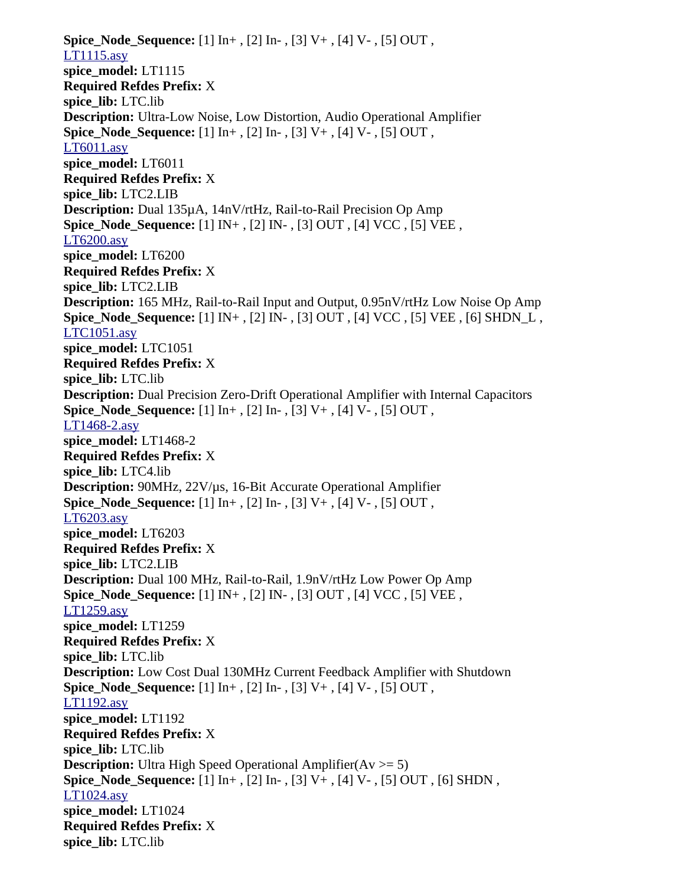**Spice_Node_Sequence:** [1] In+ , [2] In- , [3] V+ , [4] V- , [5] OUT ,
LT1115.asy
**spice_model:** LT1115
**Required Refdes Prefix:** X
**spice_lib:** LTC.lib
**Description:** Ultra-Low Noise, Low Distortion, Audio Operational Amplifier
**Spice_Node_Sequence:** [1] In+ , [2] In- , [3] V+ , [4] V- , [5] OUT ,
LT6011.asy
**spice_model:** LT6011
**Required Refdes Prefix:** X
**spice_lib:** LTC2.LIB
**Description:** Dual 135µA, 14nV/rtHz, Rail-to-Rail Precision Op Amp
**Spice_Node_Sequence:** [1] IN+ , [2] IN- , [3] OUT , [4] VCC , [5] VEE ,
LT6200.asy
**spice_model:** LT6200
**Required Refdes Prefix:** X
**spice_lib:** LTC2.LIB
**Description:** 165 MHz, Rail-to-Rail Input and Output, 0.95nV/rtHz Low Noise Op Amp
**Spice_Node_Sequence:** [1] IN+ , [2] IN- , [3] OUT , [4] VCC , [5] VEE , [6] SHDN_L ,
LTC1051.asy
**spice_model:** LTC1051
**Required Refdes Prefix:** X
**spice_lib:** LTC.lib
**Description:** Dual Precision Zero-Drift Operational Amplifier with Internal Capacitors
**Spice_Node_Sequence:** [1] In+ , [2] In- , [3] V+ , [4] V- , [5] OUT ,
LT1468-2.asy
**spice_model:** LT1468-2
**Required Refdes Prefix:** X
**spice_lib:** LTC4.lib
**Description:** 90MHz, 22V/µs, 16-Bit Accurate Operational Amplifier
**Spice_Node_Sequence:** [1] In+ , [2] In- , [3] V+ , [4] V- , [5] OUT ,
LT6203.asy
**spice_model:** LT6203
**Required Refdes Prefix:** X
**spice_lib:** LTC2.LIB
**Description:** Dual 100 MHz, Rail-to-Rail, 1.9nV/rtHz Low Power Op Amp
**Spice_Node_Sequence:** [1] IN+ , [2] IN- , [3] OUT , [4] VCC , [5] VEE ,
LT1259.asy
**spice_model:** LT1259
**Required Refdes Prefix:** X
**spice_lib:** LTC.lib
**Description:** Low Cost Dual 130MHz Current Feedback Amplifier with Shutdown
**Spice_Node_Sequence:** [1] In+ , [2] In- , [3] V+ , [4] V- , [5] OUT ,
LT1192.asy
**spice_model:** LT1192
**Required Refdes Prefix:** X
**spice_lib:** LTC.lib
**Description:** Ultra High Speed Operational Amplifier(Av >= 5)
**Spice_Node_Sequence:** [1] In+ , [2] In- , [3] V+ , [4] V- , [5] OUT , [6] SHDN ,
LT1024.asy
**spice_model:** LT1024
**Required Refdes Prefix:** X
**spice_lib:** LTC.lib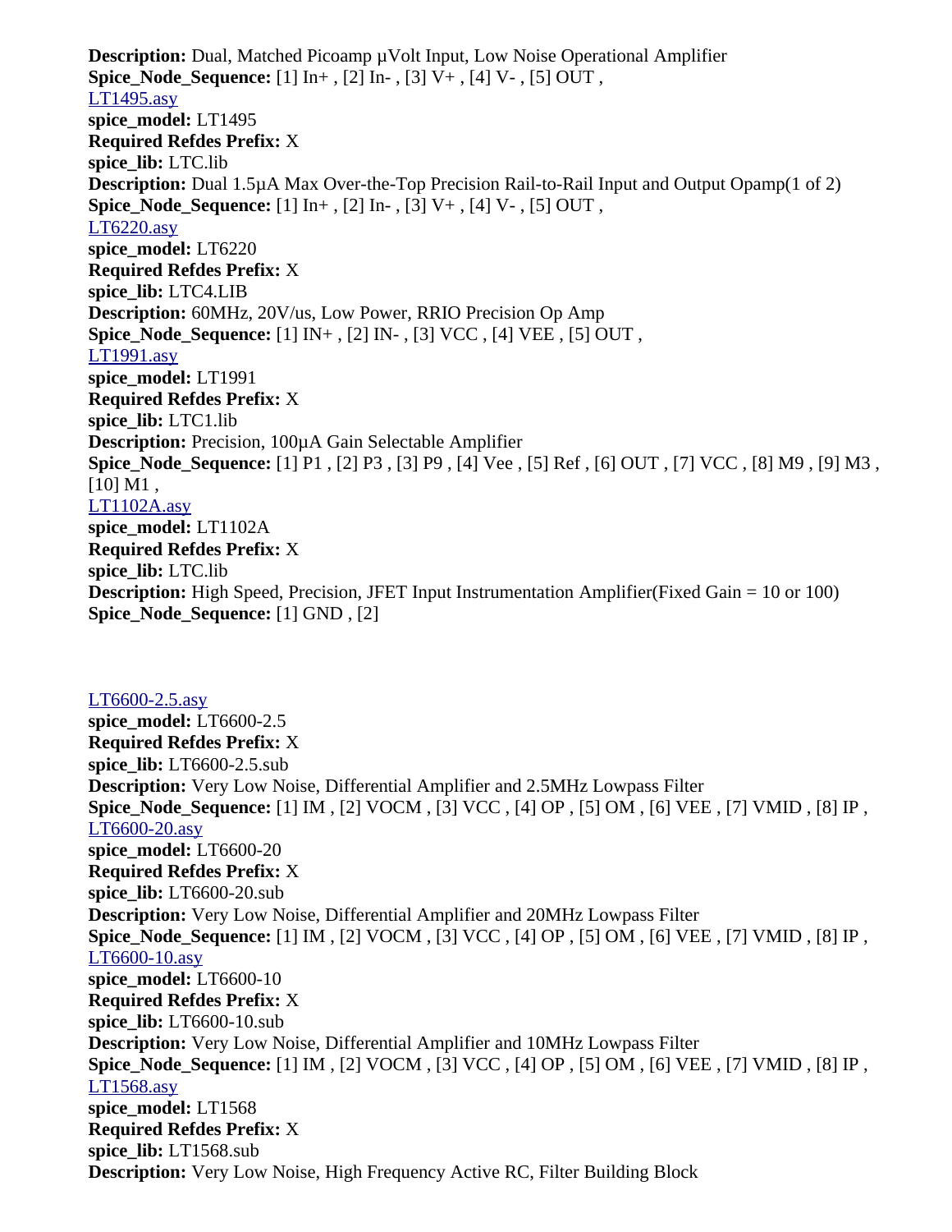**Description:** Dual, Matched Picoamp µVolt Input, Low Noise Operational Amplifier
**Spice_Node_Sequence:** [1] In+ , [2] In- , [3] V+ , [4] V- , [5] OUT ,
LT1495.asy
**spice_model:** LT1495
**Required Refdes Prefix:** X
**spice_lib:** LTC.lib
**Description:** Dual 1.5µA Max Over-the-Top Precision Rail-to-Rail Input and Output Opamp(1 of 2)
**Spice_Node_Sequence:** [1] In+ , [2] In- , [3] V+ , [4] V- , [5] OUT ,
LT6220.asy
**spice_model:** LT6220
**Required Refdes Prefix:** X
**spice_lib:** LTC4.LIB
**Description:** 60MHz, 20V/us, Low Power, RRIO Precision Op Amp
**Spice_Node_Sequence:** [1] IN+ , [2] IN- , [3] VCC , [4] VEE , [5] OUT ,
LT1991.asy
**spice_model:** LT1991
**Required Refdes Prefix:** X
**spice_lib:** LTC1.lib
**Description:** Precision, 100µA Gain Selectable Amplifier
**Spice_Node_Sequence:** [1] P1 , [2] P3 , [3] P9 , [4] Vee , [5] Ref , [6] OUT , [7] VCC , [8] M9 , [9] M3 , [10] M1 ,
LT1102A.asy
**spice_model:** LT1102A
**Required Refdes Prefix:** X
**spice_lib:** LTC.lib
**Description:** High Speed, Precision, JFET Input Instrumentation Amplifier(Fixed Gain = 10 or 100)
**Spice_Node_Sequence:** [1] GND , [2]

LT6600-2.5.asy
**spice_model:** LT6600-2.5
**Required Refdes Prefix:** X
**spice_lib:** LT6600-2.5.sub
**Description:** Very Low Noise, Differential Amplifier and 2.5MHz Lowpass Filter
**Spice_Node_Sequence:** [1] IM , [2] VOCM , [3] VCC , [4] OP , [5] OM , [6] VEE , [7] VMID , [8] IP ,
LT6600-20.asy
**spice_model:** LT6600-20
**Required Refdes Prefix:** X
**spice_lib:** LT6600-20.sub
**Description:** Very Low Noise, Differential Amplifier and 20MHz Lowpass Filter
**Spice_Node_Sequence:** [1] IM , [2] VOCM , [3] VCC , [4] OP , [5] OM , [6] VEE , [7] VMID , [8] IP ,
LT6600-10.asy
**spice_model:** LT6600-10
**Required Refdes Prefix:** X
**spice_lib:** LT6600-10.sub
**Description:** Very Low Noise, Differential Amplifier and 10MHz Lowpass Filter
**Spice_Node_Sequence:** [1] IM , [2] VOCM , [3] VCC , [4] OP , [5] OM , [6] VEE , [7] VMID , [8] IP ,
LT1568.asy
**spice_model:** LT1568
**Required Refdes Prefix:** X
**spice_lib:** LT1568.sub
**Description:** Very Low Noise, High Frequency Active RC, Filter Building Block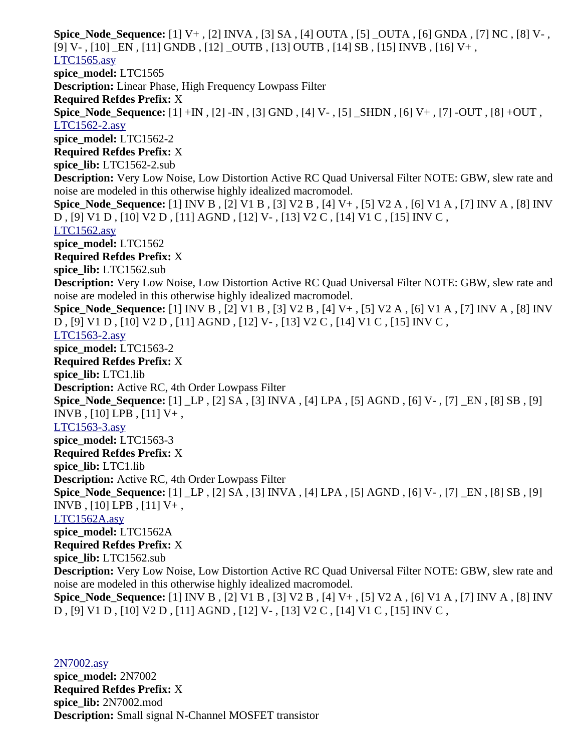**Spice_Node_Sequence:** [1] V+ , [2] INVA , [3] SA , [4] OUTA , [5] _OUTA , [6] GNDA , [7] NC , [8] V- , [9] V- , [10] _EN , [11] GNDB , [12] _OUTB , [13] OUTB , [14] SB , [15] INVB , [16] V+ ,

LTC1565.asy

**spice_model:** LTC1565

**Description:** Linear Phase, High Frequency Lowpass Filter

**Required Refdes Prefix:** X

**Spice_Node_Sequence:** [1] +IN , [2] -IN , [3] GND , [4] V- , [5] _SHDN , [6] V+ , [7] -OUT , [8] +OUT ,

LTC1562-2.asy

**spice_model:** LTC1562-2

**Required Refdes Prefix:** X

**spice_lib:** LTC1562-2.sub

**Description:** Very Low Noise, Low Distortion Active RC Quad Universal Filter NOTE: GBW, slew rate and noise are modeled in this otherwise highly idealized macromodel.

**Spice_Node_Sequence:** [1] INV B , [2] V1 B , [3] V2 B , [4] V+ , [5] V2 A , [6] V1 A , [7] INV A , [8] INV D , [9] V1 D , [10] V2 D , [11] AGND , [12] V- , [13] V2 C , [14] V1 C , [15] INV C ,

LTC1562.asy

**spice_model:** LTC1562

**Required Refdes Prefix:** X

**spice_lib:** LTC1562.sub

**Description:** Very Low Noise, Low Distortion Active RC Quad Universal Filter NOTE: GBW, slew rate and noise are modeled in this otherwise highly idealized macromodel.

**Spice_Node_Sequence:** [1] INV B , [2] V1 B , [3] V2 B , [4] V+ , [5] V2 A , [6] V1 A , [7] INV A , [8] INV D , [9] V1 D , [10] V2 D , [11] AGND , [12] V- , [13] V2 C , [14] V1 C , [15] INV C ,

LTC1563-2.asy

**spice_model:** LTC1563-2

**Required Refdes Prefix:** X

**spice_lib:** LTC1.lib

**Description:** Active RC, 4th Order Lowpass Filter

**Spice_Node_Sequence:** [1] _LP , [2] SA , [3] INVA , [4] LPA , [5] AGND , [6] V- , [7] _EN , [8] SB , [9] INVB , [10] LPB , [11] V+ ,

LTC1563-3.asy

**spice_model:** LTC1563-3

**Required Refdes Prefix:** X

**spice_lib:** LTC1.lib

**Description:** Active RC, 4th Order Lowpass Filter

**Spice_Node_Sequence:** [1] _LP , [2] SA , [3] INVA , [4] LPA , [5] AGND , [6] V- , [7] _EN , [8] SB , [9] INVB , [10] LPB , [11] V+ ,

LTC1562A.asy

**spice_model:** LTC1562A

**Required Refdes Prefix:** X

**spice_lib:** LTC1562.sub

**Description:** Very Low Noise, Low Distortion Active RC Quad Universal Filter NOTE: GBW, slew rate and noise are modeled in this otherwise highly idealized macromodel.

**Spice_Node_Sequence:** [1] INV B , [2] V1 B , [3] V2 B , [4] V+ , [5] V2 A , [6] V1 A , [7] INV A , [8] INV D , [9] V1 D , [10] V2 D , [11] AGND , [12] V- , [13] V2 C , [14] V1 C , [15] INV C ,

2N7002.asy

**spice_model:** 2N7002

**Required Refdes Prefix:** X

**spice_lib:** 2N7002.mod

**Description:** Small signal N-Channel MOSFET transistor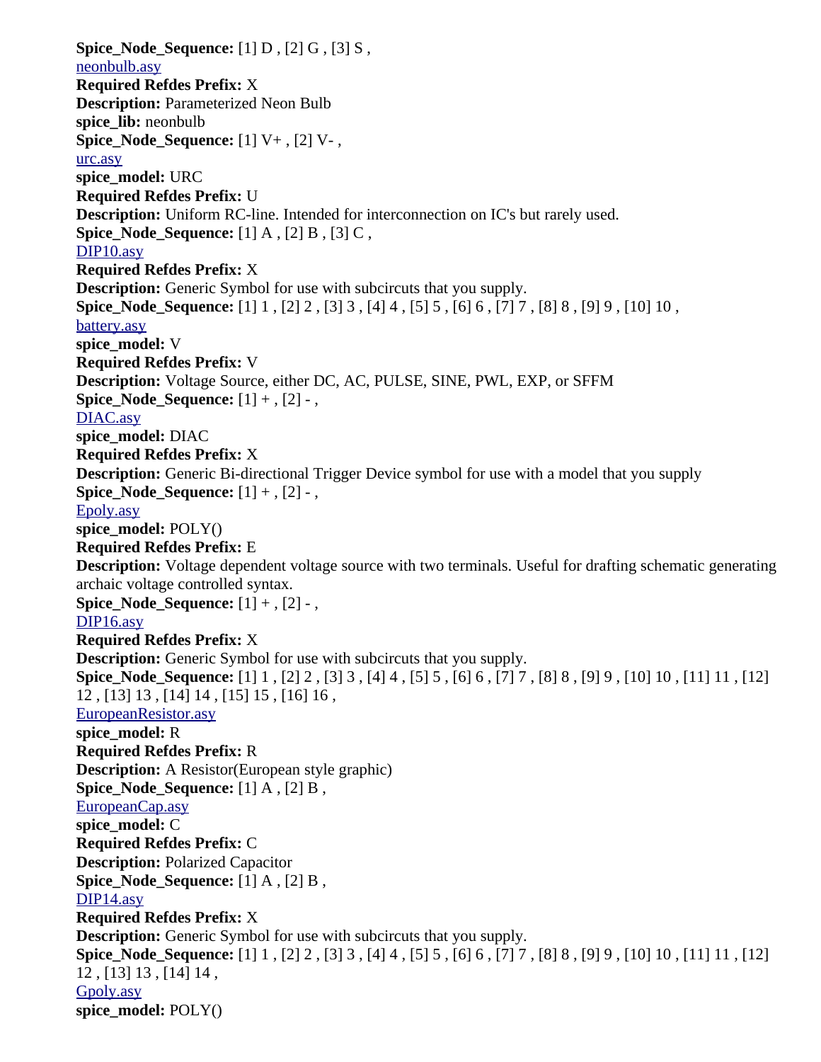**Spice_Node_Sequence:** [1] D , [2] G , [3] S ,

neonbulb.asy

**Required Refdes Prefix:** X

**Description:** Parameterized Neon Bulb

**spice_lib:** neonbulb

**Spice_Node_Sequence:** [1] V+ , [2] V- ,

urc.asy

**spice_model:** URC

**Required Refdes Prefix:** U

**Description:** Uniform RC-line. Intended for interconnection on IC's but rarely used.

**Spice_Node_Sequence:** [1] A , [2] B , [3] C ,

DIP10.asy

**Required Refdes Prefix:** X

**Description:** Generic Symbol for use with subcircuts that you supply.

**Spice_Node_Sequence:** [1] 1 , [2] 2 , [3] 3 , [4] 4 , [5] 5 , [6] 6 , [7] 7 , [8] 8 , [9] 9 , [10] 10 ,

battery.asy

**spice_model:** V

**Required Refdes Prefix:** V

**Description:** Voltage Source, either DC, AC, PULSE, SINE, PWL, EXP, or SFFM

**Spice_Node_Sequence:** [1] + , [2] - ,

DIAC.asy

**spice_model:** DIAC

**Required Refdes Prefix:** X

**Description:** Generic Bi-directional Trigger Device symbol for use with a model that you supply

**Spice_Node_Sequence:** [1] + , [2] - ,

Epoly.asy

**spice_model:** POLY()

**Required Refdes Prefix:** E

**Description:** Voltage dependent voltage source with two terminals. Useful for drafting schematic generating archaic voltage controlled syntax.

**Spice_Node_Sequence:** [1] + , [2] - ,

DIP16.asy

**Required Refdes Prefix:** X

**Description:** Generic Symbol for use with subcircuts that you supply.

**Spice_Node_Sequence:** [1] 1 , [2] 2 , [3] 3 , [4] 4 , [5] 5 , [6] 6 , [7] 7 , [8] 8 , [9] 9 , [10] 10 , [11] 11 , [12] 12 , [13] 13 , [14] 14 , [15] 15 , [16] 16 ,

EuropeanResistor.asy

**spice_model:** R

**Required Refdes Prefix:** R

**Description:** A Resistor(European style graphic)

**Spice_Node_Sequence:** [1] A , [2] B ,

EuropeanCap.asy

**spice_model:** C

**Required Refdes Prefix:** C

**Description:** Polarized Capacitor

**Spice_Node_Sequence:** [1] A , [2] B ,

DIP14.asy

**Required Refdes Prefix:** X

**Description:** Generic Symbol for use with subcircuts that you supply.

**Spice_Node_Sequence:** [1] 1 , [2] 2 , [3] 3 , [4] 4 , [5] 5 , [6] 6 , [7] 7 , [8] 8 , [9] 9 , [10] 10 , [11] 11 , [12] 12 , [13] 13 , [14] 14 ,

Gpoly.asy

**spice_model:** POLY()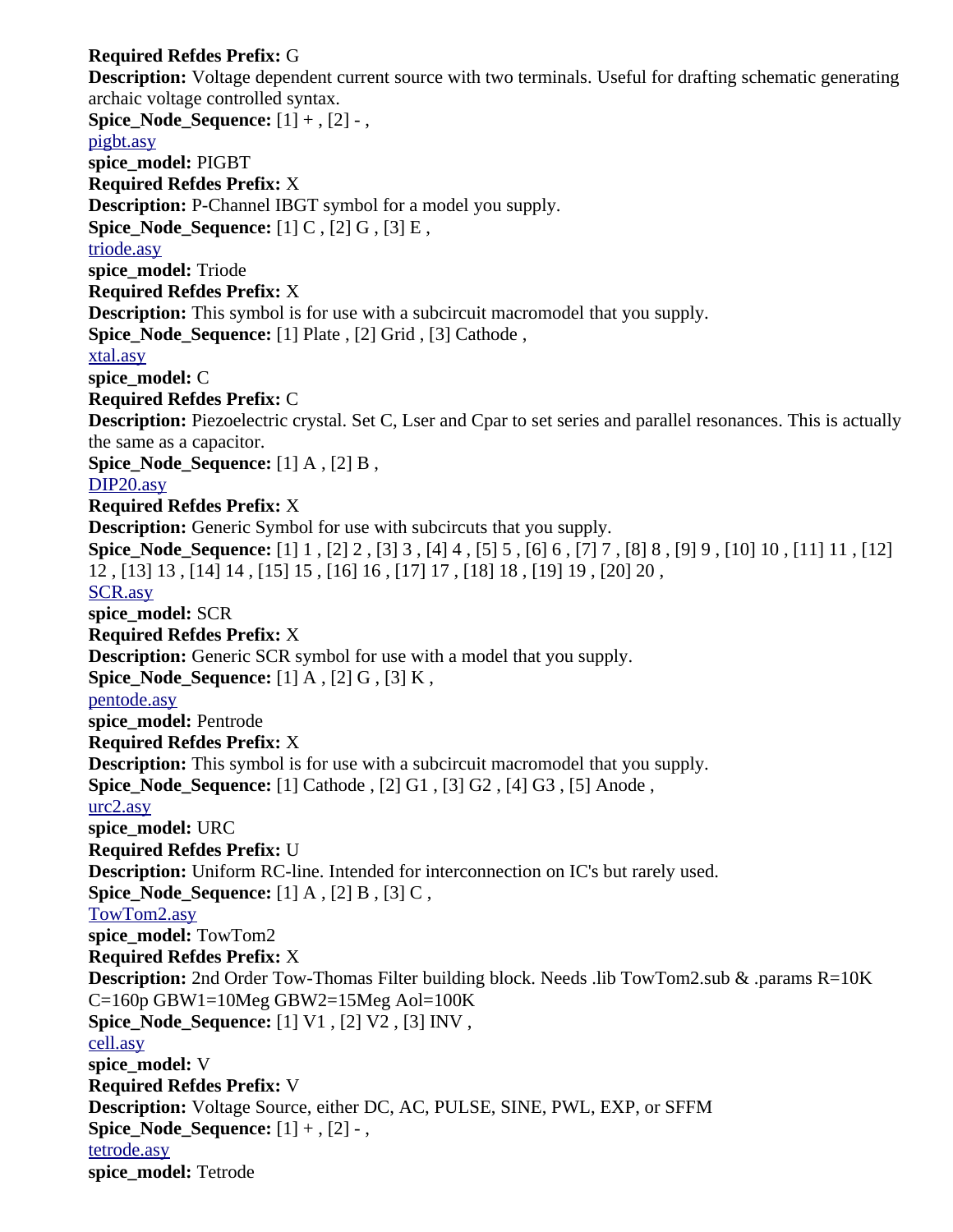**Required Refdes Prefix:** G
**Description:** Voltage dependent current source with two terminals. Useful for drafting schematic generating archaic voltage controlled syntax.
**Spice_Node_Sequence:** [1] + , [2] - ,

pigbt.asy
**spice_model:** PIGBT
**Required Refdes Prefix:** X
**Description:** P-Channel IBGT symbol for a model you supply.
**Spice_Node_Sequence:** [1] C , [2] G , [3] E ,

triode.asy
**spice_model:** Triode
**Required Refdes Prefix:** X
**Description:** This symbol is for use with a subcircuit macromodel that you supply.
**Spice_Node_Sequence:** [1] Plate , [2] Grid , [3] Cathode ,

xtal.asy
**spice_model:** C
**Required Refdes Prefix:** C
**Description:** Piezoelectric crystal. Set C, Lser and Cpar to set series and parallel resonances. This is actually the same as a capacitor.
**Spice_Node_Sequence:** [1] A , [2] B ,

DIP20.asy
**Required Refdes Prefix:** X
**Description:** Generic Symbol for use with subcircuts that you supply.
**Spice_Node_Sequence:** [1] 1 , [2] 2 , [3] 3 , [4] 4 , [5] 5 , [6] 6 , [7] 7 , [8] 8 , [9] 9 , [10] 10 , [11] 11 , [12] 12 , [13] 13 , [14] 14 , [15] 15 , [16] 16 , [17] 17 , [18] 18 , [19] 19 , [20] 20 ,

SCR.asy
**spice_model:** SCR
**Required Refdes Prefix:** X
**Description:** Generic SCR symbol for use with a model that you supply.
**Spice_Node_Sequence:** [1] A , [2] G , [3] K ,

pentode.asy
**spice_model:** Pentrode
**Required Refdes Prefix:** X
**Description:** This symbol is for use with a subcircuit macromodel that you supply.
**Spice_Node_Sequence:** [1] Cathode , [2] G1 , [3] G2 , [4] G3 , [5] Anode ,

urc2.asy
**spice_model:** URC
**Required Refdes Prefix:** U
**Description:** Uniform RC-line. Intended for interconnection on IC's but rarely used.
**Spice_Node_Sequence:** [1] A , [2] B , [3] C ,

TowTom2.asy
**spice_model:** TowTom2
**Required Refdes Prefix:** X
**Description:** 2nd Order Tow-Thomas Filter building block. Needs .lib TowTom2.sub & .params R=10K C=160p GBW1=10Meg GBW2=15Meg Aol=100K
**Spice_Node_Sequence:** [1] V1 , [2] V2 , [3] INV ,

cell.asy
**spice_model:** V
**Required Refdes Prefix:** V
**Description:** Voltage Source, either DC, AC, PULSE, SINE, PWL, EXP, or SFFM
**Spice_Node_Sequence:** [1] + , [2] - ,

tetrode.asy
**spice_model:** Tetrode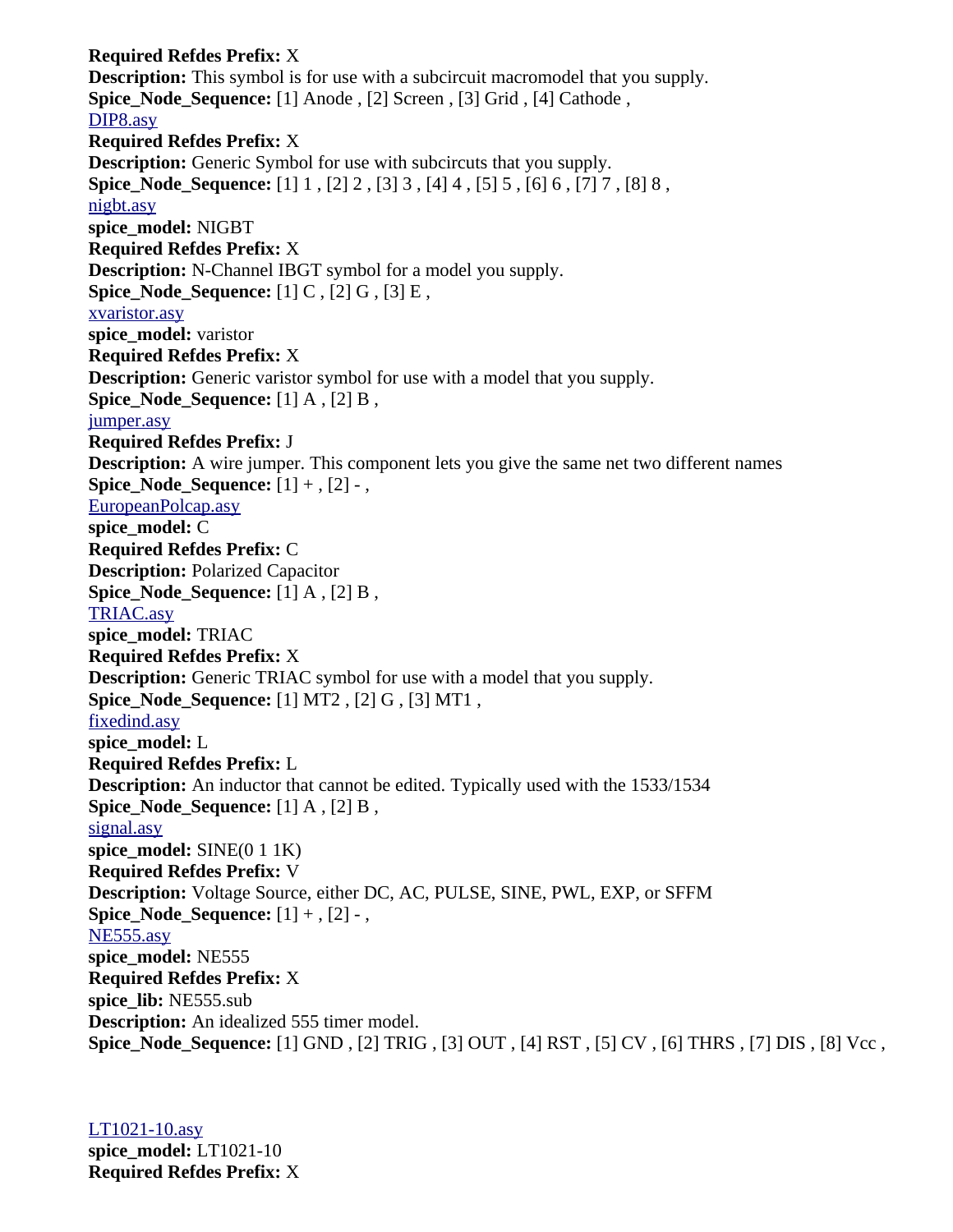**Required Refdes Prefix:** X
**Description:** This symbol is for use with a subcircuit macromodel that you supply.
**Spice_Node_Sequence:** [1] Anode , [2] Screen , [3] Grid , [4] Cathode ,
DIP8.asy
**Required Refdes Prefix:** X
**Description:** Generic Symbol for use with subcircuts that you supply.
**Spice_Node_Sequence:** [1] 1 , [2] 2 , [3] 3 , [4] 4 , [5] 5 , [6] 6 , [7] 7 , [8] 8 ,
nigbt.asy
**spice_model:** NIGBT
**Required Refdes Prefix:** X
**Description:** N-Channel IBGT symbol for a model you supply.
**Spice_Node_Sequence:** [1] C , [2] G , [3] E ,
xvaristor.asy
**spice_model:** varistor
**Required Refdes Prefix:** X
**Description:** Generic varistor symbol for use with a model that you supply.
**Spice_Node_Sequence:** [1] A , [2] B ,
jumper.asy
**Required Refdes Prefix:** J
**Description:** A wire jumper. This component lets you give the same net two different names
**Spice_Node_Sequence:** [1] + , [2] - ,
EuropeanPolcap.asy
**spice_model:** C
**Required Refdes Prefix:** C
**Description:** Polarized Capacitor
**Spice_Node_Sequence:** [1] A , [2] B ,
TRIAC.asy
**spice_model:** TRIAC
**Required Refdes Prefix:** X
**Description:** Generic TRIAC symbol for use with a model that you supply.
**Spice_Node_Sequence:** [1] MT2 , [2] G , [3] MT1 ,
fixedind.asy
**spice_model:** L
**Required Refdes Prefix:** L
**Description:** An inductor that cannot be edited. Typically used with the 1533/1534
**Spice_Node_Sequence:** [1] A , [2] B ,
signal.asy
**spice_model:** SINE(0 1 1K)
**Required Refdes Prefix:** V
**Description:** Voltage Source, either DC, AC, PULSE, SINE, PWL, EXP, or SFFM
**Spice_Node_Sequence:** [1] + , [2] - ,
NE555.asy
**spice_model:** NE555
**Required Refdes Prefix:** X
**spice_lib:** NE555.sub
**Description:** An idealized 555 timer model.
**Spice_Node_Sequence:** [1] GND , [2] TRIG , [3] OUT , [4] RST , [5] CV , [6] THRS , [7] DIS , [8] Vcc ,

LT1021-10.asy
**spice_model:** LT1021-10
**Required Refdes Prefix:** X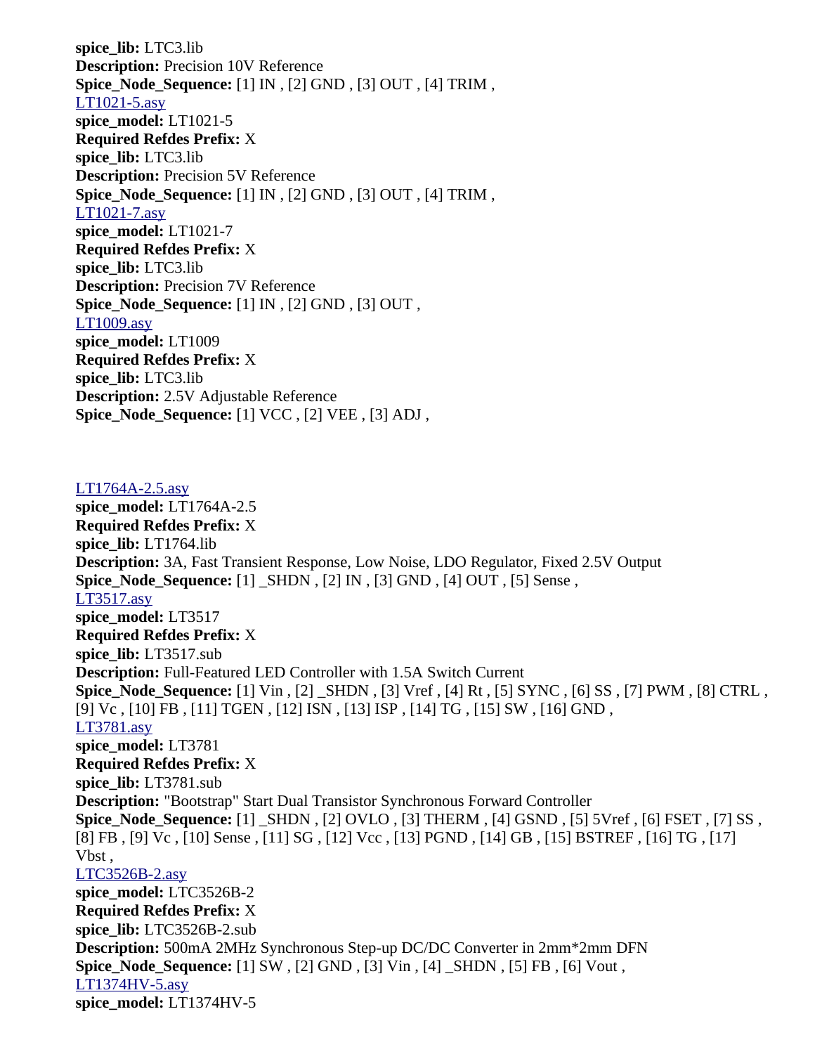**spice_lib:** LTC3.lib
**Description:** Precision 10V Reference
**Spice_Node_Sequence:** [1] IN , [2] GND , [3] OUT , [4] TRIM ,
LT1021-5.asy
**spice_model:** LT1021-5
**Required Refdes Prefix:** X
**spice_lib:** LTC3.lib
**Description:** Precision 5V Reference
**Spice_Node_Sequence:** [1] IN , [2] GND , [3] OUT , [4] TRIM ,
LT1021-7.asy
**spice_model:** LT1021-7
**Required Refdes Prefix:** X
**spice_lib:** LTC3.lib
**Description:** Precision 7V Reference
**Spice_Node_Sequence:** [1] IN , [2] GND , [3] OUT ,
LT1009.asy
**spice_model:** LT1009
**Required Refdes Prefix:** X
**spice_lib:** LTC3.lib
**Description:** 2.5V Adjustable Reference
**Spice_Node_Sequence:** [1] VCC , [2] VEE , [3] ADJ ,

LT1764A-2.5.asy
**spice_model:** LT1764A-2.5
**Required Refdes Prefix:** X
**spice_lib:** LT1764.lib
**Description:** 3A, Fast Transient Response, Low Noise, LDO Regulator, Fixed 2.5V Output
**Spice_Node_Sequence:** [1] _SHDN , [2] IN , [3] GND , [4] OUT , [5] Sense ,
LT3517.asy
**spice_model:** LT3517
**Required Refdes Prefix:** X
**spice_lib:** LT3517.sub
**Description:** Full-Featured LED Controller with 1.5A Switch Current
**Spice_Node_Sequence:** [1] Vin , [2] _SHDN , [3] Vref , [4] Rt , [5] SYNC , [6] SS , [7] PWM , [8] CTRL , [9] Vc , [10] FB , [11] TGEN , [12] ISN , [13] ISP , [14] TG , [15] SW , [16] GND ,
LT3781.asy
**spice_model:** LT3781
**Required Refdes Prefix:** X
**spice_lib:** LT3781.sub
**Description:** "Bootstrap" Start Dual Transistor Synchronous Forward Controller
**Spice_Node_Sequence:** [1] _SHDN , [2] OVLO , [3] THERM , [4] GSND , [5] 5Vref , [6] FSET , [7] SS , [8] FB , [9] Vc , [10] Sense , [11] SG , [12] Vcc , [13] PGND , [14] GB , [15] BSTREF , [16] TG , [17] Vbst ,
LTC3526B-2.asy
**spice_model:** LTC3526B-2
**Required Refdes Prefix:** X
**spice_lib:** LTC3526B-2.sub
**Description:** 500mA 2MHz Synchronous Step-up DC/DC Converter in 2mm*2mm DFN
**Spice_Node_Sequence:** [1] SW , [2] GND , [3] Vin , [4] _SHDN , [5] FB , [6] Vout ,
LT1374HV-5.asy
**spice_model:** LT1374HV-5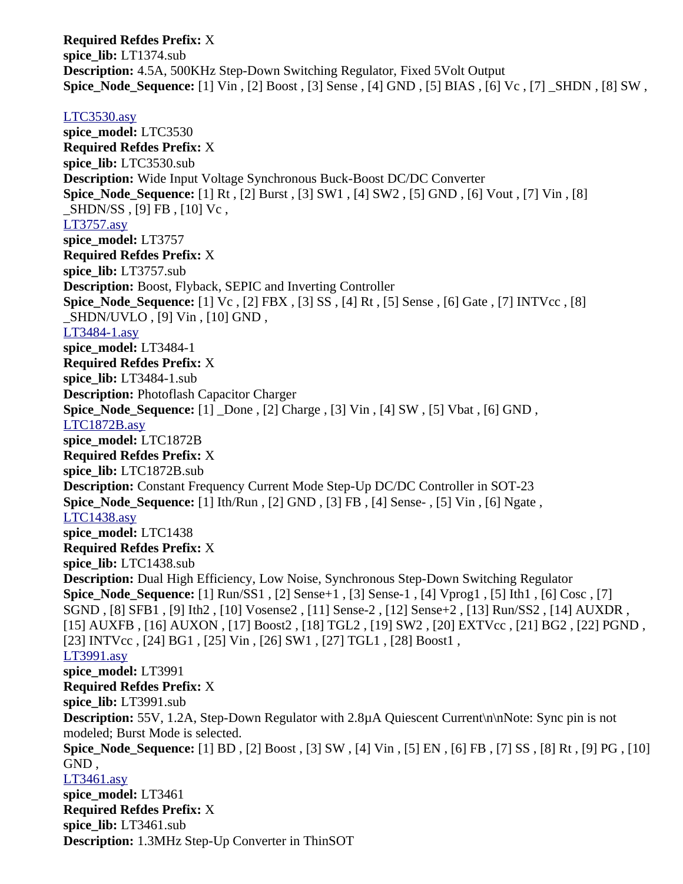**Required Refdes Prefix:** X
**spice_lib:** LT1374.sub
**Description:** 4.5A, 500KHz Step-Down Switching Regulator, Fixed 5Volt Output
**Spice_Node_Sequence:** [1] Vin , [2] Boost , [3] Sense , [4] GND , [5] BIAS , [6] Vc , [7] _SHDN , [8] SW ,

LTC3530.asy
**spice_model:** LTC3530
**Required Refdes Prefix:** X
**spice_lib:** LTC3530.sub
**Description:** Wide Input Voltage Synchronous Buck-Boost DC/DC Converter
**Spice_Node_Sequence:** [1] Rt , [2] Burst , [3] SW1 , [4] SW2 , [5] GND , [6] Vout , [7] Vin , [8] _SHDN/SS , [9] FB , [10] Vc ,
LT3757.asy
**spice_model:** LT3757
**Required Refdes Prefix:** X
**spice_lib:** LT3757.sub
**Description:** Boost, Flyback, SEPIC and Inverting Controller
**Spice_Node_Sequence:** [1] Vc , [2] FBX , [3] SS , [4] Rt , [5] Sense , [6] Gate , [7] INTVcc , [8] _SHDN/UVLO , [9] Vin , [10] GND ,
LT3484-1.asy
**spice_model:** LT3484-1
**Required Refdes Prefix:** X
**spice_lib:** LT3484-1.sub
**Description:** Photoflash Capacitor Charger
**Spice_Node_Sequence:** [1] _Done , [2] Charge , [3] Vin , [4] SW , [5] Vbat , [6] GND ,
LTC1872B.asy
**spice_model:** LTC1872B
**Required Refdes Prefix:** X
**spice_lib:** LTC1872B.sub
**Description:** Constant Frequency Current Mode Step-Up DC/DC Controller in SOT-23
**Spice_Node_Sequence:** [1] Ith/Run , [2] GND , [3] FB , [4] Sense- , [5] Vin , [6] Ngate ,
LTC1438.asy
**spice_model:** LTC1438
**Required Refdes Prefix:** X
**spice_lib:** LTC1438.sub
**Description:** Dual High Efficiency, Low Noise, Synchronous Step-Down Switching Regulator
**Spice_Node_Sequence:** [1] Run/SS1 , [2] Sense+1 , [3] Sense-1 , [4] Vprog1 , [5] Ith1 , [6] Cosc , [7] SGND , [8] SFB1 , [9] Ith2 , [10] Vosense2 , [11] Sense-2 , [12] Sense+2 , [13] Run/SS2 , [14] AUXDR , [15] AUXFB , [16] AUXON , [17] Boost2 , [18] TGL2 , [19] SW2 , [20] EXTVcc , [21] BG2 , [22] PGND , [23] INTVcc , [24] BG1 , [25] Vin , [26] SW1 , [27] TGL1 , [28] Boost1 ,
LT3991.asy
**spice_model:** LT3991
**Required Refdes Prefix:** X
**spice_lib:** LT3991.sub
**Description:** 55V, 1.2A, Step-Down Regulator with 2.8µA Quiescent Current\n\nNote: Sync pin is not modeled; Burst Mode is selected.
**Spice_Node_Sequence:** [1] BD , [2] Boost , [3] SW , [4] Vin , [5] EN , [6] FB , [7] SS , [8] Rt , [9] PG , [10] GND ,
LT3461.asy
**spice_model:** LT3461
**Required Refdes Prefix:** X
**spice_lib:** LT3461.sub
**Description:** 1.3MHz Step-Up Converter in ThinSOT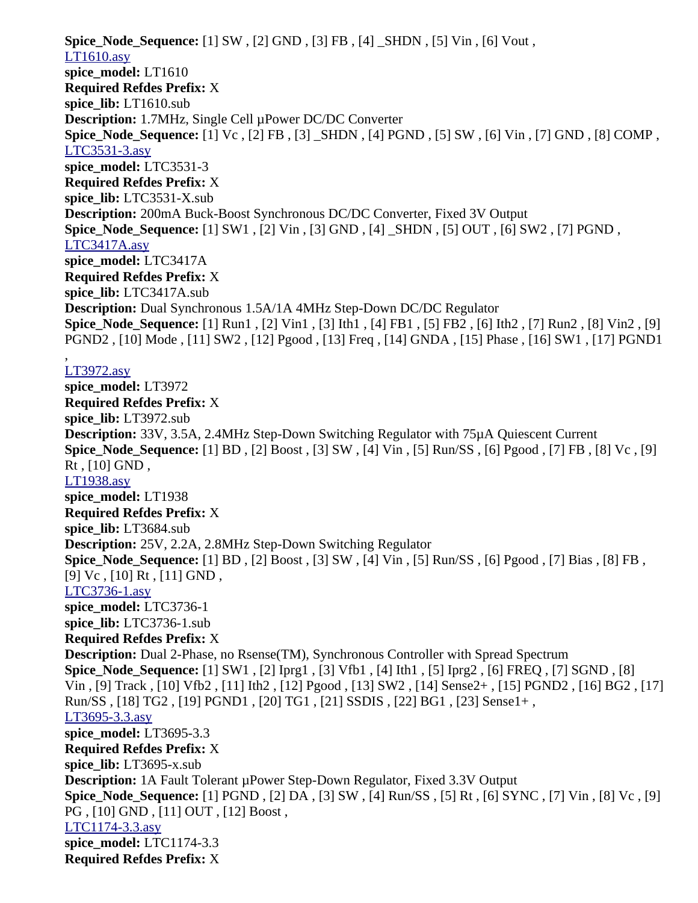**Spice_Node_Sequence:** [1] SW , [2] GND , [3] FB , [4] _SHDN , [5] Vin , [6] Vout ,
LT1610.asy
**spice_model:** LT1610
**Required Refdes Prefix:** X
**spice_lib:** LT1610.sub
**Description:** 1.7MHz, Single Cell µPower DC/DC Converter
**Spice_Node_Sequence:** [1] Vc , [2] FB , [3] _SHDN , [4] PGND , [5] SW , [6] Vin , [7] GND , [8] COMP ,
LTC3531-3.asy
**spice_model:** LTC3531-3
**Required Refdes Prefix:** X
**spice_lib:** LTC3531-X.sub
**Description:** 200mA Buck-Boost Synchronous DC/DC Converter, Fixed 3V Output
**Spice_Node_Sequence:** [1] SW1 , [2] Vin , [3] GND , [4] _SHDN , [5] OUT , [6] SW2 , [7] PGND ,
LTC3417A.asy
**spice_model:** LTC3417A
**Required Refdes Prefix:** X
**spice_lib:** LTC3417A.sub
**Description:** Dual Synchronous 1.5A/1A 4MHz Step-Down DC/DC Regulator
**Spice_Node_Sequence:** [1] Run1 , [2] Vin1 , [3] Ith1 , [4] FB1 , [5] FB2 , [6] Ith2 , [7] Run2 , [8] Vin2 , [9] PGND2 , [10] Mode , [11] SW2 , [12] Pgood , [13] Freq , [14] GNDA , [15] Phase , [16] SW1 , [17] PGND1 ,
LT3972.asy
**spice_model:** LT3972
**Required Refdes Prefix:** X
**spice_lib:** LT3972.sub
**Description:** 33V, 3.5A, 2.4MHz Step-Down Switching Regulator with 75µA Quiescent Current
**Spice_Node_Sequence:** [1] BD , [2] Boost , [3] SW , [4] Vin , [5] Run/SS , [6] Pgood , [7] FB , [8] Vc , [9] Rt , [10] GND ,
LT1938.asy
**spice_model:** LT1938
**Required Refdes Prefix:** X
**spice_lib:** LT3684.sub
**Description:** 25V, 2.2A, 2.8MHz Step-Down Switching Regulator
**Spice_Node_Sequence:** [1] BD , [2] Boost , [3] SW , [4] Vin , [5] Run/SS , [6] Pgood , [7] Bias , [8] FB , [9] Vc , [10] Rt , [11] GND ,
LTC3736-1.asy
**spice_model:** LTC3736-1
**spice_lib:** LTC3736-1.sub
**Required Refdes Prefix:** X
**Description:** Dual 2-Phase, no Rsense(TM), Synchronous Controller with Spread Spectrum
**Spice_Node_Sequence:** [1] SW1 , [2] Iprg1 , [3] Vfb1 , [4] Ith1 , [5] Iprg2 , [6] FREQ , [7] SGND , [8] Vin , [9] Track , [10] Vfb2 , [11] Ith2 , [12] Pgood , [13] SW2 , [14] Sense2+ , [15] PGND2 , [16] BG2 , [17] Run/SS , [18] TG2 , [19] PGND1 , [20] TG1 , [21] SSDIS , [22] BG1 , [23] Sense1+ ,
LT3695-3.3.asy
**spice_model:** LT3695-3.3
**Required Refdes Prefix:** X
**spice_lib:** LT3695-x.sub
**Description:** 1A Fault Tolerant µPower Step-Down Regulator, Fixed 3.3V Output
**Spice_Node_Sequence:** [1] PGND , [2] DA , [3] SW , [4] Run/SS , [5] Rt , [6] SYNC , [7] Vin , [8] Vc , [9] PG , [10] GND , [11] OUT , [12] Boost ,
LTC1174-3.3.asy
**spice_model:** LTC1174-3.3
**Required Refdes Prefix:** X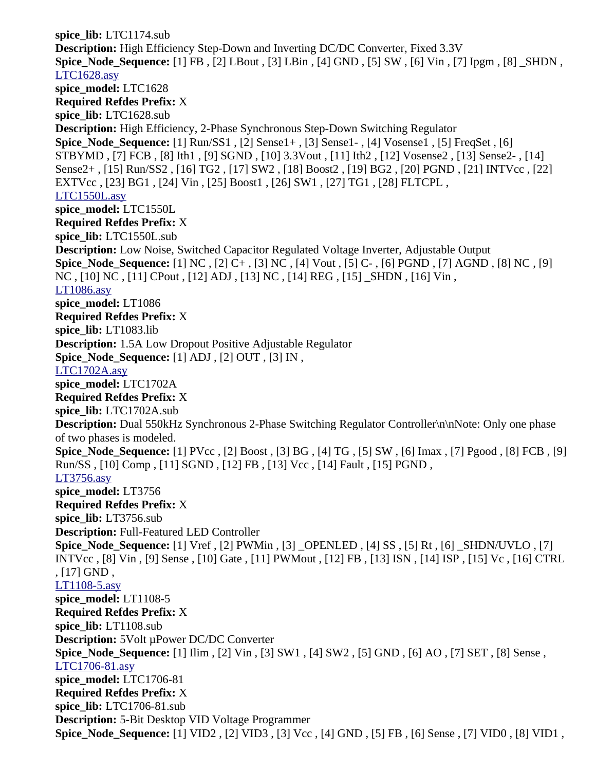**spice_lib:** LTC1174.sub
**Description:** High Efficiency Step-Down and Inverting DC/DC Converter, Fixed 3.3V
**Spice_Node_Sequence:** [1] FB , [2] LBout , [3] LBin , [4] GND , [5] SW , [6] Vin , [7] Ipgm , [8] _SHDN ,
LTC1628.asy
**spice_model:** LTC1628
**Required Refdes Prefix:** X
**spice_lib:** LTC1628.sub
**Description:** High Efficiency, 2-Phase Synchronous Step-Down Switching Regulator
**Spice_Node_Sequence:** [1] Run/SS1 , [2] Sense1+ , [3] Sense1- , [4] Vosense1 , [5] FreqSet , [6] STBYMD , [7] FCB , [8] Ith1 , [9] SGND , [10] 3.3Vout , [11] Ith2 , [12] Vosense2 , [13] Sense2- , [14] Sense2+ , [15] Run/SS2 , [16] TG2 , [17] SW2 , [18] Boost2 , [19] BG2 , [20] PGND , [21] INTVcc , [22] EXTVcc , [23] BG1 , [24] Vin , [25] Boost1 , [26] SW1 , [27] TG1 , [28] FLTCPL ,
LTC1550L.asy
**spice_model:** LTC1550L
**Required Refdes Prefix:** X
**spice_lib:** LTC1550L.sub
**Description:** Low Noise, Switched Capacitor Regulated Voltage Inverter, Adjustable Output
**Spice_Node_Sequence:** [1] NC , [2] C+ , [3] NC , [4] Vout , [5] C- , [6] PGND , [7] AGND , [8] NC , [9] NC , [10] NC , [11] CPout , [12] ADJ , [13] NC , [14] REG , [15] _SHDN , [16] Vin ,
LT1086.asy
**spice_model:** LT1086
**Required Refdes Prefix:** X
**spice_lib:** LT1083.lib
**Description:** 1.5A Low Dropout Positive Adjustable Regulator
**Spice_Node_Sequence:** [1] ADJ , [2] OUT , [3] IN ,
LTC1702A.asy
**spice_model:** LTC1702A
**Required Refdes Prefix:** X
**spice_lib:** LTC1702A.sub
**Description:** Dual 550kHz Synchronous 2-Phase Switching Regulator Controller\n\nNote: Only one phase of two phases is modeled.
**Spice_Node_Sequence:** [1] PVcc , [2] Boost , [3] BG , [4] TG , [5] SW , [6] Imax , [7] Pgood , [8] FCB , [9] Run/SS , [10] Comp , [11] SGND , [12] FB , [13] Vcc , [14] Fault , [15] PGND ,
LT3756.asy
**spice_model:** LT3756
**Required Refdes Prefix:** X
**spice_lib:** LT3756.sub
**Description:** Full-Featured LED Controller
**Spice_Node_Sequence:** [1] Vref , [2] PWMin , [3] _OPENLED , [4] SS , [5] Rt , [6] _SHDN/UVLO , [7] INTVcc , [8] Vin , [9] Sense , [10] Gate , [11] PWMout , [12] FB , [13] ISN , [14] ISP , [15] Vc , [16] CTRL , [17] GND ,
LT1108-5.asy
**spice_model:** LT1108-5
**Required Refdes Prefix:** X
**spice_lib:** LT1108.sub
**Description:** 5Volt µPower DC/DC Converter
**Spice_Node_Sequence:** [1] Ilim , [2] Vin , [3] SW1 , [4] SW2 , [5] GND , [6] AO , [7] SET , [8] Sense ,
LTC1706-81.asy
**spice_model:** LTC1706-81
**Required Refdes Prefix:** X
**spice_lib:** LTC1706-81.sub
**Description:** 5-Bit Desktop VID Voltage Programmer
**Spice_Node_Sequence:** [1] VID2 , [2] VID3 , [3] Vcc , [4] GND , [5] FB , [6] Sense , [7] VID0 , [8] VID1 ,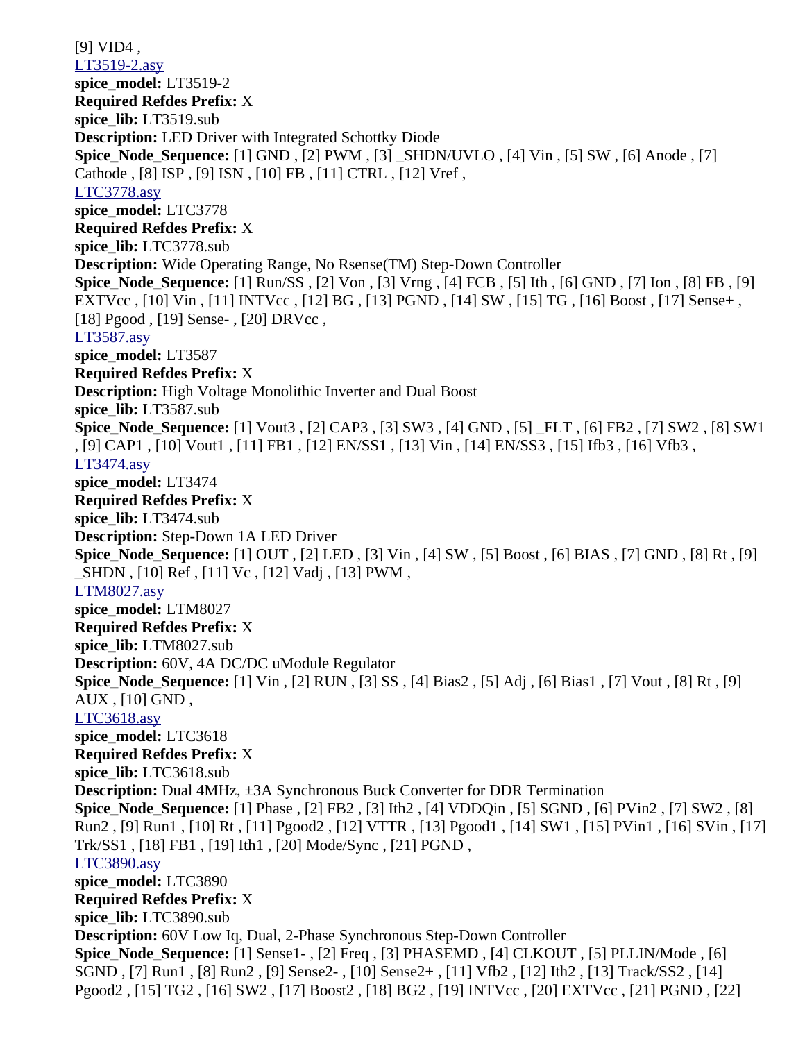[9] VID4 ,
LT3519-2.asy
**spice_model:** LT3519-2
**Required Refdes Prefix:** X
**spice_lib:** LT3519.sub
**Description:** LED Driver with Integrated Schottky Diode
**Spice_Node_Sequence:** [1] GND , [2] PWM , [3] _SHDN/UVLO , [4] Vin , [5] SW , [6] Anode , [7] Cathode , [8] ISP , [9] ISN , [10] FB , [11] CTRL , [12] Vref ,
LTC3778.asy
**spice_model:** LTC3778
**Required Refdes Prefix:** X
**spice_lib:** LTC3778.sub
**Description:** Wide Operating Range, No Rsense(TM) Step-Down Controller
**Spice_Node_Sequence:** [1] Run/SS , [2] Von , [3] Vrng , [4] FCB , [5] Ith , [6] GND , [7] Ion , [8] FB , [9] EXTVcc , [10] Vin , [11] INTVcc , [12] BG , [13] PGND , [14] SW , [15] TG , [16] Boost , [17] Sense+ , [18] Pgood , [19] Sense- , [20] DRVcc ,
LT3587.asy
**spice_model:** LT3587
**Required Refdes Prefix:** X
**Description:** High Voltage Monolithic Inverter and Dual Boost
**spice_lib:** LT3587.sub
**Spice_Node_Sequence:** [1] Vout3 , [2] CAP3 , [3] SW3 , [4] GND , [5] _FLT , [6] FB2 , [7] SW2 , [8] SW1 , [9] CAP1 , [10] Vout1 , [11] FB1 , [12] EN/SS1 , [13] Vin , [14] EN/SS3 , [15] Ifb3 , [16] Vfb3 ,
LT3474.asy
**spice_model:** LT3474
**Required Refdes Prefix:** X
**spice_lib:** LT3474.sub
**Description:** Step-Down 1A LED Driver
**Spice_Node_Sequence:** [1] OUT , [2] LED , [3] Vin , [4] SW , [5] Boost , [6] BIAS , [7] GND , [8] Rt , [9] _SHDN , [10] Ref , [11] Vc , [12] Vadj , [13] PWM ,
LTM8027.asy
**spice_model:** LTM8027
**Required Refdes Prefix:** X
**spice_lib:** LTM8027.sub
**Description:** 60V, 4A DC/DC uModule Regulator
**Spice_Node_Sequence:** [1] Vin , [2] RUN , [3] SS , [4] Bias2 , [5] Adj , [6] Bias1 , [7] Vout , [8] Rt , [9] AUX , [10] GND ,
LTC3618.asy
**spice_model:** LTC3618
**Required Refdes Prefix:** X
**spice_lib:** LTC3618.sub
**Description:** Dual 4MHz, ±3A Synchronous Buck Converter for DDR Termination
**Spice_Node_Sequence:** [1] Phase , [2] FB2 , [3] Ith2 , [4] VDDQin , [5] SGND , [6] PVin2 , [7] SW2 , [8] Run2 , [9] Run1 , [10] Rt , [11] Pgood2 , [12] VTTR , [13] Pgood1 , [14] SW1 , [15] PVin1 , [16] SVin , [17] Trk/SS1 , [18] FB1 , [19] Ith1 , [20] Mode/Sync , [21] PGND ,
LTC3890.asy
**spice_model:** LTC3890
**Required Refdes Prefix:** X
**spice_lib:** LTC3890.sub
**Description:** 60V Low Iq, Dual, 2-Phase Synchronous Step-Down Controller
**Spice_Node_Sequence:** [1] Sense1- , [2] Freq , [3] PHASEMD , [4] CLKOUT , [5] PLLIN/Mode , [6] SGND , [7] Run1 , [8] Run2 , [9] Sense2- , [10] Sense2+ , [11] Vfb2 , [12] Ith2 , [13] Track/SS2 , [14] Pgood2 , [15] TG2 , [16] SW2 , [17] Boost2 , [18] BG2 , [19] INTVcc , [20] EXTVcc , [21] PGND , [22]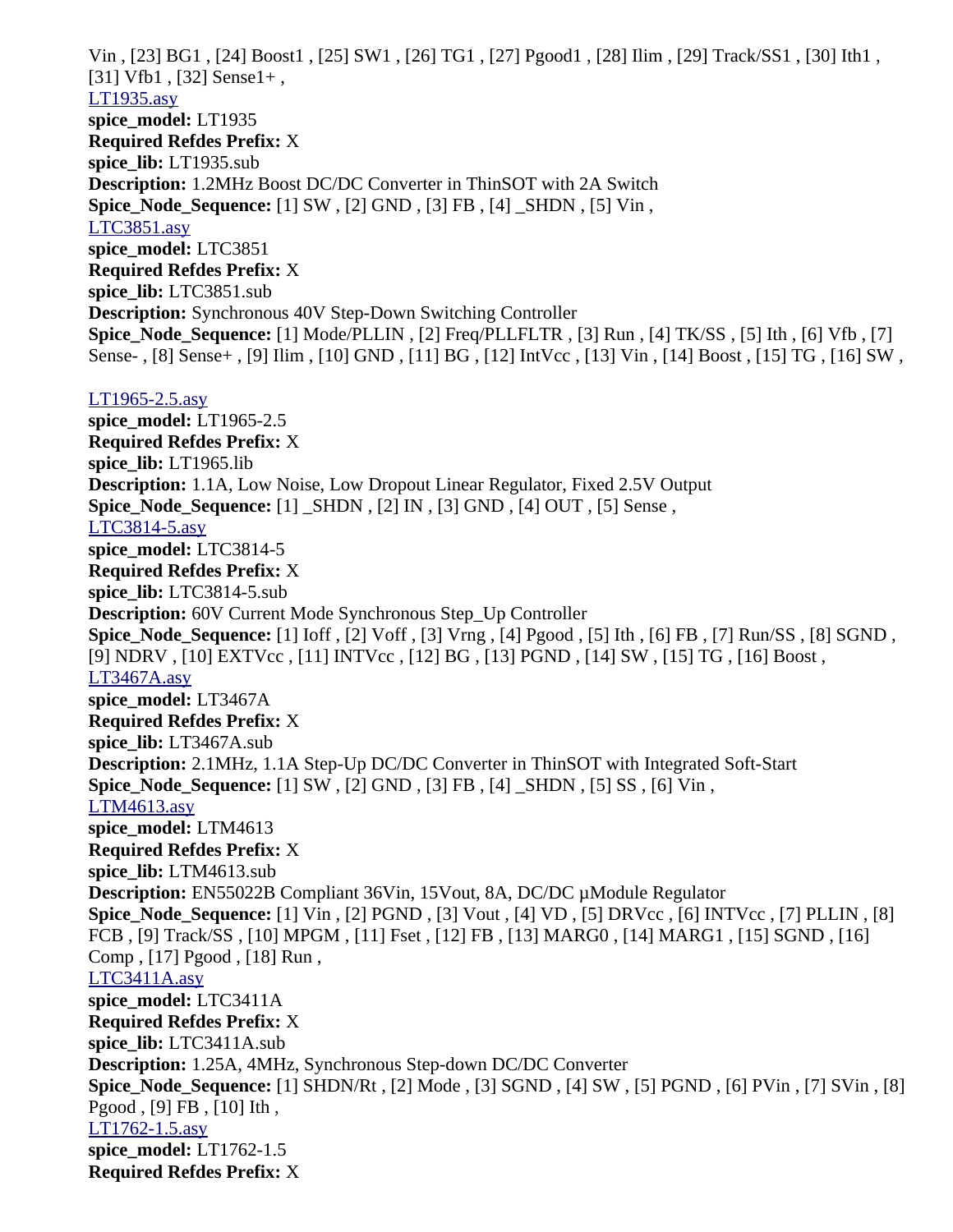Vin , [23] BG1 , [24] Boost1 , [25] SW1 , [26] TG1 , [27] Pgood1 , [28] Ilim , [29] Track/SS1 , [30] Ith1 , [31] Vfb1 , [32] Sense1+ ,

LT1935.asy
**spice_model:** LT1935
**Required Refdes Prefix:** X
**spice_lib:** LT1935.sub
**Description:** 1.2MHz Boost DC/DC Converter in ThinSOT with 2A Switch
**Spice_Node_Sequence:** [1] SW , [2] GND , [3] FB , [4] _SHDN , [5] Vin ,

LTC3851.asy
**spice_model:** LTC3851
**Required Refdes Prefix:** X
**spice_lib:** LTC3851.sub
**Description:** Synchronous 40V Step-Down Switching Controller
**Spice_Node_Sequence:** [1] Mode/PLLIN , [2] Freq/PLLFLTR , [3] Run , [4] TK/SS , [5] Ith , [6] Vfb , [7] Sense- , [8] Sense+ , [9] Ilim , [10] GND , [11] BG , [12] IntVcc , [13] Vin , [14] Boost , [15] TG , [16] SW ,

LT1965-2.5.asy
**spice_model:** LT1965-2.5
**Required Refdes Prefix:** X
**spice_lib:** LT1965.lib
**Description:** 1.1A, Low Noise, Low Dropout Linear Regulator, Fixed 2.5V Output
**Spice_Node_Sequence:** [1] _SHDN , [2] IN , [3] GND , [4] OUT , [5] Sense ,

LTC3814-5.asy
**spice_model:** LTC3814-5
**Required Refdes Prefix:** X
**spice_lib:** LTC3814-5.sub
**Description:** 60V Current Mode Synchronous Step_Up Controller
**Spice_Node_Sequence:** [1] Ioff , [2] Voff , [3] Vrng , [4] Pgood , [5] Ith , [6] FB , [7] Run/SS , [8] SGND , [9] NDRV , [10] EXTVcc , [11] INTVcc , [12] BG , [13] PGND , [14] SW , [15] TG , [16] Boost ,

LT3467A.asy
**spice_model:** LT3467A
**Required Refdes Prefix:** X
**spice_lib:** LT3467A.sub
**Description:** 2.1MHz, 1.1A Step-Up DC/DC Converter in ThinSOT with Integrated Soft-Start
**Spice_Node_Sequence:** [1] SW , [2] GND , [3] FB , [4] _SHDN , [5] SS , [6] Vin ,

LTM4613.asy
**spice_model:** LTM4613
**Required Refdes Prefix:** X
**spice_lib:** LTM4613.sub
**Description:** EN55022B Compliant 36Vin, 15Vout, 8A, DC/DC µModule Regulator
**Spice_Node_Sequence:** [1] Vin , [2] PGND , [3] Vout , [4] VD , [5] DRVcc , [6] INTVcc , [7] PLLIN , [8] FCB , [9] Track/SS , [10] MPGM , [11] Fset , [12] FB , [13] MARG0 , [14] MARG1 , [15] SGND , [16] Comp , [17] Pgood , [18] Run ,

LTC3411A.asy
**spice_model:** LTC3411A
**Required Refdes Prefix:** X
**spice_lib:** LTC3411A.sub
**Description:** 1.25A, 4MHz, Synchronous Step-down DC/DC Converter
**Spice_Node_Sequence:** [1] SHDN/Rt , [2] Mode , [3] SGND , [4] SW , [5] PGND , [6] PVin , [7] SVin , [8] Pgood , [9] FB , [10] Ith ,

LT1762-1.5.asy
**spice_model:** LT1762-1.5
**Required Refdes Prefix:** X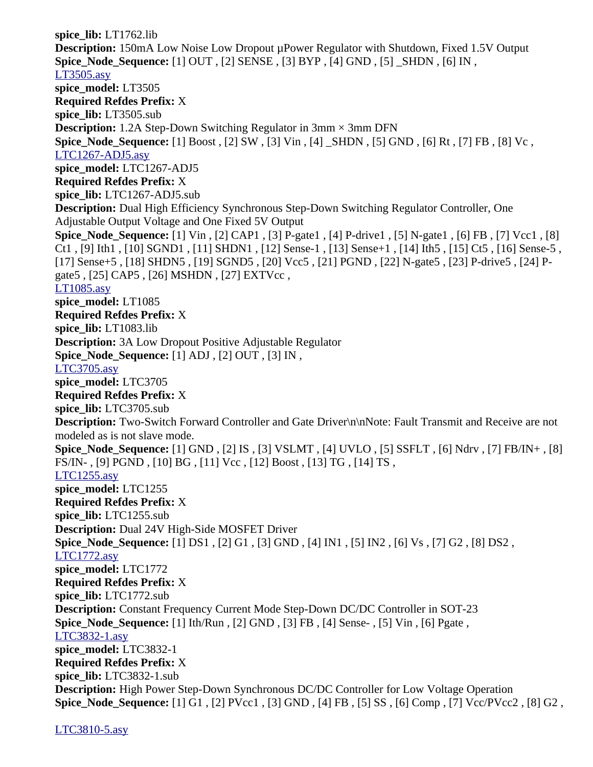**spice_lib:** LT1762.lib
**Description:** 150mA Low Noise Low Dropout µPower Regulator with Shutdown, Fixed 1.5V Output
**Spice_Node_Sequence:** [1] OUT , [2] SENSE , [3] BYP , [4] GND , [5] _SHDN , [6] IN ,
LT3505.asy
**spice_model:** LT3505
**Required Refdes Prefix:** X
**spice_lib:** LT3505.sub
**Description:** 1.2A Step-Down Switching Regulator in 3mm × 3mm DFN
**Spice_Node_Sequence:** [1] Boost , [2] SW , [3] Vin , [4] _SHDN , [5] GND , [6] Rt , [7] FB , [8] Vc ,
LTC1267-ADJ5.asy
**spice_model:** LTC1267-ADJ5
**Required Refdes Prefix:** X
**spice_lib:** LTC1267-ADJ5.sub
**Description:** Dual High Efficiency Synchronous Step-Down Switching Regulator Controller, One Adjustable Output Voltage and One Fixed 5V Output
**Spice_Node_Sequence:** [1] Vin , [2] CAP1 , [3] P-gate1 , [4] P-drive1 , [5] N-gate1 , [6] FB , [7] Vcc1 , [8] Ct1 , [9] Ith1 , [10] SGND1 , [11] SHDN1 , [12] Sense-1 , [13] Sense+1 , [14] Ith5 , [15] Ct5 , [16] Sense-5 , [17] Sense+5 , [18] SHDN5 , [19] SGND5 , [20] Vcc5 , [21] PGND , [22] N-gate5 , [23] P-drive5 , [24] P-gate5 , [25] CAP5 , [26] MSHDN , [27] EXTVcc ,
LT1085.asy
**spice_model:** LT1085
**Required Refdes Prefix:** X
**spice_lib:** LT1083.lib
**Description:** 3A Low Dropout Positive Adjustable Regulator
**Spice_Node_Sequence:** [1] ADJ , [2] OUT , [3] IN ,
LTC3705.asy
**spice_model:** LTC3705
**Required Refdes Prefix:** X
**spice_lib:** LTC3705.sub
**Description:** Two-Switch Forward Controller and Gate Driver\n\nNote: Fault Transmit and Receive are not modeled as is not slave mode.
**Spice_Node_Sequence:** [1] GND , [2] IS , [3] VSLMT , [4] UVLO , [5] SSFLT , [6] Ndrv , [7] FB/IN+ , [8] FS/IN- , [9] PGND , [10] BG , [11] Vcc , [12] Boost , [13] TG , [14] TS ,
LTC1255.asy
**spice_model:** LTC1255
**Required Refdes Prefix:** X
**spice_lib:** LTC1255.sub
**Description:** Dual 24V High-Side MOSFET Driver
**Spice_Node_Sequence:** [1] DS1 , [2] G1 , [3] GND , [4] IN1 , [5] IN2 , [6] Vs , [7] G2 , [8] DS2 ,
LTC1772.asy
**spice_model:** LTC1772
**Required Refdes Prefix:** X
**spice_lib:** LTC1772.sub
**Description:** Constant Frequency Current Mode Step-Down DC/DC Controller in SOT-23
**Spice_Node_Sequence:** [1] Ith/Run , [2] GND , [3] FB , [4] Sense- , [5] Vin , [6] Pgate ,
LTC3832-1.asy
**spice_model:** LTC3832-1
**Required Refdes Prefix:** X
**spice_lib:** LTC3832-1.sub
**Description:** High Power Step-Down Synchronous DC/DC Controller for Low Voltage Operation
**Spice_Node_Sequence:** [1] G1 , [2] PVcc1 , [3] GND , [4] FB , [5] SS , [6] Comp , [7] Vcc/PVcc2 , [8] G2 ,

LTC3810-5.asy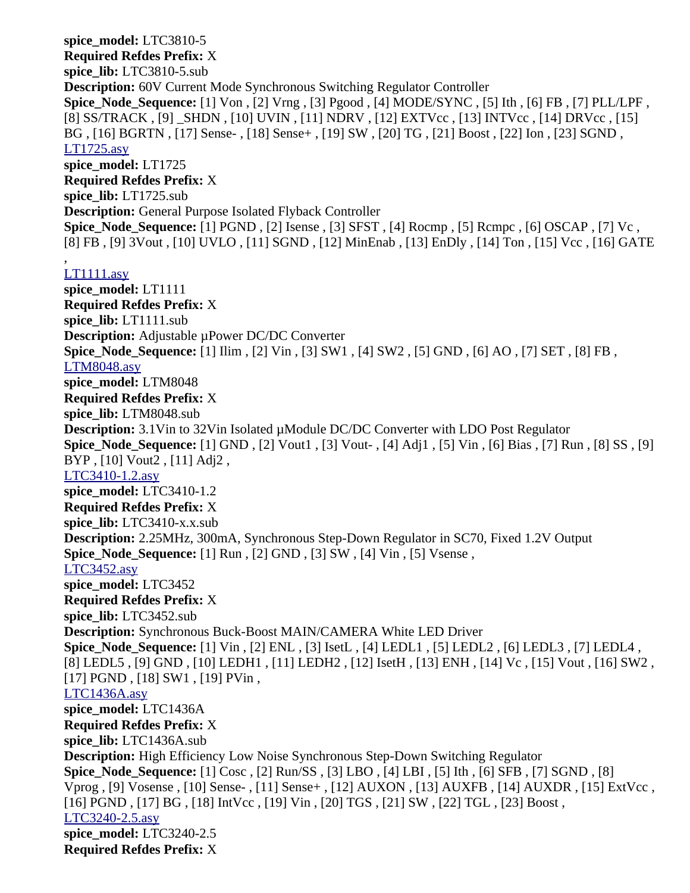**spice_model:** LTC3810-5
**Required Refdes Prefix:** X
**spice_lib:** LTC3810-5.sub
**Description:** 60V Current Mode Synchronous Switching Regulator Controller
**Spice_Node_Sequence:** [1] Von , [2] Vrng , [3] Pgood , [4] MODE/SYNC , [5] Ith , [6] FB , [7] PLL/LPF , [8] SS/TRACK , [9] _SHDN , [10] UVIN , [11] NDRV , [12] EXTVcc , [13] INTVcc , [14] DRVcc , [15] BG , [16] BGRTN , [17] Sense- , [18] Sense+ , [19] SW , [20] TG , [21] Boost , [22] Ion , [23] SGND ,

LT1725.asy
**spice_model:** LT1725
**Required Refdes Prefix:** X
**spice_lib:** LT1725.sub
**Description:** General Purpose Isolated Flyback Controller
**Spice_Node_Sequence:** [1] PGND , [2] Isense , [3] SFST , [4] Rocmp , [5] Rcmpc , [6] OSCAP , [7] Vc , [8] FB , [9] 3Vout , [10] UVLO , [11] SGND , [12] MinEnab , [13] EnDly , [14] Ton , [15] Vcc , [16] GATE ,

LT1111.asy
**spice_model:** LT1111
**Required Refdes Prefix:** X
**spice_lib:** LT1111.sub
**Description:** Adjustable µPower DC/DC Converter
**Spice_Node_Sequence:** [1] Ilim , [2] Vin , [3] SW1 , [4] SW2 , [5] GND , [6] AO , [7] SET , [8] FB ,

LTM8048.asy
**spice_model:** LTM8048
**Required Refdes Prefix:** X
**spice_lib:** LTM8048.sub
**Description:** 3.1Vin to 32Vin Isolated µModule DC/DC Converter with LDO Post Regulator
**Spice_Node_Sequence:** [1] GND , [2] Vout1 , [3] Vout- , [4] Adj1 , [5] Vin , [6] Bias , [7] Run , [8] SS , [9] BYP , [10] Vout2 , [11] Adj2 ,

LTC3410-1.2.asy
**spice_model:** LTC3410-1.2
**Required Refdes Prefix:** X
**spice_lib:** LTC3410-x.x.sub
**Description:** 2.25MHz, 300mA, Synchronous Step-Down Regulator in SC70, Fixed 1.2V Output
**Spice_Node_Sequence:** [1] Run , [2] GND , [3] SW , [4] Vin , [5] Vsense ,

LTC3452.asy
**spice_model:** LTC3452
**Required Refdes Prefix:** X
**spice_lib:** LTC3452.sub
**Description:** Synchronous Buck-Boost MAIN/CAMERA White LED Driver
**Spice_Node_Sequence:** [1] Vin , [2] ENL , [3] IsetL , [4] LEDL1 , [5] LEDL2 , [6] LEDL3 , [7] LEDL4 , [8] LEDL5 , [9] GND , [10] LEDH1 , [11] LEDH2 , [12] IsetH , [13] ENH , [14] Vc , [15] Vout , [16] SW2 , [17] PGND , [18] SW1 , [19] PVin ,

LTC1436A.asy
**spice_model:** LTC1436A
**Required Refdes Prefix:** X
**spice_lib:** LTC1436A.sub
**Description:** High Efficiency Low Noise Synchronous Step-Down Switching Regulator
**Spice_Node_Sequence:** [1] Cosc , [2] Run/SS , [3] LBO , [4] LBI , [5] Ith , [6] SFB , [7] SGND , [8] Vprog , [9] Vosense , [10] Sense- , [11] Sense+ , [12] AUXON , [13] AUXFB , [14] AUXDR , [15] ExtVcc , [16] PGND , [17] BG , [18] IntVcc , [19] Vin , [20] TGS , [21] SW , [22] TGL , [23] Boost ,

LTC3240-2.5.asy
**spice_model:** LTC3240-2.5
**Required Refdes Prefix:** X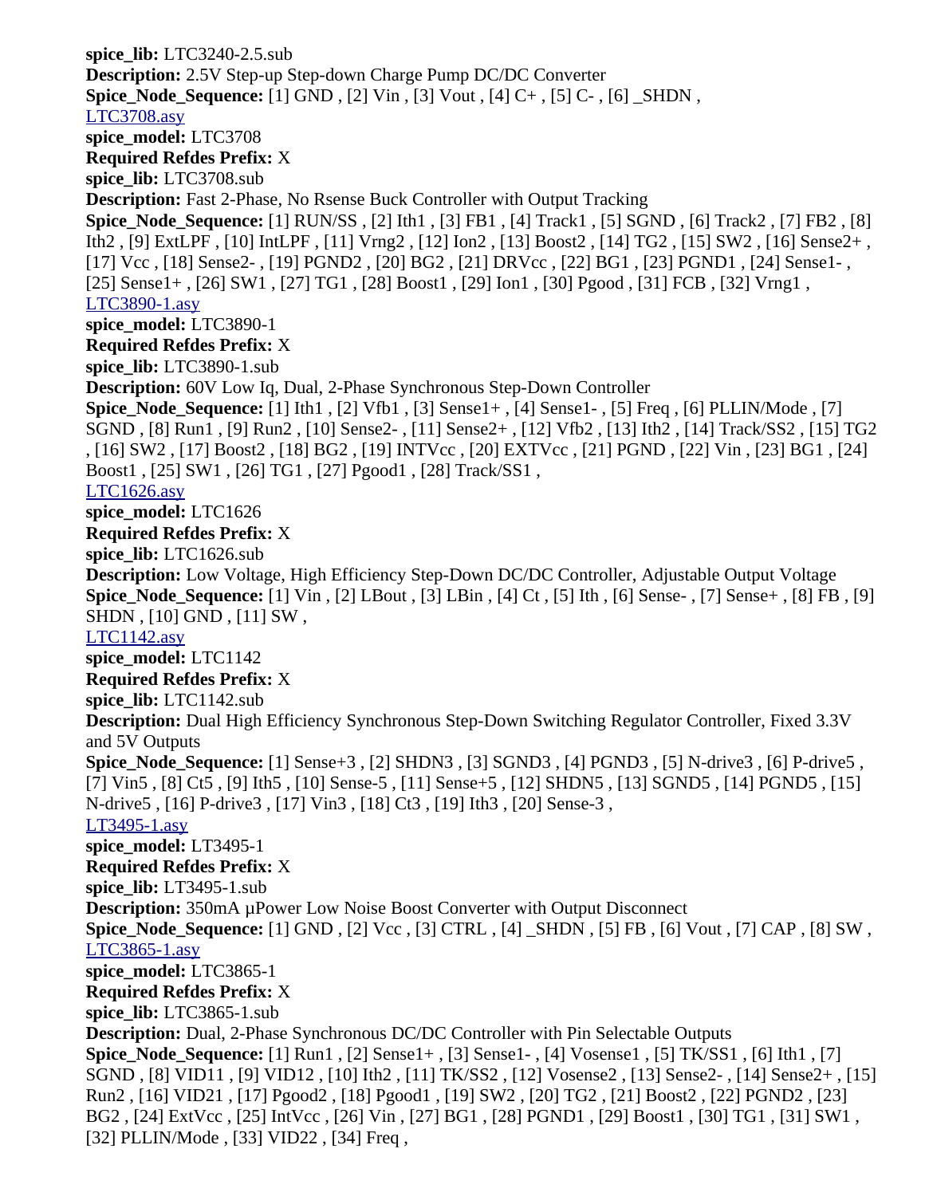**spice_lib:** LTC3240-2.5.sub
**Description:** 2.5V Step-up Step-down Charge Pump DC/DC Converter
**Spice_Node_Sequence:** [1] GND , [2] Vin , [3] Vout , [4] C+ , [5] C- , [6] _SHDN ,
LTC3708.asy
**spice_model:** LTC3708
**Required Refdes Prefix:** X
**spice_lib:** LTC3708.sub
**Description:** Fast 2-Phase, No Rsense Buck Controller with Output Tracking
**Spice_Node_Sequence:** [1] RUN/SS , [2] Ith1 , [3] FB1 , [4] Track1 , [5] SGND , [6] Track2 , [7] FB2 , [8] Ith2 , [9] ExtLPF , [10] IntLPF , [11] Vrng2 , [12] Ion2 , [13] Boost2 , [14] TG2 , [15] SW2 , [16] Sense2+ , [17] Vcc , [18] Sense2- , [19] PGND2 , [20] BG2 , [21] DRVcc , [22] BG1 , [23] PGND1 , [24] Sense1- , [25] Sense1+ , [26] SW1 , [27] TG1 , [28] Boost1 , [29] Ion1 , [30] Pgood , [31] FCB , [32] Vrng1 ,
LTC3890-1.asy
**spice_model:** LTC3890-1
**Required Refdes Prefix:** X
**spice_lib:** LTC3890-1.sub
**Description:** 60V Low Iq, Dual, 2-Phase Synchronous Step-Down Controller
**Spice_Node_Sequence:** [1] Ith1 , [2] Vfb1 , [3] Sense1+ , [4] Sense1- , [5] Freq , [6] PLLIN/Mode , [7] SGND , [8] Run1 , [9] Run2 , [10] Sense2- , [11] Sense2+ , [12] Vfb2 , [13] Ith2 , [14] Track/SS2 , [15] TG2 , [16] SW2 , [17] Boost2 , [18] BG2 , [19] INTVcc , [20] EXTVcc , [21] PGND , [22] Vin , [23] BG1 , [24] Boost1 , [25] SW1 , [26] TG1 , [27] Pgood1 , [28] Track/SS1 ,
LTC1626.asy
**spice_model:** LTC1626
**Required Refdes Prefix:** X
**spice_lib:** LTC1626.sub
**Description:** Low Voltage, High Efficiency Step-Down DC/DC Controller, Adjustable Output Voltage
**Spice_Node_Sequence:** [1] Vin , [2] LBout , [3] LBin , [4] Ct , [5] Ith , [6] Sense- , [7] Sense+ , [8] FB , [9] SHDN , [10] GND , [11] SW ,
LTC1142.asy
**spice_model:** LTC1142
**Required Refdes Prefix:** X
**spice_lib:** LTC1142.sub
**Description:** Dual High Efficiency Synchronous Step-Down Switching Regulator Controller, Fixed 3.3V and 5V Outputs
**Spice_Node_Sequence:** [1] Sense+3 , [2] SHDN3 , [3] SGND3 , [4] PGND3 , [5] N-drive3 , [6] P-drive5 , [7] Vin5 , [8] Ct5 , [9] Ith5 , [10] Sense-5 , [11] Sense+5 , [12] SHDN5 , [13] SGND5 , [14] PGND5 , [15] N-drive5 , [16] P-drive3 , [17] Vin3 , [18] Ct3 , [19] Ith3 , [20] Sense-3 ,
LT3495-1.asy
**spice_model:** LT3495-1
**Required Refdes Prefix:** X
**spice_lib:** LT3495-1.sub
**Description:** 350mA µPower Low Noise Boost Converter with Output Disconnect
**Spice_Node_Sequence:** [1] GND , [2] Vcc , [3] CTRL , [4] _SHDN , [5] FB , [6] Vout , [7] CAP , [8] SW ,
LTC3865-1.asy
**spice_model:** LTC3865-1
**Required Refdes Prefix:** X
**spice_lib:** LTC3865-1.sub
**Description:** Dual, 2-Phase Synchronous DC/DC Controller with Pin Selectable Outputs
**Spice_Node_Sequence:** [1] Run1 , [2] Sense1+ , [3] Sense1- , [4] Vosense1 , [5] TK/SS1 , [6] Ith1 , [7] SGND , [8] VID11 , [9] VID12 , [10] Ith2 , [11] TK/SS2 , [12] Vosense2 , [13] Sense2- , [14] Sense2+ , [15] Run2 , [16] VID21 , [17] Pgood2 , [18] Pgood1 , [19] SW2 , [20] TG2 , [21] Boost2 , [22] PGND2 , [23] BG2 , [24] ExtVcc , [25] IntVcc , [26] Vin , [27] BG1 , [28] PGND1 , [29] Boost1 , [30] TG1 , [31] SW1 , [32] PLLIN/Mode , [33] VID22 , [34] Freq ,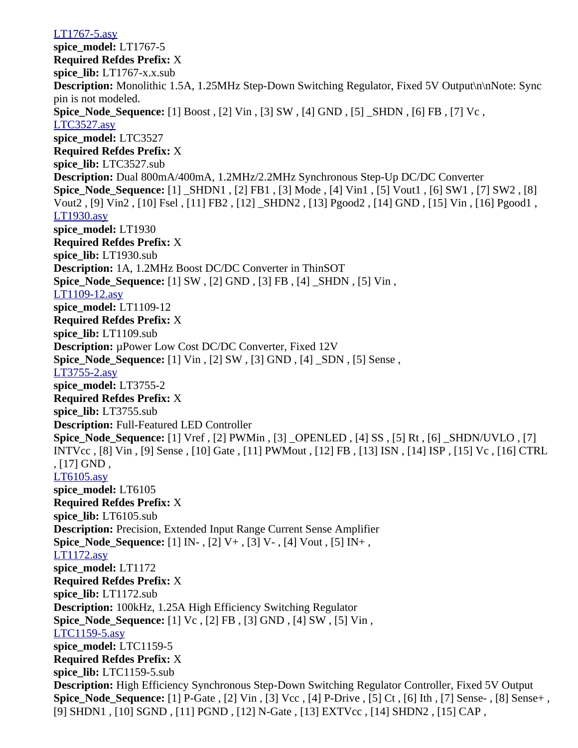[LT1767-5.asy](LT1767-5.asy)
**spice_model:** LT1767-5
**Required Refdes Prefix:** X
**spice_lib:** LT1767-x.x.sub
**Description:** Monolithic 1.5A, 1.25MHz Step-Down Switching Regulator, Fixed 5V Output\n\nNote: Sync pin is not modeled.
**Spice_Node_Sequence:** [1] Boost , [2] Vin , [3] SW , [4] GND , [5] _SHDN , [6] FB , [7] Vc ,
[LTC3527.asy](LTC3527.asy)
**spice_model:** LTC3527
**Required Refdes Prefix:** X
**spice_lib:** LTC3527.sub
**Description:** Dual 800mA/400mA, 1.2MHz/2.2MHz Synchronous Step-Up DC/DC Converter
**Spice_Node_Sequence:** [1] _SHDN1 , [2] FB1 , [3] Mode , [4] Vin1 , [5] Vout1 , [6] SW1 , [7] SW2 , [8] Vout2 , [9] Vin2 , [10] Fsel , [11] FB2 , [12] _SHDN2 , [13] Pgood2 , [14] GND , [15] Vin , [16] Pgood1 ,
[LT1930.asy](LT1930.asy)
**spice_model:** LT1930
**Required Refdes Prefix:** X
**spice_lib:** LT1930.sub
**Description:** 1A, 1.2MHz Boost DC/DC Converter in ThinSOT
**Spice_Node_Sequence:** [1] SW , [2] GND , [3] FB , [4] _SHDN , [5] Vin ,
[LT1109-12.asy](LT1109-12.asy)
**spice_model:** LT1109-12
**Required Refdes Prefix:** X
**spice_lib:** LT1109.sub
**Description:** µPower Low Cost DC/DC Converter, Fixed 12V
**Spice_Node_Sequence:** [1] Vin , [2] SW , [3] GND , [4] _SDN , [5] Sense ,
[LT3755-2.asy](LT3755-2.asy)
**spice_model:** LT3755-2
**Required Refdes Prefix:** X
**spice_lib:** LT3755.sub
**Description:** Full-Featured LED Controller
**Spice_Node_Sequence:** [1] Vref , [2] PWMin , [3] _OPENLED , [4] SS , [5] Rt , [6] _SHDN/UVLO , [7] INTVcc , [8] Vin , [9] Sense , [10] Gate , [11] PWMout , [12] FB , [13] ISN , [14] ISP , [15] Vc , [16] CTRL , [17] GND ,
[LT6105.asy](LT6105.asy)
**spice_model:** LT6105
**Required Refdes Prefix:** X
**spice_lib:** LT6105.sub
**Description:** Precision, Extended Input Range Current Sense Amplifier
**Spice_Node_Sequence:** [1] IN- , [2] V+ , [3] V- , [4] Vout , [5] IN+ ,
[LT1172.asy](LT1172.asy)
**spice_model:** LT1172
**Required Refdes Prefix:** X
**spice_lib:** LT1172.sub
**Description:** 100kHz, 1.25A High Efficiency Switching Regulator
**Spice_Node_Sequence:** [1] Vc , [2] FB , [3] GND , [4] SW , [5] Vin ,
[LTC1159-5.asy](LTC1159-5.asy)
**spice_model:** LTC1159-5
**Required Refdes Prefix:** X
**spice_lib:** LTC1159-5.sub
**Description:** High Efficiency Synchronous Step-Down Switching Regulator Controller, Fixed 5V Output
**Spice_Node_Sequence:** [1] P-Gate , [2] Vin , [3] Vcc , [4] P-Drive , [5] Ct , [6] Ith , [7] Sense- , [8] Sense+ , [9] SHDN1 , [10] SGND , [11] PGND , [12] N-Gate , [13] EXTVcc , [14] SHDN2 , [15] CAP ,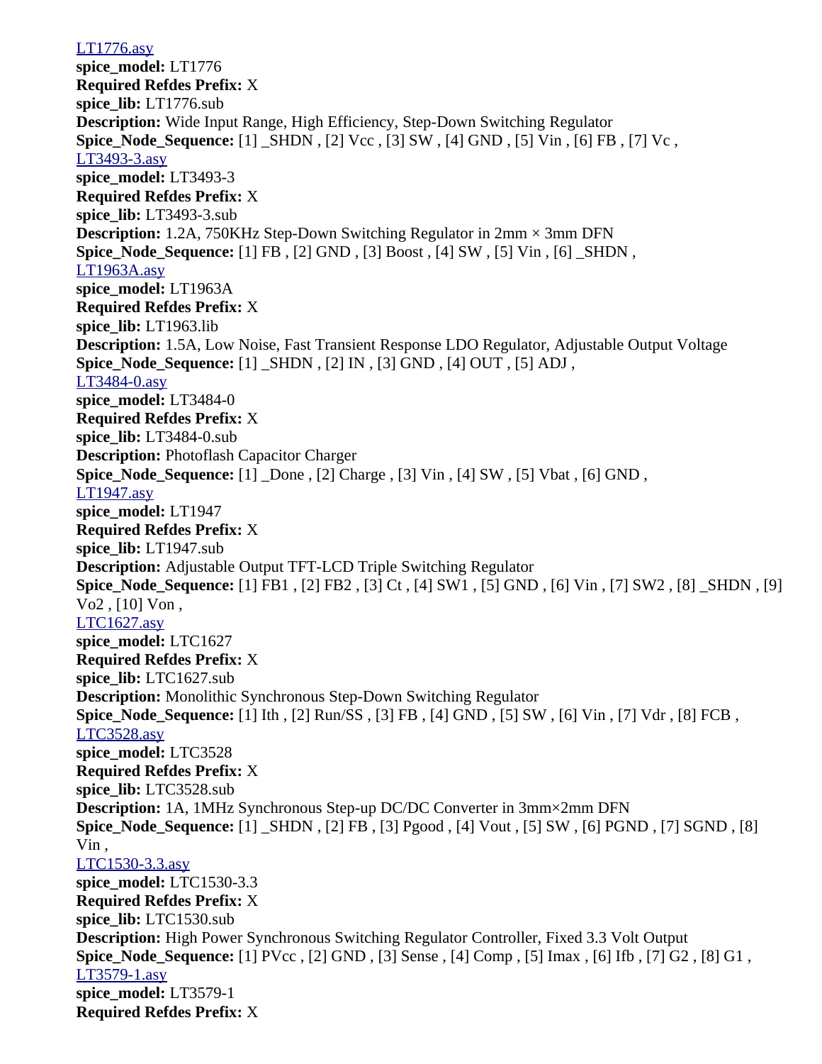[LT1776.asy]
**spice_model:** LT1776
**Required Refdes Prefix:** X
**spice_lib:** LT1776.sub
**Description:** Wide Input Range, High Efficiency, Step-Down Switching Regulator
**Spice_Node_Sequence:** [1] _SHDN , [2] Vcc , [3] SW , [4] GND , [5] Vin , [6] FB , [7] Vc ,
[LT3493-3.asy]
**spice_model:** LT3493-3
**Required Refdes Prefix:** X
**spice_lib:** LT3493-3.sub
**Description:** 1.2A, 750KHz Step-Down Switching Regulator in 2mm × 3mm DFN
**Spice_Node_Sequence:** [1] FB , [2] GND , [3] Boost , [4] SW , [5] Vin , [6] _SHDN ,
[LT1963A.asy]
**spice_model:** LT1963A
**Required Refdes Prefix:** X
**spice_lib:** LT1963.lib
**Description:** 1.5A, Low Noise, Fast Transient Response LDO Regulator, Adjustable Output Voltage
**Spice_Node_Sequence:** [1] _SHDN , [2] IN , [3] GND , [4] OUT , [5] ADJ ,
[LT3484-0.asy]
**spice_model:** LT3484-0
**Required Refdes Prefix:** X
**spice_lib:** LT3484-0.sub
**Description:** Photoflash Capacitor Charger
**Spice_Node_Sequence:** [1] _Done , [2] Charge , [3] Vin , [4] SW , [5] Vbat , [6] GND ,
[LT1947.asy]
**spice_model:** LT1947
**Required Refdes Prefix:** X
**spice_lib:** LT1947.sub
**Description:** Adjustable Output TFT-LCD Triple Switching Regulator
**Spice_Node_Sequence:** [1] FB1 , [2] FB2 , [3] Ct , [4] SW1 , [5] GND , [6] Vin , [7] SW2 , [8] _SHDN , [9] Vo2 , [10] Von ,
[LTC1627.asy]
**spice_model:** LTC1627
**Required Refdes Prefix:** X
**spice_lib:** LTC1627.sub
**Description:** Monolithic Synchronous Step-Down Switching Regulator
**Spice_Node_Sequence:** [1] Ith , [2] Run/SS , [3] FB , [4] GND , [5] SW , [6] Vin , [7] Vdr , [8] FCB ,
[LTC3528.asy]
**spice_model:** LTC3528
**Required Refdes Prefix:** X
**spice_lib:** LTC3528.sub
**Description:** 1A, 1MHz Synchronous Step-up DC/DC Converter in 3mm×2mm DFN
**Spice_Node_Sequence:** [1] _SHDN , [2] FB , [3] Pgood , [4] Vout , [5] SW , [6] PGND , [7] SGND , [8] Vin ,
[LTC1530-3.3.asy]
**spice_model:** LTC1530-3.3
**Required Refdes Prefix:** X
**spice_lib:** LTC1530.sub
**Description:** High Power Synchronous Switching Regulator Controller, Fixed 3.3 Volt Output
**Spice_Node_Sequence:** [1] PVcc , [2] GND , [3] Sense , [4] Comp , [5] Imax , [6] Ifb , [7] G2 , [8] G1 ,
[LT3579-1.asy]
**spice_model:** LT3579-1
**Required Refdes Prefix:** X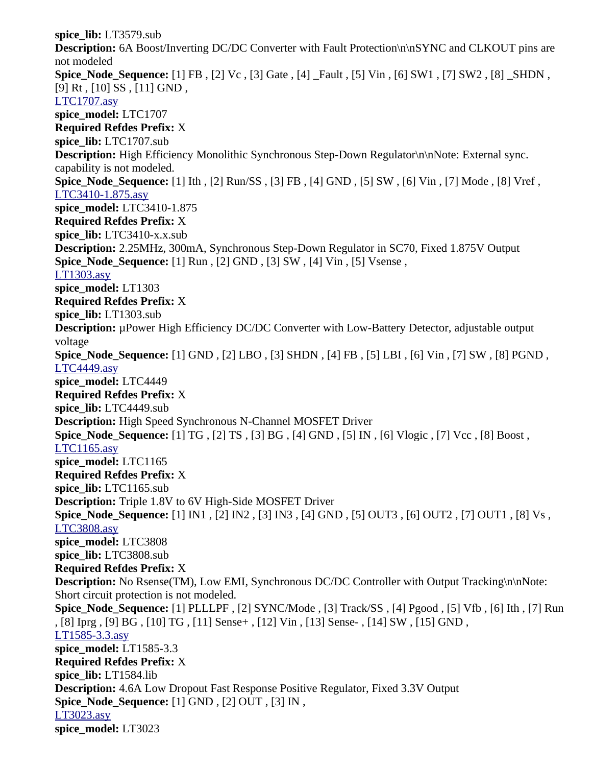**spice_lib:** LT3579.sub
**Description:** 6A Boost/Inverting DC/DC Converter with Fault Protection\n\nSYNC and CLKOUT pins are not modeled
**Spice_Node_Sequence:** [1] FB , [2] Vc , [3] Gate , [4] _Fault , [5] Vin , [6] SW1 , [7] SW2 , [8] _SHDN , [9] Rt , [10] SS , [11] GND ,
LTC1707.asy
**spice_model:** LTC1707
**Required Refdes Prefix:** X
**spice_lib:** LTC1707.sub
**Description:** High Efficiency Monolithic Synchronous Step-Down Regulator\n\nNote: External sync. capability is not modeled.
**Spice_Node_Sequence:** [1] Ith , [2] Run/SS , [3] FB , [4] GND , [5] SW , [6] Vin , [7] Mode , [8] Vref ,
LTC3410-1.875.asy
**spice_model:** LTC3410-1.875
**Required Refdes Prefix:** X
**spice_lib:** LTC3410-x.x.sub
**Description:** 2.25MHz, 300mA, Synchronous Step-Down Regulator in SC70, Fixed 1.875V Output
**Spice_Node_Sequence:** [1] Run , [2] GND , [3] SW , [4] Vin , [5] Vsense ,
LT1303.asy
**spice_model:** LT1303
**Required Refdes Prefix:** X
**spice_lib:** LT1303.sub
**Description:** µPower High Efficiency DC/DC Converter with Low-Battery Detector, adjustable output voltage
**Spice_Node_Sequence:** [1] GND , [2] LBO , [3] SHDN , [4] FB , [5] LBI , [6] Vin , [7] SW , [8] PGND ,
LTC4449.asy
**spice_model:** LTC4449
**Required Refdes Prefix:** X
**spice_lib:** LTC4449.sub
**Description:** High Speed Synchronous N-Channel MOSFET Driver
**Spice_Node_Sequence:** [1] TG , [2] TS , [3] BG , [4] GND , [5] IN , [6] Vlogic , [7] Vcc , [8] Boost ,
LTC1165.asy
**spice_model:** LTC1165
**Required Refdes Prefix:** X
**spice_lib:** LTC1165.sub
**Description:** Triple 1.8V to 6V High-Side MOSFET Driver
**Spice_Node_Sequence:** [1] IN1 , [2] IN2 , [3] IN3 , [4] GND , [5] OUT3 , [6] OUT2 , [7] OUT1 , [8] Vs ,
LTC3808.asy
**spice_model:** LTC3808
**spice_lib:** LTC3808.sub
**Required Refdes Prefix:** X
**Description:** No Rsense(TM), Low EMI, Synchronous DC/DC Controller with Output Tracking\n\nNote: Short circuit protection is not modeled.
**Spice_Node_Sequence:** [1] PLLLPF , [2] SYNC/Mode , [3] Track/SS , [4] Pgood , [5] Vfb , [6] Ith , [7] Run , [8] Iprg , [9] BG , [10] TG , [11] Sense+ , [12] Vin , [13] Sense- , [14] SW , [15] GND ,
LT1585-3.3.asy
**spice_model:** LT1585-3.3
**Required Refdes Prefix:** X
**spice_lib:** LT1584.lib
**Description:** 4.6A Low Dropout Fast Response Positive Regulator, Fixed 3.3V Output
**Spice_Node_Sequence:** [1] GND , [2] OUT , [3] IN ,
LT3023.asy
**spice_model:** LT3023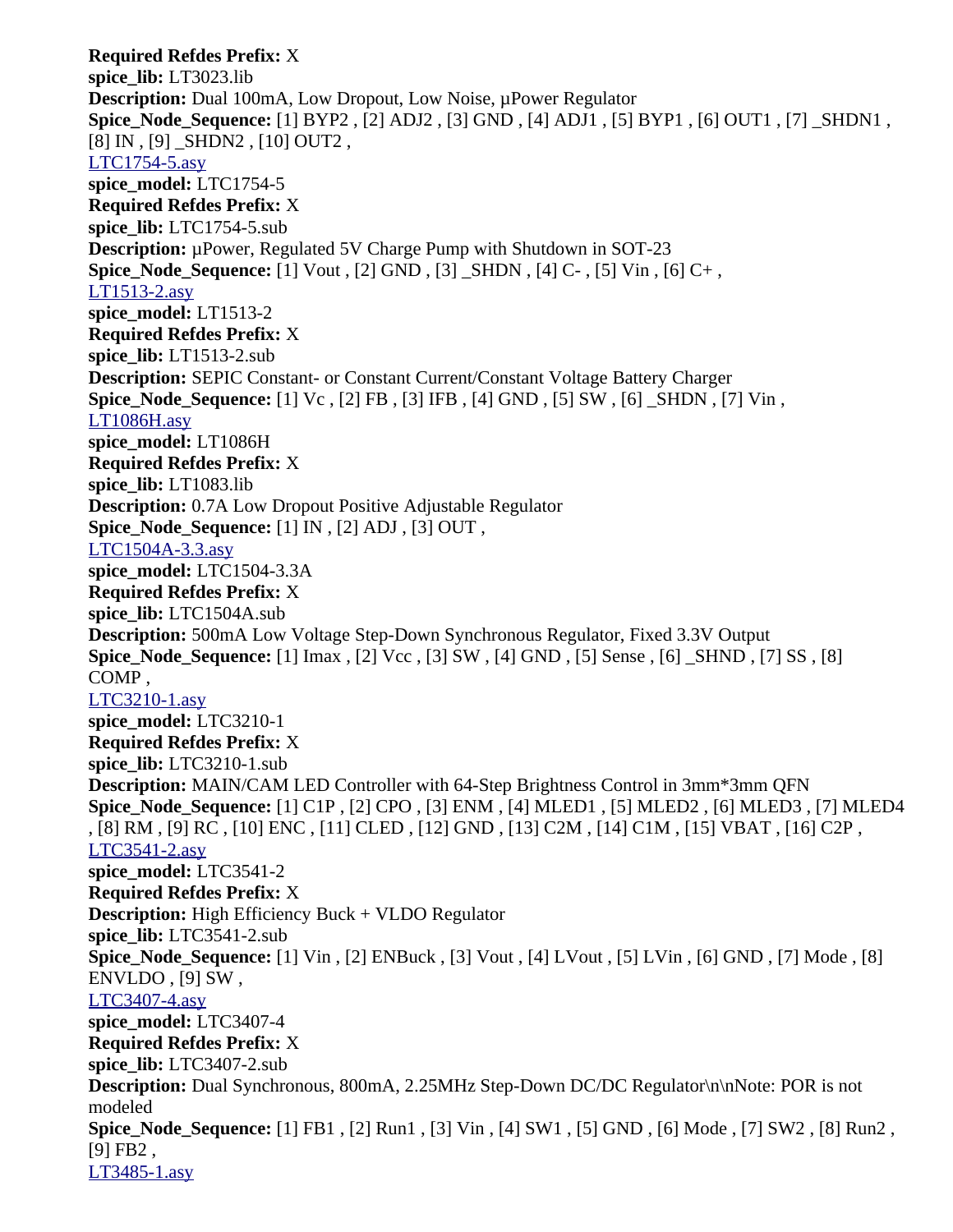**Required Refdes Prefix:** X
**spice_lib:** LT3023.lib
**Description:** Dual 100mA, Low Dropout, Low Noise, µPower Regulator
**Spice_Node_Sequence:** [1] BYP2 , [2] ADJ2 , [3] GND , [4] ADJ1 , [5] BYP1 , [6] OUT1 , [7] _SHDN1 , [8] IN , [9] _SHDN2 , [10] OUT2 ,
LTC1754-5.asy
**spice_model:** LTC1754-5
**Required Refdes Prefix:** X
**spice_lib:** LTC1754-5.sub
**Description:** µPower, Regulated 5V Charge Pump with Shutdown in SOT-23
**Spice_Node_Sequence:** [1] Vout , [2] GND , [3] _SHDN , [4] C- , [5] Vin , [6] C+ ,
LT1513-2.asy
**spice_model:** LT1513-2
**Required Refdes Prefix:** X
**spice_lib:** LT1513-2.sub
**Description:** SEPIC Constant- or Constant Current/Constant Voltage Battery Charger
**Spice_Node_Sequence:** [1] Vc , [2] FB , [3] IFB , [4] GND , [5] SW , [6] _SHDN , [7] Vin ,
LT1086H.asy
**spice_model:** LT1086H
**Required Refdes Prefix:** X
**spice_lib:** LT1083.lib
**Description:** 0.7A Low Dropout Positive Adjustable Regulator
**Spice_Node_Sequence:** [1] IN , [2] ADJ , [3] OUT ,
LTC1504A-3.3.asy
**spice_model:** LTC1504-3.3A
**Required Refdes Prefix:** X
**spice_lib:** LTC1504A.sub
**Description:** 500mA Low Voltage Step-Down Synchronous Regulator, Fixed 3.3V Output
**Spice_Node_Sequence:** [1] Imax , [2] Vcc , [3] SW , [4] GND , [5] Sense , [6] _SHND , [7] SS , [8] COMP ,
LTC3210-1.asy
**spice_model:** LTC3210-1
**Required Refdes Prefix:** X
**spice_lib:** LTC3210-1.sub
**Description:** MAIN/CAM LED Controller with 64-Step Brightness Control in 3mm*3mm QFN
**Spice_Node_Sequence:** [1] C1P , [2] CPO , [3] ENM , [4] MLED1 , [5] MLED2 , [6] MLED3 , [7] MLED4 , [8] RM , [9] RC , [10] ENC , [11] CLED , [12] GND , [13] C2M , [14] C1M , [15] VBAT , [16] C2P ,
LTC3541-2.asy
**spice_model:** LTC3541-2
**Required Refdes Prefix:** X
**Description:** High Efficiency Buck + VLDO Regulator
**spice_lib:** LTC3541-2.sub
**Spice_Node_Sequence:** [1] Vin , [2] ENBuck , [3] Vout , [4] LVout , [5] LVin , [6] GND , [7] Mode , [8] ENVLDO , [9] SW ,
LTC3407-4.asy
**spice_model:** LTC3407-4
**Required Refdes Prefix:** X
**spice_lib:** LTC3407-2.sub
**Description:** Dual Synchronous, 800mA, 2.25MHz Step-Down DC/DC Regulator\n\nNote: POR is not modeled
**Spice_Node_Sequence:** [1] FB1 , [2] Run1 , [3] Vin , [4] SW1 , [5] GND , [6] Mode , [7] SW2 , [8] Run2 , [9] FB2 ,
LT3485-1.asy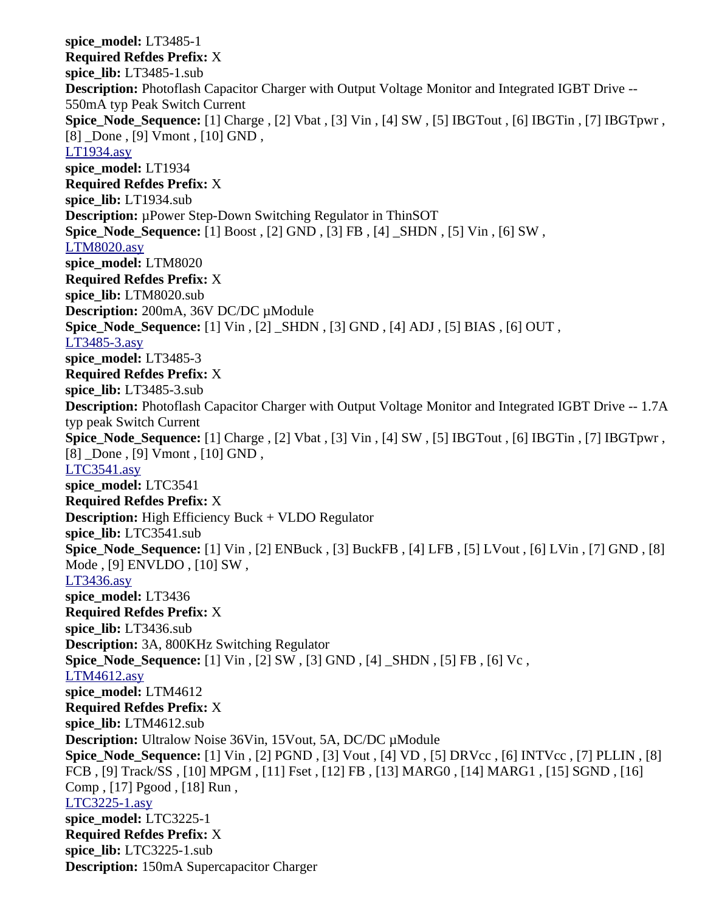**spice_model:** LT3485-1
**Required Refdes Prefix:** X
**spice_lib:** LT3485-1.sub
**Description:** Photoflash Capacitor Charger with Output Voltage Monitor and Integrated IGBT Drive -- 550mA typ Peak Switch Current
**Spice_Node_Sequence:** [1] Charge , [2] Vbat , [3] Vin , [4] SW , [5] IBGTout , [6] IBGTin , [7] IBGTpwr , [8] _Done , [9] Vmont , [10] GND ,

LT1934.asy
**spice_model:** LT1934
**Required Refdes Prefix:** X
**spice_lib:** LT1934.sub
**Description:** µPower Step-Down Switching Regulator in ThinSOT
**Spice_Node_Sequence:** [1] Boost , [2] GND , [3] FB , [4] _SHDN , [5] Vin , [6] SW ,

LTM8020.asy
**spice_model:** LTM8020
**Required Refdes Prefix:** X
**spice_lib:** LTM8020.sub
**Description:** 200mA, 36V DC/DC µModule
**Spice_Node_Sequence:** [1] Vin , [2] _SHDN , [3] GND , [4] ADJ , [5] BIAS , [6] OUT ,

LT3485-3.asy
**spice_model:** LT3485-3
**Required Refdes Prefix:** X
**spice_lib:** LT3485-3.sub
**Description:** Photoflash Capacitor Charger with Output Voltage Monitor and Integrated IGBT Drive -- 1.7A typ peak Switch Current
**Spice_Node_Sequence:** [1] Charge , [2] Vbat , [3] Vin , [4] SW , [5] IBGTout , [6] IBGTin , [7] IBGTpwr , [8] _Done , [9] Vmont , [10] GND ,

LTC3541.asy
**spice_model:** LTC3541
**Required Refdes Prefix:** X
**Description:** High Efficiency Buck + VLDO Regulator
**spice_lib:** LTC3541.sub
**Spice_Node_Sequence:** [1] Vin , [2] ENBuck , [3] BuckFB , [4] LFB , [5] LVout , [6] LVin , [7] GND , [8] Mode , [9] ENVLDO , [10] SW ,

LT3436.asy
**spice_model:** LT3436
**Required Refdes Prefix:** X
**spice_lib:** LT3436.sub
**Description:** 3A, 800KHz Switching Regulator
**Spice_Node_Sequence:** [1] Vin , [2] SW , [3] GND , [4] _SHDN , [5] FB , [6] Vc ,

LTM4612.asy
**spice_model:** LTM4612
**Required Refdes Prefix:** X
**spice_lib:** LTM4612.sub
**Description:** Ultralow Noise 36Vin, 15Vout, 5A, DC/DC µModule
**Spice_Node_Sequence:** [1] Vin , [2] PGND , [3] Vout , [4] VD , [5] DRVcc , [6] INTVcc , [7] PLLIN , [8] FCB , [9] Track/SS , [10] MPGM , [11] Fset , [12] FB , [13] MARG0 , [14] MARG1 , [15] SGND , [16] Comp , [17] Pgood , [18] Run ,

LTC3225-1.asy
**spice_model:** LTC3225-1
**Required Refdes Prefix:** X
**spice_lib:** LTC3225-1.sub
**Description:** 150mA Supercapacitor Charger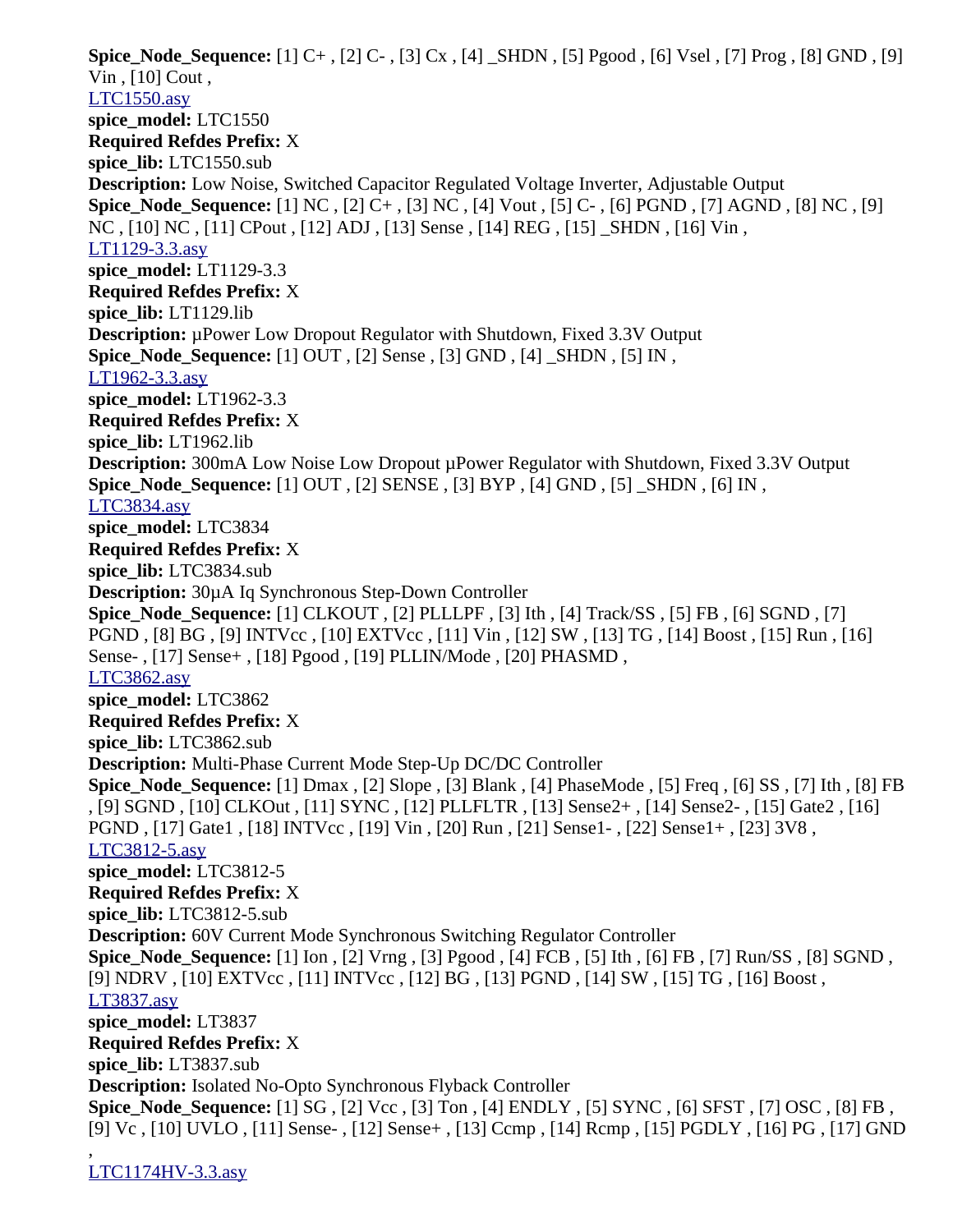**Spice_Node_Sequence:** [1] C+ , [2] C- , [3] Cx , [4] _SHDN , [5] Pgood , [6] Vsel , [7] Prog , [8] GND , [9] Vin , [10] Cout ,

LTC1550.asy

**spice_model:** LTC1550

**Required Refdes Prefix:** X

**spice_lib:** LTC1550.sub

**Description:** Low Noise, Switched Capacitor Regulated Voltage Inverter, Adjustable Output

**Spice_Node_Sequence:** [1] NC , [2] C+ , [3] NC , [4] Vout , [5] C- , [6] PGND , [7] AGND , [8] NC , [9] NC , [10] NC , [11] CPout , [12] ADJ , [13] Sense , [14] REG , [15] _SHDN , [16] Vin ,

LT1129-3.3.asy

**spice_model:** LT1129-3.3

**Required Refdes Prefix:** X

**spice_lib:** LT1129.lib

**Description:** µPower Low Dropout Regulator with Shutdown, Fixed 3.3V Output

**Spice_Node_Sequence:** [1] OUT , [2] Sense , [3] GND , [4] _SHDN , [5] IN ,

LT1962-3.3.asy

**spice_model:** LT1962-3.3

**Required Refdes Prefix:** X

**spice_lib:** LT1962.lib

**Description:** 300mA Low Noise Low Dropout µPower Regulator with Shutdown, Fixed 3.3V Output

**Spice_Node_Sequence:** [1] OUT , [2] SENSE , [3] BYP , [4] GND , [5] _SHDN , [6] IN ,

LTC3834.asy

**spice_model:** LTC3834

**Required Refdes Prefix:** X

**spice_lib:** LTC3834.sub

**Description:** 30µA Iq Synchronous Step-Down Controller

**Spice_Node_Sequence:** [1] CLKOUT , [2] PLLLPF , [3] Ith , [4] Track/SS , [5] FB , [6] SGND , [7] PGND , [8] BG , [9] INTVcc , [10] EXTVcc , [11] Vin , [12] SW , [13] TG , [14] Boost , [15] Run , [16] Sense- , [17] Sense+ , [18] Pgood , [19] PLLIN/Mode , [20] PHASMD ,

LTC3862.asy

**spice_model:** LTC3862

**Required Refdes Prefix:** X

**spice_lib:** LTC3862.sub

**Description:** Multi-Phase Current Mode Step-Up DC/DC Controller

**Spice_Node_Sequence:** [1] Dmax , [2] Slope , [3] Blank , [4] PhaseMode , [5] Freq , [6] SS , [7] Ith , [8] FB , [9] SGND , [10] CLKOut , [11] SYNC , [12] PLLFLTR , [13] Sense2+ , [14] Sense2- , [15] Gate2 , [16] PGND , [17] Gate1 , [18] INTVcc , [19] Vin , [20] Run , [21] Sense1- , [22] Sense1+ , [23] 3V8 ,

LTC3812-5.asy

**spice_model:** LTC3812-5

**Required Refdes Prefix:** X

**spice_lib:** LTC3812-5.sub

**Description:** 60V Current Mode Synchronous Switching Regulator Controller

**Spice_Node_Sequence:** [1] Ion , [2] Vrng , [3] Pgood , [4] FCB , [5] Ith , [6] FB , [7] Run/SS , [8] SGND , [9] NDRV , [10] EXTVcc , [11] INTVcc , [12] BG , [13] PGND , [14] SW , [15] TG , [16] Boost ,

LT3837.asy

**spice_model:** LT3837

**Required Refdes Prefix:** X

**spice_lib:** LT3837.sub

**Description:** Isolated No-Opto Synchronous Flyback Controller

**Spice_Node_Sequence:** [1] SG , [2] Vcc , [3] Ton , [4] ENDLY , [5] SYNC , [6] SFST , [7] OSC , [8] FB , [9] Vc , [10] UVLO , [11] Sense- , [12] Sense+ , [13] Ccmp , [14] Rcmp , [15] PGDLY , [16] PG , [17] GND ,

LTC1174HV-3.3.asy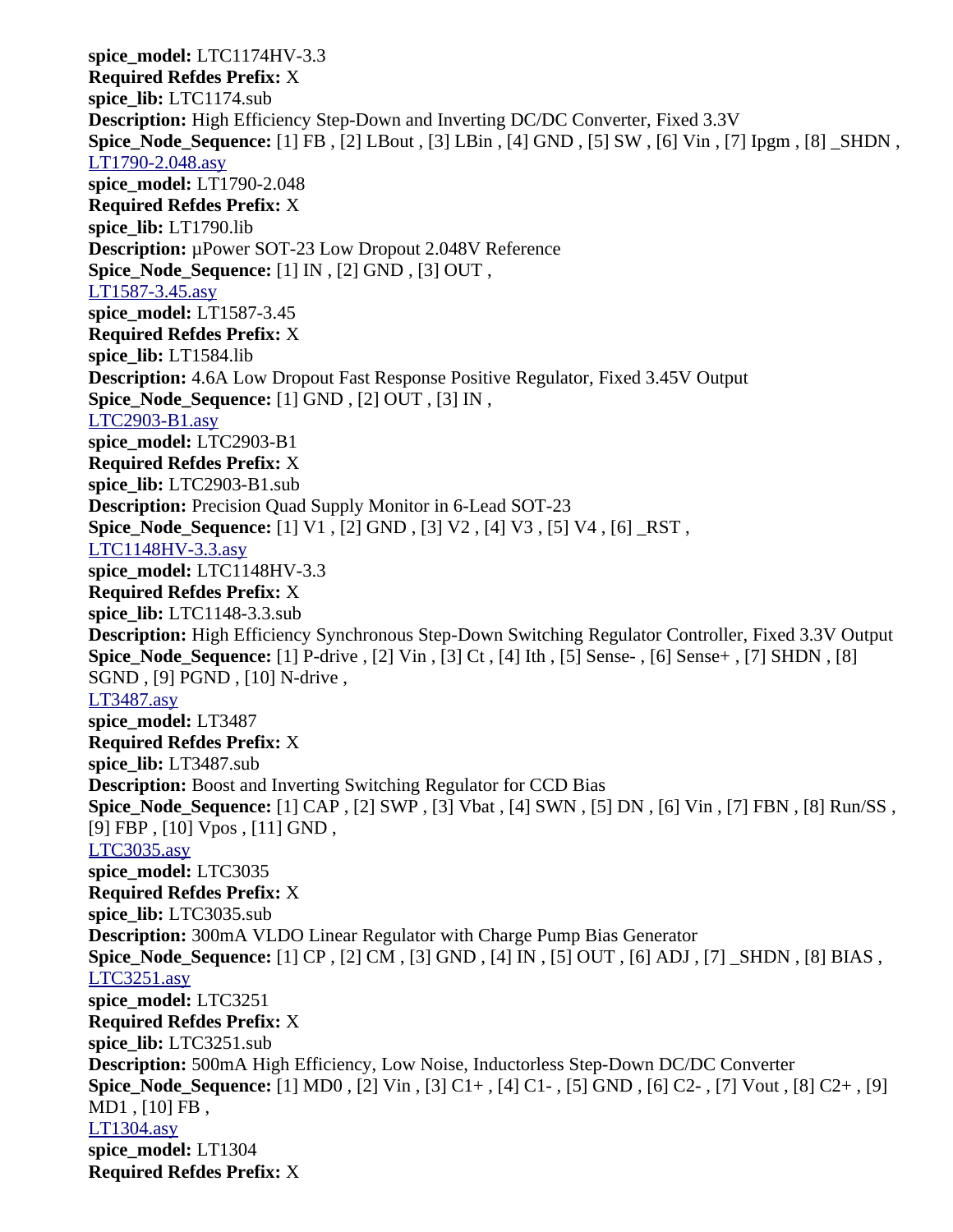**spice_model:** LTC1174HV-3.3
**Required Refdes Prefix:** X
**spice_lib:** LTC1174.sub
**Description:** High Efficiency Step-Down and Inverting DC/DC Converter, Fixed 3.3V
**Spice_Node_Sequence:** [1] FB , [2] LBout , [3] LBin , [4] GND , [5] SW , [6] Vin , [7] Ipgm , [8] _SHDN ,
LT1790-2.048.asy
**spice_model:** LT1790-2.048
**Required Refdes Prefix:** X
**spice_lib:** LT1790.lib
**Description:** µPower SOT-23 Low Dropout 2.048V Reference
**Spice_Node_Sequence:** [1] IN , [2] GND , [3] OUT ,
LT1587-3.45.asy
**spice_model:** LT1587-3.45
**Required Refdes Prefix:** X
**spice_lib:** LT1584.lib
**Description:** 4.6A Low Dropout Fast Response Positive Regulator, Fixed 3.45V Output
**Spice_Node_Sequence:** [1] GND , [2] OUT , [3] IN ,
LTC2903-B1.asy
**spice_model:** LTC2903-B1
**Required Refdes Prefix:** X
**spice_lib:** LTC2903-B1.sub
**Description:** Precision Quad Supply Monitor in 6-Lead SOT-23
**Spice_Node_Sequence:** [1] V1 , [2] GND , [3] V2 , [4] V3 , [5] V4 , [6] _RST ,
LTC1148HV-3.3.asy
**spice_model:** LTC1148HV-3.3
**Required Refdes Prefix:** X
**spice_lib:** LTC1148-3.3.sub
**Description:** High Efficiency Synchronous Step-Down Switching Regulator Controller, Fixed 3.3V Output
**Spice_Node_Sequence:** [1] P-drive , [2] Vin , [3] Ct , [4] Ith , [5] Sense- , [6] Sense+ , [7] SHDN , [8] SGND , [9] PGND , [10] N-drive ,
LT3487.asy
**spice_model:** LT3487
**Required Refdes Prefix:** X
**spice_lib:** LT3487.sub
**Description:** Boost and Inverting Switching Regulator for CCD Bias
**Spice_Node_Sequence:** [1] CAP , [2] SWP , [3] Vbat , [4] SWN , [5] DN , [6] Vin , [7] FBN , [8] Run/SS , [9] FBP , [10] Vpos , [11] GND ,
LTC3035.asy
**spice_model:** LTC3035
**Required Refdes Prefix:** X
**spice_lib:** LTC3035.sub
**Description:** 300mA VLDO Linear Regulator with Charge Pump Bias Generator
**Spice_Node_Sequence:** [1] CP , [2] CM , [3] GND , [4] IN , [5] OUT , [6] ADJ , [7] _SHDN , [8] BIAS ,
LTC3251.asy
**spice_model:** LTC3251
**Required Refdes Prefix:** X
**spice_lib:** LTC3251.sub
**Description:** 500mA High Efficiency, Low Noise, Inductorless Step-Down DC/DC Converter
**Spice_Node_Sequence:** [1] MD0 , [2] Vin , [3] C1+ , [4] C1- , [5] GND , [6] C2- , [7] Vout , [8] C2+ , [9] MD1 , [10] FB ,
LT1304.asy
**spice_model:** LT1304
**Required Refdes Prefix:** X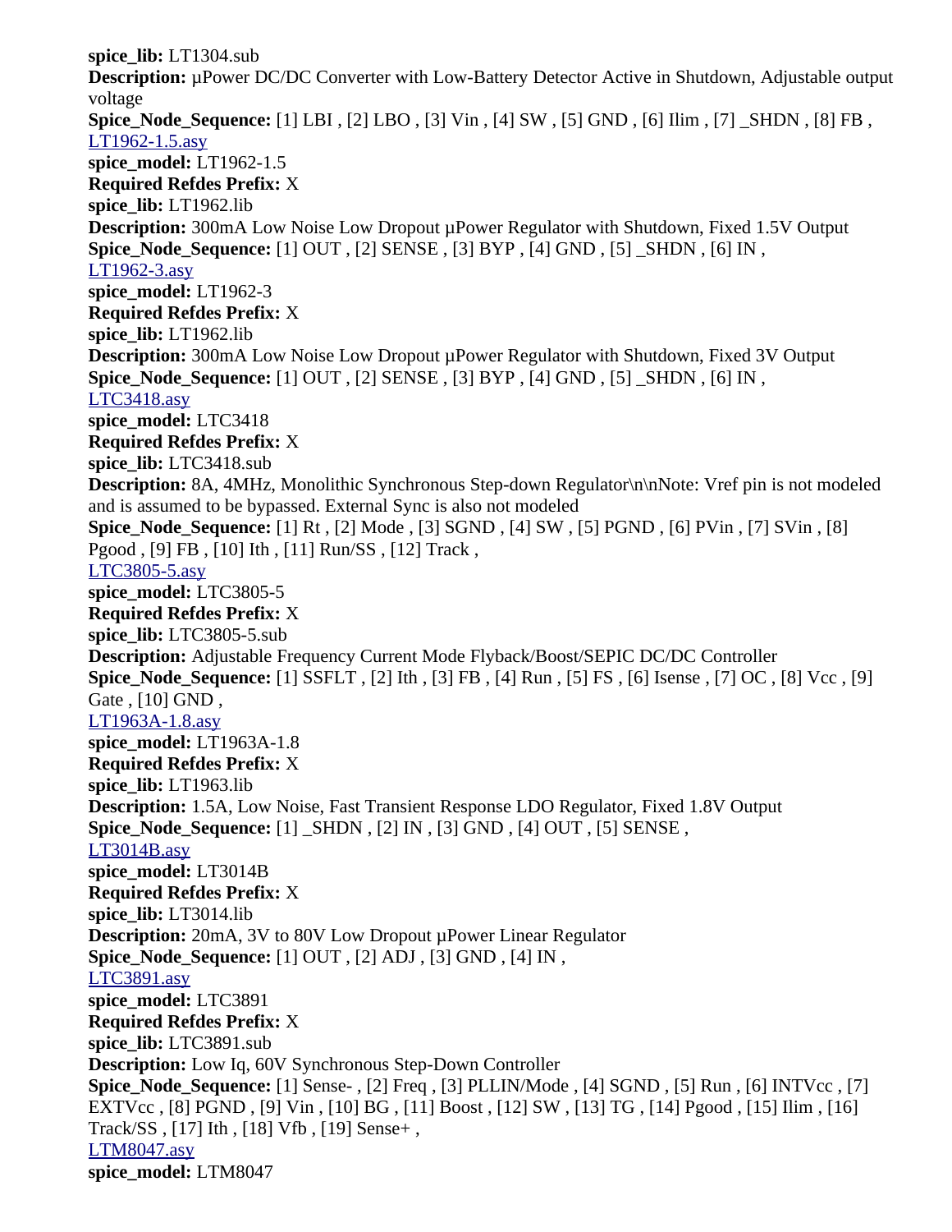**spice_lib:** LT1304.sub
**Description:** µPower DC/DC Converter with Low-Battery Detector Active in Shutdown, Adjustable output voltage
**Spice_Node_Sequence:** [1] LBI , [2] LBO , [3] Vin , [4] SW , [5] GND , [6] Ilim , [7] _SHDN , [8] FB ,
LT1962-1.5.asy
**spice_model:** LT1962-1.5
**Required Refdes Prefix:** X
**spice_lib:** LT1962.lib
**Description:** 300mA Low Noise Low Dropout µPower Regulator with Shutdown, Fixed 1.5V Output
**Spice_Node_Sequence:** [1] OUT , [2] SENSE , [3] BYP , [4] GND , [5] _SHDN , [6] IN ,
LT1962-3.asy
**spice_model:** LT1962-3
**Required Refdes Prefix:** X
**spice_lib:** LT1962.lib
**Description:** 300mA Low Noise Low Dropout µPower Regulator with Shutdown, Fixed 3V Output
**Spice_Node_Sequence:** [1] OUT , [2] SENSE , [3] BYP , [4] GND , [5] _SHDN , [6] IN ,
LTC3418.asy
**spice_model:** LTC3418
**Required Refdes Prefix:** X
**spice_lib:** LTC3418.sub
**Description:** 8A, 4MHz, Monolithic Synchronous Step-down Regulator\n\nNote: Vref pin is not modeled and is assumed to be bypassed. External Sync is also not modeled
**Spice_Node_Sequence:** [1] Rt , [2] Mode , [3] SGND , [4] SW , [5] PGND , [6] PVin , [7] SVin , [8] Pgood , [9] FB , [10] Ith , [11] Run/SS , [12] Track ,
LTC3805-5.asy
**spice_model:** LTC3805-5
**Required Refdes Prefix:** X
**spice_lib:** LTC3805-5.sub
**Description:** Adjustable Frequency Current Mode Flyback/Boost/SEPIC DC/DC Controller
**Spice_Node_Sequence:** [1] SSFLT , [2] Ith , [3] FB , [4] Run , [5] FS , [6] Isense , [7] OC , [8] Vcc , [9] Gate , [10] GND ,
LT1963A-1.8.asy
**spice_model:** LT1963A-1.8
**Required Refdes Prefix:** X
**spice_lib:** LT1963.lib
**Description:** 1.5A, Low Noise, Fast Transient Response LDO Regulator, Fixed 1.8V Output
**Spice_Node_Sequence:** [1] _SHDN , [2] IN , [3] GND , [4] OUT , [5] SENSE ,
LT3014B.asy
**spice_model:** LT3014B
**Required Refdes Prefix:** X
**spice_lib:** LT3014.lib
**Description:** 20mA, 3V to 80V Low Dropout µPower Linear Regulator
**Spice_Node_Sequence:** [1] OUT , [2] ADJ , [3] GND , [4] IN ,
LTC3891.asy
**spice_model:** LTC3891
**Required Refdes Prefix:** X
**spice_lib:** LTC3891.sub
**Description:** Low Iq, 60V Synchronous Step-Down Controller
**Spice_Node_Sequence:** [1] Sense- , [2] Freq , [3] PLLIN/Mode , [4] SGND , [5] Run , [6] INTVcc , [7] EXTVcc , [8] PGND , [9] Vin , [10] BG , [11] Boost , [12] SW , [13] TG , [14] Pgood , [15] Ilim , [16] Track/SS , [17] Ith , [18] Vfb , [19] Sense+ ,
LTM8047.asy
**spice_model:** LTM8047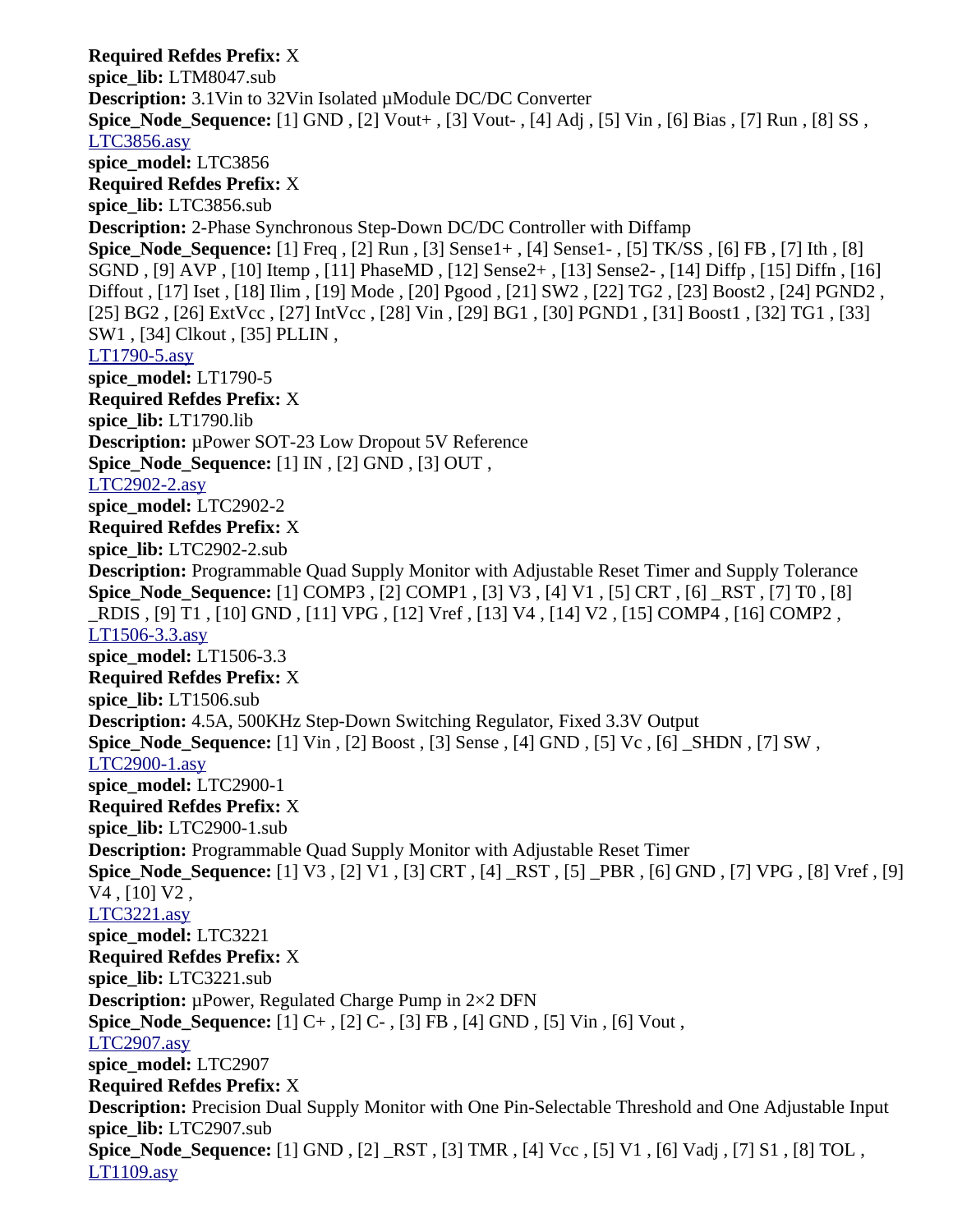**Required Refdes Prefix:** X
**spice_lib:** LTM8047.sub
**Description:** 3.1Vin to 32Vin Isolated µModule DC/DC Converter
**Spice_Node_Sequence:** [1] GND , [2] Vout+ , [3] Vout- , [4] Adj , [5] Vin , [6] Bias , [7] Run , [8] SS ,

LTC3856.asy
**spice_model:** LTC3856
**Required Refdes Prefix:** X
**spice_lib:** LTC3856.sub
**Description:** 2-Phase Synchronous Step-Down DC/DC Controller with Diffamp
**Spice_Node_Sequence:** [1] Freq , [2] Run , [3] Sense1+ , [4] Sense1- , [5] TK/SS , [6] FB , [7] Ith , [8] SGND , [9] AVP , [10] Itemp , [11] PhaseMD , [12] Sense2+ , [13] Sense2- , [14] Diffp , [15] Diffn , [16] Diffout , [17] Iset , [18] Ilim , [19] Mode , [20] Pgood , [21] SW2 , [22] TG2 , [23] Boost2 , [24] PGND2 , [25] BG2 , [26] ExtVcc , [27] IntVcc , [28] Vin , [29] BG1 , [30] PGND1 , [31] Boost1 , [32] TG1 , [33] SW1 , [34] Clkout , [35] PLLIN ,

LT1790-5.asy
**spice_model:** LT1790-5
**Required Refdes Prefix:** X
**spice_lib:** LT1790.lib
**Description:** µPower SOT-23 Low Dropout 5V Reference
**Spice_Node_Sequence:** [1] IN , [2] GND , [3] OUT ,

LTC2902-2.asy
**spice_model:** LTC2902-2
**Required Refdes Prefix:** X
**spice_lib:** LTC2902-2.sub
**Description:** Programmable Quad Supply Monitor with Adjustable Reset Timer and Supply Tolerance
**Spice_Node_Sequence:** [1] COMP3 , [2] COMP1 , [3] V3 , [4] V1 , [5] CRT , [6] _RST , [7] T0 , [8] _RDIS , [9] T1 , [10] GND , [11] VPG , [12] Vref , [13] V4 , [14] V2 , [15] COMP4 , [16] COMP2 ,

LT1506-3.3.asy
**spice_model:** LT1506-3.3
**Required Refdes Prefix:** X
**spice_lib:** LT1506.sub
**Description:** 4.5A, 500KHz Step-Down Switching Regulator, Fixed 3.3V Output
**Spice_Node_Sequence:** [1] Vin , [2] Boost , [3] Sense , [4] GND , [5] Vc , [6] _SHDN , [7] SW ,

LTC2900-1.asy
**spice_model:** LTC2900-1
**Required Refdes Prefix:** X
**spice_lib:** LTC2900-1.sub
**Description:** Programmable Quad Supply Monitor with Adjustable Reset Timer
**Spice_Node_Sequence:** [1] V3 , [2] V1 , [3] CRT , [4] _RST , [5] _PBR , [6] GND , [7] VPG , [8] Vref , [9] V4 , [10] V2 ,

LTC3221.asy
**spice_model:** LTC3221
**Required Refdes Prefix:** X
**spice_lib:** LTC3221.sub
**Description:** µPower, Regulated Charge Pump in 2×2 DFN
**Spice_Node_Sequence:** [1] C+ , [2] C- , [3] FB , [4] GND , [5] Vin , [6] Vout ,

LTC2907.asy
**spice_model:** LTC2907
**Required Refdes Prefix:** X
**Description:** Precision Dual Supply Monitor with One Pin-Selectable Threshold and One Adjustable Input
**spice_lib:** LTC2907.sub
**Spice_Node_Sequence:** [1] GND , [2] _RST , [3] TMR , [4] Vcc , [5] V1 , [6] Vadj , [7] S1 , [8] TOL ,

LT1109.asy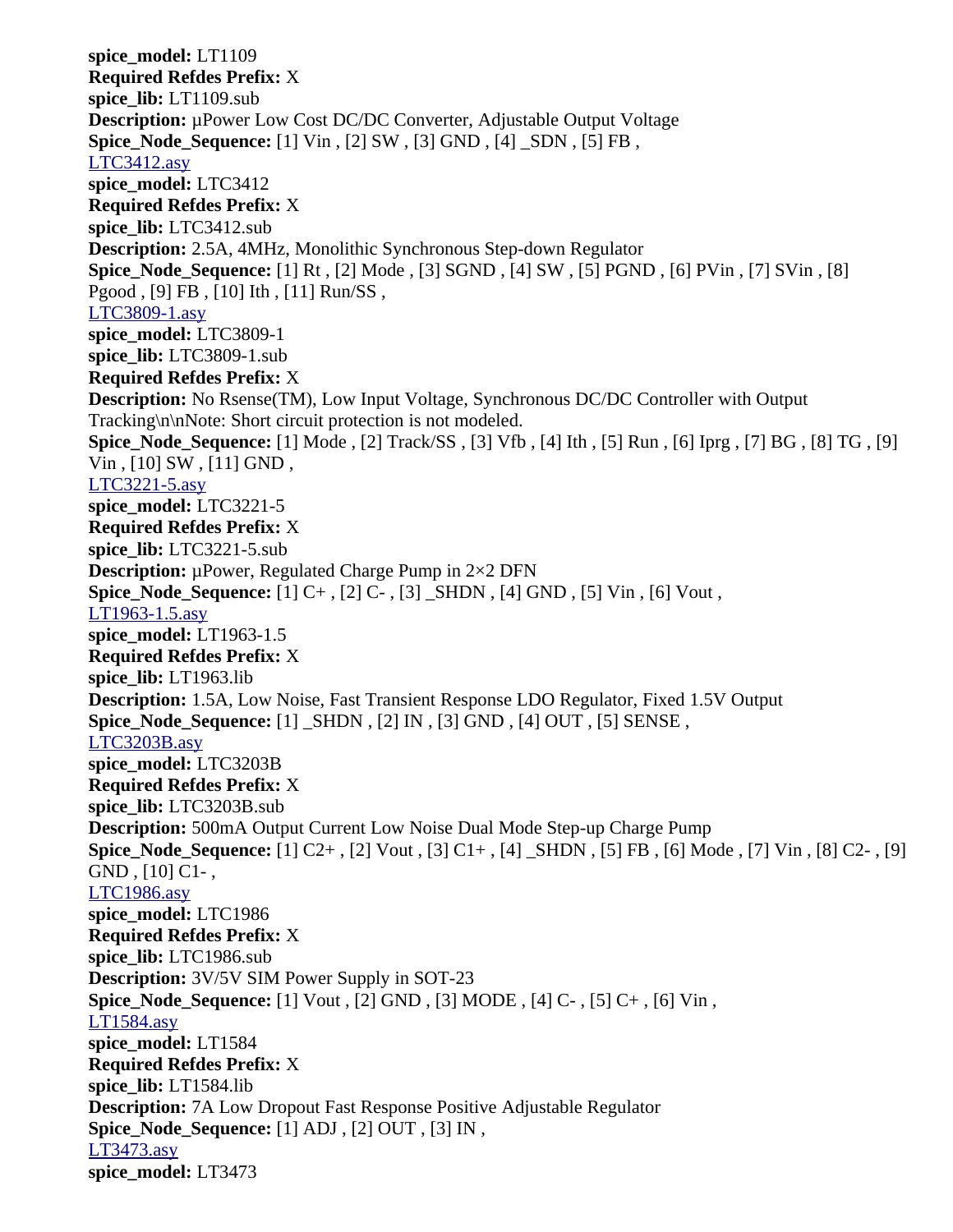**spice_model:** LT1109  
**Required Refdes Prefix:** X  
**spice_lib:** LT1109.sub  
**Description:** µPower Low Cost DC/DC Converter, Adjustable Output Voltage  
**Spice_Node_Sequence:** [1] Vin , [2] SW , [3] GND , [4] _SDN , [5] FB ,  
LTC3412.asy  
**spice_model:** LTC3412  
**Required Refdes Prefix:** X  
**spice_lib:** LTC3412.sub  
**Description:** 2.5A, 4MHz, Monolithic Synchronous Step-down Regulator  
**Spice_Node_Sequence:** [1] Rt , [2] Mode , [3] SGND , [4] SW , [5] PGND , [6] PVin , [7] SVin , [8] Pgood , [9] FB , [10] Ith , [11] Run/SS ,  
LTC3809-1.asy  
**spice_model:** LTC3809-1  
**spice_lib:** LTC3809-1.sub  
**Required Refdes Prefix:** X  
**Description:** No Rsense(TM), Low Input Voltage, Synchronous DC/DC Controller with Output Tracking\n\nNote: Short circuit protection is not modeled.  
**Spice_Node_Sequence:** [1] Mode , [2] Track/SS , [3] Vfb , [4] Ith , [5] Run , [6] Iprg , [7] BG , [8] TG , [9] Vin , [10] SW , [11] GND ,  
LTC3221-5.asy  
**spice_model:** LTC3221-5  
**Required Refdes Prefix:** X  
**spice_lib:** LTC3221-5.sub  
**Description:** µPower, Regulated Charge Pump in 2×2 DFN  
**Spice_Node_Sequence:** [1] C+ , [2] C- , [3] _SHDN , [4] GND , [5] Vin , [6] Vout ,  
LT1963-1.5.asy  
**spice_model:** LT1963-1.5  
**Required Refdes Prefix:** X  
**spice_lib:** LT1963.lib  
**Description:** 1.5A, Low Noise, Fast Transient Response LDO Regulator, Fixed 1.5V Output  
**Spice_Node_Sequence:** [1] _SHDN , [2] IN , [3] GND , [4] OUT , [5] SENSE ,  
LTC3203B.asy  
**spice_model:** LTC3203B  
**Required Refdes Prefix:** X  
**spice_lib:** LTC3203B.sub  
**Description:** 500mA Output Current Low Noise Dual Mode Step-up Charge Pump  
**Spice_Node_Sequence:** [1] C2+ , [2] Vout , [3] C1+ , [4] _SHDN , [5] FB , [6] Mode , [7] Vin , [8] C2- , [9] GND , [10] C1- ,  
LTC1986.asy  
**spice_model:** LTC1986  
**Required Refdes Prefix:** X  
**spice_lib:** LTC1986.sub  
**Description:** 3V/5V SIM Power Supply in SOT-23  
**Spice_Node_Sequence:** [1] Vout , [2] GND , [3] MODE , [4] C- , [5] C+ , [6] Vin ,  
LT1584.asy  
**spice_model:** LT1584  
**Required Refdes Prefix:** X  
**spice_lib:** LT1584.lib  
**Description:** 7A Low Dropout Fast Response Positive Adjustable Regulator  
**Spice_Node_Sequence:** [1] ADJ , [2] OUT , [3] IN ,  
LT3473.asy  
**spice_model:** LT3473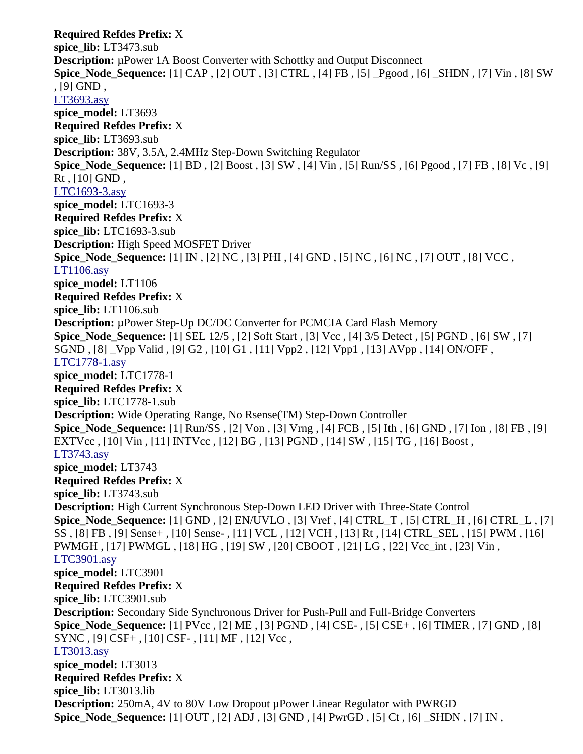**Required Refdes Prefix:** X
**spice_lib:** LT3473.sub
**Description:** µPower 1A Boost Converter with Schottky and Output Disconnect
**Spice_Node_Sequence:** [1] CAP , [2] OUT , [3] CTRL , [4] FB , [5] _Pgood , [6] _SHDN , [7] Vin , [8] SW , [9] GND ,

LT3693.asy
**spice_model:** LT3693
**Required Refdes Prefix:** X
**spice_lib:** LT3693.sub
**Description:** 38V, 3.5A, 2.4MHz Step-Down Switching Regulator
**Spice_Node_Sequence:** [1] BD , [2] Boost , [3] SW , [4] Vin , [5] Run/SS , [6] Pgood , [7] FB , [8] Vc , [9] Rt , [10] GND ,

LTC1693-3.asy
**spice_model:** LTC1693-3
**Required Refdes Prefix:** X
**spice_lib:** LTC1693-3.sub
**Description:** High Speed MOSFET Driver
**Spice_Node_Sequence:** [1] IN , [2] NC , [3] PHI , [4] GND , [5] NC , [6] NC , [7] OUT , [8] VCC ,

LT1106.asy
**spice_model:** LT1106
**Required Refdes Prefix:** X
**spice_lib:** LT1106.sub
**Description:** µPower Step-Up DC/DC Converter for PCMCIA Card Flash Memory
**Spice_Node_Sequence:** [1] SEL 12/5 , [2] Soft Start , [3] Vcc , [4] 3/5 Detect , [5] PGND , [6] SW , [7] SGND , [8] _Vpp Valid , [9] G2 , [10] G1 , [11] Vpp2 , [12] Vpp1 , [13] AVpp , [14] ON/OFF ,

LTC1778-1.asy
**spice_model:** LTC1778-1
**Required Refdes Prefix:** X
**spice_lib:** LTC1778-1.sub
**Description:** Wide Operating Range, No Rsense(TM) Step-Down Controller
**Spice_Node_Sequence:** [1] Run/SS , [2] Von , [3] Vrng , [4] FCB , [5] Ith , [6] GND , [7] Ion , [8] FB , [9] EXTVcc , [10] Vin , [11] INTVcc , [12] BG , [13] PGND , [14] SW , [15] TG , [16] Boost ,

LT3743.asy
**spice_model:** LT3743
**Required Refdes Prefix:** X
**spice_lib:** LT3743.sub
**Description:** High Current Synchronous Step-Down LED Driver with Three-State Control
**Spice_Node_Sequence:** [1] GND , [2] EN/UVLO , [3] Vref , [4] CTRL_T , [5] CTRL_H , [6] CTRL_L , [7] SS , [8] FB , [9] Sense+ , [10] Sense- , [11] VCL , [12] VCH , [13] Rt , [14] CTRL_SEL , [15] PWM , [16] PWMGH , [17] PWMGL , [18] HG , [19] SW , [20] CBOOT , [21] LG , [22] Vcc_int , [23] Vin ,

LTC3901.asy
**spice_model:** LTC3901
**Required Refdes Prefix:** X
**spice_lib:** LTC3901.sub
**Description:** Secondary Side Synchronous Driver for Push-Pull and Full-Bridge Converters
**Spice_Node_Sequence:** [1] PVcc , [2] ME , [3] PGND , [4] CSE- , [5] CSE+ , [6] TIMER , [7] GND , [8] SYNC , [9] CSF+ , [10] CSF- , [11] MF , [12] Vcc ,

LT3013.asy
**spice_model:** LT3013
**Required Refdes Prefix:** X
**spice_lib:** LT3013.lib
**Description:** 250mA, 4V to 80V Low Dropout µPower Linear Regulator with PWRGD
**Spice_Node_Sequence:** [1] OUT , [2] ADJ , [3] GND , [4] PwrGD , [5] Ct , [6] _SHDN , [7] IN ,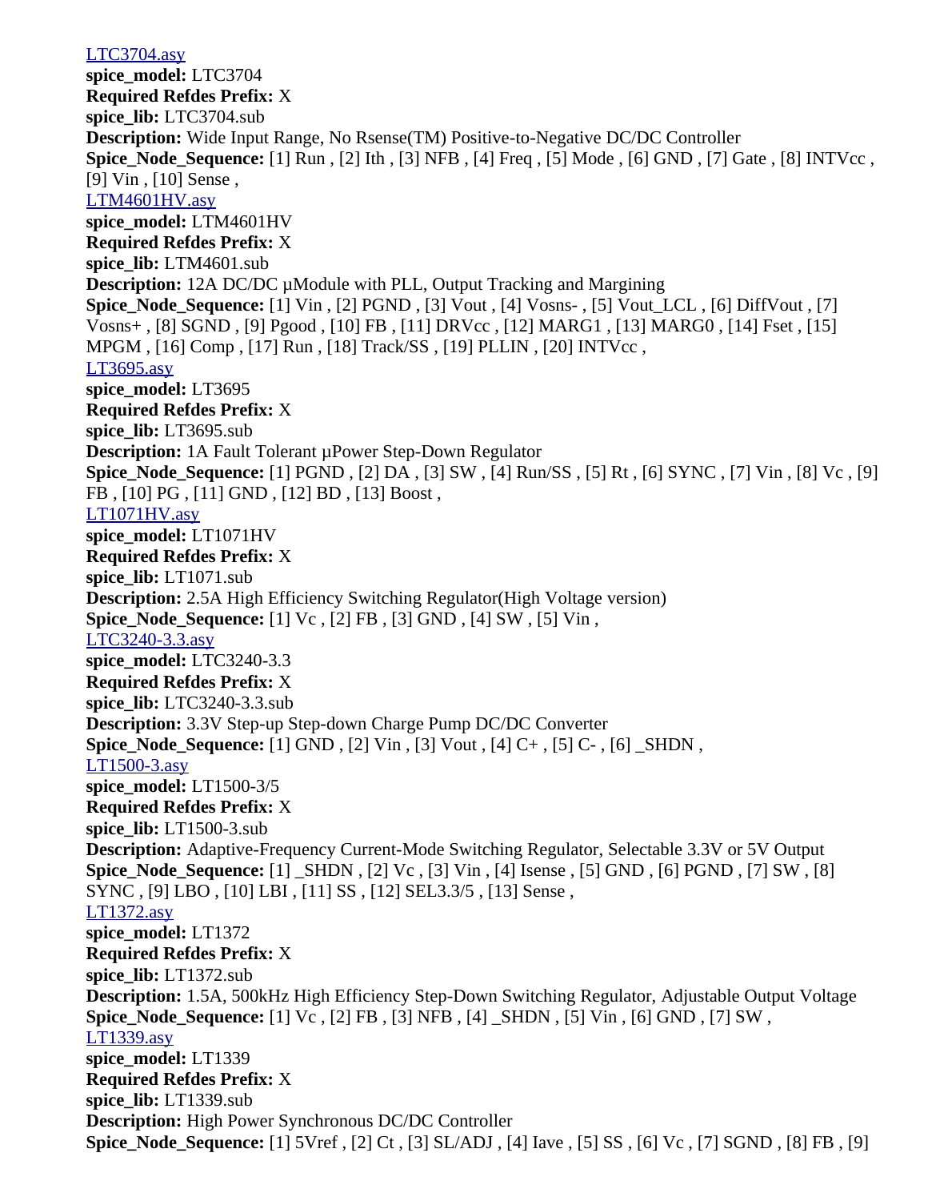LTC3704.asy
**spice_model:** LTC3704
**Required Refdes Prefix:** X
**spice_lib:** LTC3704.sub
**Description:** Wide Input Range, No Rsense(TM) Positive-to-Negative DC/DC Controller
**Spice_Node_Sequence:** [1] Run , [2] Ith , [3] NFB , [4] Freq , [5] Mode , [6] GND , [7] Gate , [8] INTVcc , [9] Vin , [10] Sense ,
LTM4601HV.asy
**spice_model:** LTM4601HV
**Required Refdes Prefix:** X
**spice_lib:** LTM4601.sub
**Description:** 12A DC/DC µModule with PLL, Output Tracking and Margining
**Spice_Node_Sequence:** [1] Vin , [2] PGND , [3] Vout , [4] Vosns- , [5] Vout_LCL , [6] DiffVout , [7] Vosns+ , [8] SGND , [9] Pgood , [10] FB , [11] DRVcc , [12] MARG1 , [13] MARG0 , [14] Fset , [15] MPGM , [16] Comp , [17] Run , [18] Track/SS , [19] PLLIN , [20] INTVcc ,
LT3695.asy
**spice_model:** LT3695
**Required Refdes Prefix:** X
**spice_lib:** LT3695.sub
**Description:** 1A Fault Tolerant µPower Step-Down Regulator
**Spice_Node_Sequence:** [1] PGND , [2] DA , [3] SW , [4] Run/SS , [5] Rt , [6] SYNC , [7] Vin , [8] Vc , [9] FB , [10] PG , [11] GND , [12] BD , [13] Boost ,
LT1071HV.asy
**spice_model:** LT1071HV
**Required Refdes Prefix:** X
**spice_lib:** LT1071.sub
**Description:** 2.5A High Efficiency Switching Regulator(High Voltage version)
**Spice_Node_Sequence:** [1] Vc , [2] FB , [3] GND , [4] SW , [5] Vin ,
LTC3240-3.3.asy
**spice_model:** LTC3240-3.3
**Required Refdes Prefix:** X
**spice_lib:** LTC3240-3.3.sub
**Description:** 3.3V Step-up Step-down Charge Pump DC/DC Converter
**Spice_Node_Sequence:** [1] GND , [2] Vin , [3] Vout , [4] C+ , [5] C- , [6] _SHDN ,
LT1500-3.asy
**spice_model:** LT1500-3/5
**Required Refdes Prefix:** X
**spice_lib:** LT1500-3.sub
**Description:** Adaptive-Frequency Current-Mode Switching Regulator, Selectable 3.3V or 5V Output
**Spice_Node_Sequence:** [1] _SHDN , [2] Vc , [3] Vin , [4] Isense , [5] GND , [6] PGND , [7] SW , [8] SYNC , [9] LBO , [10] LBI , [11] SS , [12] SEL3.3/5 , [13] Sense ,
LT1372.asy
**spice_model:** LT1372
**Required Refdes Prefix:** X
**spice_lib:** LT1372.sub
**Description:** 1.5A, 500kHz High Efficiency Step-Down Switching Regulator, Adjustable Output Voltage
**Spice_Node_Sequence:** [1] Vc , [2] FB , [3] NFB , [4] _SHDN , [5] Vin , [6] GND , [7] SW ,
LT1339.asy
**spice_model:** LT1339
**Required Refdes Prefix:** X
**spice_lib:** LT1339.sub
**Description:** High Power Synchronous DC/DC Controller
**Spice_Node_Sequence:** [1] 5Vref , [2] Ct , [3] SL/ADJ , [4] Iave , [5] SS , [6] Vc , [7] SGND , [8] FB , [9]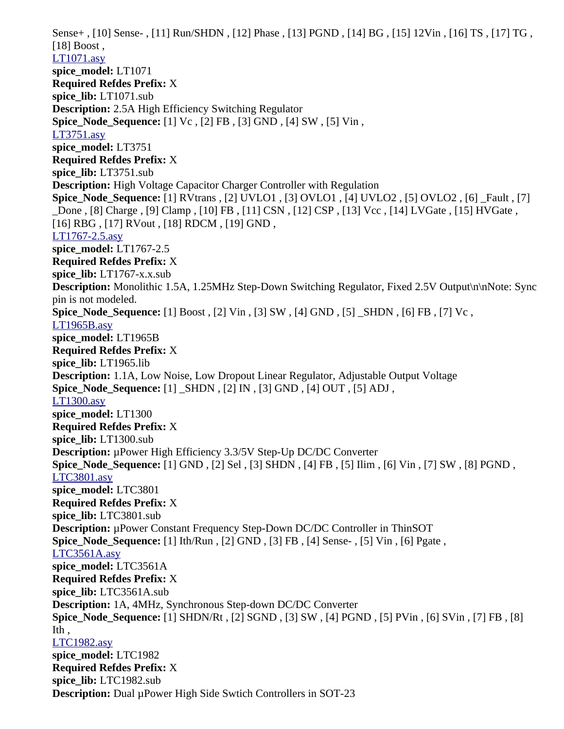Sense+ , [10] Sense- , [11] Run/SHDN , [12] Phase , [13] PGND , [14] BG , [15] 12Vin , [16] TS , [17] TG , [18] Boost ,

LT1071.asy

**spice_model:** LT1071
**Required Refdes Prefix:** X
**spice_lib:** LT1071.sub
**Description:** 2.5A High Efficiency Switching Regulator
**Spice_Node_Sequence:** [1] Vc , [2] FB , [3] GND , [4] SW , [5] Vin ,

LT3751.asy

**spice_model:** LT3751
**Required Refdes Prefix:** X
**spice_lib:** LT3751.sub
**Description:** High Voltage Capacitor Charger Controller with Regulation
**Spice_Node_Sequence:** [1] RVtrans , [2] UVLO1 , [3] OVLO1 , [4] UVLO2 , [5] OVLO2 , [6] _Fault , [7] _Done , [8] Charge , [9] Clamp , [10] FB , [11] CSN , [12] CSP , [13] Vcc , [14] LVGate , [15] HVGate , [16] RBG , [17] RVout , [18] RDCM , [19] GND ,

LT1767-2.5.asy

**spice_model:** LT1767-2.5
**Required Refdes Prefix:** X
**spice_lib:** LT1767-x.x.sub
**Description:** Monolithic 1.5A, 1.25MHz Step-Down Switching Regulator, Fixed 2.5V Output\n\nNote: Sync pin is not modeled.
**Spice_Node_Sequence:** [1] Boost , [2] Vin , [3] SW , [4] GND , [5] _SHDN , [6] FB , [7] Vc ,

LT1965B.asy

**spice_model:** LT1965B
**Required Refdes Prefix:** X
**spice_lib:** LT1965.lib
**Description:** 1.1A, Low Noise, Low Dropout Linear Regulator, Adjustable Output Voltage
**Spice_Node_Sequence:** [1] _SHDN , [2] IN , [3] GND , [4] OUT , [5] ADJ ,

LT1300.asy

**spice_model:** LT1300
**Required Refdes Prefix:** X
**spice_lib:** LT1300.sub
**Description:** µPower High Efficiency 3.3/5V Step-Up DC/DC Converter
**Spice_Node_Sequence:** [1] GND , [2] Sel , [3] SHDN , [4] FB , [5] Ilim , [6] Vin , [7] SW , [8] PGND ,

LTC3801.asy

**spice_model:** LTC3801
**Required Refdes Prefix:** X
**spice_lib:** LTC3801.sub
**Description:** µPower Constant Frequency Step-Down DC/DC Controller in ThinSOT
**Spice_Node_Sequence:** [1] Ith/Run , [2] GND , [3] FB , [4] Sense- , [5] Vin , [6] Pgate ,

LTC3561A.asy

**spice_model:** LTC3561A
**Required Refdes Prefix:** X
**spice_lib:** LTC3561A.sub
**Description:** 1A, 4MHz, Synchronous Step-down DC/DC Converter
**Spice_Node_Sequence:** [1] SHDN/Rt , [2] SGND , [3] SW , [4] PGND , [5] PVin , [6] SVin , [7] FB , [8] Ith ,

LTC1982.asy

**spice_model:** LTC1982
**Required Refdes Prefix:** X
**spice_lib:** LTC1982.sub
**Description:** Dual µPower High Side Swtich Controllers in SOT-23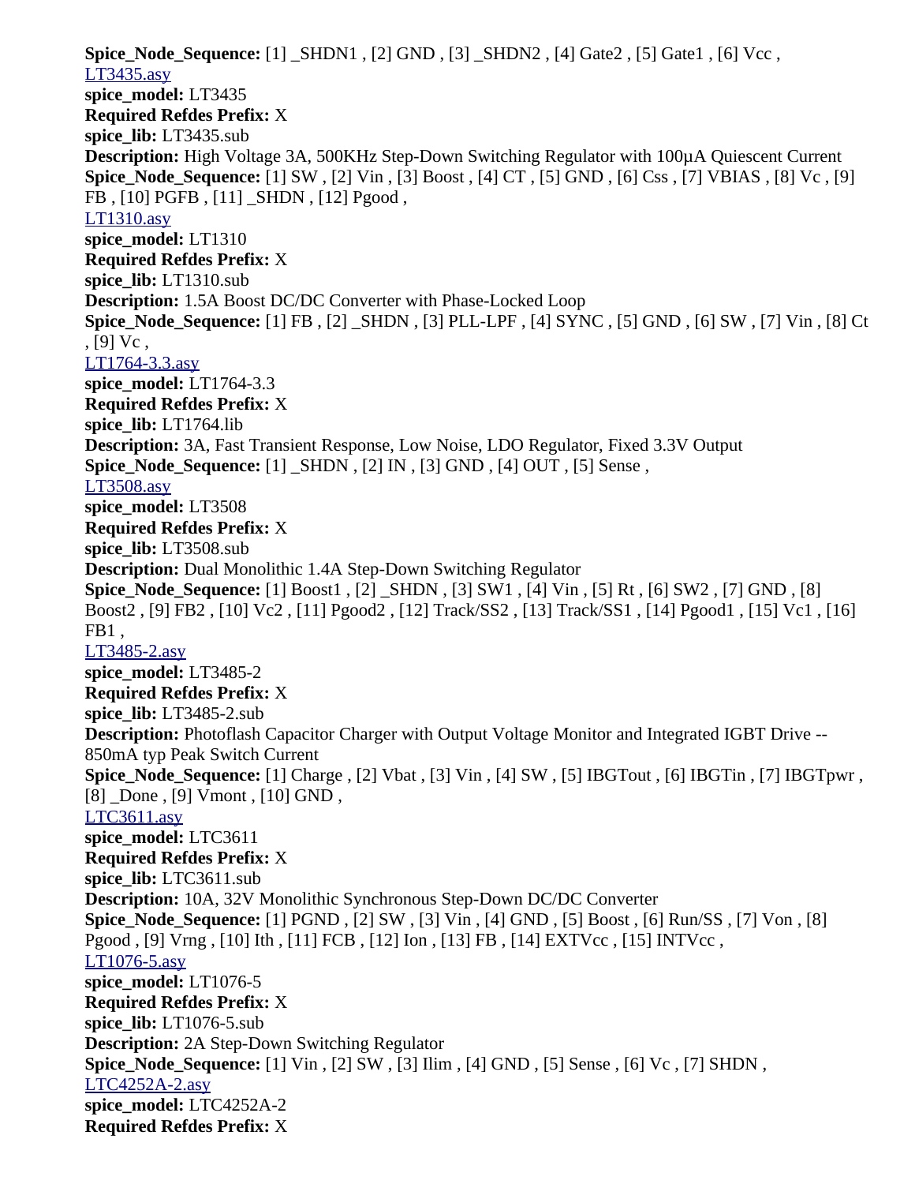**Spice_Node_Sequence:** [1] _SHDN1 , [2] GND , [3] _SHDN2 , [4] Gate2 , [5] Gate1 , [6] Vcc ,
LT3435.asy
**spice_model:** LT3435
**Required Refdes Prefix:** X
**spice_lib:** LT3435.sub
**Description:** High Voltage 3A, 500KHz Step-Down Switching Regulator with 100µA Quiescent Current
**Spice_Node_Sequence:** [1] SW , [2] Vin , [3] Boost , [4] CT , [5] GND , [6] Css , [7] VBIAS , [8] Vc , [9] FB , [10] PGFB , [11] _SHDN , [12] Pgood ,
LT1310.asy
**spice_model:** LT1310
**Required Refdes Prefix:** X
**spice_lib:** LT1310.sub
**Description:** 1.5A Boost DC/DC Converter with Phase-Locked Loop
**Spice_Node_Sequence:** [1] FB , [2] _SHDN , [3] PLL-LPF , [4] SYNC , [5] GND , [6] SW , [7] Vin , [8] Ct , [9] Vc ,
LT1764-3.3.asy
**spice_model:** LT1764-3.3
**Required Refdes Prefix:** X
**spice_lib:** LT1764.lib
**Description:** 3A, Fast Transient Response, Low Noise, LDO Regulator, Fixed 3.3V Output
**Spice_Node_Sequence:** [1] _SHDN , [2] IN , [3] GND , [4] OUT , [5] Sense ,
LT3508.asy
**spice_model:** LT3508
**Required Refdes Prefix:** X
**spice_lib:** LT3508.sub
**Description:** Dual Monolithic 1.4A Step-Down Switching Regulator
**Spice_Node_Sequence:** [1] Boost1 , [2] _SHDN , [3] SW1 , [4] Vin , [5] Rt , [6] SW2 , [7] GND , [8] Boost2 , [9] FB2 , [10] Vc2 , [11] Pgood2 , [12] Track/SS2 , [13] Track/SS1 , [14] Pgood1 , [15] Vc1 , [16] FB1 ,
LT3485-2.asy
**spice_model:** LT3485-2
**Required Refdes Prefix:** X
**spice_lib:** LT3485-2.sub
**Description:** Photoflash Capacitor Charger with Output Voltage Monitor and Integrated IGBT Drive -- 850mA typ Peak Switch Current
**Spice_Node_Sequence:** [1] Charge , [2] Vbat , [3] Vin , [4] SW , [5] IBGTout , [6] IBGTin , [7] IBGTpwr , [8] _Done , [9] Vmont , [10] GND ,
LTC3611.asy
**spice_model:** LTC3611
**Required Refdes Prefix:** X
**spice_lib:** LTC3611.sub
**Description:** 10A, 32V Monolithic Synchronous Step-Down DC/DC Converter
**Spice_Node_Sequence:** [1] PGND , [2] SW , [3] Vin , [4] GND , [5] Boost , [6] Run/SS , [7] Von , [8] Pgood , [9] Vrng , [10] Ith , [11] FCB , [12] Ion , [13] FB , [14] EXTVcc , [15] INTVcc ,
LT1076-5.asy
**spice_model:** LT1076-5
**Required Refdes Prefix:** X
**spice_lib:** LT1076-5.sub
**Description:** 2A Step-Down Switching Regulator
**Spice_Node_Sequence:** [1] Vin , [2] SW , [3] Ilim , [4] GND , [5] Sense , [6] Vc , [7] SHDN ,
LTC4252A-2.asy
**spice_model:** LTC4252A-2
**Required Refdes Prefix:** X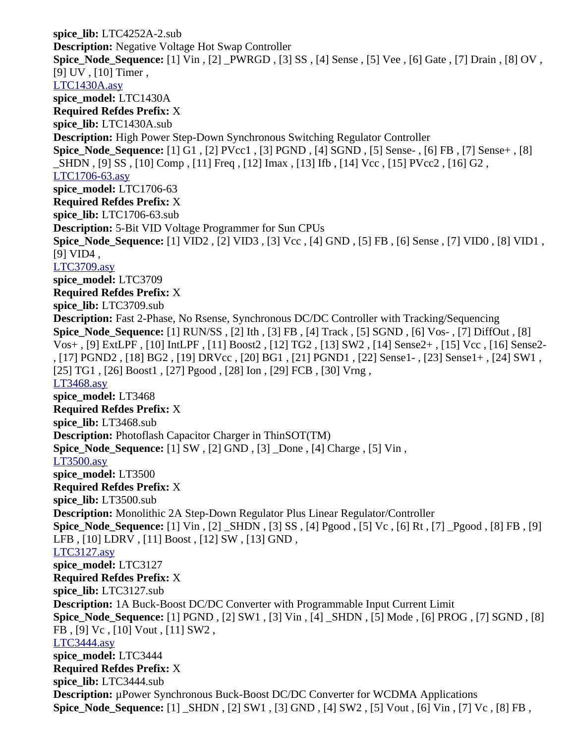**spice_lib:** LTC4252A-2.sub
**Description:** Negative Voltage Hot Swap Controller
**Spice_Node_Sequence:** [1] Vin , [2] _PWRGD , [3] SS , [4] Sense , [5] Vee , [6] Gate , [7] Drain , [8] OV , [9] UV , [10] Timer ,
LTC1430A.asy
**spice_model:** LTC1430A
**Required Refdes Prefix:** X
**spice_lib:** LTC1430A.sub
**Description:** High Power Step-Down Synchronous Switching Regulator Controller
**Spice_Node_Sequence:** [1] G1 , [2] PVcc1 , [3] PGND , [4] SGND , [5] Sense- , [6] FB , [7] Sense+ , [8] _SHDN , [9] SS , [10] Comp , [11] Freq , [12] Imax , [13] Ifb , [14] Vcc , [15] PVcc2 , [16] G2 ,
LTC1706-63.asy
**spice_model:** LTC1706-63
**Required Refdes Prefix:** X
**spice_lib:** LTC1706-63.sub
**Description:** 5-Bit VID Voltage Programmer for Sun CPUs
**Spice_Node_Sequence:** [1] VID2 , [2] VID3 , [3] Vcc , [4] GND , [5] FB , [6] Sense , [7] VID0 , [8] VID1 , [9] VID4 ,
LTC3709.asy
**spice_model:** LTC3709
**Required Refdes Prefix:** X
**spice_lib:** LTC3709.sub
**Description:** Fast 2-Phase, No Rsense, Synchronous DC/DC Controller with Tracking/Sequencing
**Spice_Node_Sequence:** [1] RUN/SS , [2] Ith , [3] FB , [4] Track , [5] SGND , [6] Vos- , [7] DiffOut , [8] Vos+ , [9] ExtLPF , [10] IntLPF , [11] Boost2 , [12] TG2 , [13] SW2 , [14] Sense2+ , [15] Vcc , [16] Sense2- , [17] PGND2 , [18] BG2 , [19] DRVcc , [20] BG1 , [21] PGND1 , [22] Sense1- , [23] Sense1+ , [24] SW1 , [25] TG1 , [26] Boost1 , [27] Pgood , [28] Ion , [29] FCB , [30] Vrng ,
LT3468.asy
**spice_model:** LT3468
**Required Refdes Prefix:** X
**spice_lib:** LT3468.sub
**Description:** Photoflash Capacitor Charger in ThinSOT(TM)
**Spice_Node_Sequence:** [1] SW , [2] GND , [3] _Done , [4] Charge , [5] Vin ,
LT3500.asy
**spice_model:** LT3500
**Required Refdes Prefix:** X
**spice_lib:** LT3500.sub
**Description:** Monolithic 2A Step-Down Regulator Plus Linear Regulator/Controller
**Spice_Node_Sequence:** [1] Vin , [2] _SHDN , [3] SS , [4] Pgood , [5] Vc , [6] Rt , [7] _Pgood , [8] FB , [9] LFB , [10] LDRV , [11] Boost , [12] SW , [13] GND ,
LTC3127.asy
**spice_model:** LTC3127
**Required Refdes Prefix:** X
**spice_lib:** LTC3127.sub
**Description:** 1A Buck-Boost DC/DC Converter with Programmable Input Current Limit
**Spice_Node_Sequence:** [1] PGND , [2] SW1 , [3] Vin , [4] _SHDN , [5] Mode , [6] PROG , [7] SGND , [8] FB , [9] Vc , [10] Vout , [11] SW2 ,
LTC3444.asy
**spice_model:** LTC3444
**Required Refdes Prefix:** X
**spice_lib:** LTC3444.sub
**Description:** µPower Synchronous Buck-Boost DC/DC Converter for WCDMA Applications
**Spice_Node_Sequence:** [1] _SHDN , [2] SW1 , [3] GND , [4] SW2 , [5] Vout , [6] Vin , [7] Vc , [8] FB ,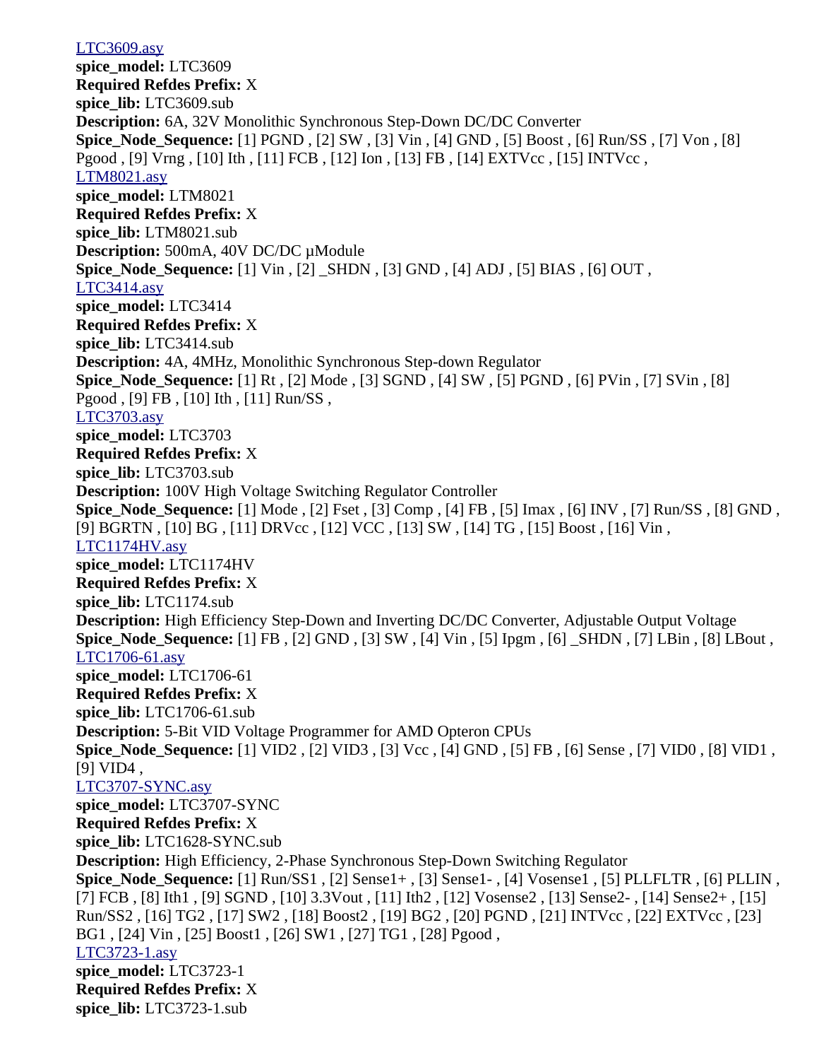LTC3609.asy
**spice_model:** LTC3609
**Required Refdes Prefix:** X
**spice_lib:** LTC3609.sub
**Description:** 6A, 32V Monolithic Synchronous Step-Down DC/DC Converter
**Spice_Node_Sequence:** [1] PGND , [2] SW , [3] Vin , [4] GND , [5] Boost , [6] Run/SS , [7] Von , [8] Pgood , [9] Vrng , [10] Ith , [11] FCB , [12] Ion , [13] FB , [14] EXTVcc , [15] INTVcc ,
LTM8021.asy
**spice_model:** LTM8021
**Required Refdes Prefix:** X
**spice_lib:** LTM8021.sub
**Description:** 500mA, 40V DC/DC µModule
**Spice_Node_Sequence:** [1] Vin , [2] _SHDN , [3] GND , [4] ADJ , [5] BIAS , [6] OUT ,
LTC3414.asy
**spice_model:** LTC3414
**Required Refdes Prefix:** X
**spice_lib:** LTC3414.sub
**Description:** 4A, 4MHz, Monolithic Synchronous Step-down Regulator
**Spice_Node_Sequence:** [1] Rt , [2] Mode , [3] SGND , [4] SW , [5] PGND , [6] PVin , [7] SVin , [8] Pgood , [9] FB , [10] Ith , [11] Run/SS ,
LTC3703.asy
**spice_model:** LTC3703
**Required Refdes Prefix:** X
**spice_lib:** LTC3703.sub
**Description:** 100V High Voltage Switching Regulator Controller
**Spice_Node_Sequence:** [1] Mode , [2] Fset , [3] Comp , [4] FB , [5] Imax , [6] INV , [7] Run/SS , [8] GND , [9] BGRTN , [10] BG , [11] DRVcc , [12] VCC , [13] SW , [14] TG , [15] Boost , [16] Vin ,
LTC1174HV.asy
**spice_model:** LTC1174HV
**Required Refdes Prefix:** X
**spice_lib:** LTC1174.sub
**Description:** High Efficiency Step-Down and Inverting DC/DC Converter, Adjustable Output Voltage
**Spice_Node_Sequence:** [1] FB , [2] GND , [3] SW , [4] Vin , [5] Ipgm , [6] _SHDN , [7] LBin , [8] LBout ,
LTC1706-61.asy
**spice_model:** LTC1706-61
**Required Refdes Prefix:** X
**spice_lib:** LTC1706-61.sub
**Description:** 5-Bit VID Voltage Programmer for AMD Opteron CPUs
**Spice_Node_Sequence:** [1] VID2 , [2] VID3 , [3] Vcc , [4] GND , [5] FB , [6] Sense , [7] VID0 , [8] VID1 , [9] VID4 ,
LTC3707-SYNC.asy
**spice_model:** LTC3707-SYNC
**Required Refdes Prefix:** X
**spice_lib:** LTC1628-SYNC.sub
**Description:** High Efficiency, 2-Phase Synchronous Step-Down Switching Regulator
**Spice_Node_Sequence:** [1] Run/SS1 , [2] Sense1+ , [3] Sense1- , [4] Vosense1 , [5] PLLFLTR , [6] PLLIN , [7] FCB , [8] Ith1 , [9] SGND , [10] 3.3Vout , [11] Ith2 , [12] Vosense2 , [13] Sense2- , [14] Sense2+ , [15] Run/SS2 , [16] TG2 , [17] SW2 , [18] Boost2 , [19] BG2 , [20] PGND , [21] INTVcc , [22] EXTVcc , [23] BG1 , [24] Vin , [25] Boost1 , [26] SW1 , [27] TG1 , [28] Pgood ,
LTC3723-1.asy
**spice_model:** LTC3723-1
**Required Refdes Prefix:** X
**spice_lib:** LTC3723-1.sub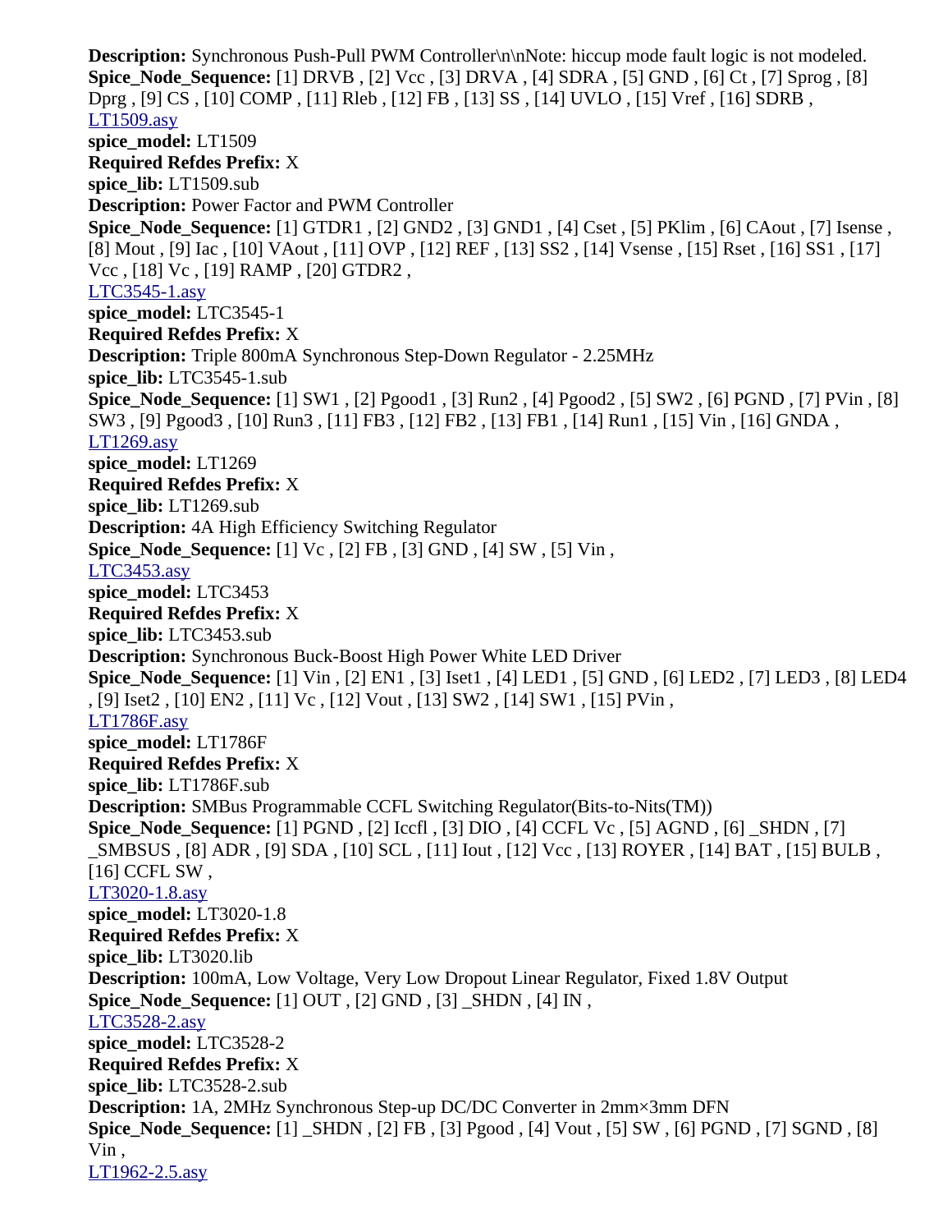**Description:** Synchronous Push-Pull PWM Controller\n\nNote: hiccup mode fault logic is not modeled.
**Spice_Node_Sequence:** [1] DRVB , [2] Vcc , [3] DRVA , [4] SDRA , [5] GND , [6] Ct , [7] Sprog , [8] Dprg , [9] CS , [10] COMP , [11] Rleb , [12] FB , [13] SS , [14] UVLO , [15] Vref , [16] SDRB ,
LT1509.asy
**spice_model:** LT1509
**Required Refdes Prefix:** X
**spice_lib:** LT1509.sub
**Description:** Power Factor and PWM Controller
**Spice_Node_Sequence:** [1] GTDR1 , [2] GND2 , [3] GND1 , [4] Cset , [5] PKlim , [6] CAout , [7] Isense , [8] Mout , [9] Iac , [10] VAout , [11] OVP , [12] REF , [13] SS2 , [14] Vsense , [15] Rset , [16] SS1 , [17] Vcc , [18] Vc , [19] RAMP , [20] GTDR2 ,
LTC3545-1.asy
**spice_model:** LTC3545-1
**Required Refdes Prefix:** X
**Description:** Triple 800mA Synchronous Step-Down Regulator - 2.25MHz
**spice_lib:** LTC3545-1.sub
**Spice_Node_Sequence:** [1] SW1 , [2] Pgood1 , [3] Run2 , [4] Pgood2 , [5] SW2 , [6] PGND , [7] PVin , [8] SW3 , [9] Pgood3 , [10] Run3 , [11] FB3 , [12] FB2 , [13] FB1 , [14] Run1 , [15] Vin , [16] GNDA ,
LT1269.asy
**spice_model:** LT1269
**Required Refdes Prefix:** X
**spice_lib:** LT1269.sub
**Description:** 4A High Efficiency Switching Regulator
**Spice_Node_Sequence:** [1] Vc , [2] FB , [3] GND , [4] SW , [5] Vin ,
LTC3453.asy
**spice_model:** LTC3453
**Required Refdes Prefix:** X
**spice_lib:** LTC3453.sub
**Description:** Synchronous Buck-Boost High Power White LED Driver
**Spice_Node_Sequence:** [1] Vin , [2] EN1 , [3] Iset1 , [4] LED1 , [5] GND , [6] LED2 , [7] LED3 , [8] LED4 , [9] Iset2 , [10] EN2 , [11] Vc , [12] Vout , [13] SW2 , [14] SW1 , [15] PVin ,
LT1786F.asy
**spice_model:** LT1786F
**Required Refdes Prefix:** X
**spice_lib:** LT1786F.sub
**Description:** SMBus Programmable CCFL Switching Regulator(Bits-to-Nits(TM))
**Spice_Node_Sequence:** [1] PGND , [2] Iccfl , [3] DIO , [4] CCFL Vc , [5] AGND , [6] _SHDN , [7] _SMBSUS , [8] ADR , [9] SDA , [10] SCL , [11] Iout , [12] Vcc , [13] ROYER , [14] BAT , [15] BULB , [16] CCFL SW ,
LT3020-1.8.asy
**spice_model:** LT3020-1.8
**Required Refdes Prefix:** X
**spice_lib:** LT3020.lib
**Description:** 100mA, Low Voltage, Very Low Dropout Linear Regulator, Fixed 1.8V Output
**Spice_Node_Sequence:** [1] OUT , [2] GND , [3] _SHDN , [4] IN ,
LTC3528-2.asy
**spice_model:** LTC3528-2
**Required Refdes Prefix:** X
**spice_lib:** LTC3528-2.sub
**Description:** 1A, 2MHz Synchronous Step-up DC/DC Converter in 2mm×3mm DFN
**Spice_Node_Sequence:** [1] _SHDN , [2] FB , [3] Pgood , [4] Vout , [5] SW , [6] PGND , [7] SGND , [8] Vin ,
LT1962-2.5.asy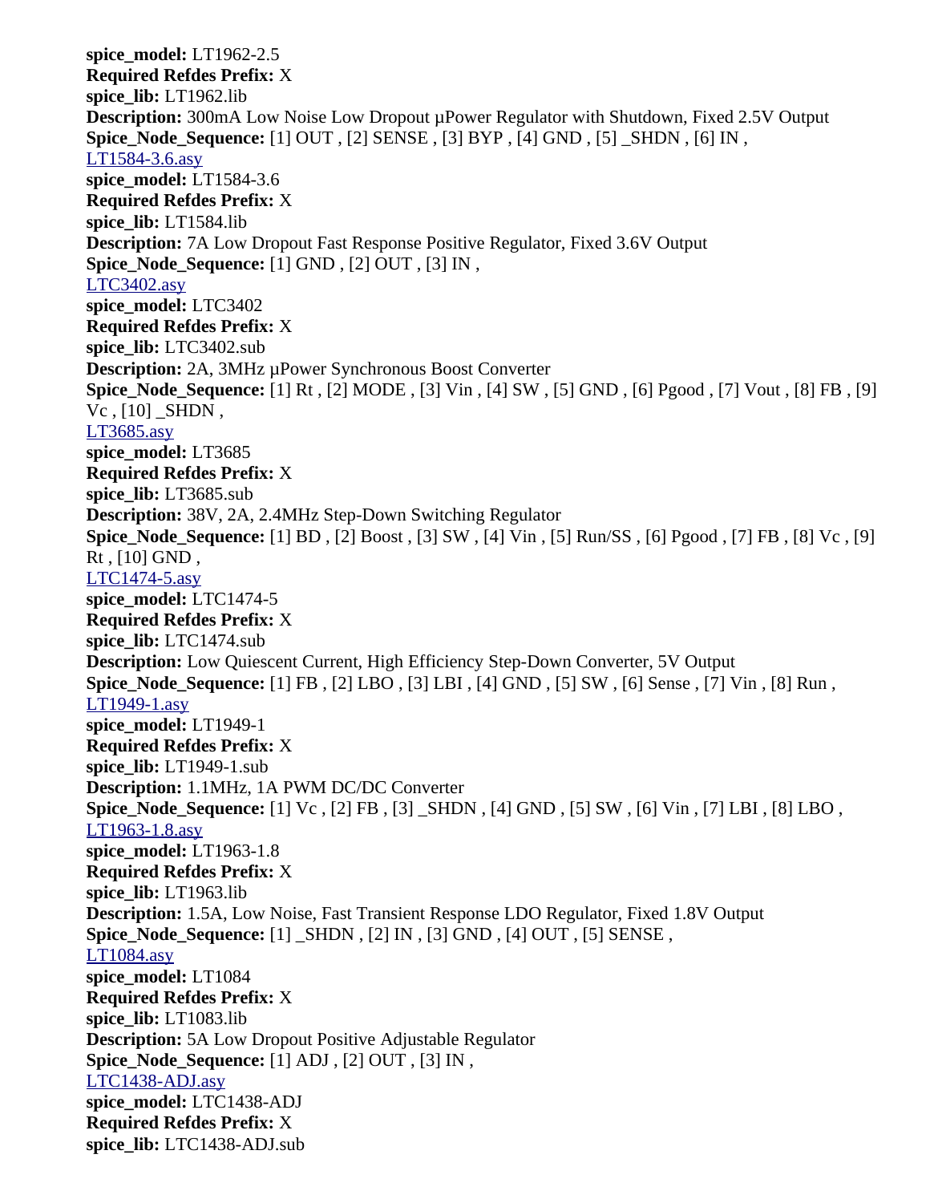**spice_model:** LT1962-2.5
**Required Refdes Prefix:** X
**spice_lib:** LT1962.lib
**Description:** 300mA Low Noise Low Dropout µPower Regulator with Shutdown, Fixed 2.5V Output
**Spice_Node_Sequence:** [1] OUT , [2] SENSE , [3] BYP , [4] GND , [5] _SHDN , [6] IN ,
LT1584-3.6.asy
**spice_model:** LT1584-3.6
**Required Refdes Prefix:** X
**spice_lib:** LT1584.lib
**Description:** 7A Low Dropout Fast Response Positive Regulator, Fixed 3.6V Output
**Spice_Node_Sequence:** [1] GND , [2] OUT , [3] IN ,
LTC3402.asy
**spice_model:** LTC3402
**Required Refdes Prefix:** X
**spice_lib:** LTC3402.sub
**Description:** 2A, 3MHz µPower Synchronous Boost Converter
**Spice_Node_Sequence:** [1] Rt , [2] MODE , [3] Vin , [4] SW , [5] GND , [6] Pgood , [7] Vout , [8] FB , [9] Vc , [10] _SHDN ,
LT3685.asy
**spice_model:** LT3685
**Required Refdes Prefix:** X
**spice_lib:** LT3685.sub
**Description:** 38V, 2A, 2.4MHz Step-Down Switching Regulator
**Spice_Node_Sequence:** [1] BD , [2] Boost , [3] SW , [4] Vin , [5] Run/SS , [6] Pgood , [7] FB , [8] Vc , [9] Rt , [10] GND ,
LTC1474-5.asy
**spice_model:** LTC1474-5
**Required Refdes Prefix:** X
**spice_lib:** LTC1474.sub
**Description:** Low Quiescent Current, High Efficiency Step-Down Converter, 5V Output
**Spice_Node_Sequence:** [1] FB , [2] LBO , [3] LBI , [4] GND , [5] SW , [6] Sense , [7] Vin , [8] Run ,
LT1949-1.asy
**spice_model:** LT1949-1
**Required Refdes Prefix:** X
**spice_lib:** LT1949-1.sub
**Description:** 1.1MHz, 1A PWM DC/DC Converter
**Spice_Node_Sequence:** [1] Vc , [2] FB , [3] _SHDN , [4] GND , [5] SW , [6] Vin , [7] LBI , [8] LBO ,
LT1963-1.8.asy
**spice_model:** LT1963-1.8
**Required Refdes Prefix:** X
**spice_lib:** LT1963.lib
**Description:** 1.5A, Low Noise, Fast Transient Response LDO Regulator, Fixed 1.8V Output
**Spice_Node_Sequence:** [1] _SHDN , [2] IN , [3] GND , [4] OUT , [5] SENSE ,
LT1084.asy
**spice_model:** LT1084
**Required Refdes Prefix:** X
**spice_lib:** LT1083.lib
**Description:** 5A Low Dropout Positive Adjustable Regulator
**Spice_Node_Sequence:** [1] ADJ , [2] OUT , [3] IN ,
LTC1438-ADJ.asy
**spice_model:** LTC1438-ADJ
**Required Refdes Prefix:** X
**spice_lib:** LTC1438-ADJ.sub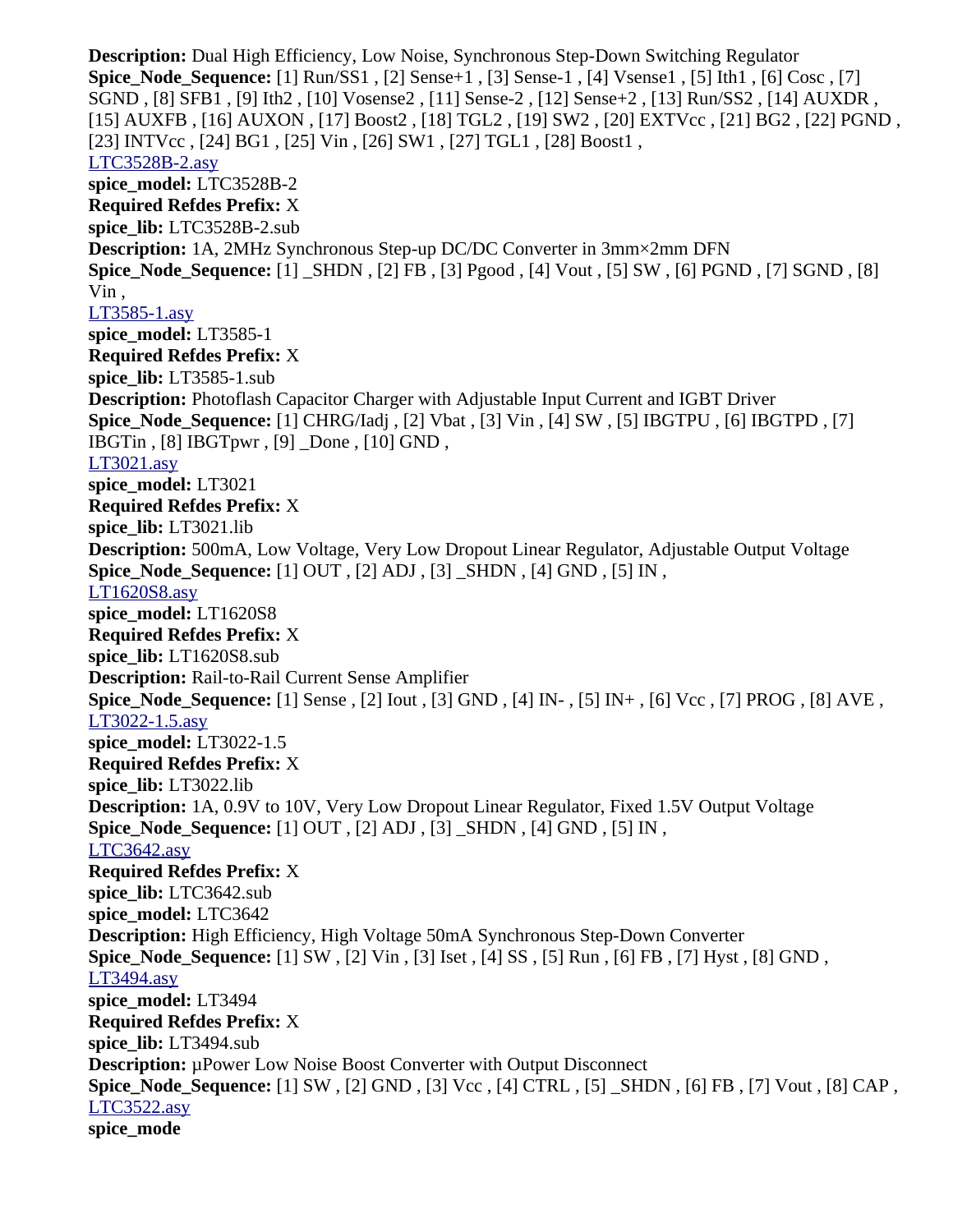**Description:** Dual High Efficiency, Low Noise, Synchronous Step-Down Switching Regulator
**Spice_Node_Sequence:** [1] Run/SS1 , [2] Sense+1 , [3] Sense-1 , [4] Vsense1 , [5] Ith1 , [6] Cosc , [7] SGND , [8] SFB1 , [9] Ith2 , [10] Vosense2 , [11] Sense-2 , [12] Sense+2 , [13] Run/SS2 , [14] AUXDR , [15] AUXFB , [16] AUXON , [17] Boost2 , [18] TGL2 , [19] SW2 , [20] EXTVcc , [21] BG2 , [22] PGND , [23] INTVcc , [24] BG1 , [25] Vin , [26] SW1 , [27] TGL1 , [28] Boost1 ,
LTC3528B-2.asy
**spice_model:** LTC3528B-2
**Required Refdes Prefix:** X
**spice_lib:** LTC3528B-2.sub
**Description:** 1A, 2MHz Synchronous Step-up DC/DC Converter in 3mm×2mm DFN
**Spice_Node_Sequence:** [1] _SHDN , [2] FB , [3] Pgood , [4] Vout , [5] SW , [6] PGND , [7] SGND , [8] Vin ,
LT3585-1.asy
**spice_model:** LT3585-1
**Required Refdes Prefix:** X
**spice_lib:** LT3585-1.sub
**Description:** Photoflash Capacitor Charger with Adjustable Input Current and IGBT Driver
**Spice_Node_Sequence:** [1] CHRG/Iadj , [2] Vbat , [3] Vin , [4] SW , [5] IBGTPU , [6] IBGTPD , [7] IBGTin , [8] IBGTpwr , [9] _Done , [10] GND ,
LT3021.asy
**spice_model:** LT3021
**Required Refdes Prefix:** X
**spice_lib:** LT3021.lib
**Description:** 500mA, Low Voltage, Very Low Dropout Linear Regulator, Adjustable Output Voltage
**Spice_Node_Sequence:** [1] OUT , [2] ADJ , [3] _SHDN , [4] GND , [5] IN ,
LT1620S8.asy
**spice_model:** LT1620S8
**Required Refdes Prefix:** X
**spice_lib:** LT1620S8.sub
**Description:** Rail-to-Rail Current Sense Amplifier
**Spice_Node_Sequence:** [1] Sense , [2] Iout , [3] GND , [4] IN- , [5] IN+ , [6] Vcc , [7] PROG , [8] AVE ,
LT3022-1.5.asy
**spice_model:** LT3022-1.5
**Required Refdes Prefix:** X
**spice_lib:** LT3022.lib
**Description:** 1A, 0.9V to 10V, Very Low Dropout Linear Regulator, Fixed 1.5V Output Voltage
**Spice_Node_Sequence:** [1] OUT , [2] ADJ , [3] _SHDN , [4] GND , [5] IN ,
LTC3642.asy
**Required Refdes Prefix:** X
**spice_lib:** LTC3642.sub
**spice_model:** LTC3642
**Description:** High Efficiency, High Voltage 50mA Synchronous Step-Down Converter
**Spice_Node_Sequence:** [1] SW , [2] Vin , [3] Iset , [4] SS , [5] Run , [6] FB , [7] Hyst , [8] GND ,
LT3494.asy
**spice_model:** LT3494
**Required Refdes Prefix:** X
**spice_lib:** LT3494.sub
**Description:** µPower Low Noise Boost Converter with Output Disconnect
**Spice_Node_Sequence:** [1] SW , [2] GND , [3] Vcc , [4] CTRL , [5] _SHDN , [6] FB , [7] Vout , [8] CAP ,
LTC3522.asy
**spice_mode**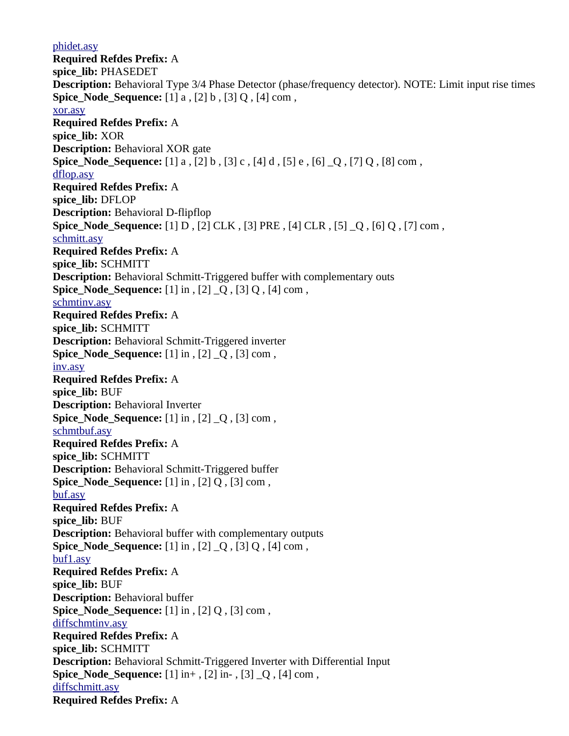phidet.asy
**Required Refdes Prefix:** A
**spice_lib:** PHASEDET
**Description:** Behavioral Type 3/4 Phase Detector (phase/frequency detector). NOTE: Limit input rise times
**Spice_Node_Sequence:** [1] a , [2] b , [3] Q , [4] com ,
xor.asy
**Required Refdes Prefix:** A
**spice_lib:** XOR
**Description:** Behavioral XOR gate
**Spice_Node_Sequence:** [1] a , [2] b , [3] c , [4] d , [5] e , [6] _Q , [7] Q , [8] com ,
dflop.asy
**Required Refdes Prefix:** A
**spice_lib:** DFLOP
**Description:** Behavioral D-flipflop
**Spice_Node_Sequence:** [1] D , [2] CLK , [3] PRE , [4] CLR , [5] _Q , [6] Q , [7] com ,
schmitt.asy
**Required Refdes Prefix:** A
**spice_lib:** SCHMITT
**Description:** Behavioral Schmitt-Triggered buffer with complementary outs
**Spice_Node_Sequence:** [1] in , [2] _Q , [3] Q , [4] com ,
schmtinv.asy
**Required Refdes Prefix:** A
**spice_lib:** SCHMITT
**Description:** Behavioral Schmitt-Triggered inverter
**Spice_Node_Sequence:** [1] in , [2] _Q , [3] com ,
inv.asy
**Required Refdes Prefix:** A
**spice_lib:** BUF
**Description:** Behavioral Inverter
**Spice_Node_Sequence:** [1] in , [2] _Q , [3] com ,
schmtbuf.asy
**Required Refdes Prefix:** A
**spice_lib:** SCHMITT
**Description:** Behavioral Schmitt-Triggered buffer
**Spice_Node_Sequence:** [1] in , [2] Q , [3] com ,
buf.asy
**Required Refdes Prefix:** A
**spice_lib:** BUF
**Description:** Behavioral buffer with complementary outputs
**Spice_Node_Sequence:** [1] in , [2] _Q , [3] Q , [4] com ,
buf1.asy
**Required Refdes Prefix:** A
**spice_lib:** BUF
**Description:** Behavioral buffer
**Spice_Node_Sequence:** [1] in , [2] Q , [3] com ,
diffschmtinv.asy
**Required Refdes Prefix:** A
**spice_lib:** SCHMITT
**Description:** Behavioral Schmitt-Triggered Inverter with Differential Input
**Spice_Node_Sequence:** [1] in+ , [2] in- , [3] _Q , [4] com ,
diffschmitt.asy
**Required Refdes Prefix:** A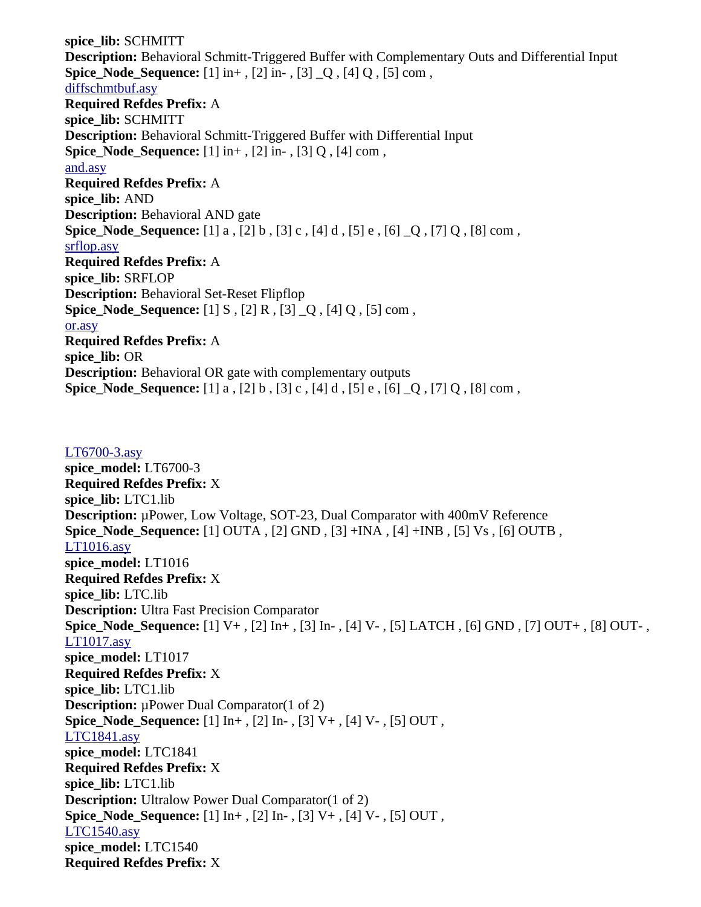**spice_lib:** SCHMITT
**Description:** Behavioral Schmitt-Triggered Buffer with Complementary Outs and Differential Input
**Spice_Node_Sequence:** [1] in+ , [2] in- , [3] _Q , [4] Q , [5] com ,
diffschmtbuf.asy
**Required Refdes Prefix:** A
**spice_lib:** SCHMITT
**Description:** Behavioral Schmitt-Triggered Buffer with Differential Input
**Spice_Node_Sequence:** [1] in+ , [2] in- , [3] Q , [4] com ,
and.asy
**Required Refdes Prefix:** A
**spice_lib:** AND
**Description:** Behavioral AND gate
**Spice_Node_Sequence:** [1] a , [2] b , [3] c , [4] d , [5] e , [6] _Q , [7] Q , [8] com ,
srflop.asy
**Required Refdes Prefix:** A
**spice_lib:** SRFLOP
**Description:** Behavioral Set-Reset Flipflop
**Spice_Node_Sequence:** [1] S , [2] R , [3] _Q , [4] Q , [5] com ,
or.asy
**Required Refdes Prefix:** A
**spice_lib:** OR
**Description:** Behavioral OR gate with complementary outputs
**Spice_Node_Sequence:** [1] a , [2] b , [3] c , [4] d , [5] e , [6] _Q , [7] Q , [8] com ,

LT6700-3.asy
**spice_model:** LT6700-3
**Required Refdes Prefix:** X
**spice_lib:** LTC1.lib
**Description:** µPower, Low Voltage, SOT-23, Dual Comparator with 400mV Reference
**Spice_Node_Sequence:** [1] OUTA , [2] GND , [3] +INA , [4] +INB , [5] Vs , [6] OUTB ,
LT1016.asy
**spice_model:** LT1016
**Required Refdes Prefix:** X
**spice_lib:** LTC.lib
**Description:** Ultra Fast Precision Comparator
**Spice_Node_Sequence:** [1] V+ , [2] In+ , [3] In- , [4] V- , [5] LATCH , [6] GND , [7] OUT+ , [8] OUT- ,
LT1017.asy
**spice_model:** LT1017
**Required Refdes Prefix:** X
**spice_lib:** LTC1.lib
**Description:** µPower Dual Comparator(1 of 2)
**Spice_Node_Sequence:** [1] In+ , [2] In- , [3] V+ , [4] V- , [5] OUT ,
LTC1841.asy
**spice_model:** LTC1841
**Required Refdes Prefix:** X
**spice_lib:** LTC1.lib
**Description:** Ultralow Power Dual Comparator(1 of 2)
**Spice_Node_Sequence:** [1] In+ , [2] In- , [3] V+ , [4] V- , [5] OUT ,
LTC1540.asy
**spice_model:** LTC1540
**Required Refdes Prefix:** X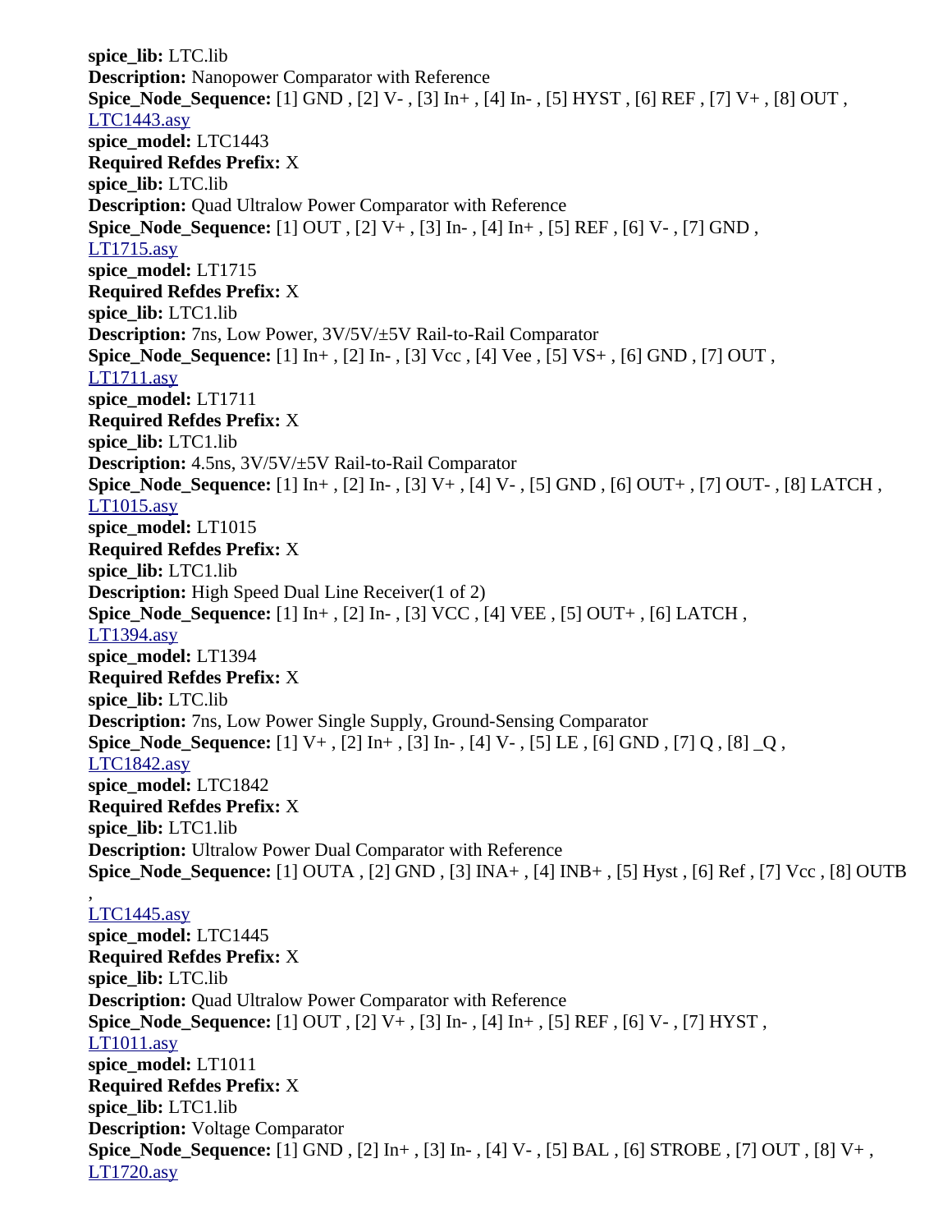**spice_lib:** LTC.lib
**Description:** Nanopower Comparator with Reference
**Spice_Node_Sequence:** [1] GND , [2] V- , [3] In+ , [4] In- , [5] HYST , [6] REF , [7] V+ , [8] OUT ,
LTC1443.asy
**spice_model:** LTC1443
**Required Refdes Prefix:** X
**spice_lib:** LTC.lib
**Description:** Quad Ultralow Power Comparator with Reference
**Spice_Node_Sequence:** [1] OUT , [2] V+ , [3] In- , [4] In+ , [5] REF , [6] V- , [7] GND ,
LT1715.asy
**spice_model:** LT1715
**Required Refdes Prefix:** X
**spice_lib:** LTC1.lib
**Description:** 7ns, Low Power, 3V/5V/±5V Rail-to-Rail Comparator
**Spice_Node_Sequence:** [1] In+ , [2] In- , [3] Vcc , [4] Vee , [5] VS+ , [6] GND , [7] OUT ,
LT1711.asy
**spice_model:** LT1711
**Required Refdes Prefix:** X
**spice_lib:** LTC1.lib
**Description:** 4.5ns, 3V/5V/±5V Rail-to-Rail Comparator
**Spice_Node_Sequence:** [1] In+ , [2] In- , [3] V+ , [4] V- , [5] GND , [6] OUT+ , [7] OUT- , [8] LATCH ,
LT1015.asy
**spice_model:** LT1015
**Required Refdes Prefix:** X
**spice_lib:** LTC1.lib
**Description:** High Speed Dual Line Receiver(1 of 2)
**Spice_Node_Sequence:** [1] In+ , [2] In- , [3] VCC , [4] VEE , [5] OUT+ , [6] LATCH ,
LT1394.asy
**spice_model:** LT1394
**Required Refdes Prefix:** X
**spice_lib:** LTC.lib
**Description:** 7ns, Low Power Single Supply, Ground-Sensing Comparator
**Spice_Node_Sequence:** [1] V+ , [2] In+ , [3] In- , [4] V- , [5] LE , [6] GND , [7] Q , [8] _Q ,
LTC1842.asy
**spice_model:** LTC1842
**Required Refdes Prefix:** X
**spice_lib:** LTC1.lib
**Description:** Ultralow Power Dual Comparator with Reference
**Spice_Node_Sequence:** [1] OUTA , [2] GND , [3] INA+ , [4] INB+ , [5] Hyst , [6] Ref , [7] Vcc , [8] OUTB ,
LTC1445.asy
**spice_model:** LTC1445
**Required Refdes Prefix:** X
**spice_lib:** LTC.lib
**Description:** Quad Ultralow Power Comparator with Reference
**Spice_Node_Sequence:** [1] OUT , [2] V+ , [3] In- , [4] In+ , [5] REF , [6] V- , [7] HYST ,
LT1011.asy
**spice_model:** LT1011
**Required Refdes Prefix:** X
**spice_lib:** LTC1.lib
**Description:** Voltage Comparator
**Spice_Node_Sequence:** [1] GND , [2] In+ , [3] In- , [4] V- , [5] BAL , [6] STROBE , [7] OUT , [8] V+ ,
LT1720.asy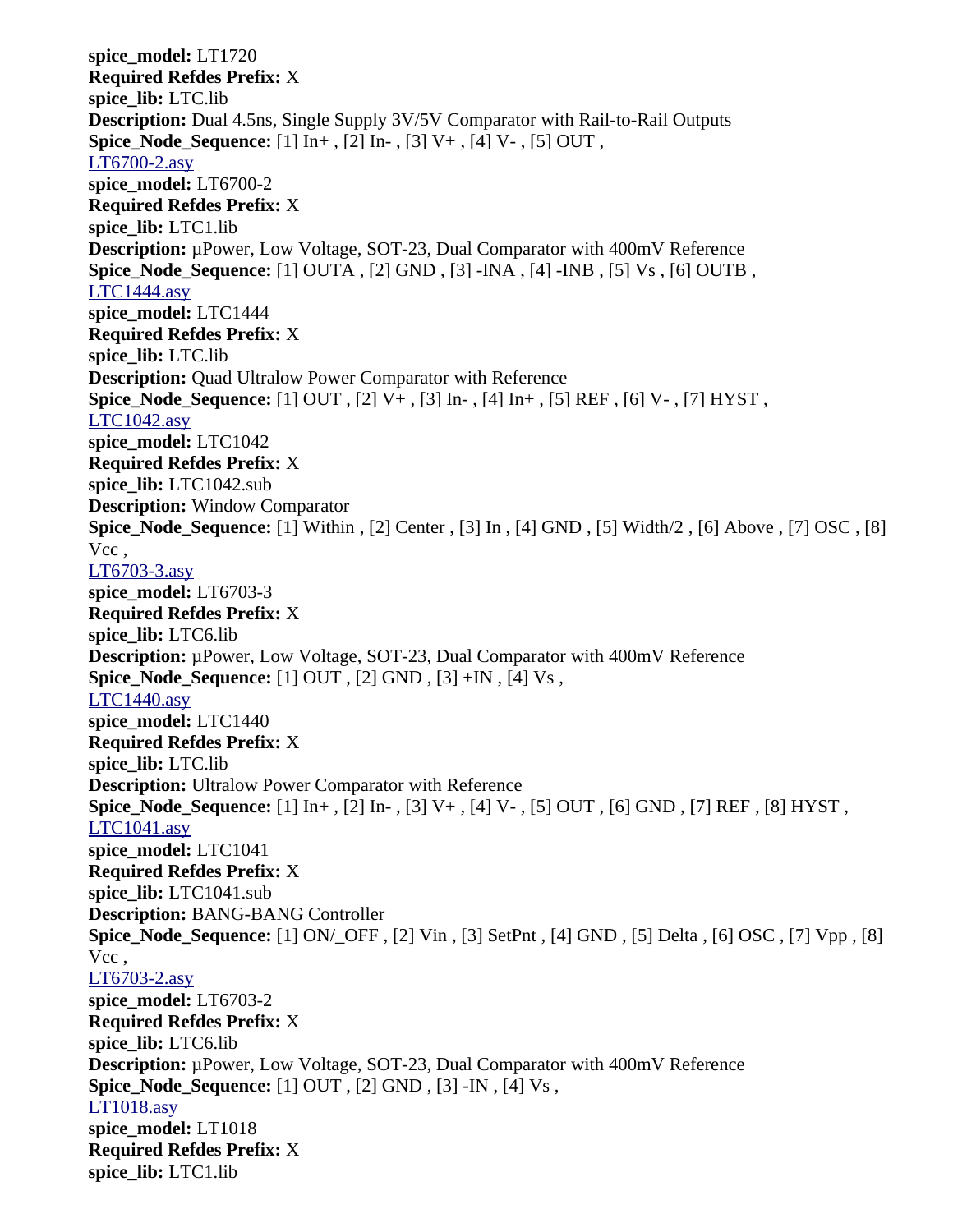**spice_model:** LT1720
**Required Refdes Prefix:** X
**spice_lib:** LTC.lib
**Description:** Dual 4.5ns, Single Supply 3V/5V Comparator with Rail-to-Rail Outputs
**Spice_Node_Sequence:** [1] In+ , [2] In- , [3] V+ , [4] V- , [5] OUT ,
LT6700-2.asy
**spice_model:** LT6700-2
**Required Refdes Prefix:** X
**spice_lib:** LTC1.lib
**Description:** µPower, Low Voltage, SOT-23, Dual Comparator with 400mV Reference
**Spice_Node_Sequence:** [1] OUTA , [2] GND , [3] -INA , [4] -INB , [5] Vs , [6] OUTB ,
LTC1444.asy
**spice_model:** LTC1444
**Required Refdes Prefix:** X
**spice_lib:** LTC.lib
**Description:** Quad Ultralow Power Comparator with Reference
**Spice_Node_Sequence:** [1] OUT , [2] V+ , [3] In- , [4] In+ , [5] REF , [6] V- , [7] HYST ,
LTC1042.asy
**spice_model:** LTC1042
**Required Refdes Prefix:** X
**spice_lib:** LTC1042.sub
**Description:** Window Comparator
**Spice_Node_Sequence:** [1] Within , [2] Center , [3] In , [4] GND , [5] Width/2 , [6] Above , [7] OSC , [8] Vcc ,
LT6703-3.asy
**spice_model:** LT6703-3
**Required Refdes Prefix:** X
**spice_lib:** LTC6.lib
**Description:** µPower, Low Voltage, SOT-23, Dual Comparator with 400mV Reference
**Spice_Node_Sequence:** [1] OUT , [2] GND , [3] +IN , [4] Vs ,
LTC1440.asy
**spice_model:** LTC1440
**Required Refdes Prefix:** X
**spice_lib:** LTC.lib
**Description:** Ultralow Power Comparator with Reference
**Spice_Node_Sequence:** [1] In+ , [2] In- , [3] V+ , [4] V- , [5] OUT , [6] GND , [7] REF , [8] HYST ,
LTC1041.asy
**spice_model:** LTC1041
**Required Refdes Prefix:** X
**spice_lib:** LTC1041.sub
**Description:** BANG-BANG Controller
**Spice_Node_Sequence:** [1] ON/_OFF , [2] Vin , [3] SetPnt , [4] GND , [5] Delta , [6] OSC , [7] Vpp , [8] Vcc ,
LT6703-2.asy
**spice_model:** LT6703-2
**Required Refdes Prefix:** X
**spice_lib:** LTC6.lib
**Description:** µPower, Low Voltage, SOT-23, Dual Comparator with 400mV Reference
**Spice_Node_Sequence:** [1] OUT , [2] GND , [3] -IN , [4] Vs ,
LT1018.asy
**spice_model:** LT1018
**Required Refdes Prefix:** X
**spice_lib:** LTC1.lib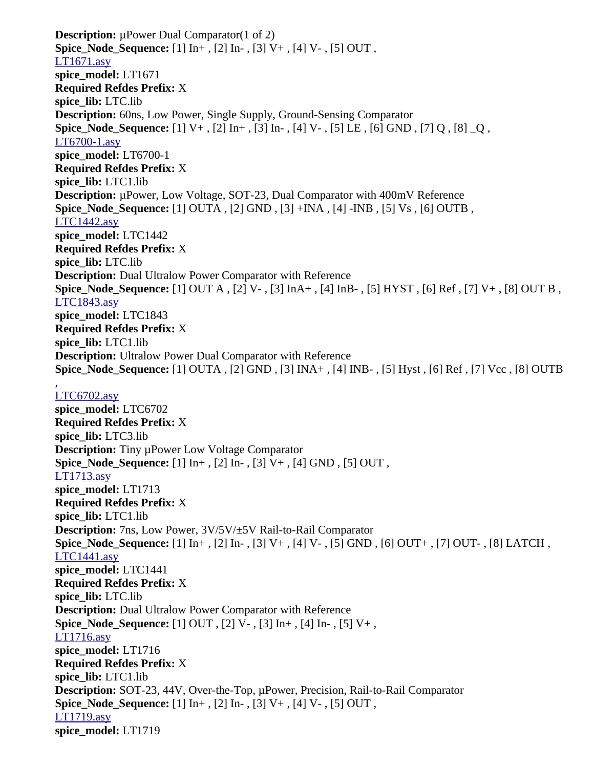**Description:** µPower Dual Comparator(1 of 2)
**Spice_Node_Sequence:** [1] In+ , [2] In- , [3] V+ , [4] V- , [5] OUT ,
LT1671.asy
**spice_model:** LT1671
**Required Refdes Prefix:** X
**spice_lib:** LTC.lib
**Description:** 60ns, Low Power, Single Supply, Ground-Sensing Comparator
**Spice_Node_Sequence:** [1] V+ , [2] In+ , [3] In- , [4] V- , [5] LE , [6] GND , [7] Q , [8] _Q ,
LT6700-1.asy
**spice_model:** LT6700-1
**Required Refdes Prefix:** X
**spice_lib:** LTC1.lib
**Description:** µPower, Low Voltage, SOT-23, Dual Comparator with 400mV Reference
**Spice_Node_Sequence:** [1] OUTA , [2] GND , [3] +INA , [4] -INB , [5] Vs , [6] OUTB ,
LTC1442.asy
**spice_model:** LTC1442
**Required Refdes Prefix:** X
**spice_lib:** LTC.lib
**Description:** Dual Ultralow Power Comparator with Reference
**Spice_Node_Sequence:** [1] OUT A , [2] V- , [3] InA+ , [4] InB- , [5] HYST , [6] Ref , [7] V+ , [8] OUT B ,
LTC1843.asy
**spice_model:** LTC1843
**Required Refdes Prefix:** X
**spice_lib:** LTC1.lib
**Description:** Ultralow Power Dual Comparator with Reference
**Spice_Node_Sequence:** [1] OUTA , [2] GND , [3] INA+ , [4] INB- , [5] Hyst , [6] Ref , [7] Vcc , [8] OUTB ,
LTC6702.asy
**spice_model:** LTC6702
**Required Refdes Prefix:** X
**spice_lib:** LTC3.lib
**Description:** Tiny µPower Low Voltage Comparator
**Spice_Node_Sequence:** [1] In+ , [2] In- , [3] V+ , [4] GND , [5] OUT ,
LT1713.asy
**spice_model:** LT1713
**Required Refdes Prefix:** X
**spice_lib:** LTC1.lib
**Description:** 7ns, Low Power, 3V/5V/±5V Rail-to-Rail Comparator
**Spice_Node_Sequence:** [1] In+ , [2] In- , [3] V+ , [4] V- , [5] GND , [6] OUT+ , [7] OUT- , [8] LATCH ,
LTC1441.asy
**spice_model:** LTC1441
**Required Refdes Prefix:** X
**spice_lib:** LTC.lib
**Description:** Dual Ultralow Power Comparator with Reference
**Spice_Node_Sequence:** [1] OUT , [2] V- , [3] In+ , [4] In- , [5] V+ ,
LT1716.asy
**spice_model:** LT1716
**Required Refdes Prefix:** X
**spice_lib:** LTC1.lib
**Description:** SOT-23, 44V, Over-the-Top, µPower, Precision, Rail-to-Rail Comparator
**Spice_Node_Sequence:** [1] In+ , [2] In- , [3] V+ , [4] V- , [5] OUT ,
LT1719.asy
**spice_model:** LT1719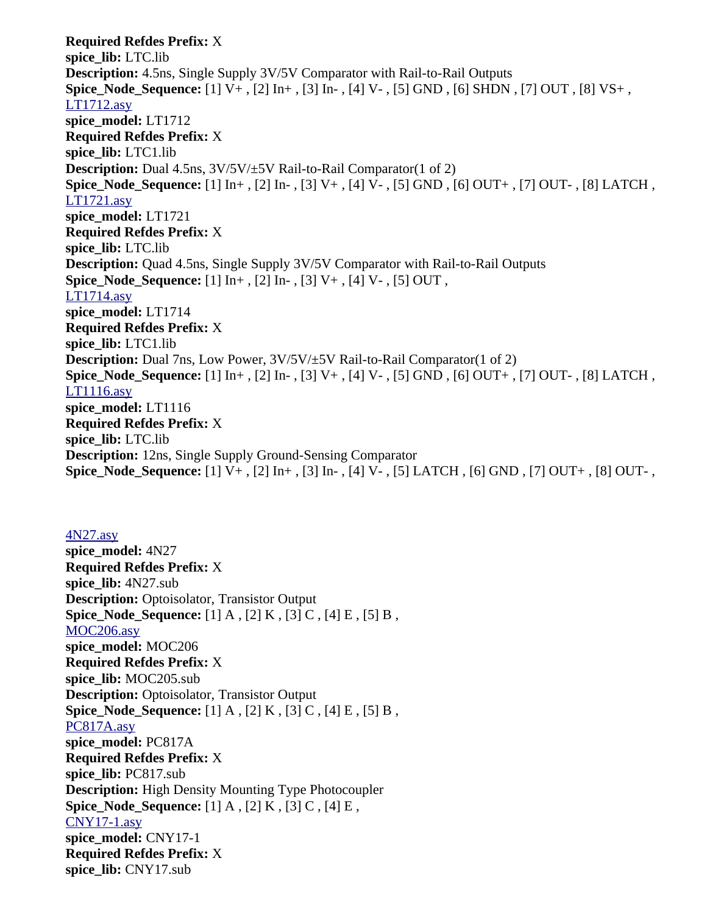**Required Refdes Prefix:** X
**spice_lib:** LTC.lib
**Description:** 4.5ns, Single Supply 3V/5V Comparator with Rail-to-Rail Outputs
**Spice_Node_Sequence:** [1] V+ , [2] In+ , [3] In- , [4] V- , [5] GND , [6] SHDN , [7] OUT , [8] VS+ ,
LT1712.asy
**spice_model:** LT1712
**Required Refdes Prefix:** X
**spice_lib:** LTC1.lib
**Description:** Dual 4.5ns, 3V/5V/±5V Rail-to-Rail Comparator(1 of 2)
**Spice_Node_Sequence:** [1] In+ , [2] In- , [3] V+ , [4] V- , [5] GND , [6] OUT+ , [7] OUT- , [8] LATCH ,
LT1721.asy
**spice_model:** LT1721
**Required Refdes Prefix:** X
**spice_lib:** LTC.lib
**Description:** Quad 4.5ns, Single Supply 3V/5V Comparator with Rail-to-Rail Outputs
**Spice_Node_Sequence:** [1] In+ , [2] In- , [3] V+ , [4] V- , [5] OUT ,
LT1714.asy
**spice_model:** LT1714
**Required Refdes Prefix:** X
**spice_lib:** LTC1.lib
**Description:** Dual 7ns, Low Power, 3V/5V/±5V Rail-to-Rail Comparator(1 of 2)
**Spice_Node_Sequence:** [1] In+ , [2] In- , [3] V+ , [4] V- , [5] GND , [6] OUT+ , [7] OUT- , [8] LATCH ,
LT1116.asy
**spice_model:** LT1116
**Required Refdes Prefix:** X
**spice_lib:** LTC.lib
**Description:** 12ns, Single Supply Ground-Sensing Comparator
**Spice_Node_Sequence:** [1] V+ , [2] In+ , [3] In- , [4] V- , [5] LATCH , [6] GND , [7] OUT+ , [8] OUT- ,

4N27.asy
**spice_model:** 4N27
**Required Refdes Prefix:** X
**spice_lib:** 4N27.sub
**Description:** Optoisolator, Transistor Output
**Spice_Node_Sequence:** [1] A , [2] K , [3] C , [4] E , [5] B ,
MOC206.asy
**spice_model:** MOC206
**Required Refdes Prefix:** X
**spice_lib:** MOC205.sub
**Description:** Optoisolator, Transistor Output
**Spice_Node_Sequence:** [1] A , [2] K , [3] C , [4] E , [5] B ,
PC817A.asy
**spice_model:** PC817A
**Required Refdes Prefix:** X
**spice_lib:** PC817.sub
**Description:** High Density Mounting Type Photocoupler
**Spice_Node_Sequence:** [1] A , [2] K , [3] C , [4] E ,
CNY17-1.asy
**spice_model:** CNY17-1
**Required Refdes Prefix:** X
**spice_lib:** CNY17.sub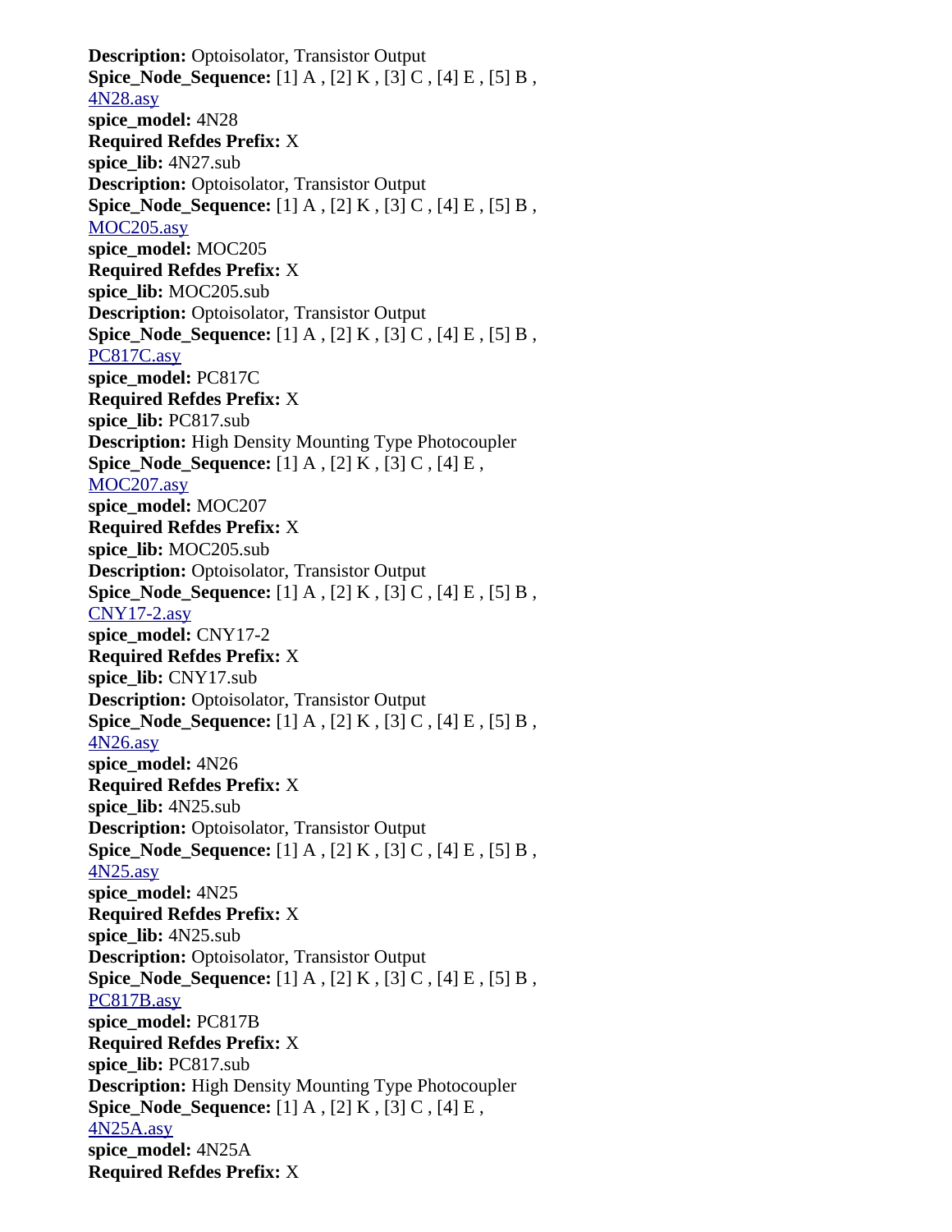**Description:** Optoisolator, Transistor Output
**Spice_Node_Sequence:** [1] A , [2] K , [3] C , [4] E , [5] B ,
4N28.asy
**spice_model:** 4N28
**Required Refdes Prefix:** X
**spice_lib:** 4N27.sub
**Description:** Optoisolator, Transistor Output
**Spice_Node_Sequence:** [1] A , [2] K , [3] C , [4] E , [5] B ,
MOC205.asy
**spice_model:** MOC205
**Required Refdes Prefix:** X
**spice_lib:** MOC205.sub
**Description:** Optoisolator, Transistor Output
**Spice_Node_Sequence:** [1] A , [2] K , [3] C , [4] E , [5] B ,
PC817C.asy
**spice_model:** PC817C
**Required Refdes Prefix:** X
**spice_lib:** PC817.sub
**Description:** High Density Mounting Type Photocoupler
**Spice_Node_Sequence:** [1] A , [2] K , [3] C , [4] E ,
MOC207.asy
**spice_model:** MOC207
**Required Refdes Prefix:** X
**spice_lib:** MOC205.sub
**Description:** Optoisolator, Transistor Output
**Spice_Node_Sequence:** [1] A , [2] K , [3] C , [4] E , [5] B ,
CNY17-2.asy
**spice_model:** CNY17-2
**Required Refdes Prefix:** X
**spice_lib:** CNY17.sub
**Description:** Optoisolator, Transistor Output
**Spice_Node_Sequence:** [1] A , [2] K , [3] C , [4] E , [5] B ,
4N26.asy
**spice_model:** 4N26
**Required Refdes Prefix:** X
**spice_lib:** 4N25.sub
**Description:** Optoisolator, Transistor Output
**Spice_Node_Sequence:** [1] A , [2] K , [3] C , [4] E , [5] B ,
4N25.asy
**spice_model:** 4N25
**Required Refdes Prefix:** X
**spice_lib:** 4N25.sub
**Description:** Optoisolator, Transistor Output
**Spice_Node_Sequence:** [1] A , [2] K , [3] C , [4] E , [5] B ,
PC817B.asy
**spice_model:** PC817B
**Required Refdes Prefix:** X
**spice_lib:** PC817.sub
**Description:** High Density Mounting Type Photocoupler
**Spice_Node_Sequence:** [1] A , [2] K , [3] C , [4] E ,
4N25A.asy
**spice_model:** 4N25A
**Required Refdes Prefix:** X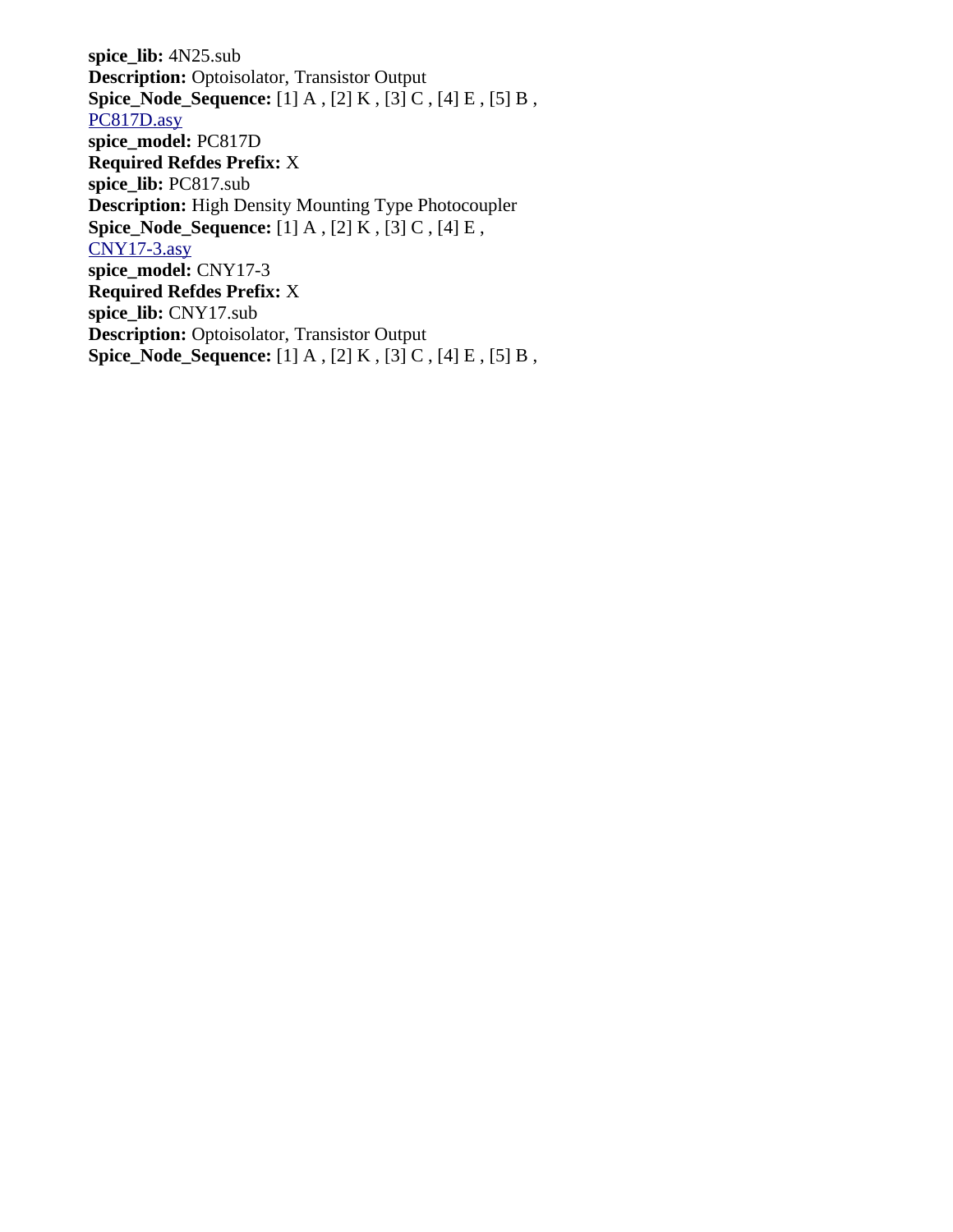**spice_lib:** 4N25.sub
**Description:** Optoisolator, Transistor Output
**Spice_Node_Sequence:** [1] A , [2] K , [3] C , [4] E , [5] B ,
PC817D.asy
**spice_model:** PC817D
**Required Refdes Prefix:** X
**spice_lib:** PC817.sub
**Description:** High Density Mounting Type Photocoupler
**Spice_Node_Sequence:** [1] A , [2] K , [3] C , [4] E ,
CNY17-3.asy
**spice_model:** CNY17-3
**Required Refdes Prefix:** X
**spice_lib:** CNY17.sub
**Description:** Optoisolator, Transistor Output
**Spice_Node_Sequence:** [1] A , [2] K , [3] C , [4] E , [5] B ,